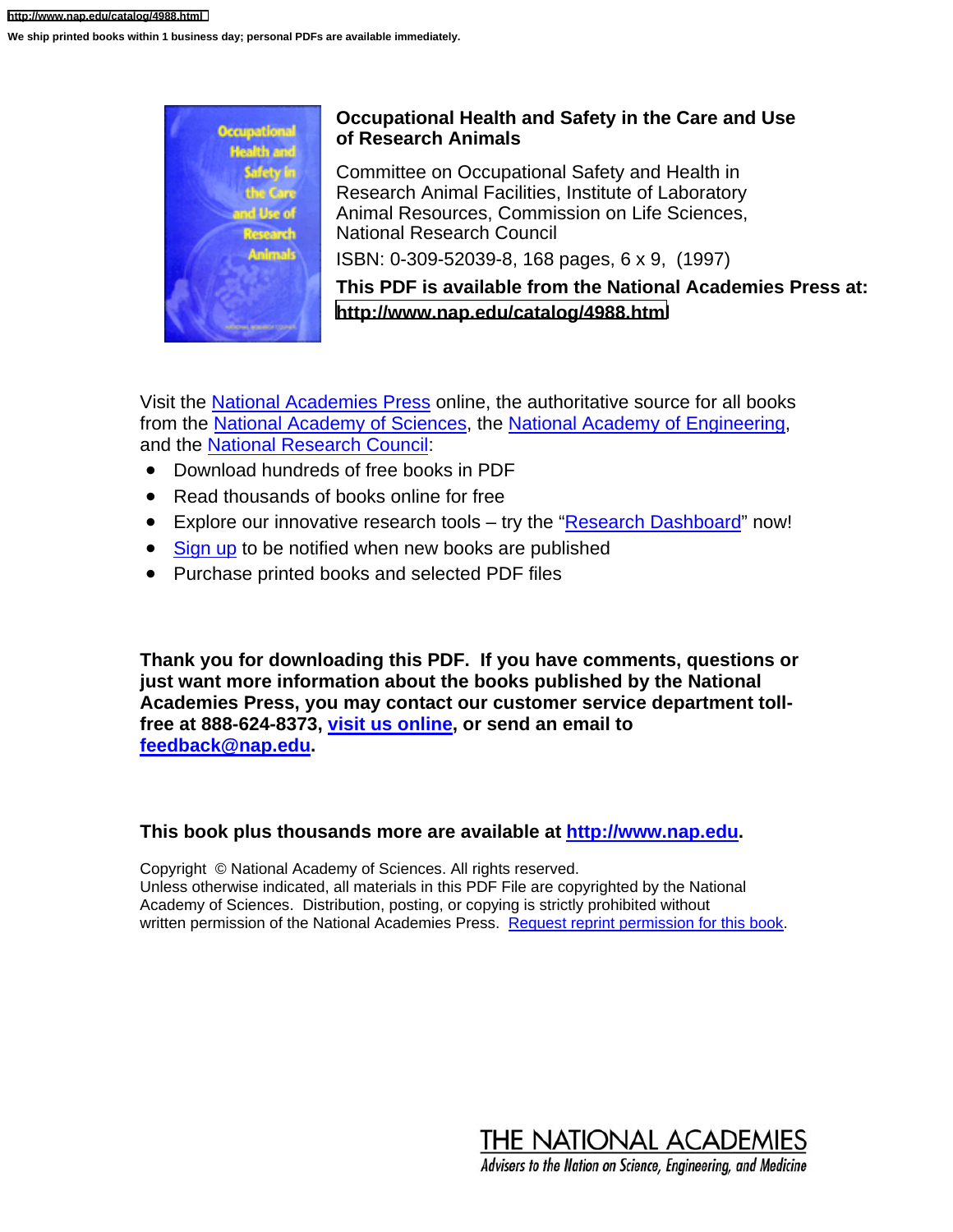http://www.nap.edu/catalog/4988.html

We ship printed books within 1 business day; personal PDFs are available immediately.

# Occupational Health and Safety in the Care and Use of Research Animals

Committee on Occupational Safety and Health in Research Animal Facilities, Institute of Laboratory Animal Resources, Commission on Life Sciences, National Research Council

ISBN: 0-309-52039-8, 168 pages, 6 x 9, (1997)

**This PDF is available from the National Academies Press at: http://www.nap.edu/catalog/4988.html**

Visit the National Academies Press online, the authoritative source for all books from the National Academy of Sciences, the National Academy of Engineering, and the National Research Council:

- Download hundreds of free books in PDF
- Read thousands of books online for free
- Explore our innovative research tools – try the "Research Dashboard" now!
- Sign up to be notified when new books are published
- Purchase printed books and selected PDF files

**Thank you for downloading this PDF. If you have comments, questions or just want more information about the books published by the National Academies Press, you may contact our customer service department toll-free at 888-624-8373, visit us online, or send an email to feedback@nap.edu.**

**This book plus thousands more are available at http://www.nap.edu.**

Copyright © National Academy of Sciences. All rights reserved.
Unless otherwise indicated, all materials in this PDF File are copyrighted by the National Academy of Sciences. Distribution, posting, or copying is strictly prohibited without written permission of the National Academies Press. Request reprint permission for this book.

THE NATIONAL ACADEMIES
*Advisers to the Nation on Science, Engineering, and Medicine*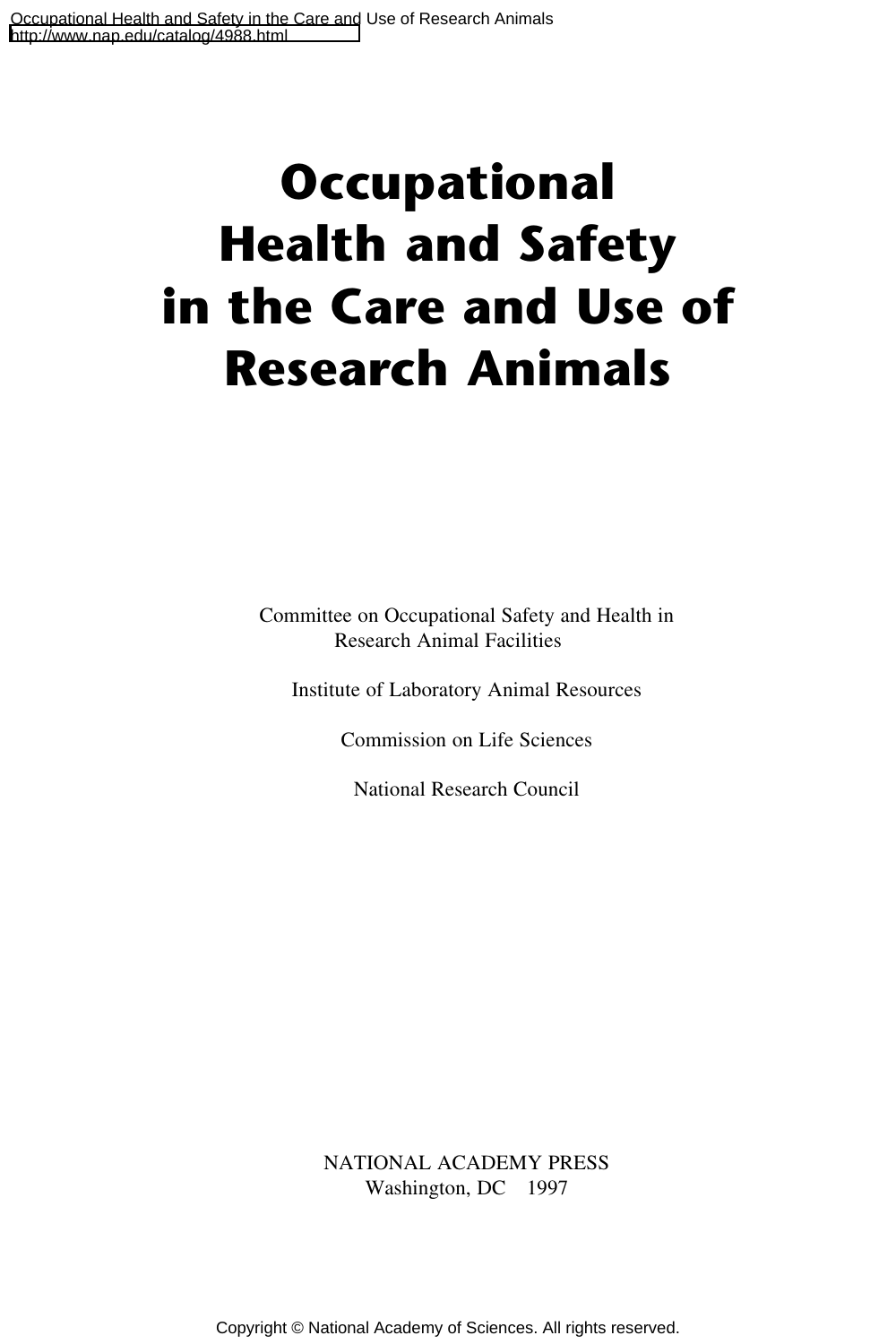# Occupational Health and Safety in the Care and Use of Research Animals

Committee on Occupational Safety and Health in Research Animal Facilities

Institute of Laboratory Animal Resources

Commission on Life Sciences

National Research Council

NATIONAL ACADEMY PRESS
Washington, DC 1997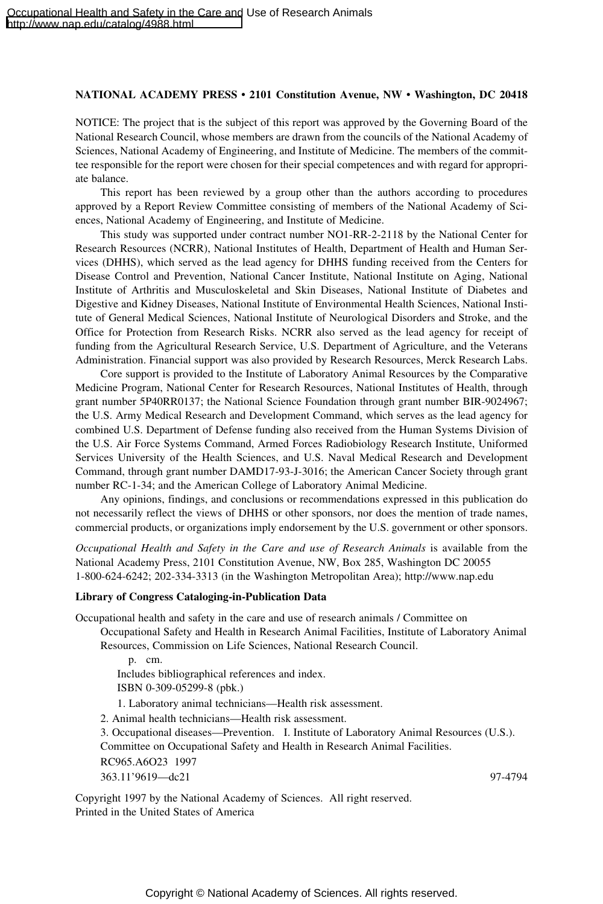**NATIONAL ACADEMY PRESS • 2101 Constitution Avenue, NW • Washington, DC 20418**

NOTICE: The project that is the subject of this report was approved by the Governing Board of the National Research Council, whose members are drawn from the councils of the National Academy of Sciences, National Academy of Engineering, and Institute of Medicine. The members of the committee responsible for the report were chosen for their special competences and with regard for appropriate balance.

This report has been reviewed by a group other than the authors according to procedures approved by a Report Review Committee consisting of members of the National Academy of Sciences, National Academy of Engineering, and Institute of Medicine.

This study was supported under contract number NO1-RR-2-2118 by the National Center for Research Resources (NCRR), National Institutes of Health, Department of Health and Human Services (DHHS), which served as the lead agency for DHHS funding received from the Centers for Disease Control and Prevention, National Cancer Institute, National Institute on Aging, National Institute of Arthritis and Musculoskeletal and Skin Diseases, National Institute of Diabetes and Digestive and Kidney Diseases, National Institute of Environmental Health Sciences, National Institute of General Medical Sciences, National Institute of Neurological Disorders and Stroke, and the Office for Protection from Research Risks. NCRR also served as the lead agency for receipt of funding from the Agricultural Research Service, U.S. Department of Agriculture, and the Veterans Administration. Financial support was also provided by Research Resources, Merck Research Labs.

Core support is provided to the Institute of Laboratory Animal Resources by the Comparative Medicine Program, National Center for Research Resources, National Institutes of Health, through grant number 5P40RR0137; the National Science Foundation through grant number BIR-9024967; the U.S. Army Medical Research and Development Command, which serves as the lead agency for combined U.S. Department of Defense funding also received from the Human Systems Division of the U.S. Air Force Systems Command, Armed Forces Radiobiology Research Institute, Uniformed Services University of the Health Sciences, and U.S. Naval Medical Research and Development Command, through grant number DAMD17-93-J-3016; the American Cancer Society through grant number RC-1-34; and the American College of Laboratory Animal Medicine.

Any opinions, findings, and conclusions or recommendations expressed in this publication do not necessarily reflect the views of DHHS or other sponsors, nor does the mention of trade names, commercial products, or organizations imply endorsement by the U.S. government or other sponsors.

*Occupational Health and Safety in the Care and use of Research Animals* is available from the National Academy Press, 2101 Constitution Avenue, NW, Box 285, Washington DC 20055
1-800-624-6242; 202-334-3313 (in the Washington Metropolitan Area); http://www.nap.edu

**Library of Congress Cataloging-in-Publication Data**

Occupational health and safety in the care and use of research animals / Committee on Occupational Safety and Health in Research Animal Facilities, Institute of Laboratory Animal Resources, Commission on Life Sciences, National Research Council.
p. cm.
Includes bibliographical references and index.
ISBN 0-309-05299-8 (pbk.)
1. Laboratory animal technicians—Health risk assessment.
2. Animal health technicians—Health risk assessment.
3. Occupational diseases—Prevention. I. Institute of Laboratory Animal Resources (U.S.). Committee on Occupational Safety and Health in Research Animal Facilities.
RC965.A6O23 1997
363.11'9619—dc21 97-4794

Copyright 1997 by the National Academy of Sciences. All right reserved.
Printed in the United States of America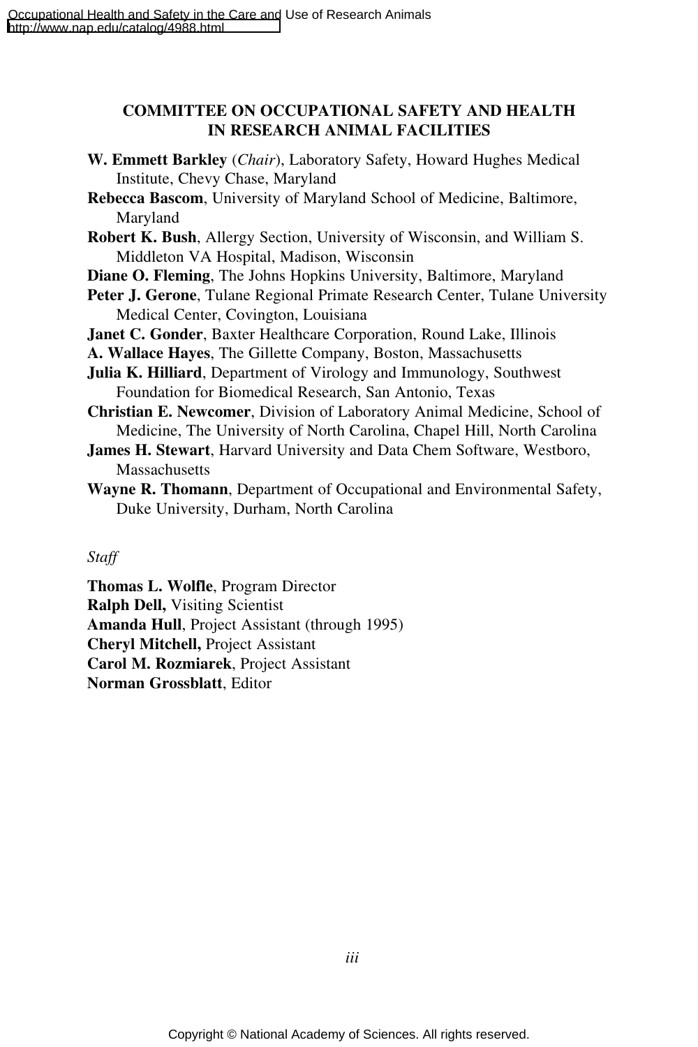## COMMITTEE ON OCCUPATIONAL SAFETY AND HEALTH IN RESEARCH ANIMAL FACILITIES

**W. Emmett Barkley** (*Chair*), Laboratory Safety, Howard Hughes Medical Institute, Chevy Chase, Maryland
**Rebecca Bascom**, University of Maryland School of Medicine, Baltimore, Maryland
**Robert K. Bush**, Allergy Section, University of Wisconsin, and William S. Middleton VA Hospital, Madison, Wisconsin
**Diane O. Fleming**, The Johns Hopkins University, Baltimore, Maryland
**Peter J. Gerone**, Tulane Regional Primate Research Center, Tulane University Medical Center, Covington, Louisiana
**Janet C. Gonder**, Baxter Healthcare Corporation, Round Lake, Illinois
**A. Wallace Hayes**, The Gillette Company, Boston, Massachusetts
**Julia K. Hilliard**, Department of Virology and Immunology, Southwest Foundation for Biomedical Research, San Antonio, Texas
**Christian E. Newcomer**, Division of Laboratory Animal Medicine, School of Medicine, The University of North Carolina, Chapel Hill, North Carolina
**James H. Stewart**, Harvard University and Data Chem Software, Westboro, Massachusetts
**Wayne R. Thomann**, Department of Occupational and Environmental Safety, Duke University, Durham, North Carolina

*Staff*

**Thomas L. Wolfle**, Program Director
**Ralph Dell,** Visiting Scientist
**Amanda Hull**, Project Assistant (through 1995)
**Cheryl Mitchell,** Project Assistant
**Carol M. Rozmiarek**, Project Assistant
**Norman Grossblatt**, Editor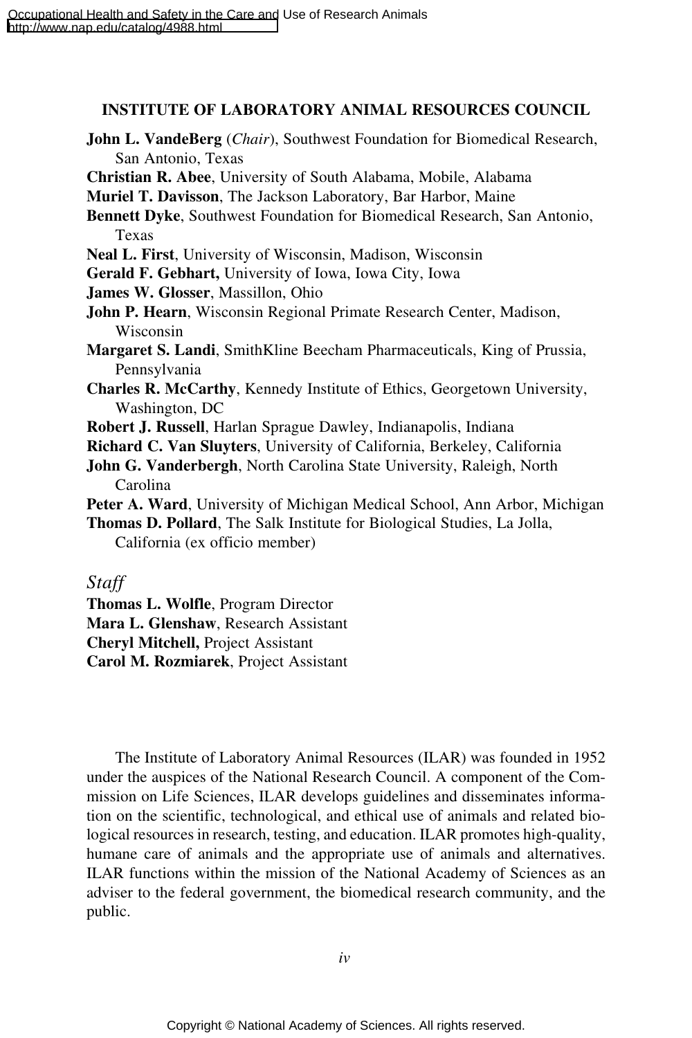## INSTITUTE OF LABORATORY ANIMAL RESOURCES COUNCIL

**John L. VandeBerg** (*Chair*), Southwest Foundation for Biomedical Research, San Antonio, Texas
**Christian R. Abee**, University of South Alabama, Mobile, Alabama
**Muriel T. Davisson**, The Jackson Laboratory, Bar Harbor, Maine
**Bennett Dyke**, Southwest Foundation for Biomedical Research, San Antonio, Texas
**Neal L. First**, University of Wisconsin, Madison, Wisconsin
**Gerald F. Gebhart,** University of Iowa, Iowa City, Iowa
**James W. Glosser**, Massillon, Ohio
**John P. Hearn**, Wisconsin Regional Primate Research Center, Madison, Wisconsin
**Margaret S. Landi**, SmithKline Beecham Pharmaceuticals, King of Prussia, Pennsylvania
**Charles R. McCarthy**, Kennedy Institute of Ethics, Georgetown University, Washington, DC
**Robert J. Russell**, Harlan Sprague Dawley, Indianapolis, Indiana
**Richard C. Van Sluyters**, University of California, Berkeley, California
**John G. Vanderbergh**, North Carolina State University, Raleigh, North Carolina
**Peter A. Ward**, University of Michigan Medical School, Ann Arbor, Michigan
**Thomas D. Pollard**, The Salk Institute for Biological Studies, La Jolla, California (ex officio member)

### *Staff*

**Thomas L. Wolfle**, Program Director
**Mara L. Glenshaw**, Research Assistant
**Cheryl Mitchell,** Project Assistant
**Carol M. Rozmiarek**, Project Assistant

The Institute of Laboratory Animal Resources (ILAR) was founded in 1952 under the auspices of the National Research Council. A component of the Commission on Life Sciences, ILAR develops guidelines and disseminates information on the scientific, technological, and ethical use of animals and related biological resources in research, testing, and education. ILAR promotes high-quality, humane care of animals and the appropriate use of animals and alternatives. ILAR functions within the mission of the National Academy of Sciences as an adviser to the federal government, the biomedical research community, and the public.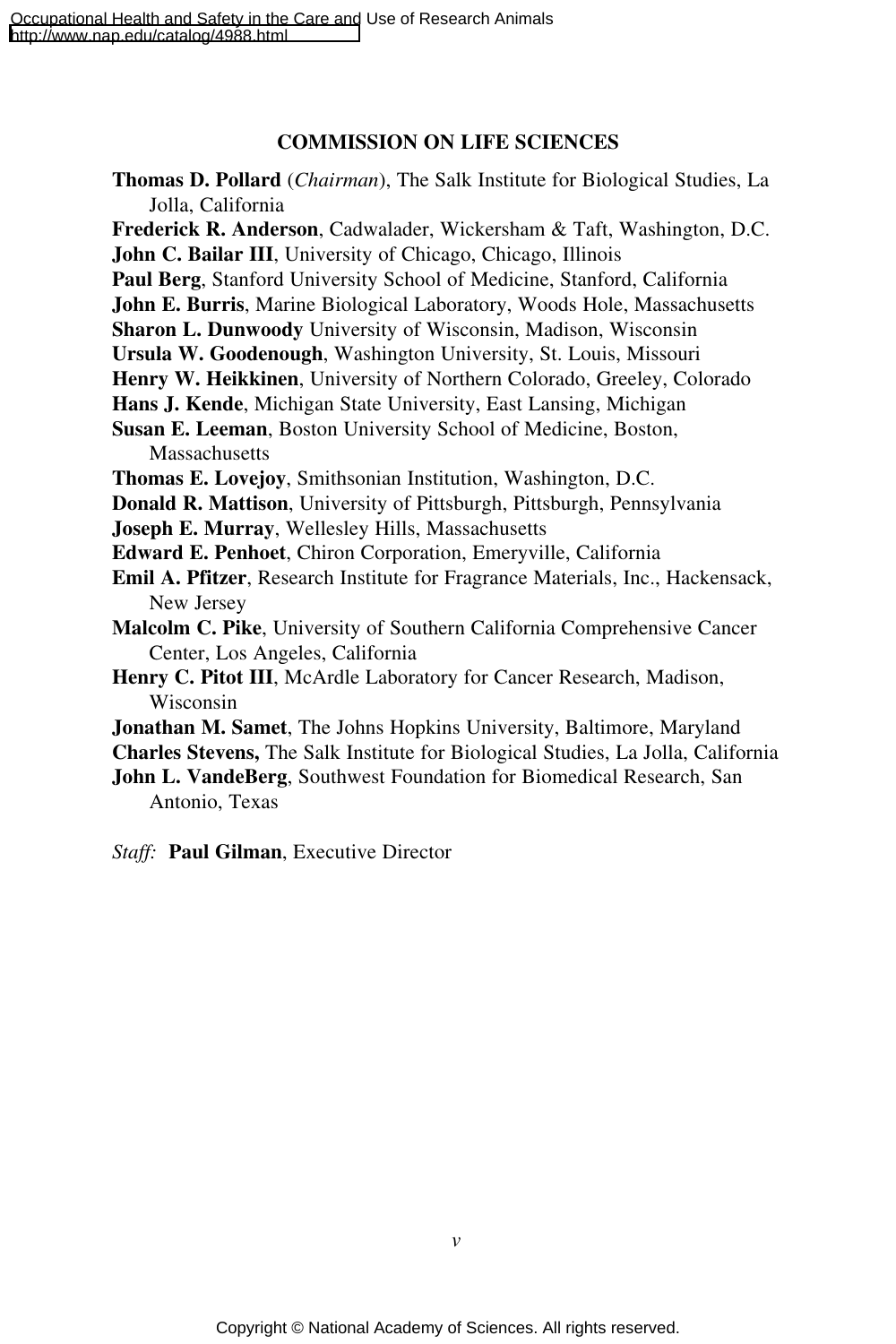## COMMISSION ON LIFE SCIENCES

**Thomas D. Pollard** (*Chairman*), The Salk Institute for Biological Studies, La Jolla, California
**Frederick R. Anderson**, Cadwalader, Wickersham & Taft, Washington, D.C.
**John C. Bailar III**, University of Chicago, Chicago, Illinois
**Paul Berg**, Stanford University School of Medicine, Stanford, California
**John E. Burris**, Marine Biological Laboratory, Woods Hole, Massachusetts
**Sharon L. Dunwoody** University of Wisconsin, Madison, Wisconsin
**Ursula W. Goodenough**, Washington University, St. Louis, Missouri
**Henry W. Heikkinen**, University of Northern Colorado, Greeley, Colorado
**Hans J. Kende**, Michigan State University, East Lansing, Michigan
**Susan E. Leeman**, Boston University School of Medicine, Boston, Massachusetts
**Thomas E. Lovejoy**, Smithsonian Institution, Washington, D.C.
**Donald R. Mattison**, University of Pittsburgh, Pittsburgh, Pennsylvania
**Joseph E. Murray**, Wellesley Hills, Massachusetts
**Edward E. Penhoet**, Chiron Corporation, Emeryville, California
**Emil A. Pfitzer**, Research Institute for Fragrance Materials, Inc., Hackensack, New Jersey
**Malcolm C. Pike**, University of Southern California Comprehensive Cancer Center, Los Angeles, California
**Henry C. Pitot III**, McArdle Laboratory for Cancer Research, Madison, Wisconsin
**Jonathan M. Samet**, The Johns Hopkins University, Baltimore, Maryland
**Charles Stevens,** The Salk Institute for Biological Studies, La Jolla, California
**John L. VandeBerg**, Southwest Foundation for Biomedical Research, San Antonio, Texas

*Staff:* **Paul Gilman**, Executive Director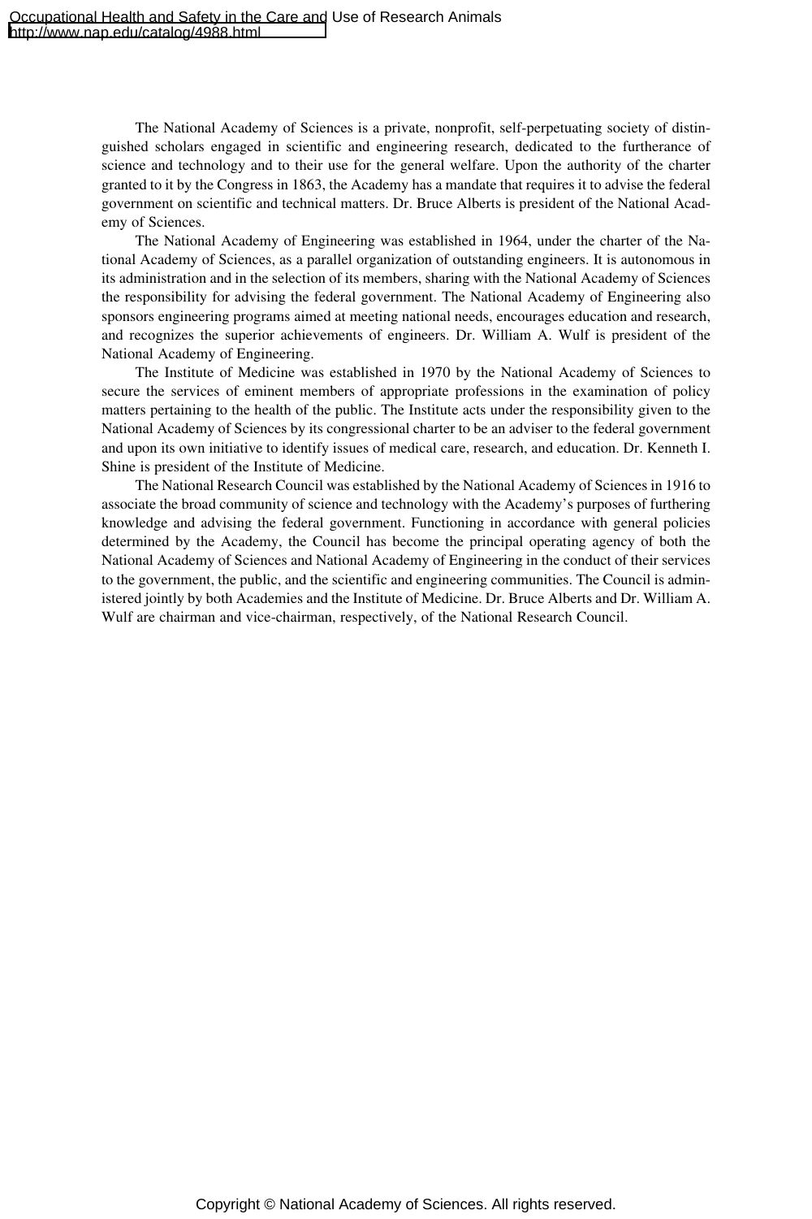The National Academy of Sciences is a private, nonprofit, self-perpetuating society of distinguished scholars engaged in scientific and engineering research, dedicated to the furtherance of science and technology and to their use for the general welfare. Upon the authority of the charter granted to it by the Congress in 1863, the Academy has a mandate that requires it to advise the federal government on scientific and technical matters. Dr. Bruce Alberts is president of the National Academy of Sciences.

The National Academy of Engineering was established in 1964, under the charter of the National Academy of Sciences, as a parallel organization of outstanding engineers. It is autonomous in its administration and in the selection of its members, sharing with the National Academy of Sciences the responsibility for advising the federal government. The National Academy of Engineering also sponsors engineering programs aimed at meeting national needs, encourages education and research, and recognizes the superior achievements of engineers. Dr. William A. Wulf is president of the National Academy of Engineering.

The Institute of Medicine was established in 1970 by the National Academy of Sciences to secure the services of eminent members of appropriate professions in the examination of policy matters pertaining to the health of the public. The Institute acts under the responsibility given to the National Academy of Sciences by its congressional charter to be an adviser to the federal government and upon its own initiative to identify issues of medical care, research, and education. Dr. Kenneth I. Shine is president of the Institute of Medicine.

The National Research Council was established by the National Academy of Sciences in 1916 to associate the broad community of science and technology with the Academy's purposes of furthering knowledge and advising the federal government. Functioning in accordance with general policies determined by the Academy, the Council has become the principal operating agency of both the National Academy of Sciences and National Academy of Engineering in the conduct of their services to the government, the public, and the scientific and engineering communities. The Council is administered jointly by both Academies and the Institute of Medicine. Dr. Bruce Alberts and Dr. William A. Wulf are chairman and vice-chairman, respectively, of the National Research Council.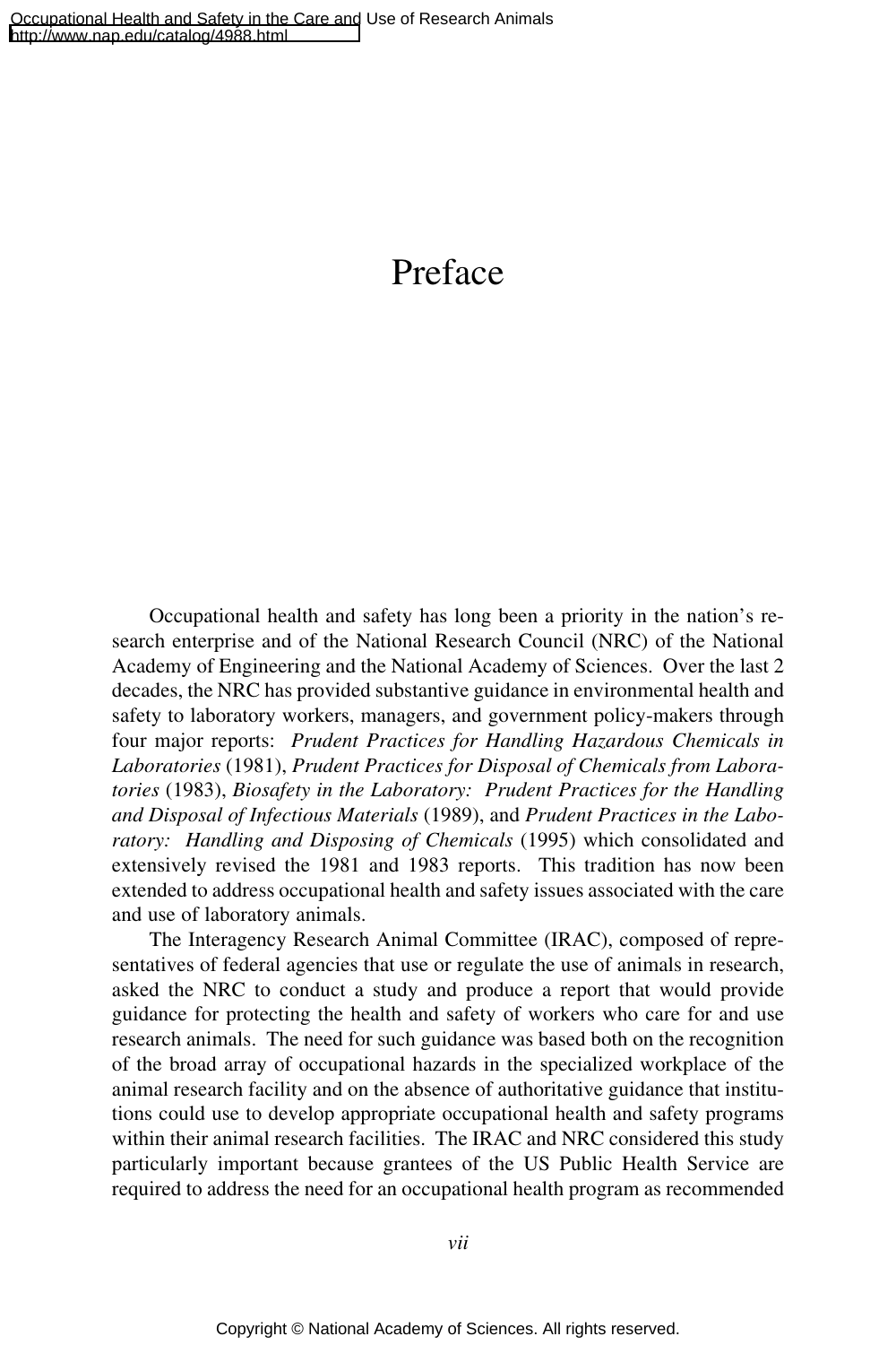# Preface

Occupational health and safety has long been a priority in the nation's research enterprise and of the National Research Council (NRC) of the National Academy of Engineering and the National Academy of Sciences. Over the last 2 decades, the NRC has provided substantive guidance in environmental health and safety to laboratory workers, managers, and government policy-makers through four major reports: *Prudent Practices for Handling Hazardous Chemicals in Laboratories* (1981), *Prudent Practices for Disposal of Chemicals from Laboratories* (1983), *Biosafety in the Laboratory: Prudent Practices for the Handling and Disposal of Infectious Materials* (1989), and *Prudent Practices in the Laboratory: Handling and Disposing of Chemicals* (1995) which consolidated and extensively revised the 1981 and 1983 reports. This tradition has now been extended to address occupational health and safety issues associated with the care and use of laboratory animals.

The Interagency Research Animal Committee (IRAC), composed of representatives of federal agencies that use or regulate the use of animals in research, asked the NRC to conduct a study and produce a report that would provide guidance for protecting the health and safety of workers who care for and use research animals. The need for such guidance was based both on the recognition of the broad array of occupational hazards in the specialized workplace of the animal research facility and on the absence of authoritative guidance that institutions could use to develop appropriate occupational health and safety programs within their animal research facilities. The IRAC and NRC considered this study particularly important because grantees of the US Public Health Service are required to address the need for an occupational health program as recommended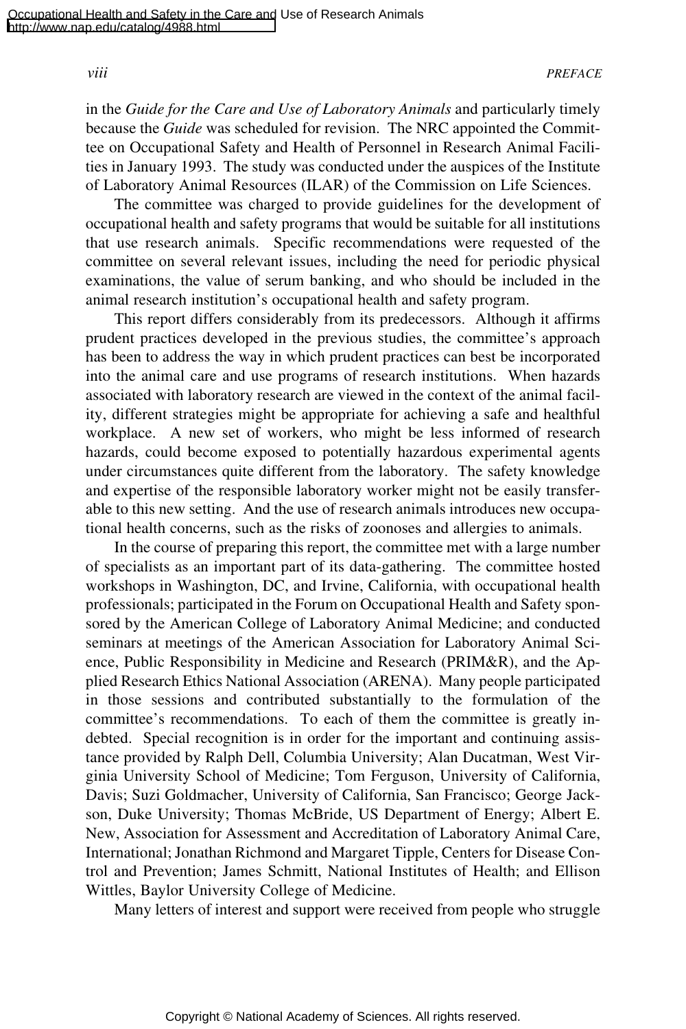in the *Guide for the Care and Use of Laboratory Animals* and particularly timely because the *Guide* was scheduled for revision. The NRC appointed the Committee on Occupational Safety and Health of Personnel in Research Animal Facilities in January 1993. The study was conducted under the auspices of the Institute of Laboratory Animal Resources (ILAR) of the Commission on Life Sciences.

The committee was charged to provide guidelines for the development of occupational health and safety programs that would be suitable for all institutions that use research animals. Specific recommendations were requested of the committee on several relevant issues, including the need for periodic physical examinations, the value of serum banking, and who should be included in the animal research institution's occupational health and safety program.

This report differs considerably from its predecessors. Although it affirms prudent practices developed in the previous studies, the committee's approach has been to address the way in which prudent practices can best be incorporated into the animal care and use programs of research institutions. When hazards associated with laboratory research are viewed in the context of the animal facility, different strategies might be appropriate for achieving a safe and healthful workplace. A new set of workers, who might be less informed of research hazards, could become exposed to potentially hazardous experimental agents under circumstances quite different from the laboratory. The safety knowledge and expertise of the responsible laboratory worker might not be easily transferable to this new setting. And the use of research animals introduces new occupational health concerns, such as the risks of zoonoses and allergies to animals.

In the course of preparing this report, the committee met with a large number of specialists as an important part of its data-gathering. The committee hosted workshops in Washington, DC, and Irvine, California, with occupational health professionals; participated in the Forum on Occupational Health and Safety sponsored by the American College of Laboratory Animal Medicine; and conducted seminars at meetings of the American Association for Laboratory Animal Science, Public Responsibility in Medicine and Research (PRIM&R), and the Applied Research Ethics National Association (ARENA). Many people participated in those sessions and contributed substantially to the formulation of the committee's recommendations. To each of them the committee is greatly indebted. Special recognition is in order for the important and continuing assistance provided by Ralph Dell, Columbia University; Alan Ducatman, West Virginia University School of Medicine; Tom Ferguson, University of California, Davis; Suzi Goldmacher, University of California, San Francisco; George Jackson, Duke University; Thomas McBride, US Department of Energy; Albert E. New, Association for Assessment and Accreditation of Laboratory Animal Care, International; Jonathan Richmond and Margaret Tipple, Centers for Disease Control and Prevention; James Schmitt, National Institutes of Health; and Ellison Wittles, Baylor University College of Medicine.

Many letters of interest and support were received from people who struggle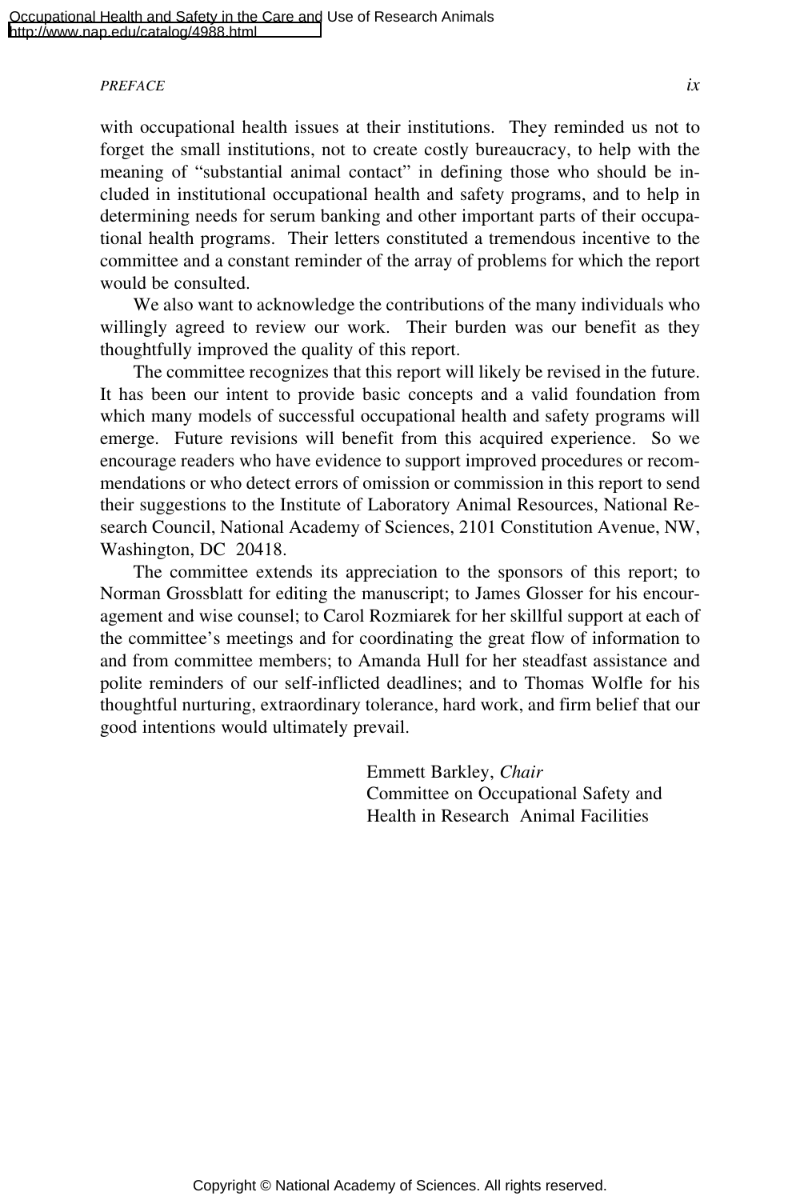with occupational health issues at their institutions. They reminded us not to forget the small institutions, not to create costly bureaucracy, to help with the meaning of "substantial animal contact" in defining those who should be included in institutional occupational health and safety programs, and to help in determining needs for serum banking and other important parts of their occupational health programs. Their letters constituted a tremendous incentive to the committee and a constant reminder of the array of problems for which the report would be consulted.

We also want to acknowledge the contributions of the many individuals who willingly agreed to review our work. Their burden was our benefit as they thoughtfully improved the quality of this report.

The committee recognizes that this report will likely be revised in the future. It has been our intent to provide basic concepts and a valid foundation from which many models of successful occupational health and safety programs will emerge. Future revisions will benefit from this acquired experience. So we encourage readers who have evidence to support improved procedures or recommendations or who detect errors of omission or commission in this report to send their suggestions to the Institute of Laboratory Animal Resources, National Research Council, National Academy of Sciences, 2101 Constitution Avenue, NW, Washington, DC 20418.

The committee extends its appreciation to the sponsors of this report; to Norman Grossblatt for editing the manuscript; to James Glosser for his encouragement and wise counsel; to Carol Rozmiarek for her skillful support at each of the committee's meetings and for coordinating the great flow of information to and from committee members; to Amanda Hull for her steadfast assistance and polite reminders of our self-inflicted deadlines; and to Thomas Wolfle for his thoughtful nurturing, extraordinary tolerance, hard work, and firm belief that our good intentions would ultimately prevail.

Emmett Barkley, *Chair*
Committee on Occupational Safety and Health in Research Animal Facilities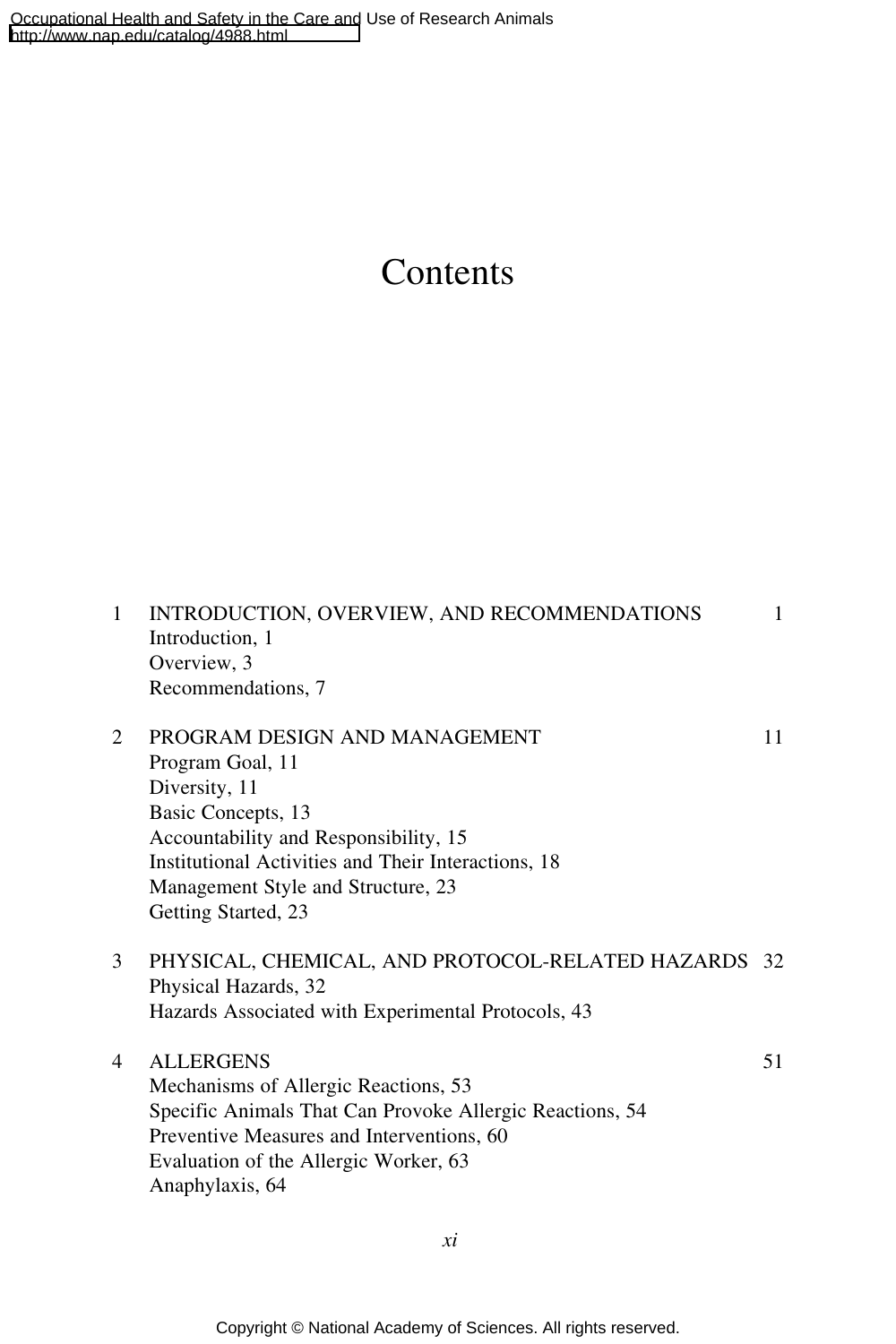# Contents

1 INTRODUCTION, OVERVIEW, AND RECOMMENDATIONS 1
- Introduction, 1
- Overview, 3
- Recommendations, 7

2 PROGRAM DESIGN AND MANAGEMENT 11
- Program Goal, 11
- Diversity, 11
- Basic Concepts, 13
- Accountability and Responsibility, 15
- Institutional Activities and Their Interactions, 18
- Management Style and Structure, 23
- Getting Started, 23

3 PHYSICAL, CHEMICAL, AND PROTOCOL-RELATED HAZARDS 32
- Physical Hazards, 32
- Hazards Associated with Experimental Protocols, 43

4 ALLERGENS 51
- Mechanisms of Allergic Reactions, 53
- Specific Animals That Can Provoke Allergic Reactions, 54
- Preventive Measures and Interventions, 60
- Evaluation of the Allergic Worker, 63
- Anaphylaxis, 64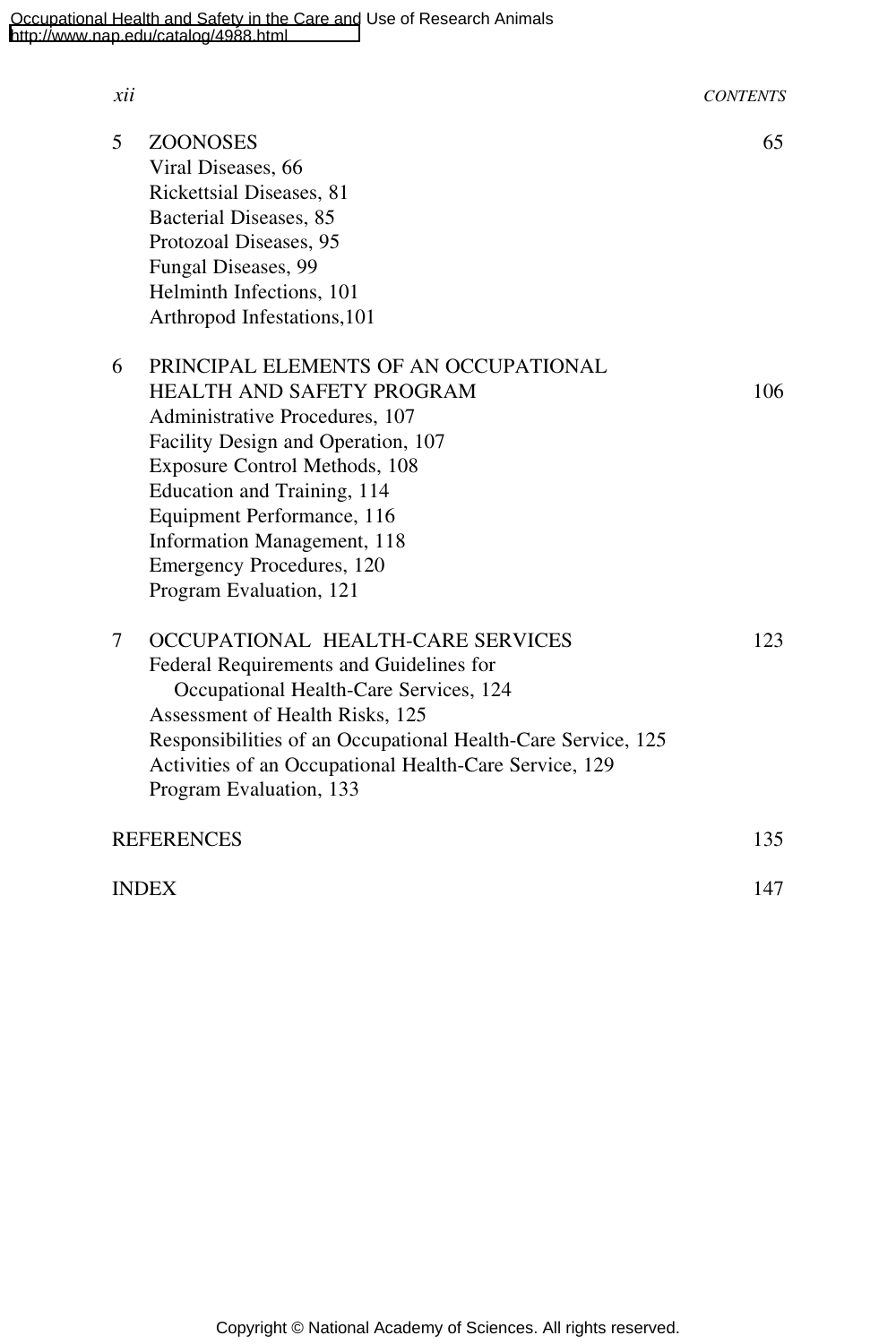5 ZOONOSES 65

Viral Diseases, 66

Rickettsial Diseases, 81

Bacterial Diseases, 85

Protozoal Diseases, 95

Fungal Diseases, 99

Helminth Infections, 101

Arthropod Infestations,101

6 PRINCIPAL ELEMENTS OF AN OCCUPATIONAL HEALTH AND SAFETY PROGRAM 106

Administrative Procedures, 107

Facility Design and Operation, 107

Exposure Control Methods, 108

Education and Training, 114

Equipment Performance, 116

Information Management, 118

Emergency Procedures, 120

Program Evaluation, 121

7 OCCUPATIONAL HEALTH-CARE SERVICES 123

Federal Requirements and Guidelines for Occupational Health-Care Services, 124

Assessment of Health Risks, 125

Responsibilities of an Occupational Health-Care Service, 125

Activities of an Occupational Health-Care Service, 129

Program Evaluation, 133

REFERENCES 135

INDEX 147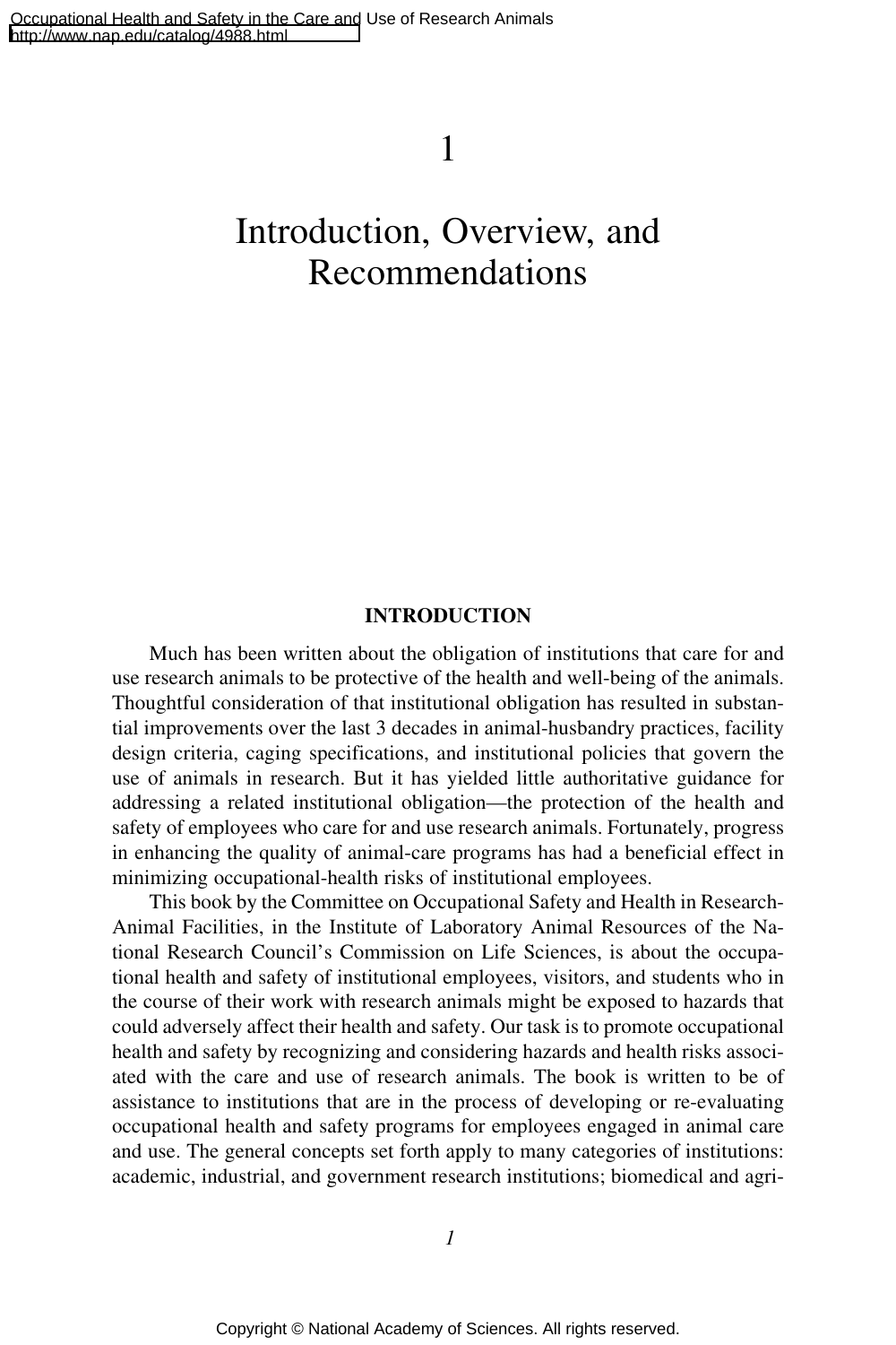# 1

# Introduction, Overview, and Recommendations

## INTRODUCTION

Much has been written about the obligation of institutions that care for and use research animals to be protective of the health and well-being of the animals. Thoughtful consideration of that institutional obligation has resulted in substantial improvements over the last 3 decades in animal-husbandry practices, facility design criteria, caging specifications, and institutional policies that govern the use of animals in research. But it has yielded little authoritative guidance for addressing a related institutional obligation—the protection of the health and safety of employees who care for and use research animals. Fortunately, progress in enhancing the quality of animal-care programs has had a beneficial effect in minimizing occupational-health risks of institutional employees.

This book by the Committee on Occupational Safety and Health in Research-Animal Facilities, in the Institute of Laboratory Animal Resources of the National Research Council's Commission on Life Sciences, is about the occupational health and safety of institutional employees, visitors, and students who in the course of their work with research animals might be exposed to hazards that could adversely affect their health and safety. Our task is to promote occupational health and safety by recognizing and considering hazards and health risks associated with the care and use of research animals. The book is written to be of assistance to institutions that are in the process of developing or re-evaluating occupational health and safety programs for employees engaged in animal care and use. The general concepts set forth apply to many categories of institutions: academic, industrial, and government research institutions; biomedical and agri-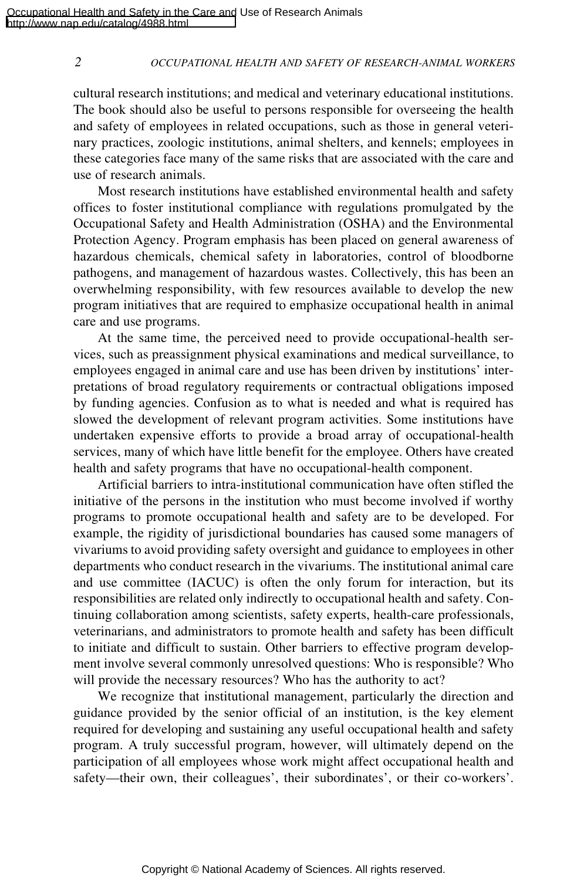cultural research institutions; and medical and veterinary educational institutions. The book should also be useful to persons responsible for overseeing the health and safety of employees in related occupations, such as those in general veterinary practices, zoologic institutions, animal shelters, and kennels; employees in these categories face many of the same risks that are associated with the care and use of research animals.

Most research institutions have established environmental health and safety offices to foster institutional compliance with regulations promulgated by the Occupational Safety and Health Administration (OSHA) and the Environmental Protection Agency. Program emphasis has been placed on general awareness of hazardous chemicals, chemical safety in laboratories, control of bloodborne pathogens, and management of hazardous wastes. Collectively, this has been an overwhelming responsibility, with few resources available to develop the new program initiatives that are required to emphasize occupational health in animal care and use programs.

At the same time, the perceived need to provide occupational-health services, such as preassignment physical examinations and medical surveillance, to employees engaged in animal care and use has been driven by institutions' interpretations of broad regulatory requirements or contractual obligations imposed by funding agencies. Confusion as to what is needed and what is required has slowed the development of relevant program activities. Some institutions have undertaken expensive efforts to provide a broad array of occupational-health services, many of which have little benefit for the employee. Others have created health and safety programs that have no occupational-health component.

Artificial barriers to intra-institutional communication have often stifled the initiative of the persons in the institution who must become involved if worthy programs to promote occupational health and safety are to be developed. For example, the rigidity of jurisdictional boundaries has caused some managers of vivariums to avoid providing safety oversight and guidance to employees in other departments who conduct research in the vivariums. The institutional animal care and use committee (IACUC) is often the only forum for interaction, but its responsibilities are related only indirectly to occupational health and safety. Continuing collaboration among scientists, safety experts, health-care professionals, veterinarians, and administrators to promote health and safety has been difficult to initiate and difficult to sustain. Other barriers to effective program development involve several commonly unresolved questions: Who is responsible? Who will provide the necessary resources? Who has the authority to act?

We recognize that institutional management, particularly the direction and guidance provided by the senior official of an institution, is the key element required for developing and sustaining any useful occupational health and safety program. A truly successful program, however, will ultimately depend on the participation of all employees whose work might affect occupational health and safety—their own, their colleagues', their subordinates', or their co-workers'.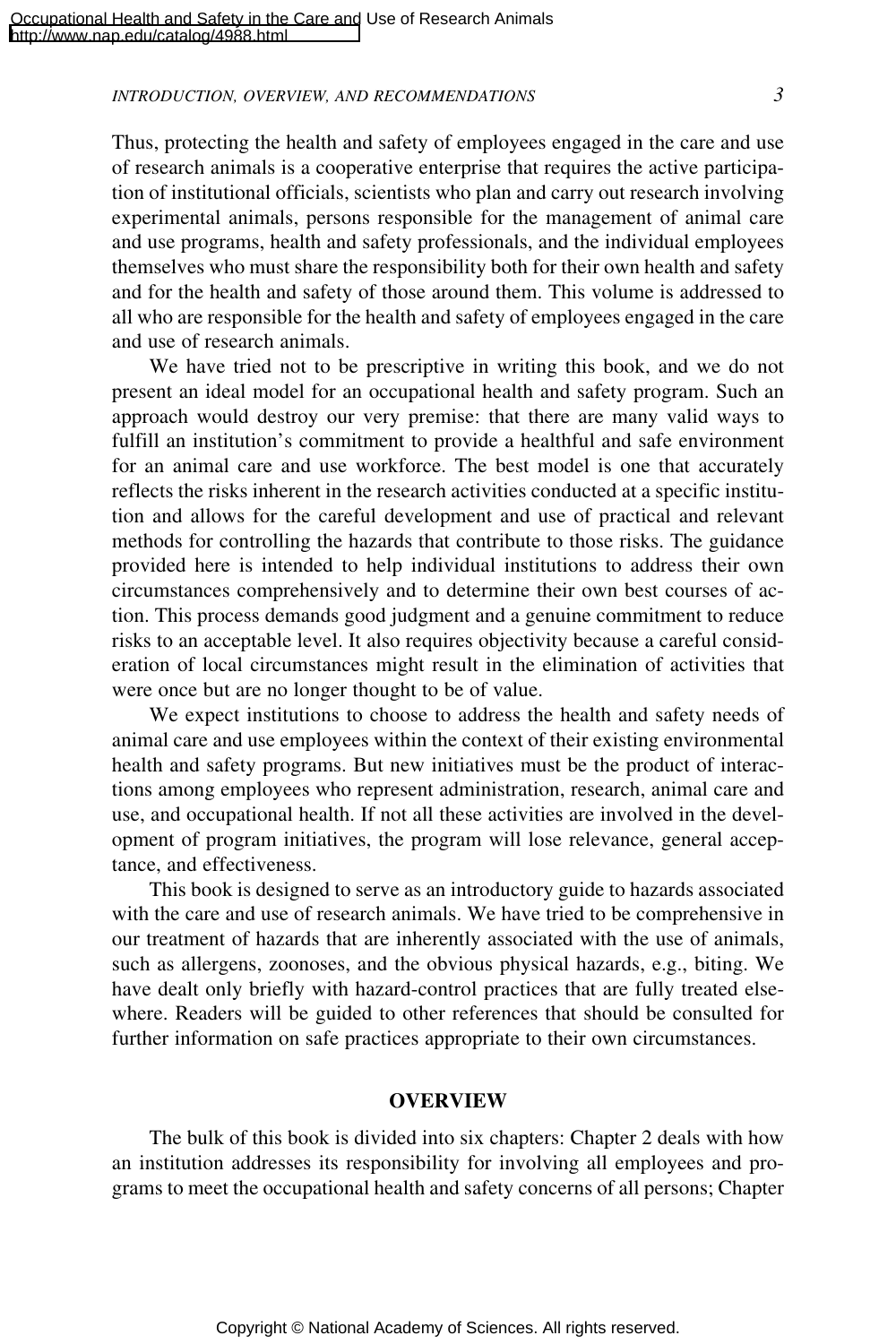Thus, protecting the health and safety of employees engaged in the care and use of research animals is a cooperative enterprise that requires the active participation of institutional officials, scientists who plan and carry out research involving experimental animals, persons responsible for the management of animal care and use programs, health and safety professionals, and the individual employees themselves who must share the responsibility both for their own health and safety and for the health and safety of those around them. This volume is addressed to all who are responsible for the health and safety of employees engaged in the care and use of research animals.

We have tried not to be prescriptive in writing this book, and we do not present an ideal model for an occupational health and safety program. Such an approach would destroy our very premise: that there are many valid ways to fulfill an institution's commitment to provide a healthful and safe environment for an animal care and use workforce. The best model is one that accurately reflects the risks inherent in the research activities conducted at a specific institution and allows for the careful development and use of practical and relevant methods for controlling the hazards that contribute to those risks. The guidance provided here is intended to help individual institutions to address their own circumstances comprehensively and to determine their own best courses of action. This process demands good judgment and a genuine commitment to reduce risks to an acceptable level. It also requires objectivity because a careful consideration of local circumstances might result in the elimination of activities that were once but are no longer thought to be of value.

We expect institutions to choose to address the health and safety needs of animal care and use employees within the context of their existing environmental health and safety programs. But new initiatives must be the product of interactions among employees who represent administration, research, animal care and use, and occupational health. If not all these activities are involved in the development of program initiatives, the program will lose relevance, general acceptance, and effectiveness.

This book is designed to serve as an introductory guide to hazards associated with the care and use of research animals. We have tried to be comprehensive in our treatment of hazards that are inherently associated with the use of animals, such as allergens, zoonoses, and the obvious physical hazards, e.g., biting. We have dealt only briefly with hazard-control practices that are fully treated elsewhere. Readers will be guided to other references that should be consulted for further information on safe practices appropriate to their own circumstances.

## OVERVIEW

The bulk of this book is divided into six chapters: Chapter 2 deals with how an institution addresses its responsibility for involving all employees and programs to meet the occupational health and safety concerns of all persons; Chapter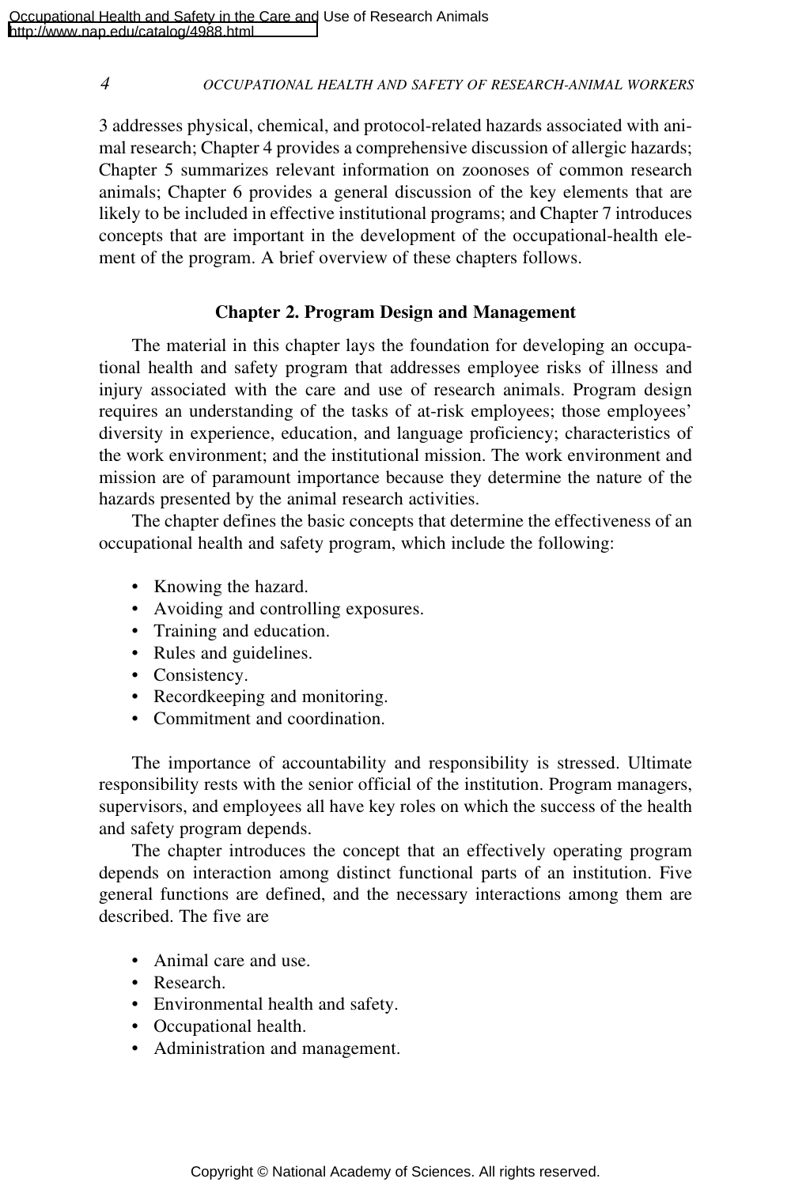3 addresses physical, chemical, and protocol-related hazards associated with animal research; Chapter 4 provides a comprehensive discussion of allergic hazards; Chapter 5 summarizes relevant information on zoonoses of common research animals; Chapter 6 provides a general discussion of the key elements that are likely to be included in effective institutional programs; and Chapter 7 introduces concepts that are important in the development of the occupational-health element of the program. A brief overview of these chapters follows.

## Chapter 2. Program Design and Management

The material in this chapter lays the foundation for developing an occupational health and safety program that addresses employee risks of illness and injury associated with the care and use of research animals. Program design requires an understanding of the tasks of at-risk employees; those employees' diversity in experience, education, and language proficiency; characteristics of the work environment; and the institutional mission. The work environment and mission are of paramount importance because they determine the nature of the hazards presented by the animal research activities.

The chapter defines the basic concepts that determine the effectiveness of an occupational health and safety program, which include the following:

- Knowing the hazard.
- Avoiding and controlling exposures.
- Training and education.
- Rules and guidelines.
- Consistency.
- Recordkeeping and monitoring.
- Commitment and coordination.

The importance of accountability and responsibility is stressed. Ultimate responsibility rests with the senior official of the institution. Program managers, supervisors, and employees all have key roles on which the success of the health and safety program depends.

The chapter introduces the concept that an effectively operating program depends on interaction among distinct functional parts of an institution. Five general functions are defined, and the necessary interactions among them are described. The five are

- Animal care and use.
- Research.
- Environmental health and safety.
- Occupational health.
- Administration and management.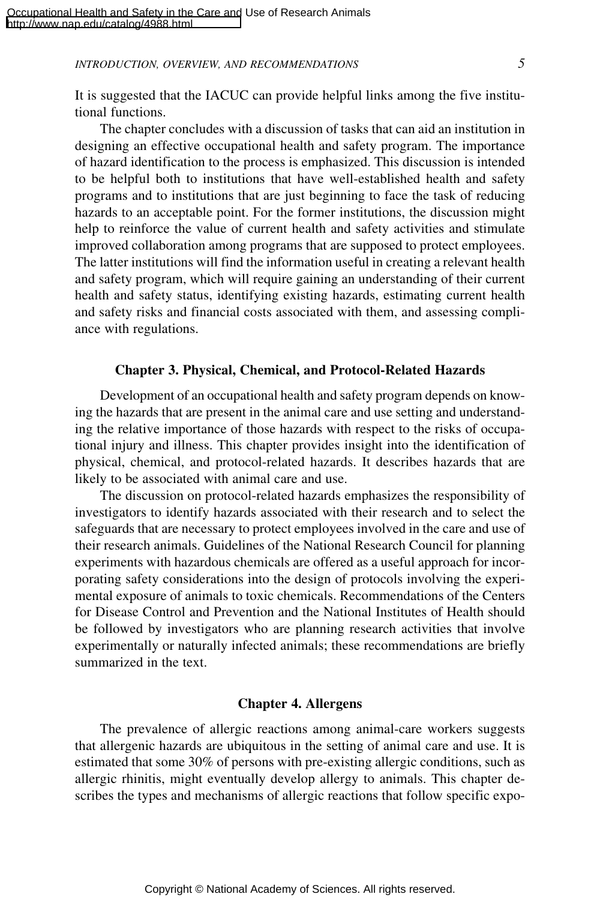It is suggested that the IACUC can provide helpful links among the five institutional functions.

The chapter concludes with a discussion of tasks that can aid an institution in designing an effective occupational health and safety program. The importance of hazard identification to the process is emphasized. This discussion is intended to be helpful both to institutions that have well-established health and safety programs and to institutions that are just beginning to face the task of reducing hazards to an acceptable point. For the former institutions, the discussion might help to reinforce the value of current health and safety activities and stimulate improved collaboration among programs that are supposed to protect employees. The latter institutions will find the information useful in creating a relevant health and safety program, which will require gaining an understanding of their current health and safety status, identifying existing hazards, estimating current health and safety risks and financial costs associated with them, and assessing compliance with regulations.

### Chapter 3. Physical, Chemical, and Protocol-Related Hazards

Development of an occupational health and safety program depends on knowing the hazards that are present in the animal care and use setting and understanding the relative importance of those hazards with respect to the risks of occupational injury and illness. This chapter provides insight into the identification of physical, chemical, and protocol-related hazards. It describes hazards that are likely to be associated with animal care and use.

The discussion on protocol-related hazards emphasizes the responsibility of investigators to identify hazards associated with their research and to select the safeguards that are necessary to protect employees involved in the care and use of their research animals. Guidelines of the National Research Council for planning experiments with hazardous chemicals are offered as a useful approach for incorporating safety considerations into the design of protocols involving the experimental exposure of animals to toxic chemicals. Recommendations of the Centers for Disease Control and Prevention and the National Institutes of Health should be followed by investigators who are planning research activities that involve experimentally or naturally infected animals; these recommendations are briefly summarized in the text.

### Chapter 4. Allergens

The prevalence of allergic reactions among animal-care workers suggests that allergenic hazards are ubiquitous in the setting of animal care and use. It is estimated that some 30% of persons with pre-existing allergic conditions, such as allergic rhinitis, might eventually develop allergy to animals. This chapter describes the types and mechanisms of allergic reactions that follow specific expo-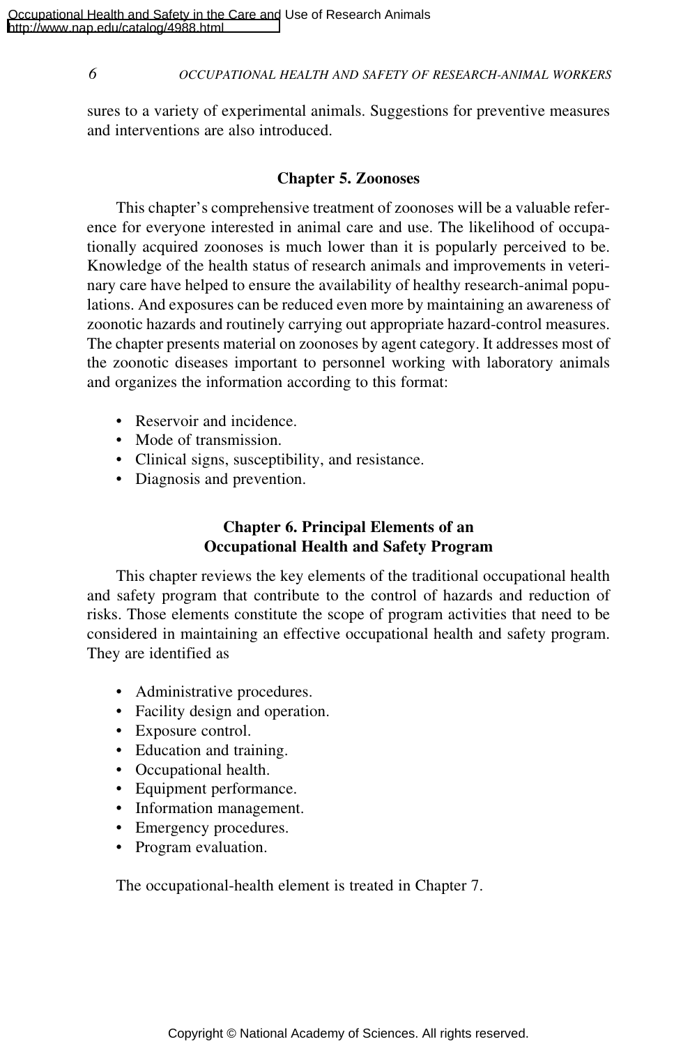sures to a variety of experimental animals. Suggestions for preventive measures and interventions are also introduced.

### Chapter 5. Zoonoses

This chapter's comprehensive treatment of zoonoses will be a valuable reference for everyone interested in animal care and use. The likelihood of occupationally acquired zoonoses is much lower than it is popularly perceived to be. Knowledge of the health status of research animals and improvements in veterinary care have helped to ensure the availability of healthy research-animal populations. And exposures can be reduced even more by maintaining an awareness of zoonotic hazards and routinely carrying out appropriate hazard-control measures. The chapter presents material on zoonoses by agent category. It addresses most of the zoonotic diseases important to personnel working with laboratory animals and organizes the information according to this format:

- Reservoir and incidence.
- Mode of transmission.
- Clinical signs, susceptibility, and resistance.
- Diagnosis and prevention.

### Chapter 6. Principal Elements of an Occupational Health and Safety Program

This chapter reviews the key elements of the traditional occupational health and safety program that contribute to the control of hazards and reduction of risks. Those elements constitute the scope of program activities that need to be considered in maintaining an effective occupational health and safety program. They are identified as

- Administrative procedures.
- Facility design and operation.
- Exposure control.
- Education and training.
- Occupational health.
- Equipment performance.
- Information management.
- Emergency procedures.
- Program evaluation.

The occupational-health element is treated in Chapter 7.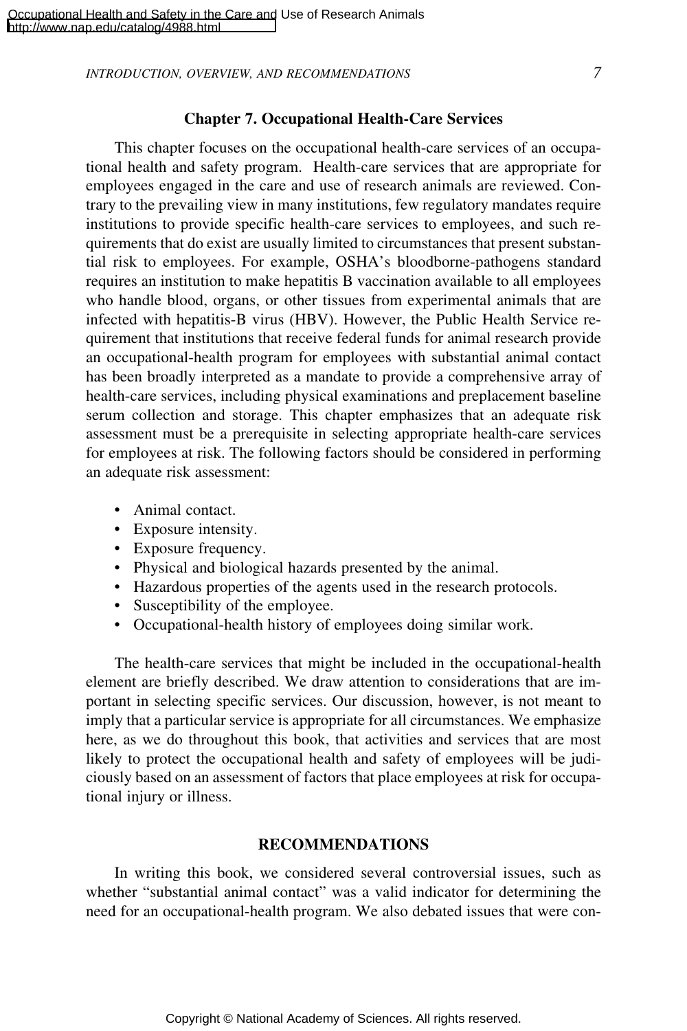### Chapter 7. Occupational Health-Care Services

This chapter focuses on the occupational health-care services of an occupational health and safety program. Health-care services that are appropriate for employees engaged in the care and use of research animals are reviewed. Contrary to the prevailing view in many institutions, few regulatory mandates require institutions to provide specific health-care services to employees, and such requirements that do exist are usually limited to circumstances that present substantial risk to employees. For example, OSHA's bloodborne-pathogens standard requires an institution to make hepatitis B vaccination available to all employees who handle blood, organs, or other tissues from experimental animals that are infected with hepatitis-B virus (HBV). However, the Public Health Service requirement that institutions that receive federal funds for animal research provide an occupational-health program for employees with substantial animal contact has been broadly interpreted as a mandate to provide a comprehensive array of health-care services, including physical examinations and preplacement baseline serum collection and storage. This chapter emphasizes that an adequate risk assessment must be a prerequisite in selecting appropriate health-care services for employees at risk. The following factors should be considered in performing an adequate risk assessment:

- Animal contact.
- Exposure intensity.
- Exposure frequency.
- Physical and biological hazards presented by the animal.
- Hazardous properties of the agents used in the research protocols.
- Susceptibility of the employee.
- Occupational-health history of employees doing similar work.

The health-care services that might be included in the occupational-health element are briefly described. We draw attention to considerations that are important in selecting specific services. Our discussion, however, is not meant to imply that a particular service is appropriate for all circumstances. We emphasize here, as we do throughout this book, that activities and services that are most likely to protect the occupational health and safety of employees will be judiciously based on an assessment of factors that place employees at risk for occupational injury or illness.

## RECOMMENDATIONS

In writing this book, we considered several controversial issues, such as whether "substantial animal contact" was a valid indicator for determining the need for an occupational-health program. We also debated issues that were con-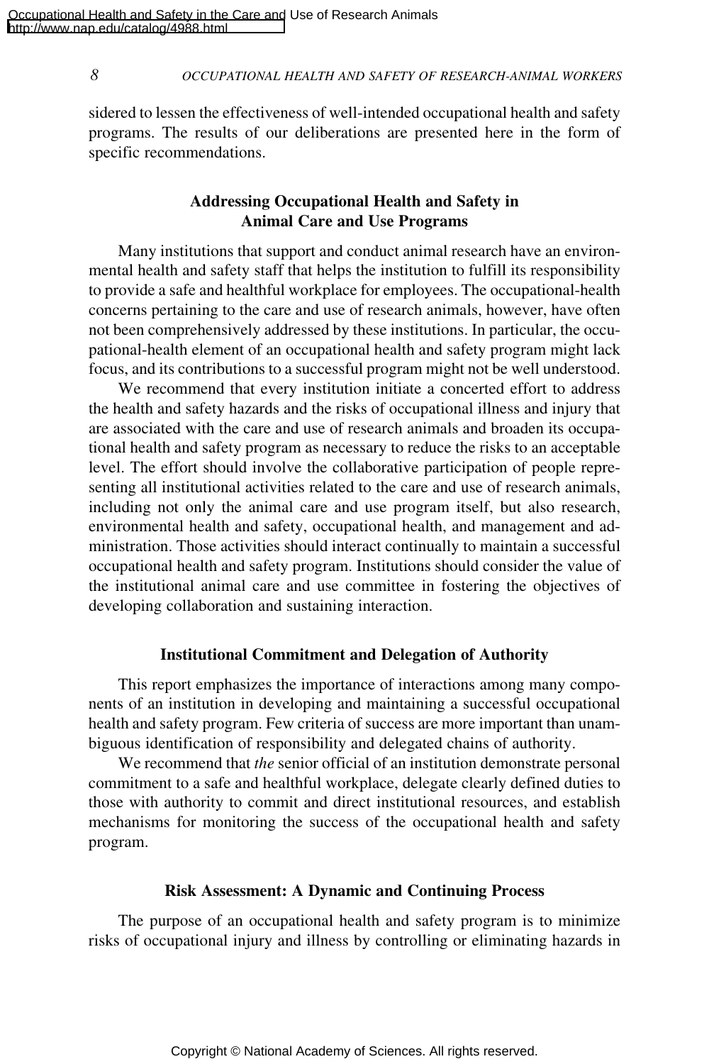sidered to lessen the effectiveness of well-intended occupational health and safety programs. The results of our deliberations are presented here in the form of specific recommendations.

### Addressing Occupational Health and Safety in Animal Care and Use Programs

Many institutions that support and conduct animal research have an environmental health and safety staff that helps the institution to fulfill its responsibility to provide a safe and healthful workplace for employees. The occupational-health concerns pertaining to the care and use of research animals, however, have often not been comprehensively addressed by these institutions. In particular, the occupational-health element of an occupational health and safety program might lack focus, and its contributions to a successful program might not be well understood.

We recommend that every institution initiate a concerted effort to address the health and safety hazards and the risks of occupational illness and injury that are associated with the care and use of research animals and broaden its occupational health and safety program as necessary to reduce the risks to an acceptable level. The effort should involve the collaborative participation of people representing all institutional activities related to the care and use of research animals, including not only the animal care and use program itself, but also research, environmental health and safety, occupational health, and management and administration. Those activities should interact continually to maintain a successful occupational health and safety program. Institutions should consider the value of the institutional animal care and use committee in fostering the objectives of developing collaboration and sustaining interaction.

### Institutional Commitment and Delegation of Authority

This report emphasizes the importance of interactions among many components of an institution in developing and maintaining a successful occupational health and safety program. Few criteria of success are more important than unambiguous identification of responsibility and delegated chains of authority.

We recommend that *the* senior official of an institution demonstrate personal commitment to a safe and healthful workplace, delegate clearly defined duties to those with authority to commit and direct institutional resources, and establish mechanisms for monitoring the success of the occupational health and safety program.

### Risk Assessment: A Dynamic and Continuing Process

The purpose of an occupational health and safety program is to minimize risks of occupational injury and illness by controlling or eliminating hazards in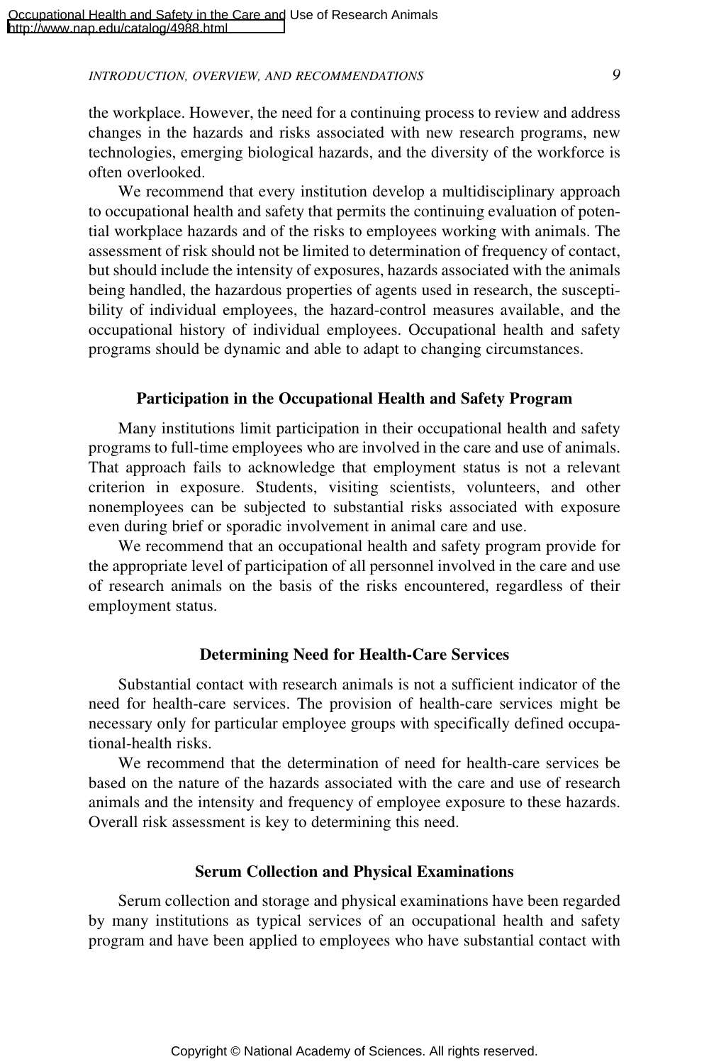the workplace. However, the need for a continuing process to review and address changes in the hazards and risks associated with new research programs, new technologies, emerging biological hazards, and the diversity of the workforce is often overlooked.

We recommend that every institution develop a multidisciplinary approach to occupational health and safety that permits the continuing evaluation of potential workplace hazards and of the risks to employees working with animals. The assessment of risk should not be limited to determination of frequency of contact, but should include the intensity of exposures, hazards associated with the animals being handled, the hazardous properties of agents used in research, the susceptibility of individual employees, the hazard-control measures available, and the occupational history of individual employees. Occupational health and safety programs should be dynamic and able to adapt to changing circumstances.

### Participation in the Occupational Health and Safety Program

Many institutions limit participation in their occupational health and safety programs to full-time employees who are involved in the care and use of animals. That approach fails to acknowledge that employment status is not a relevant criterion in exposure. Students, visiting scientists, volunteers, and other nonemployees can be subjected to substantial risks associated with exposure even during brief or sporadic involvement in animal care and use.

We recommend that an occupational health and safety program provide for the appropriate level of participation of all personnel involved in the care and use of research animals on the basis of the risks encountered, regardless of their employment status.

### Determining Need for Health-Care Services

Substantial contact with research animals is not a sufficient indicator of the need for health-care services. The provision of health-care services might be necessary only for particular employee groups with specifically defined occupational-health risks.

We recommend that the determination of need for health-care services be based on the nature of the hazards associated with the care and use of research animals and the intensity and frequency of employee exposure to these hazards. Overall risk assessment is key to determining this need.

### Serum Collection and Physical Examinations

Serum collection and storage and physical examinations have been regarded by many institutions as typical services of an occupational health and safety program and have been applied to employees who have substantial contact with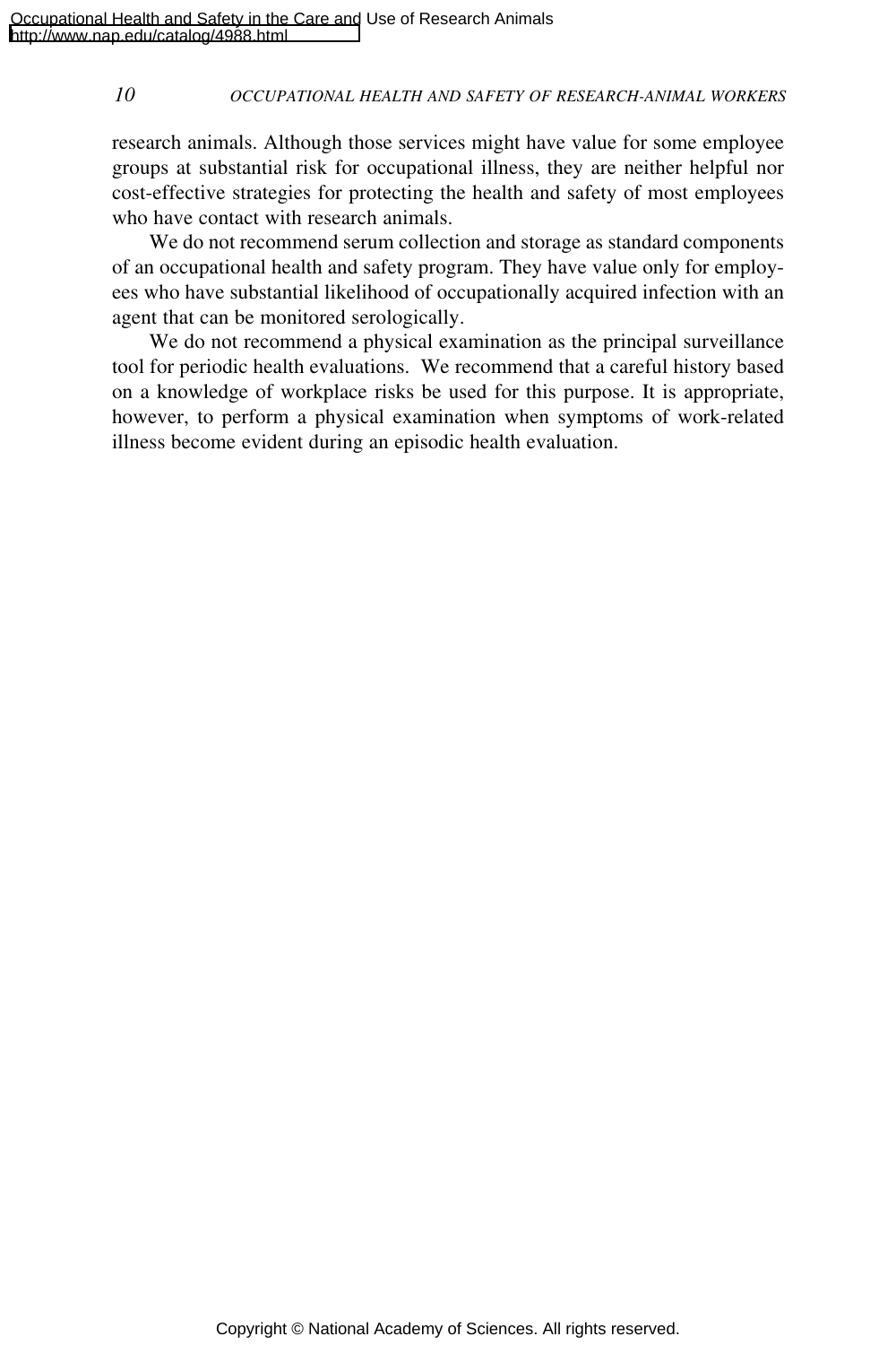research animals. Although those services might have value for some employee groups at substantial risk for occupational illness, they are neither helpful nor cost-effective strategies for protecting the health and safety of most employees who have contact with research animals.

We do not recommend serum collection and storage as standard components of an occupational health and safety program. They have value only for employees who have substantial likelihood of occupationally acquired infection with an agent that can be monitored serologically.

We do not recommend a physical examination as the principal surveillance tool for periodic health evaluations. We recommend that a careful history based on a knowledge of workplace risks be used for this purpose. It is appropriate, however, to perform a physical examination when symptoms of work-related illness become evident during an episodic health evaluation.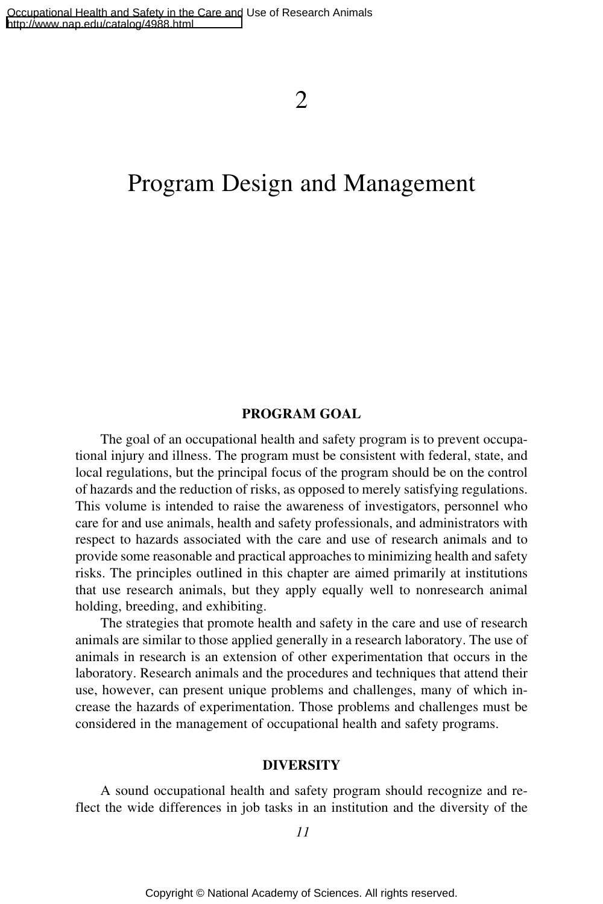# 2

# Program Design and Management

## PROGRAM GOAL

The goal of an occupational health and safety program is to prevent occupational injury and illness. The program must be consistent with federal, state, and local regulations, but the principal focus of the program should be on the control of hazards and the reduction of risks, as opposed to merely satisfying regulations. This volume is intended to raise the awareness of investigators, personnel who care for and use animals, health and safety professionals, and administrators with respect to hazards associated with the care and use of research animals and to provide some reasonable and practical approaches to minimizing health and safety risks. The principles outlined in this chapter are aimed primarily at institutions that use research animals, but they apply equally well to nonresearch animal holding, breeding, and exhibiting.

The strategies that promote health and safety in the care and use of research animals are similar to those applied generally in a research laboratory. The use of animals in research is an extension of other experimentation that occurs in the laboratory. Research animals and the procedures and techniques that attend their use, however, can present unique problems and challenges, many of which increase the hazards of experimentation. Those problems and challenges must be considered in the management of occupational health and safety programs.

## DIVERSITY

A sound occupational health and safety program should recognize and reflect the wide differences in job tasks in an institution and the diversity of the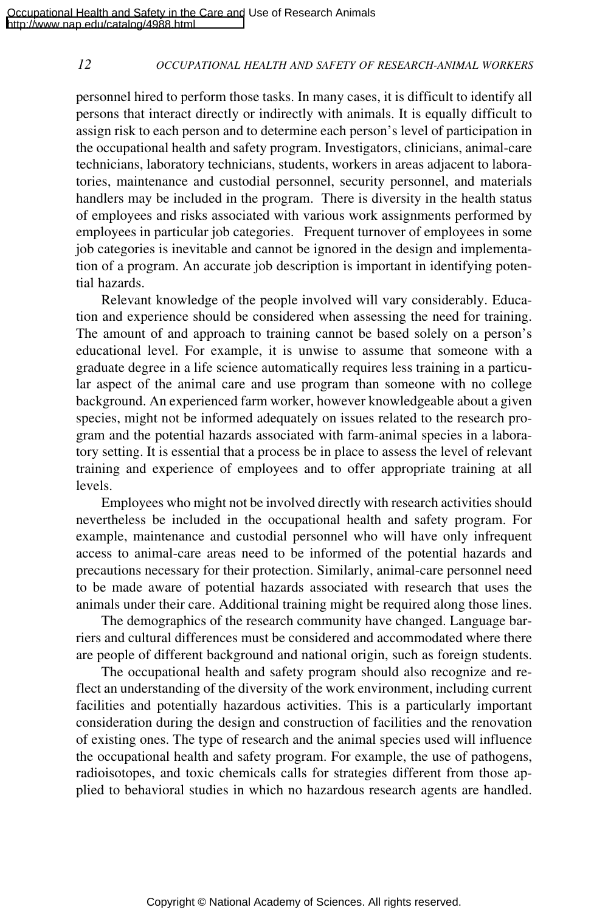personnel hired to perform those tasks. In many cases, it is difficult to identify all persons that interact directly or indirectly with animals. It is equally difficult to assign risk to each person and to determine each person's level of participation in the occupational health and safety program. Investigators, clinicians, animal-care technicians, laboratory technicians, students, workers in areas adjacent to laboratories, maintenance and custodial personnel, security personnel, and materials handlers may be included in the program. There is diversity in the health status of employees and risks associated with various work assignments performed by employees in particular job categories. Frequent turnover of employees in some job categories is inevitable and cannot be ignored in the design and implementation of a program. An accurate job description is important in identifying potential hazards.

Relevant knowledge of the people involved will vary considerably. Education and experience should be considered when assessing the need for training. The amount of and approach to training cannot be based solely on a person's educational level. For example, it is unwise to assume that someone with a graduate degree in a life science automatically requires less training in a particular aspect of the animal care and use program than someone with no college background. An experienced farm worker, however knowledgeable about a given species, might not be informed adequately on issues related to the research program and the potential hazards associated with farm-animal species in a laboratory setting. It is essential that a process be in place to assess the level of relevant training and experience of employees and to offer appropriate training at all levels.

Employees who might not be involved directly with research activities should nevertheless be included in the occupational health and safety program. For example, maintenance and custodial personnel who will have only infrequent access to animal-care areas need to be informed of the potential hazards and precautions necessary for their protection. Similarly, animal-care personnel need to be made aware of potential hazards associated with research that uses the animals under their care. Additional training might be required along those lines.

The demographics of the research community have changed. Language barriers and cultural differences must be considered and accommodated where there are people of different background and national origin, such as foreign students.

The occupational health and safety program should also recognize and reflect an understanding of the diversity of the work environment, including current facilities and potentially hazardous activities. This is a particularly important consideration during the design and construction of facilities and the renovation of existing ones. The type of research and the animal species used will influence the occupational health and safety program. For example, the use of pathogens, radioisotopes, and toxic chemicals calls for strategies different from those applied to behavioral studies in which no hazardous research agents are handled.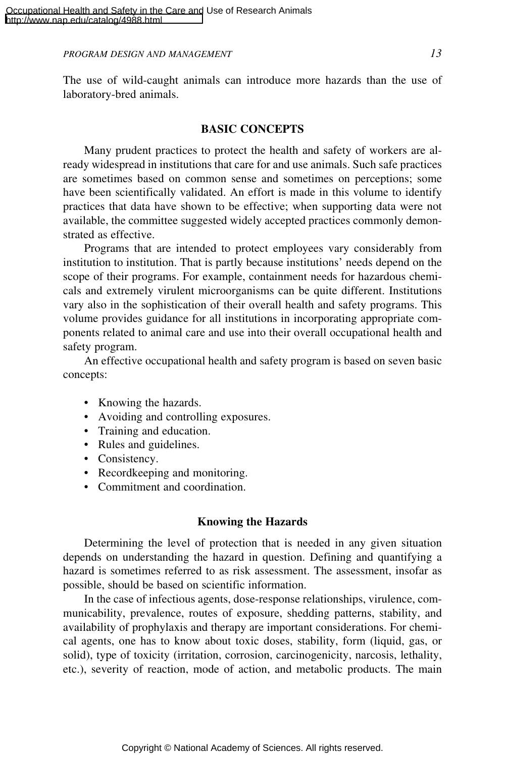The use of wild-caught animals can introduce more hazards than the use of laboratory-bred animals.

## BASIC CONCEPTS

Many prudent practices to protect the health and safety of workers are already widespread in institutions that care for and use animals. Such safe practices are sometimes based on common sense and sometimes on perceptions; some have been scientifically validated. An effort is made in this volume to identify practices that data have shown to be effective; when supporting data were not available, the committee suggested widely accepted practices commonly demonstrated as effective.

Programs that are intended to protect employees vary considerably from institution to institution. That is partly because institutions' needs depend on the scope of their programs. For example, containment needs for hazardous chemicals and extremely virulent microorganisms can be quite different. Institutions vary also in the sophistication of their overall health and safety programs. This volume provides guidance for all institutions in incorporating appropriate components related to animal care and use into their overall occupational health and safety program.

An effective occupational health and safety program is based on seven basic concepts:

- Knowing the hazards.
- Avoiding and controlling exposures.
- Training and education.
- Rules and guidelines.
- Consistency.
- Recordkeeping and monitoring.
- Commitment and coordination.

### Knowing the Hazards

Determining the level of protection that is needed in any given situation depends on understanding the hazard in question. Defining and quantifying a hazard is sometimes referred to as risk assessment. The assessment, insofar as possible, should be based on scientific information.

In the case of infectious agents, dose-response relationships, virulence, communicability, prevalence, routes of exposure, shedding patterns, stability, and availability of prophylaxis and therapy are important considerations. For chemical agents, one has to know about toxic doses, stability, form (liquid, gas, or solid), type of toxicity (irritation, corrosion, carcinogenicity, narcosis, lethality, etc.), severity of reaction, mode of action, and metabolic products. The main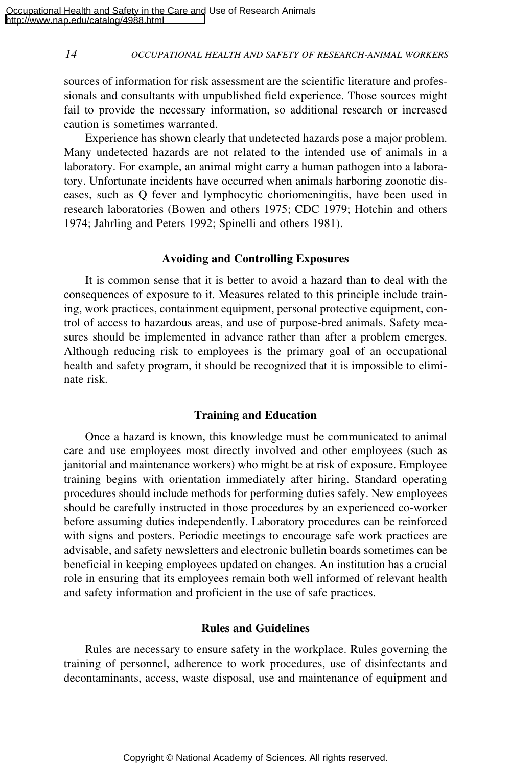sources of information for risk assessment are the scientific literature and professionals and consultants with unpublished field experience. Those sources might fail to provide the necessary information, so additional research or increased caution is sometimes warranted.

Experience has shown clearly that undetected hazards pose a major problem. Many undetected hazards are not related to the intended use of animals in a laboratory. For example, an animal might carry a human pathogen into a laboratory. Unfortunate incidents have occurred when animals harboring zoonotic diseases, such as Q fever and lymphocytic choriomeningitis, have been used in research laboratories (Bowen and others 1975; CDC 1979; Hotchin and others 1974; Jahrling and Peters 1992; Spinelli and others 1981).

## Avoiding and Controlling Exposures

It is common sense that it is better to avoid a hazard than to deal with the consequences of exposure to it. Measures related to this principle include training, work practices, containment equipment, personal protective equipment, control of access to hazardous areas, and use of purpose-bred animals. Safety measures should be implemented in advance rather than after a problem emerges. Although reducing risk to employees is the primary goal of an occupational health and safety program, it should be recognized that it is impossible to eliminate risk.

## Training and Education

Once a hazard is known, this knowledge must be communicated to animal care and use employees most directly involved and other employees (such as janitorial and maintenance workers) who might be at risk of exposure. Employee training begins with orientation immediately after hiring. Standard operating procedures should include methods for performing duties safely. New employees should be carefully instructed in those procedures by an experienced co-worker before assuming duties independently. Laboratory procedures can be reinforced with signs and posters. Periodic meetings to encourage safe work practices are advisable, and safety newsletters and electronic bulletin boards sometimes can be beneficial in keeping employees updated on changes. An institution has a crucial role in ensuring that its employees remain both well informed of relevant health and safety information and proficient in the use of safe practices.

## Rules and Guidelines

Rules are necessary to ensure safety in the workplace. Rules governing the training of personnel, adherence to work procedures, use of disinfectants and decontaminants, access, waste disposal, use and maintenance of equipment and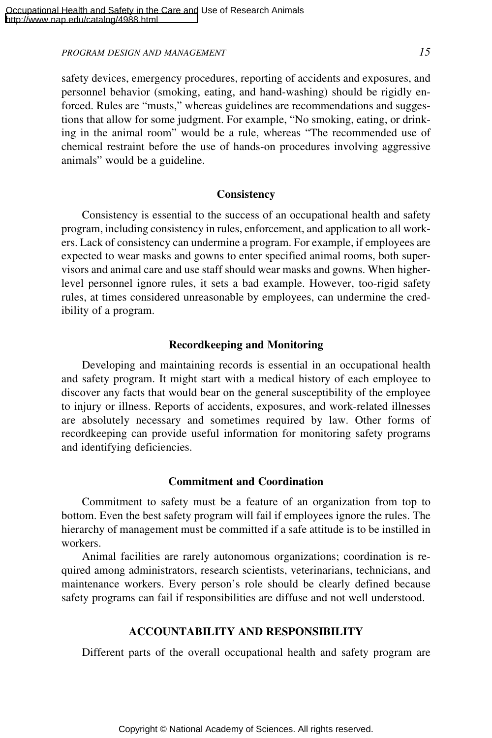safety devices, emergency procedures, reporting of accidents and exposures, and personnel behavior (smoking, eating, and hand-washing) should be rigidly enforced. Rules are "musts," whereas guidelines are recommendations and suggestions that allow for some judgment. For example, "No smoking, eating, or drinking in the animal room" would be a rule, whereas "The recommended use of chemical restraint before the use of hands-on procedures involving aggressive animals" would be a guideline.

### Consistency

Consistency is essential to the success of an occupational health and safety program, including consistency in rules, enforcement, and application to all workers. Lack of consistency can undermine a program. For example, if employees are expected to wear masks and gowns to enter specified animal rooms, both supervisors and animal care and use staff should wear masks and gowns. When higher-level personnel ignore rules, it sets a bad example. However, too-rigid safety rules, at times considered unreasonable by employees, can undermine the credibility of a program.

### Recordkeeping and Monitoring

Developing and maintaining records is essential in an occupational health and safety program. It might start with a medical history of each employee to discover any facts that would bear on the general susceptibility of the employee to injury or illness. Reports of accidents, exposures, and work-related illnesses are absolutely necessary and sometimes required by law. Other forms of recordkeeping can provide useful information for monitoring safety programs and identifying deficiencies.

### Commitment and Coordination

Commitment to safety must be a feature of an organization from top to bottom. Even the best safety program will fail if employees ignore the rules. The hierarchy of management must be committed if a safe attitude is to be instilled in workers.

Animal facilities are rarely autonomous organizations; coordination is required among administrators, research scientists, veterinarians, technicians, and maintenance workers. Every person's role should be clearly defined because safety programs can fail if responsibilities are diffuse and not well understood.

## ACCOUNTABILITY AND RESPONSIBILITY

Different parts of the overall occupational health and safety program are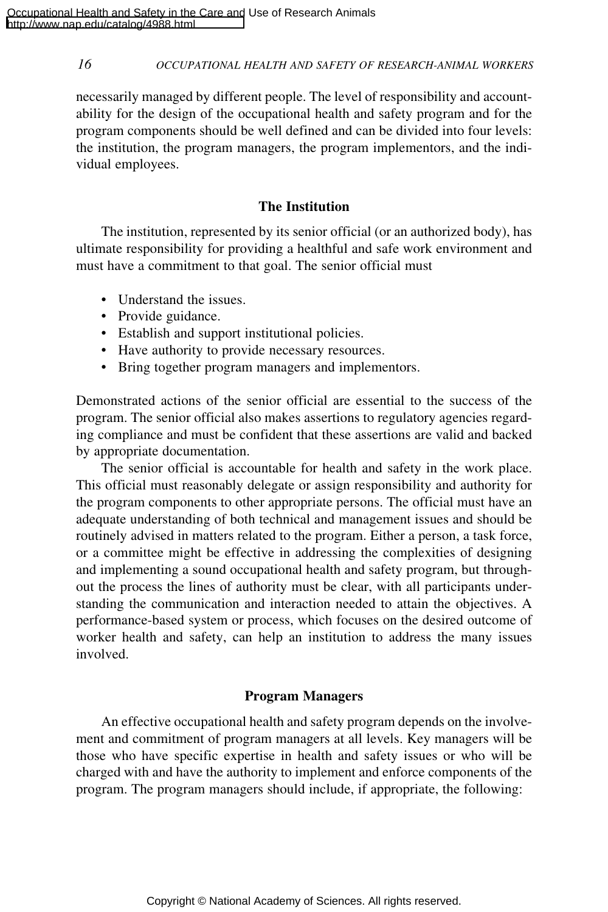necessarily managed by different people. The level of responsibility and accountability for the design of the occupational health and safety program and for the program components should be well defined and can be divided into four levels: the institution, the program managers, the program implementors, and the individual employees.

### The Institution

The institution, represented by its senior official (or an authorized body), has ultimate responsibility for providing a healthful and safe work environment and must have a commitment to that goal. The senior official must

- Understand the issues.
- Provide guidance.
- Establish and support institutional policies.
- Have authority to provide necessary resources.
- Bring together program managers and implementors.

Demonstrated actions of the senior official are essential to the success of the program. The senior official also makes assertions to regulatory agencies regarding compliance and must be confident that these assertions are valid and backed by appropriate documentation.

The senior official is accountable for health and safety in the work place. This official must reasonably delegate or assign responsibility and authority for the program components to other appropriate persons. The official must have an adequate understanding of both technical and management issues and should be routinely advised in matters related to the program. Either a person, a task force, or a committee might be effective in addressing the complexities of designing and implementing a sound occupational health and safety program, but throughout the process the lines of authority must be clear, with all participants understanding the communication and interaction needed to attain the objectives. A performance-based system or process, which focuses on the desired outcome of worker health and safety, can help an institution to address the many issues involved.

### Program Managers

An effective occupational health and safety program depends on the involvement and commitment of program managers at all levels. Key managers will be those who have specific expertise in health and safety issues or who will be charged with and have the authority to implement and enforce components of the program. The program managers should include, if appropriate, the following: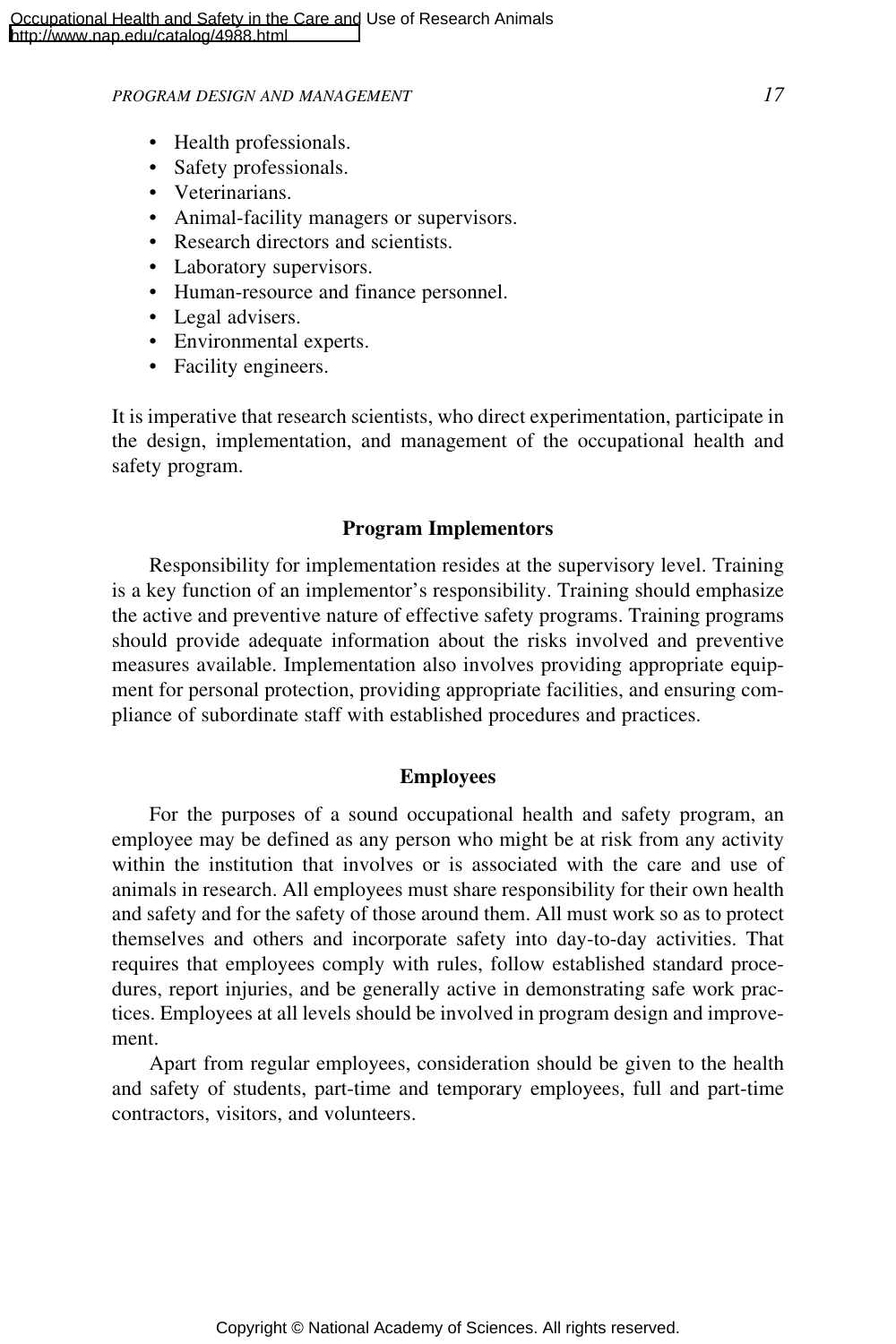- Health professionals.
- Safety professionals.
- Veterinarians.
- Animal-facility managers or supervisors.
- Research directors and scientists.
- Laboratory supervisors.
- Human-resource and finance personnel.
- Legal advisers.
- Environmental experts.
- Facility engineers.

It is imperative that research scientists, who direct experimentation, participate in the design, implementation, and management of the occupational health and safety program.

### Program Implementors

Responsibility for implementation resides at the supervisory level. Training is a key function of an implementor's responsibility. Training should emphasize the active and preventive nature of effective safety programs. Training programs should provide adequate information about the risks involved and preventive measures available. Implementation also involves providing appropriate equipment for personal protection, providing appropriate facilities, and ensuring compliance of subordinate staff with established procedures and practices.

### Employees

For the purposes of a sound occupational health and safety program, an employee may be defined as any person who might be at risk from any activity within the institution that involves or is associated with the care and use of animals in research. All employees must share responsibility for their own health and safety and for the safety of those around them. All must work so as to protect themselves and others and incorporate safety into day-to-day activities. That requires that employees comply with rules, follow established standard procedures, report injuries, and be generally active in demonstrating safe work practices. Employees at all levels should be involved in program design and improvement.

Apart from regular employees, consideration should be given to the health and safety of students, part-time and temporary employees, full and part-time contractors, visitors, and volunteers.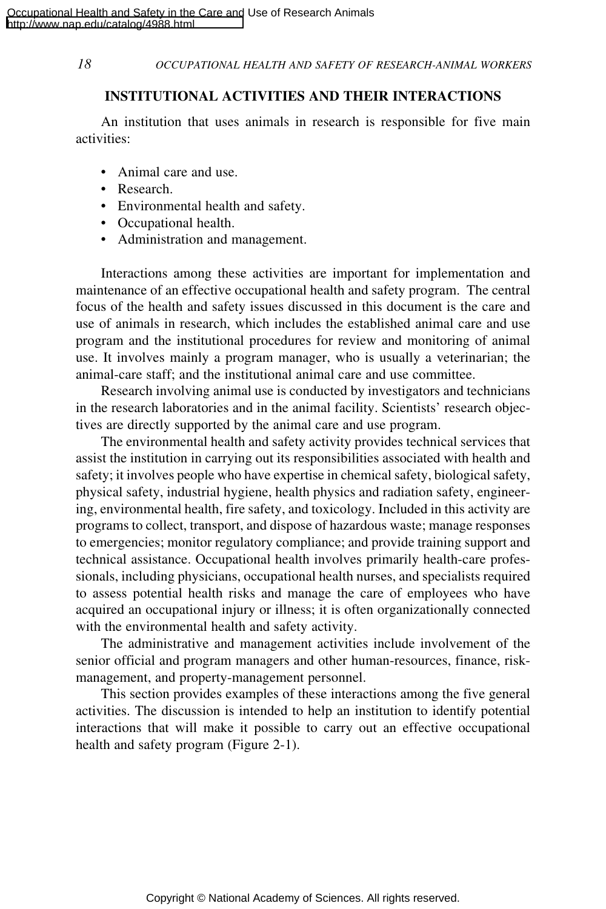## INSTITUTIONAL ACTIVITIES AND THEIR INTERACTIONS

An institution that uses animals in research is responsible for five main activities:

- Animal care and use.
- Research.
- Environmental health and safety.
- Occupational health.
- Administration and management.

Interactions among these activities are important for implementation and maintenance of an effective occupational health and safety program. The central focus of the health and safety issues discussed in this document is the care and use of animals in research, which includes the established animal care and use program and the institutional procedures for review and monitoring of animal use. It involves mainly a program manager, who is usually a veterinarian; the animal-care staff; and the institutional animal care and use committee.

Research involving animal use is conducted by investigators and technicians in the research laboratories and in the animal facility. Scientists' research objectives are directly supported by the animal care and use program.

The environmental health and safety activity provides technical services that assist the institution in carrying out its responsibilities associated with health and safety; it involves people who have expertise in chemical safety, biological safety, physical safety, industrial hygiene, health physics and radiation safety, engineering, environmental health, fire safety, and toxicology. Included in this activity are programs to collect, transport, and dispose of hazardous waste; manage responses to emergencies; monitor regulatory compliance; and provide training support and technical assistance. Occupational health involves primarily health-care professionals, including physicians, occupational health nurses, and specialists required to assess potential health risks and manage the care of employees who have acquired an occupational injury or illness; it is often organizationally connected with the environmental health and safety activity.

The administrative and management activities include involvement of the senior official and program managers and other human-resources, finance, risk-management, and property-management personnel.

This section provides examples of these interactions among the five general activities. The discussion is intended to help an institution to identify potential interactions that will make it possible to carry out an effective occupational health and safety program (Figure 2-1).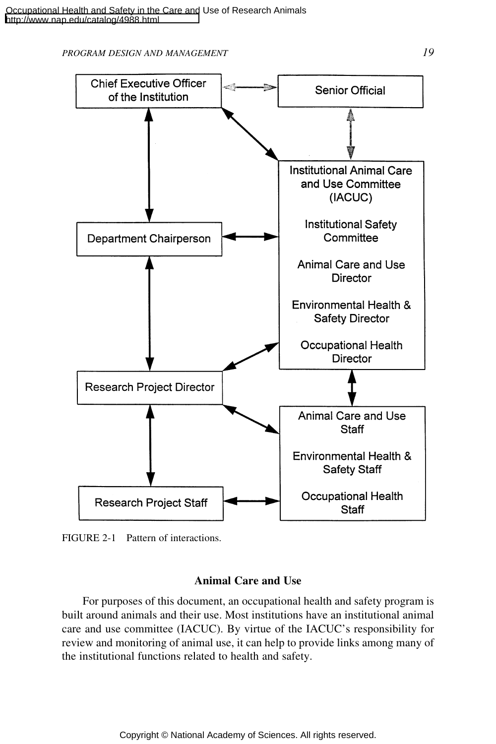Chief Executive Officer of the Institution

Senior Official

Institutional Animal Care and Use Committee (IACUC)

Institutional Safety Committee

Animal Care and Use Director

Environmental Health & Safety Director

Occupational Health Director

Department Chairperson

Research Project Director

Animal Care and Use Staff

Environmental Health & Safety Staff

Occupational Health Staff

Research Project Staff

FIGURE 2-1 Pattern of interactions.

## Animal Care and Use

For purposes of this document, an occupational health and safety program is built around animals and their use. Most institutions have an institutional animal care and use committee (IACUC). By virtue of the IACUC's responsibility for review and monitoring of animal use, it can help to provide links among many of the institutional functions related to health and safety.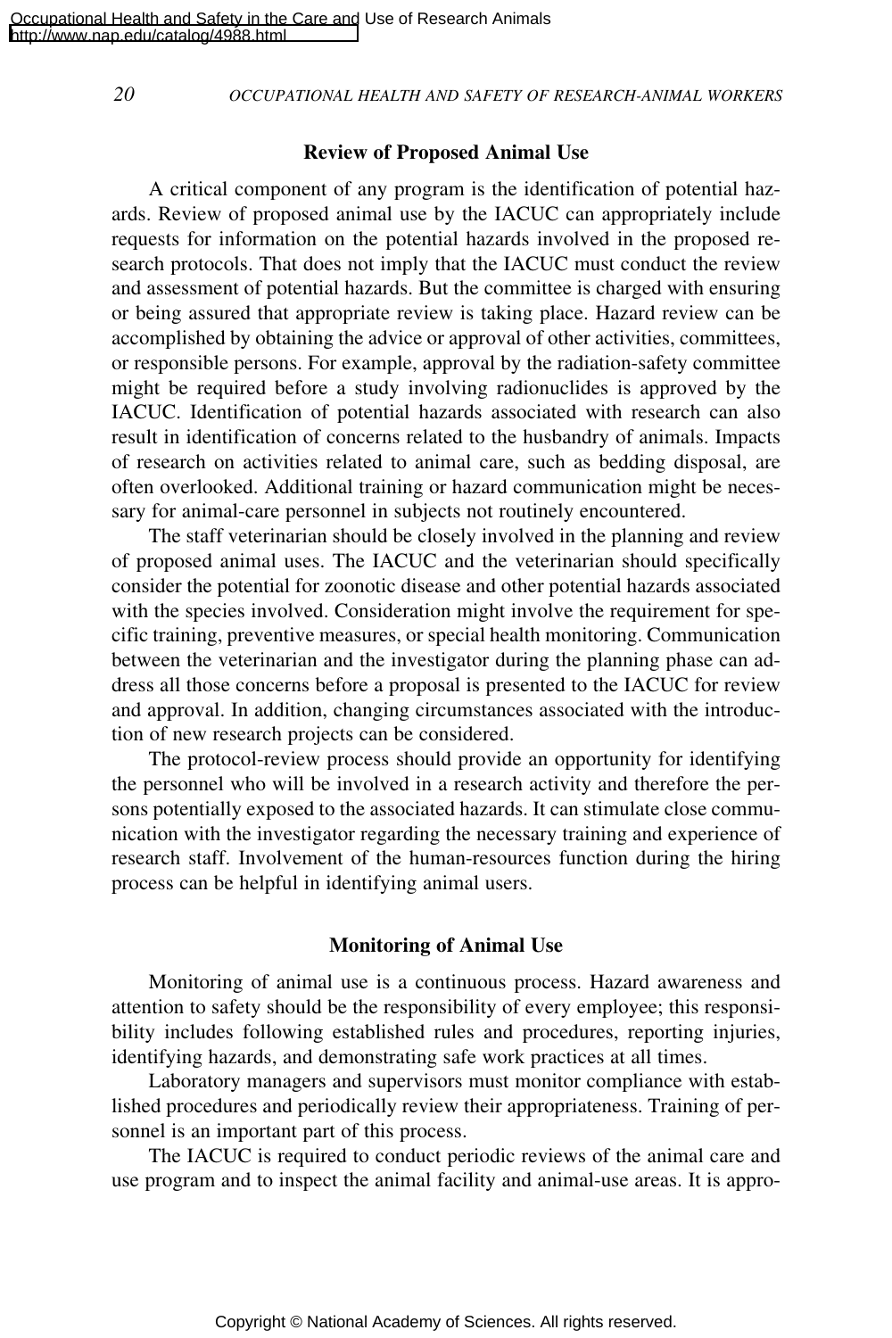## Review of Proposed Animal Use

A critical component of any program is the identification of potential hazards. Review of proposed animal use by the IACUC can appropriately include requests for information on the potential hazards involved in the proposed research protocols. That does not imply that the IACUC must conduct the review and assessment of potential hazards. But the committee is charged with ensuring or being assured that appropriate review is taking place. Hazard review can be accomplished by obtaining the advice or approval of other activities, committees, or responsible persons. For example, approval by the radiation-safety committee might be required before a study involving radionuclides is approved by the IACUC. Identification of potential hazards associated with research can also result in identification of concerns related to the husbandry of animals. Impacts of research on activities related to animal care, such as bedding disposal, are often overlooked. Additional training or hazard communication might be necessary for animal-care personnel in subjects not routinely encountered.

The staff veterinarian should be closely involved in the planning and review of proposed animal uses. The IACUC and the veterinarian should specifically consider the potential for zoonotic disease and other potential hazards associated with the species involved. Consideration might involve the requirement for specific training, preventive measures, or special health monitoring. Communication between the veterinarian and the investigator during the planning phase can address all those concerns before a proposal is presented to the IACUC for review and approval. In addition, changing circumstances associated with the introduction of new research projects can be considered.

The protocol-review process should provide an opportunity for identifying the personnel who will be involved in a research activity and therefore the persons potentially exposed to the associated hazards. It can stimulate close communication with the investigator regarding the necessary training and experience of research staff. Involvement of the human-resources function during the hiring process can be helpful in identifying animal users.

## Monitoring of Animal Use

Monitoring of animal use is a continuous process. Hazard awareness and attention to safety should be the responsibility of every employee; this responsibility includes following established rules and procedures, reporting injuries, identifying hazards, and demonstrating safe work practices at all times.

Laboratory managers and supervisors must monitor compliance with established procedures and periodically review their appropriateness. Training of personnel is an important part of this process.

The IACUC is required to conduct periodic reviews of the animal care and use program and to inspect the animal facility and animal-use areas. It is appro-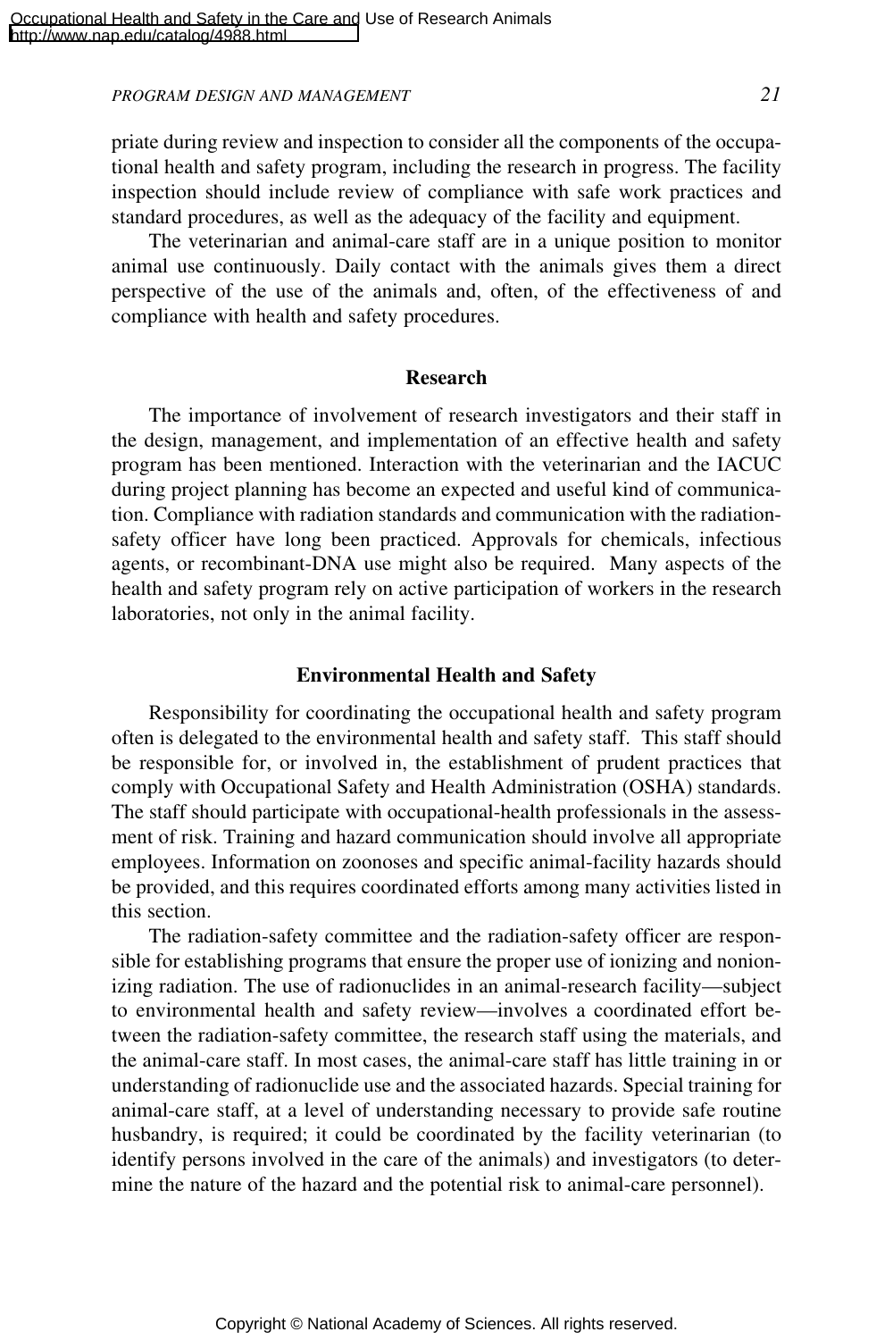priate during review and inspection to consider all the components of the occupational health and safety program, including the research in progress. The facility inspection should include review of compliance with safe work practices and standard procedures, as well as the adequacy of the facility and equipment.

The veterinarian and animal-care staff are in a unique position to monitor animal use continuously. Daily contact with the animals gives them a direct perspective of the use of the animals and, often, of the effectiveness of and compliance with health and safety procedures.

### Research

The importance of involvement of research investigators and their staff in the design, management, and implementation of an effective health and safety program has been mentioned. Interaction with the veterinarian and the IACUC during project planning has become an expected and useful kind of communication. Compliance with radiation standards and communication with the radiation-safety officer have long been practiced. Approvals for chemicals, infectious agents, or recombinant-DNA use might also be required. Many aspects of the health and safety program rely on active participation of workers in the research laboratories, not only in the animal facility.

### Environmental Health and Safety

Responsibility for coordinating the occupational health and safety program often is delegated to the environmental health and safety staff. This staff should be responsible for, or involved in, the establishment of prudent practices that comply with Occupational Safety and Health Administration (OSHA) standards. The staff should participate with occupational-health professionals in the assessment of risk. Training and hazard communication should involve all appropriate employees. Information on zoonoses and specific animal-facility hazards should be provided, and this requires coordinated efforts among many activities listed in this section.

The radiation-safety committee and the radiation-safety officer are responsible for establishing programs that ensure the proper use of ionizing and nonionizing radiation. The use of radionuclides in an animal-research facility—subject to environmental health and safety review—involves a coordinated effort between the radiation-safety committee, the research staff using the materials, and the animal-care staff. In most cases, the animal-care staff has little training in or understanding of radionuclide use and the associated hazards. Special training for animal-care staff, at a level of understanding necessary to provide safe routine husbandry, is required; it could be coordinated by the facility veterinarian (to identify persons involved in the care of the animals) and investigators (to determine the nature of the hazard and the potential risk to animal-care personnel).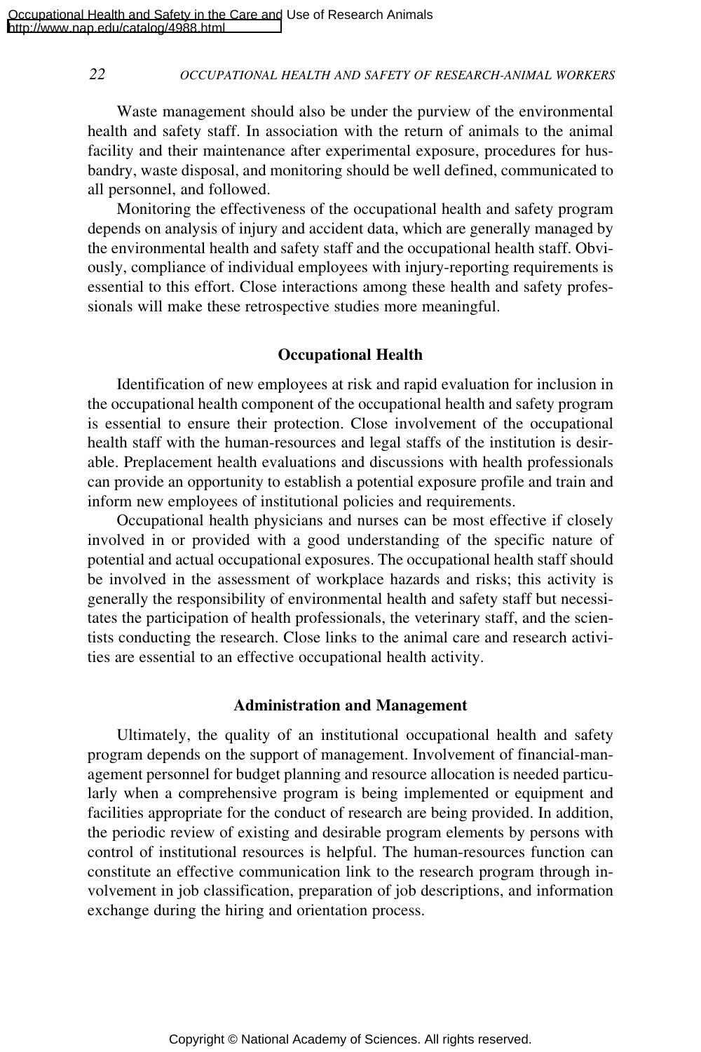Waste management should also be under the purview of the environmental health and safety staff. In association with the return of animals to the animal facility and their maintenance after experimental exposure, procedures for husbandry, waste disposal, and monitoring should be well defined, communicated to all personnel, and followed.

Monitoring the effectiveness of the occupational health and safety program depends on analysis of injury and accident data, which are generally managed by the environmental health and safety staff and the occupational health staff. Obviously, compliance of individual employees with injury-reporting requirements is essential to this effort. Close interactions among these health and safety professionals will make these retrospective studies more meaningful.

### Occupational Health

Identification of new employees at risk and rapid evaluation for inclusion in the occupational health component of the occupational health and safety program is essential to ensure their protection. Close involvement of the occupational health staff with the human-resources and legal staffs of the institution is desirable. Preplacement health evaluations and discussions with health professionals can provide an opportunity to establish a potential exposure profile and train and inform new employees of institutional policies and requirements.

Occupational health physicians and nurses can be most effective if closely involved in or provided with a good understanding of the specific nature of potential and actual occupational exposures. The occupational health staff should be involved in the assessment of workplace hazards and risks; this activity is generally the responsibility of environmental health and safety staff but necessitates the participation of health professionals, the veterinary staff, and the scientists conducting the research. Close links to the animal care and research activities are essential to an effective occupational health activity.

### Administration and Management

Ultimately, the quality of an institutional occupational health and safety program depends on the support of management. Involvement of financial-management personnel for budget planning and resource allocation is needed particularly when a comprehensive program is being implemented or equipment and facilities appropriate for the conduct of research are being provided. In addition, the periodic review of existing and desirable program elements by persons with control of institutional resources is helpful. The human-resources function can constitute an effective communication link to the research program through involvement in job classification, preparation of job descriptions, and information exchange during the hiring and orientation process.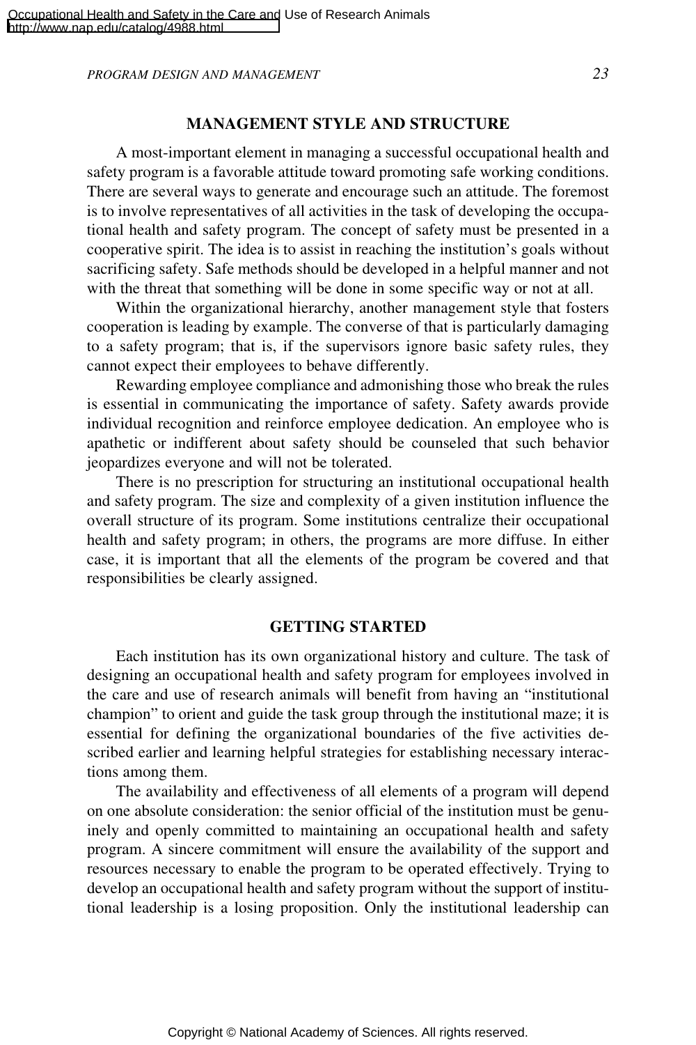## MANAGEMENT STYLE AND STRUCTURE

A most-important element in managing a successful occupational health and safety program is a favorable attitude toward promoting safe working conditions. There are several ways to generate and encourage such an attitude. The foremost is to involve representatives of all activities in the task of developing the occupational health and safety program. The concept of safety must be presented in a cooperative spirit. The idea is to assist in reaching the institution's goals without sacrificing safety. Safe methods should be developed in a helpful manner and not with the threat that something will be done in some specific way or not at all.

Within the organizational hierarchy, another management style that fosters cooperation is leading by example. The converse of that is particularly damaging to a safety program; that is, if the supervisors ignore basic safety rules, they cannot expect their employees to behave differently.

Rewarding employee compliance and admonishing those who break the rules is essential in communicating the importance of safety. Safety awards provide individual recognition and reinforce employee dedication. An employee who is apathetic or indifferent about safety should be counseled that such behavior jeopardizes everyone and will not be tolerated.

There is no prescription for structuring an institutional occupational health and safety program. The size and complexity of a given institution influence the overall structure of its program. Some institutions centralize their occupational health and safety program; in others, the programs are more diffuse. In either case, it is important that all the elements of the program be covered and that responsibilities be clearly assigned.

## GETTING STARTED

Each institution has its own organizational history and culture. The task of designing an occupational health and safety program for employees involved in the care and use of research animals will benefit from having an "institutional champion" to orient and guide the task group through the institutional maze; it is essential for defining the organizational boundaries of the five activities described earlier and learning helpful strategies for establishing necessary interactions among them.

The availability and effectiveness of all elements of a program will depend on one absolute consideration: the senior official of the institution must be genuinely and openly committed to maintaining an occupational health and safety program. A sincere commitment will ensure the availability of the support and resources necessary to enable the program to be operated effectively. Trying to develop an occupational health and safety program without the support of institutional leadership is a losing proposition. Only the institutional leadership can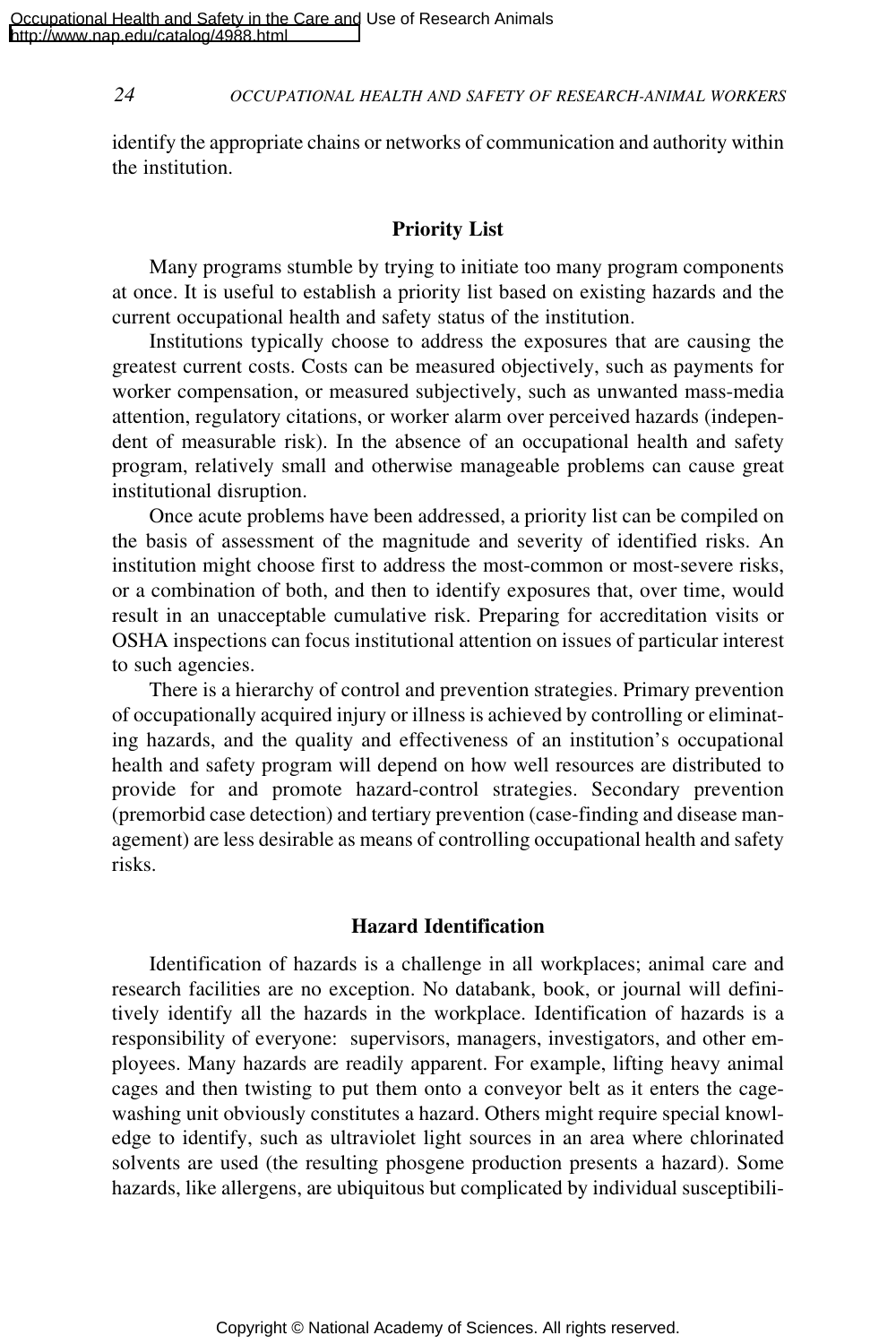identify the appropriate chains or networks of communication and authority within the institution.

### Priority List

Many programs stumble by trying to initiate too many program components at once. It is useful to establish a priority list based on existing hazards and the current occupational health and safety status of the institution.

Institutions typically choose to address the exposures that are causing the greatest current costs. Costs can be measured objectively, such as payments for worker compensation, or measured subjectively, such as unwanted mass-media attention, regulatory citations, or worker alarm over perceived hazards (independent of measurable risk). In the absence of an occupational health and safety program, relatively small and otherwise manageable problems can cause great institutional disruption.

Once acute problems have been addressed, a priority list can be compiled on the basis of assessment of the magnitude and severity of identified risks. An institution might choose first to address the most-common or most-severe risks, or a combination of both, and then to identify exposures that, over time, would result in an unacceptable cumulative risk. Preparing for accreditation visits or OSHA inspections can focus institutional attention on issues of particular interest to such agencies.

There is a hierarchy of control and prevention strategies. Primary prevention of occupationally acquired injury or illness is achieved by controlling or eliminating hazards, and the quality and effectiveness of an institution's occupational health and safety program will depend on how well resources are distributed to provide for and promote hazard-control strategies. Secondary prevention (premorbid case detection) and tertiary prevention (case-finding and disease management) are less desirable as means of controlling occupational health and safety risks.

### Hazard Identification

Identification of hazards is a challenge in all workplaces; animal care and research facilities are no exception. No databank, book, or journal will definitively identify all the hazards in the workplace. Identification of hazards is a responsibility of everyone: supervisors, managers, investigators, and other employees. Many hazards are readily apparent. For example, lifting heavy animal cages and then twisting to put them onto a conveyor belt as it enters the cage-washing unit obviously constitutes a hazard. Others might require special knowledge to identify, such as ultraviolet light sources in an area where chlorinated solvents are used (the resulting phosgene production presents a hazard). Some hazards, like allergens, are ubiquitous but complicated by individual susceptibili-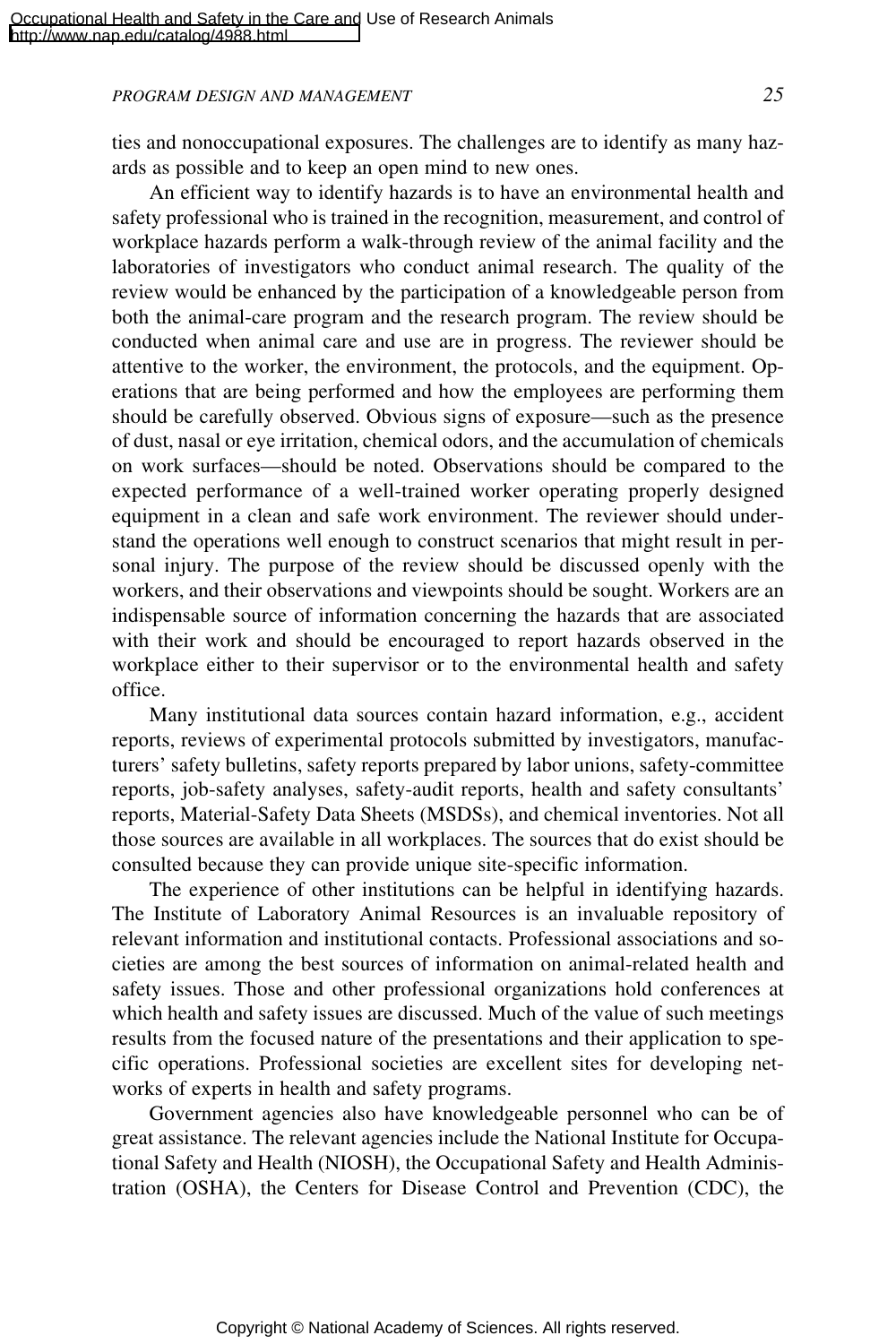ties and nonoccupational exposures. The challenges are to identify as many hazards as possible and to keep an open mind to new ones.

An efficient way to identify hazards is to have an environmental health and safety professional who is trained in the recognition, measurement, and control of workplace hazards perform a walk-through review of the animal facility and the laboratories of investigators who conduct animal research. The quality of the review would be enhanced by the participation of a knowledgeable person from both the animal-care program and the research program. The review should be conducted when animal care and use are in progress. The reviewer should be attentive to the worker, the environment, the protocols, and the equipment. Operations that are being performed and how the employees are performing them should be carefully observed. Obvious signs of exposure—such as the presence of dust, nasal or eye irritation, chemical odors, and the accumulation of chemicals on work surfaces—should be noted. Observations should be compared to the expected performance of a well-trained worker operating properly designed equipment in a clean and safe work environment. The reviewer should understand the operations well enough to construct scenarios that might result in personal injury. The purpose of the review should be discussed openly with the workers, and their observations and viewpoints should be sought. Workers are an indispensable source of information concerning the hazards that are associated with their work and should be encouraged to report hazards observed in the workplace either to their supervisor or to the environmental health and safety office.

Many institutional data sources contain hazard information, e.g., accident reports, reviews of experimental protocols submitted by investigators, manufacturers' safety bulletins, safety reports prepared by labor unions, safety-committee reports, job-safety analyses, safety-audit reports, health and safety consultants' reports, Material-Safety Data Sheets (MSDSs), and chemical inventories. Not all those sources are available in all workplaces. The sources that do exist should be consulted because they can provide unique site-specific information.

The experience of other institutions can be helpful in identifying hazards. The Institute of Laboratory Animal Resources is an invaluable repository of relevant information and institutional contacts. Professional associations and societies are among the best sources of information on animal-related health and safety issues. Those and other professional organizations hold conferences at which health and safety issues are discussed. Much of the value of such meetings results from the focused nature of the presentations and their application to specific operations. Professional societies are excellent sites for developing networks of experts in health and safety programs.

Government agencies also have knowledgeable personnel who can be of great assistance. The relevant agencies include the National Institute for Occupational Safety and Health (NIOSH), the Occupational Safety and Health Administration (OSHA), the Centers for Disease Control and Prevention (CDC), the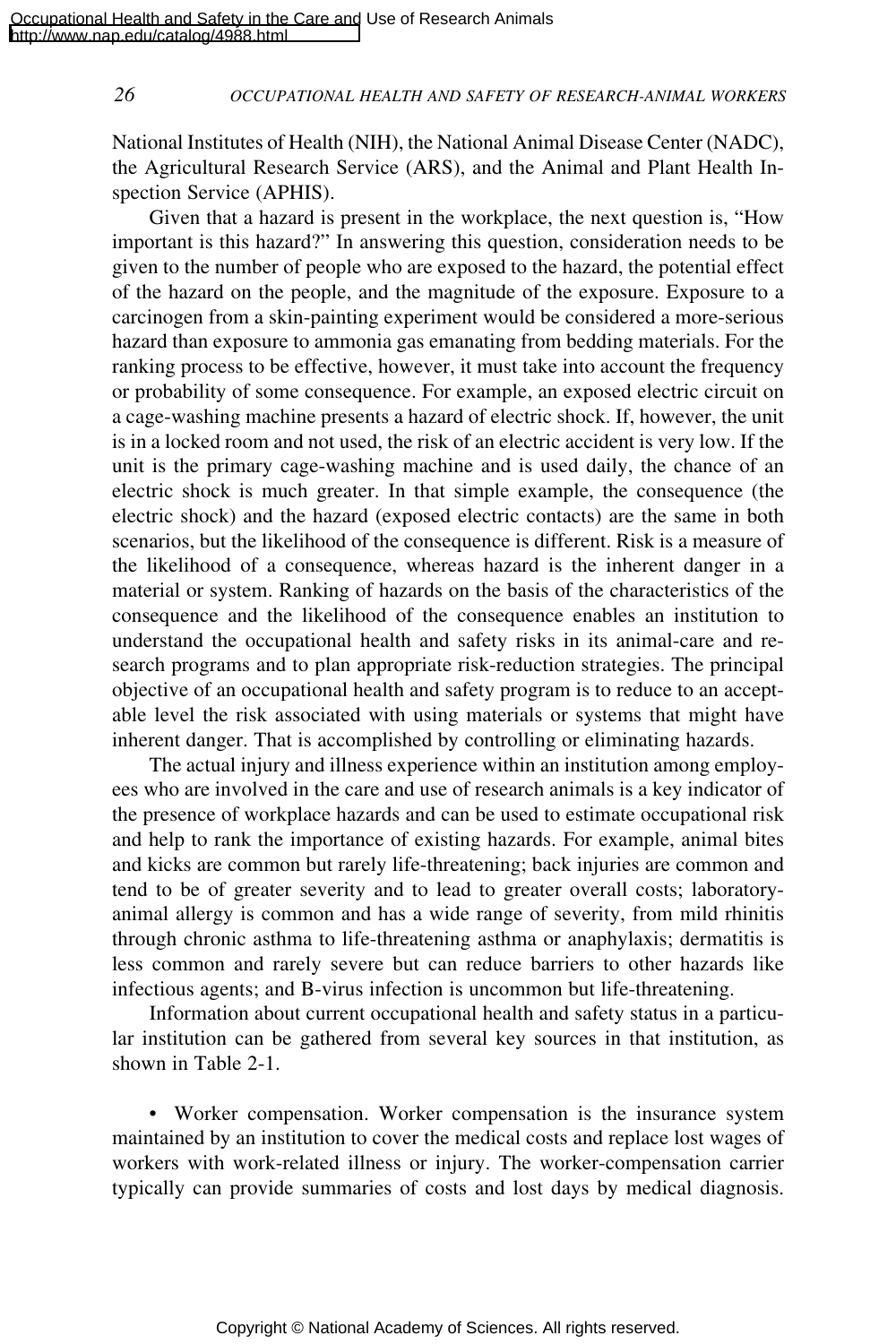National Institutes of Health (NIH), the National Animal Disease Center (NADC), the Agricultural Research Service (ARS), and the Animal and Plant Health Inspection Service (APHIS).

Given that a hazard is present in the workplace, the next question is, "How important is this hazard?" In answering this question, consideration needs to be given to the number of people who are exposed to the hazard, the potential effect of the hazard on the people, and the magnitude of the exposure. Exposure to a carcinogen from a skin-painting experiment would be considered a more-serious hazard than exposure to ammonia gas emanating from bedding materials. For the ranking process to be effective, however, it must take into account the frequency or probability of some consequence. For example, an exposed electric circuit on a cage-washing machine presents a hazard of electric shock. If, however, the unit is in a locked room and not used, the risk of an electric accident is very low. If the unit is the primary cage-washing machine and is used daily, the chance of an electric shock is much greater. In that simple example, the consequence (the electric shock) and the hazard (exposed electric contacts) are the same in both scenarios, but the likelihood of the consequence is different. Risk is a measure of the likelihood of a consequence, whereas hazard is the inherent danger in a material or system. Ranking of hazards on the basis of the characteristics of the consequence and the likelihood of the consequence enables an institution to understand the occupational health and safety risks in its animal-care and research programs and to plan appropriate risk-reduction strategies. The principal objective of an occupational health and safety program is to reduce to an acceptable level the risk associated with using materials or systems that might have inherent danger. That is accomplished by controlling or eliminating hazards.

The actual injury and illness experience within an institution among employees who are involved in the care and use of research animals is a key indicator of the presence of workplace hazards and can be used to estimate occupational risk and help to rank the importance of existing hazards. For example, animal bites and kicks are common but rarely life-threatening; back injuries are common and tend to be of greater severity and to lead to greater overall costs; laboratory-animal allergy is common and has a wide range of severity, from mild rhinitis through chronic asthma to life-threatening asthma or anaphylaxis; dermatitis is less common and rarely severe but can reduce barriers to other hazards like infectious agents; and B-virus infection is uncommon but life-threatening.

Information about current occupational health and safety status in a particular institution can be gathered from several key sources in that institution, as shown in Table 2-1.

- Worker compensation. Worker compensation is the insurance system maintained by an institution to cover the medical costs and replace lost wages of workers with work-related illness or injury. The worker-compensation carrier typically can provide summaries of costs and lost days by medical diagnosis.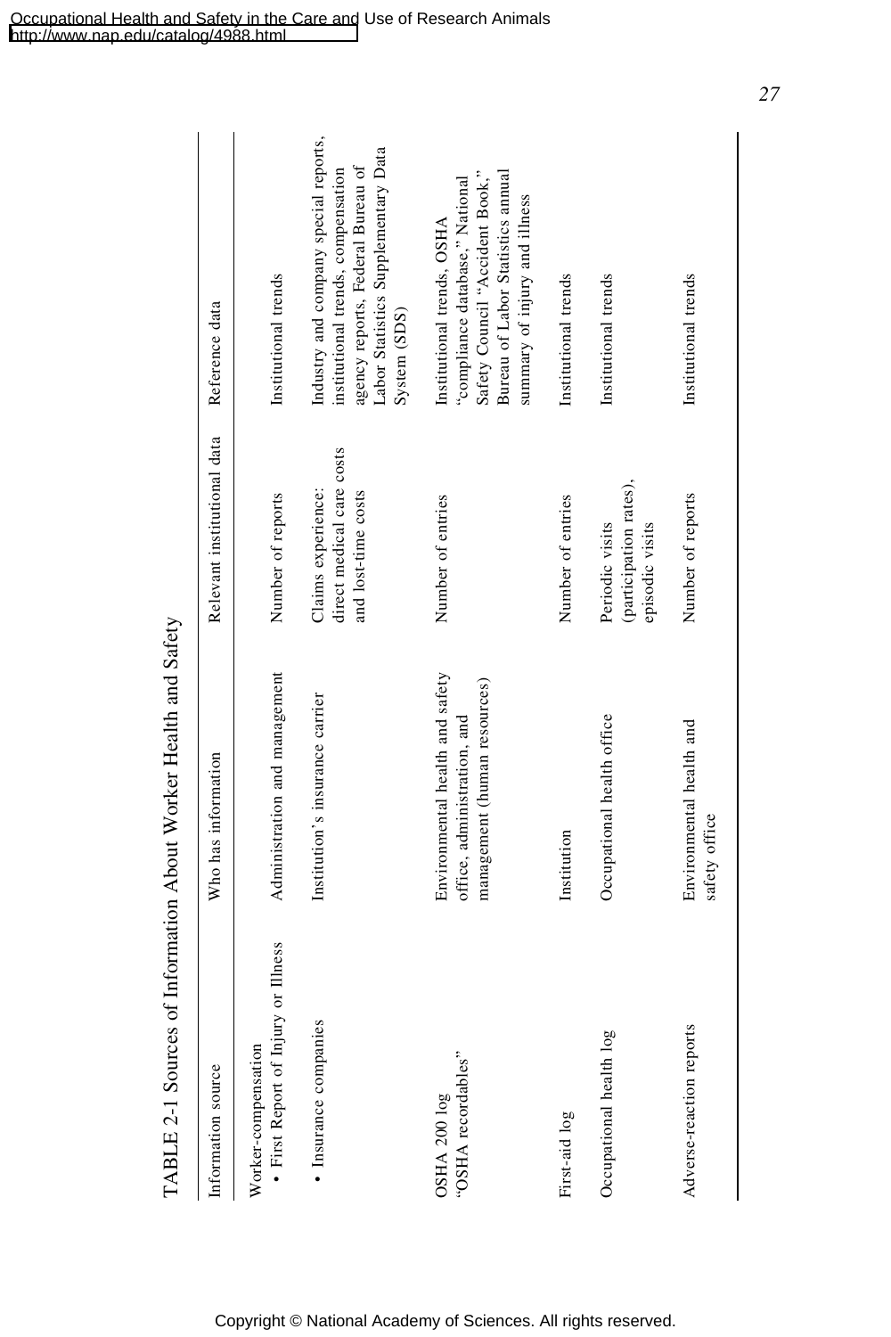TABLE 2-1 Sources of Information About Worker Health and Safety

| Information source | Who has information | Relevant institutional data | Reference data |
| --- | --- | --- | --- |
| Worker-compensation | | | |
| • First Report of Injury or Illness | Administration and management | Number of reports | Institutional trends |
| • Insurance companies | Institution's insurance carrier | Claims experience: direct medical care costs and lost-time costs | Industry and company special reports, institutional trends, compensation agency reports, Federal Bureau of Labor Statistics Supplementary Data System (SDS) |
| OSHA 200 log "OSHA recordables" | Environmental health and safety office, administration, and management (human resources) | Number of entries | Institutional trends, OSHA "compliance database," National Safety Council "Accident Book," Bureau of Labor Statistics annual summary of injury and illness |
| First-aid log | Institution | Number of entries | Institutional trends |
| Occupational health log | Occupational health office | Periodic visits (participation rates), episodic visits | Institutional trends |
| Adverse-reaction reports | Environmental health and safety office | Number of reports | Institutional trends |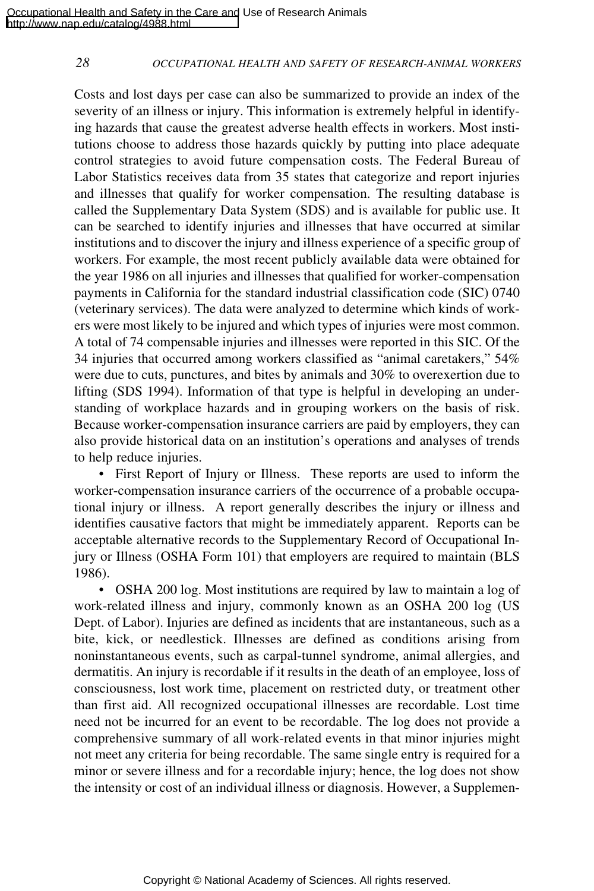Costs and lost days per case can also be summarized to provide an index of the severity of an illness or injury. This information is extremely helpful in identifying hazards that cause the greatest adverse health effects in workers. Most institutions choose to address those hazards quickly by putting into place adequate control strategies to avoid future compensation costs. The Federal Bureau of Labor Statistics receives data from 35 states that categorize and report injuries and illnesses that qualify for worker compensation. The resulting database is called the Supplementary Data System (SDS) and is available for public use. It can be searched to identify injuries and illnesses that have occurred at similar institutions and to discover the injury and illness experience of a specific group of workers. For example, the most recent publicly available data were obtained for the year 1986 on all injuries and illnesses that qualified for worker-compensation payments in California for the standard industrial classification code (SIC) 0740 (veterinary services). The data were analyzed to determine which kinds of workers were most likely to be injured and which types of injuries were most common. A total of 74 compensable injuries and illnesses were reported in this SIC. Of the 34 injuries that occurred among workers classified as "animal caretakers," 54% were due to cuts, punctures, and bites by animals and 30% to overexertion due to lifting (SDS 1994). Information of that type is helpful in developing an understanding of workplace hazards and in grouping workers on the basis of risk. Because worker-compensation insurance carriers are paid by employers, they can also provide historical data on an institution's operations and analyses of trends to help reduce injuries.

- First Report of Injury or Illness. These reports are used to inform the worker-compensation insurance carriers of the occurrence of a probable occupational injury or illness. A report generally describes the injury or illness and identifies causative factors that might be immediately apparent. Reports can be acceptable alternative records to the Supplementary Record of Occupational Injury or Illness (OSHA Form 101) that employers are required to maintain (BLS 1986).
- OSHA 200 log. Most institutions are required by law to maintain a log of work-related illness and injury, commonly known as an OSHA 200 log (US Dept. of Labor). Injuries are defined as incidents that are instantaneous, such as a bite, kick, or needlestick. Illnesses are defined as conditions arising from noninstantaneous events, such as carpal-tunnel syndrome, animal allergies, and dermatitis. An injury is recordable if it results in the death of an employee, loss of consciousness, lost work time, placement on restricted duty, or treatment other than first aid. All recognized occupational illnesses are recordable. Lost time need not be incurred for an event to be recordable. The log does not provide a comprehensive summary of all work-related events in that minor injuries might not meet any criteria for being recordable. The same single entry is required for a minor or severe illness and for a recordable injury; hence, the log does not show the intensity or cost of an individual illness or diagnosis. However, a Supplemen-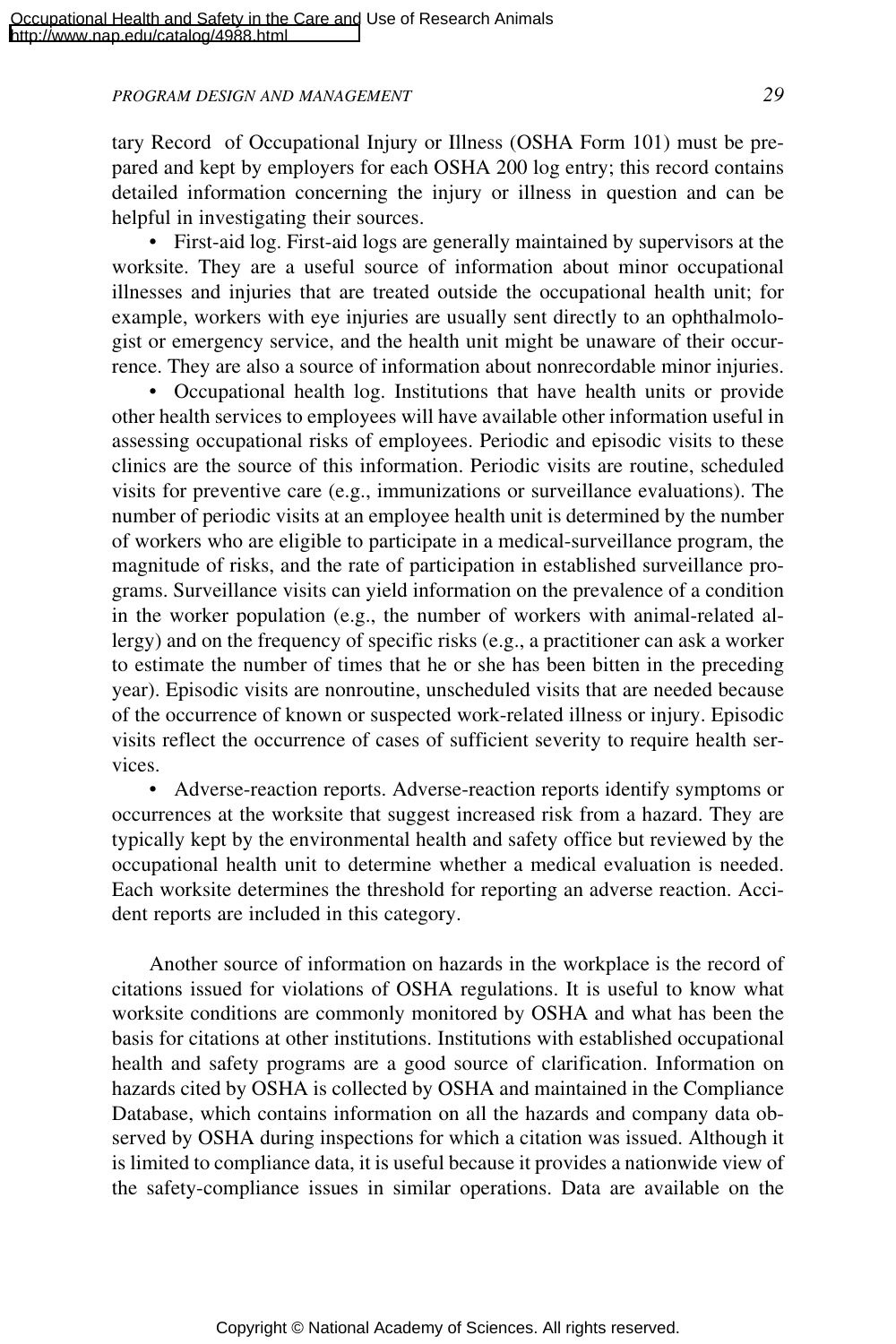tary Record of Occupational Injury or Illness (OSHA Form 101) must be prepared and kept by employers for each OSHA 200 log entry; this record contains detailed information concerning the injury or illness in question and can be helpful in investigating their sources.

- First-aid log. First-aid logs are generally maintained by supervisors at the worksite. They are a useful source of information about minor occupational illnesses and injuries that are treated outside the occupational health unit; for example, workers with eye injuries are usually sent directly to an ophthalmologist or emergency service, and the health unit might be unaware of their occurrence. They are also a source of information about nonrecordable minor injuries.
- Occupational health log. Institutions that have health units or provide other health services to employees will have available other information useful in assessing occupational risks of employees. Periodic and episodic visits to these clinics are the source of this information. Periodic visits are routine, scheduled visits for preventive care (e.g., immunizations or surveillance evaluations). The number of periodic visits at an employee health unit is determined by the number of workers who are eligible to participate in a medical-surveillance program, the magnitude of risks, and the rate of participation in established surveillance programs. Surveillance visits can yield information on the prevalence of a condition in the worker population (e.g., the number of workers with animal-related allergy) and on the frequency of specific risks (e.g., a practitioner can ask a worker to estimate the number of times that he or she has been bitten in the preceding year). Episodic visits are nonroutine, unscheduled visits that are needed because of the occurrence of known or suspected work-related illness or injury. Episodic visits reflect the occurrence of cases of sufficient severity to require health services.
- Adverse-reaction reports. Adverse-reaction reports identify symptoms or occurrences at the worksite that suggest increased risk from a hazard. They are typically kept by the environmental health and safety office but reviewed by the occupational health unit to determine whether a medical evaluation is needed. Each worksite determines the threshold for reporting an adverse reaction. Accident reports are included in this category.

Another source of information on hazards in the workplace is the record of citations issued for violations of OSHA regulations. It is useful to know what worksite conditions are commonly monitored by OSHA and what has been the basis for citations at other institutions. Institutions with established occupational health and safety programs are a good source of clarification. Information on hazards cited by OSHA is collected by OSHA and maintained in the Compliance Database, which contains information on all the hazards and company data observed by OSHA during inspections for which a citation was issued. Although it is limited to compliance data, it is useful because it provides a nationwide view of the safety-compliance issues in similar operations. Data are available on the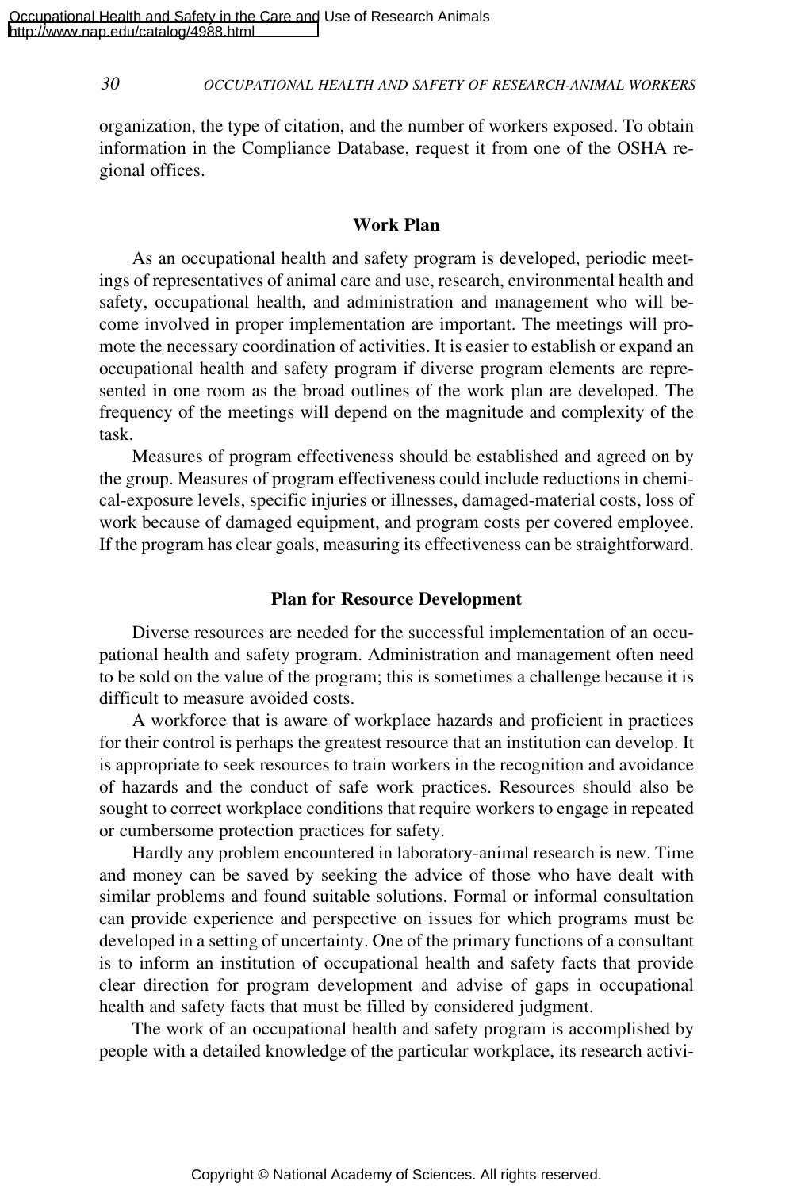organization, the type of citation, and the number of workers exposed. To obtain information in the Compliance Database, request it from one of the OSHA regional offices.

## Work Plan

As an occupational health and safety program is developed, periodic meetings of representatives of animal care and use, research, environmental health and safety, occupational health, and administration and management who will become involved in proper implementation are important. The meetings will promote the necessary coordination of activities. It is easier to establish or expand an occupational health and safety program if diverse program elements are represented in one room as the broad outlines of the work plan are developed. The frequency of the meetings will depend on the magnitude and complexity of the task.

Measures of program effectiveness should be established and agreed on by the group. Measures of program effectiveness could include reductions in chemical-exposure levels, specific injuries or illnesses, damaged-material costs, loss of work because of damaged equipment, and program costs per covered employee. If the program has clear goals, measuring its effectiveness can be straightforward.

## Plan for Resource Development

Diverse resources are needed for the successful implementation of an occupational health and safety program. Administration and management often need to be sold on the value of the program; this is sometimes a challenge because it is difficult to measure avoided costs.

A workforce that is aware of workplace hazards and proficient in practices for their control is perhaps the greatest resource that an institution can develop. It is appropriate to seek resources to train workers in the recognition and avoidance of hazards and the conduct of safe work practices. Resources should also be sought to correct workplace conditions that require workers to engage in repeated or cumbersome protection practices for safety.

Hardly any problem encountered in laboratory-animal research is new. Time and money can be saved by seeking the advice of those who have dealt with similar problems and found suitable solutions. Formal or informal consultation can provide experience and perspective on issues for which programs must be developed in a setting of uncertainty. One of the primary functions of a consultant is to inform an institution of occupational health and safety facts that provide clear direction for program development and advise of gaps in occupational health and safety facts that must be filled by considered judgment.

The work of an occupational health and safety program is accomplished by people with a detailed knowledge of the particular workplace, its research activi-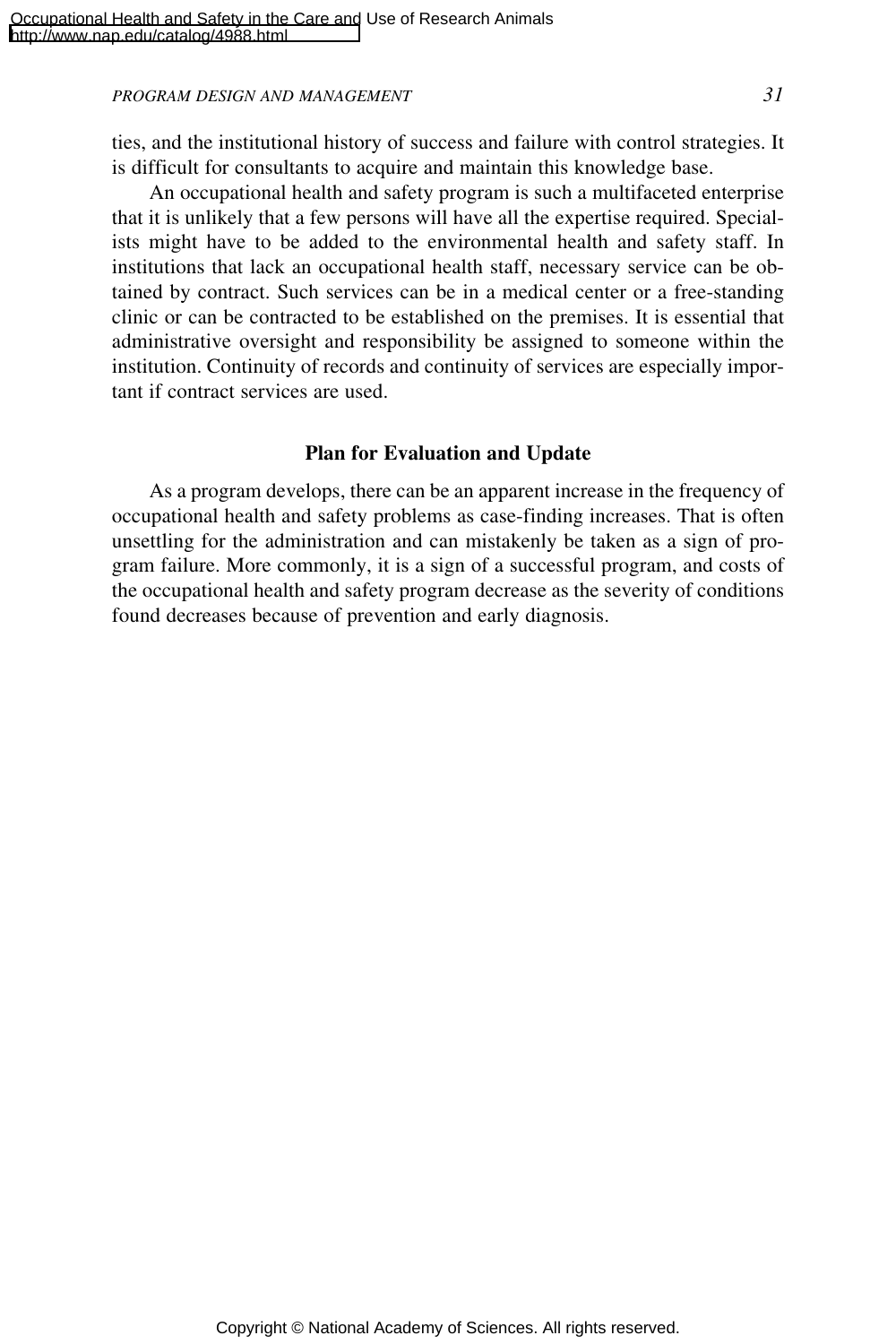ties, and the institutional history of success and failure with control strategies. It is difficult for consultants to acquire and maintain this knowledge base.

An occupational health and safety program is such a multifaceted enterprise that it is unlikely that a few persons will have all the expertise required. Specialists might have to be added to the environmental health and safety staff. In institutions that lack an occupational health staff, necessary service can be obtained by contract. Such services can be in a medical center or a free-standing clinic or can be contracted to be established on the premises. It is essential that administrative oversight and responsibility be assigned to someone within the institution. Continuity of records and continuity of services are especially important if contract services are used.

### Plan for Evaluation and Update

As a program develops, there can be an apparent increase in the frequency of occupational health and safety problems as case-finding increases. That is often unsettling for the administration and can mistakenly be taken as a sign of program failure. More commonly, it is a sign of a successful program, and costs of the occupational health and safety program decrease as the severity of conditions found decreases because of prevention and early diagnosis.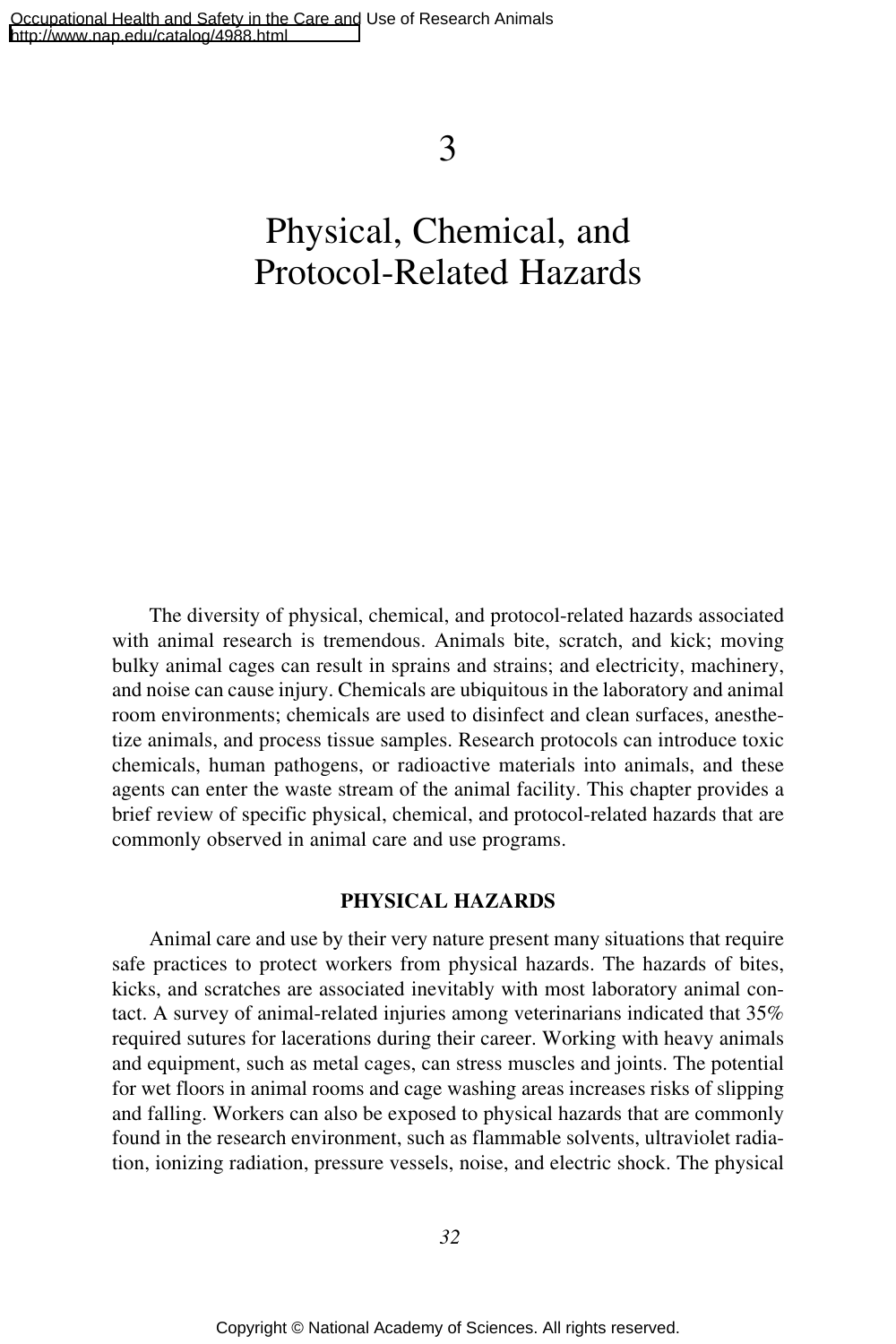# 3

# Physical, Chemical, and Protocol-Related Hazards

The diversity of physical, chemical, and protocol-related hazards associated with animal research is tremendous. Animals bite, scratch, and kick; moving bulky animal cages can result in sprains and strains; and electricity, machinery, and noise can cause injury. Chemicals are ubiquitous in the laboratory and animal room environments; chemicals are used to disinfect and clean surfaces, anesthetize animals, and process tissue samples. Research protocols can introduce toxic chemicals, human pathogens, or radioactive materials into animals, and these agents can enter the waste stream of the animal facility. This chapter provides a brief review of specific physical, chemical, and protocol-related hazards that are commonly observed in animal care and use programs.

## PHYSICAL HAZARDS

Animal care and use by their very nature present many situations that require safe practices to protect workers from physical hazards. The hazards of bites, kicks, and scratches are associated inevitably with most laboratory animal contact. A survey of animal-related injuries among veterinarians indicated that 35% required sutures for lacerations during their career. Working with heavy animals and equipment, such as metal cages, can stress muscles and joints. The potential for wet floors in animal rooms and cage washing areas increases risks of slipping and falling. Workers can also be exposed to physical hazards that are commonly found in the research environment, such as flammable solvents, ultraviolet radiation, ionizing radiation, pressure vessels, noise, and electric shock. The physical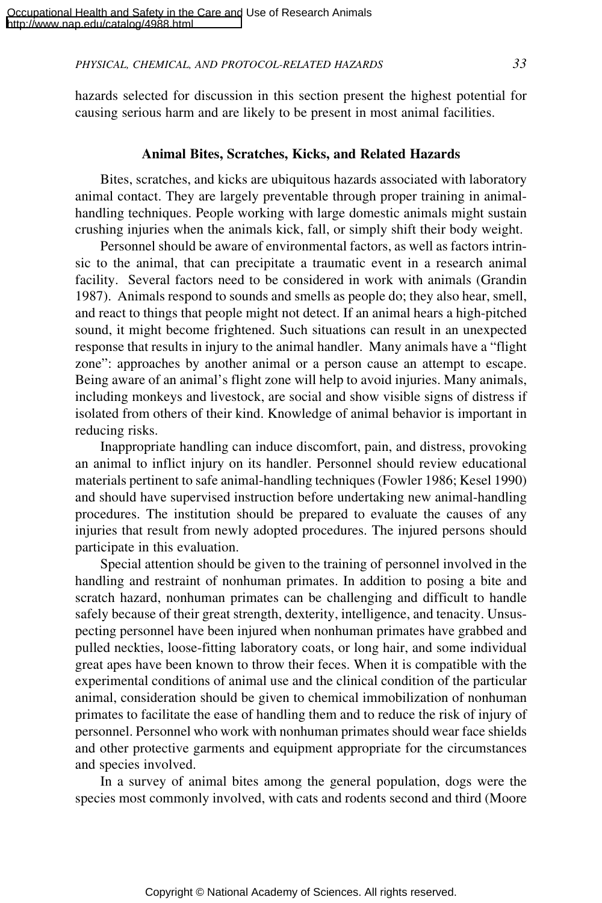hazards selected for discussion in this section present the highest potential for causing serious harm and are likely to be present in most animal facilities.

### Animal Bites, Scratches, Kicks, and Related Hazards

Bites, scratches, and kicks are ubiquitous hazards associated with laboratory animal contact. They are largely preventable through proper training in animal-handling techniques. People working with large domestic animals might sustain crushing injuries when the animals kick, fall, or simply shift their body weight.

Personnel should be aware of environmental factors, as well as factors intrinsic to the animal, that can precipitate a traumatic event in a research animal facility. Several factors need to be considered in work with animals (Grandin 1987). Animals respond to sounds and smells as people do; they also hear, smell, and react to things that people might not detect. If an animal hears a high-pitched sound, it might become frightened. Such situations can result in an unexpected response that results in injury to the animal handler. Many animals have a "flight zone": approaches by another animal or a person cause an attempt to escape. Being aware of an animal's flight zone will help to avoid injuries. Many animals, including monkeys and livestock, are social and show visible signs of distress if isolated from others of their kind. Knowledge of animal behavior is important in reducing risks.

Inappropriate handling can induce discomfort, pain, and distress, provoking an animal to inflict injury on its handler. Personnel should review educational materials pertinent to safe animal-handling techniques (Fowler 1986; Kesel 1990) and should have supervised instruction before undertaking new animal-handling procedures. The institution should be prepared to evaluate the causes of any injuries that result from newly adopted procedures. The injured persons should participate in this evaluation.

Special attention should be given to the training of personnel involved in the handling and restraint of nonhuman primates. In addition to posing a bite and scratch hazard, nonhuman primates can be challenging and difficult to handle safely because of their great strength, dexterity, intelligence, and tenacity. Unsuspecting personnel have been injured when nonhuman primates have grabbed and pulled neckties, loose-fitting laboratory coats, or long hair, and some individual great apes have been known to throw their feces. When it is compatible with the experimental conditions of animal use and the clinical condition of the particular animal, consideration should be given to chemical immobilization of nonhuman primates to facilitate the ease of handling them and to reduce the risk of injury of personnel. Personnel who work with nonhuman primates should wear face shields and other protective garments and equipment appropriate for the circumstances and species involved.

In a survey of animal bites among the general population, dogs were the species most commonly involved, with cats and rodents second and third (Moore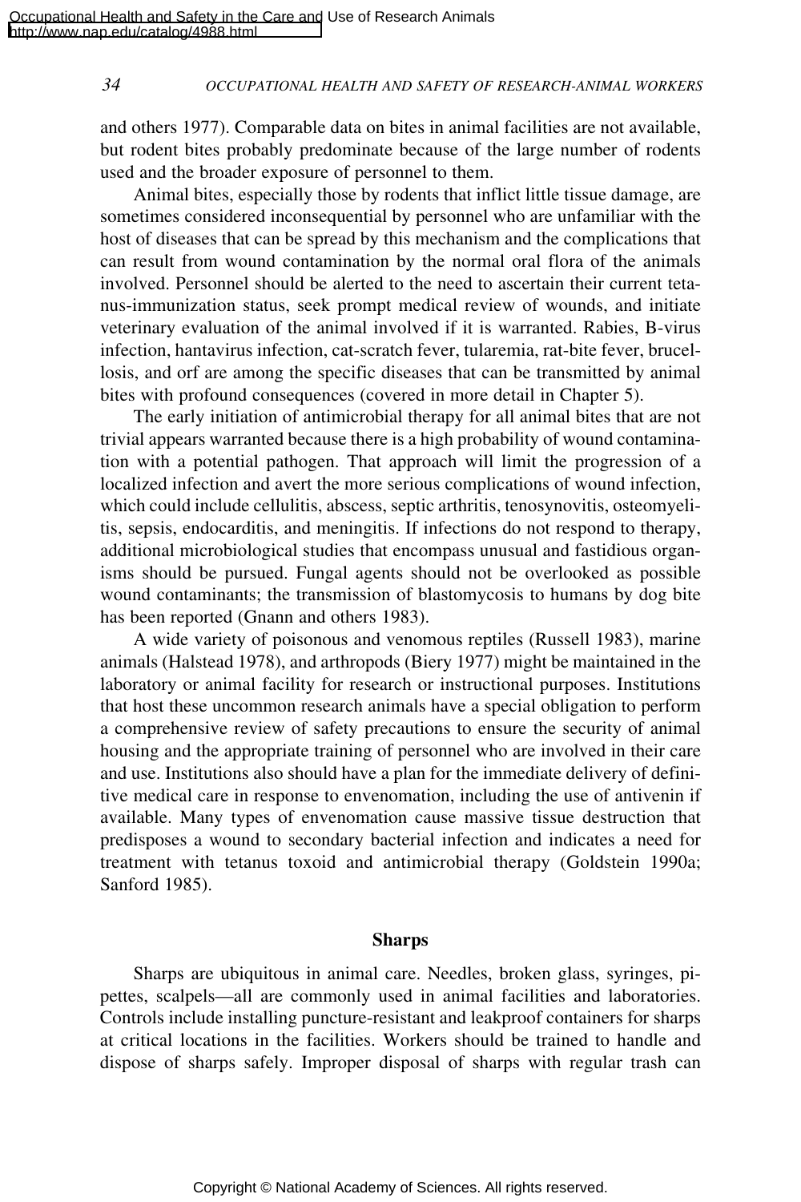and others 1977). Comparable data on bites in animal facilities are not available, but rodent bites probably predominate because of the large number of rodents used and the broader exposure of personnel to them.

Animal bites, especially those by rodents that inflict little tissue damage, are sometimes considered inconsequential by personnel who are unfamiliar with the host of diseases that can be spread by this mechanism and the complications that can result from wound contamination by the normal oral flora of the animals involved. Personnel should be alerted to the need to ascertain their current tetanus-immunization status, seek prompt medical review of wounds, and initiate veterinary evaluation of the animal involved if it is warranted. Rabies, B-virus infection, hantavirus infection, cat-scratch fever, tularemia, rat-bite fever, brucellosis, and orf are among the specific diseases that can be transmitted by animal bites with profound consequences (covered in more detail in Chapter 5).

The early initiation of antimicrobial therapy for all animal bites that are not trivial appears warranted because there is a high probability of wound contamination with a potential pathogen. That approach will limit the progression of a localized infection and avert the more serious complications of wound infection, which could include cellulitis, abscess, septic arthritis, tenosynovitis, osteomyelitis, sepsis, endocarditis, and meningitis. If infections do not respond to therapy, additional microbiological studies that encompass unusual and fastidious organisms should be pursued. Fungal agents should not be overlooked as possible wound contaminants; the transmission of blastomycosis to humans by dog bite has been reported (Gnann and others 1983).

A wide variety of poisonous and venomous reptiles (Russell 1983), marine animals (Halstead 1978), and arthropods (Biery 1977) might be maintained in the laboratory or animal facility for research or instructional purposes. Institutions that host these uncommon research animals have a special obligation to perform a comprehensive review of safety precautions to ensure the security of animal housing and the appropriate training of personnel who are involved in their care and use. Institutions also should have a plan for the immediate delivery of definitive medical care in response to envenomation, including the use of antivenin if available. Many types of envenomation cause massive tissue destruction that predisposes a wound to secondary bacterial infection and indicates a need for treatment with tetanus toxoid and antimicrobial therapy (Goldstein 1990a; Sanford 1985).

### Sharps

Sharps are ubiquitous in animal care. Needles, broken glass, syringes, pipettes, scalpels—all are commonly used in animal facilities and laboratories. Controls include installing puncture-resistant and leakproof containers for sharps at critical locations in the facilities. Workers should be trained to handle and dispose of sharps safely. Improper disposal of sharps with regular trash can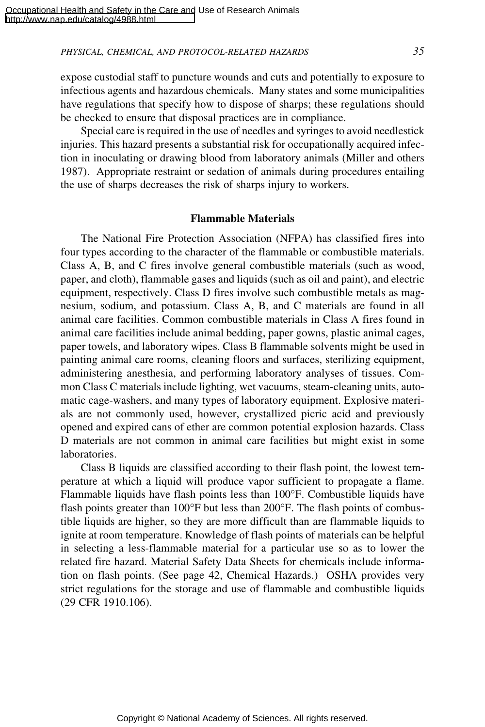expose custodial staff to puncture wounds and cuts and potentially to exposure to infectious agents and hazardous chemicals. Many states and some municipalities have regulations that specify how to dispose of sharps; these regulations should be checked to ensure that disposal practices are in compliance.

Special care is required in the use of needles and syringes to avoid needlestick injuries. This hazard presents a substantial risk for occupationally acquired infection in inoculating or drawing blood from laboratory animals (Miller and others 1987). Appropriate restraint or sedation of animals during procedures entailing the use of sharps decreases the risk of sharps injury to workers.

## Flammable Materials

The National Fire Protection Association (NFPA) has classified fires into four types according to the character of the flammable or combustible materials. Class A, B, and C fires involve general combustible materials (such as wood, paper, and cloth), flammable gases and liquids (such as oil and paint), and electric equipment, respectively. Class D fires involve such combustible metals as magnesium, sodium, and potassium. Class A, B, and C materials are found in all animal care facilities. Common combustible materials in Class A fires found in animal care facilities include animal bedding, paper gowns, plastic animal cages, paper towels, and laboratory wipes. Class B flammable solvents might be used in painting animal care rooms, cleaning floors and surfaces, sterilizing equipment, administering anesthesia, and performing laboratory analyses of tissues. Common Class C materials include lighting, wet vacuums, steam-cleaning units, automatic cage-washers, and many types of laboratory equipment. Explosive materials are not commonly used, however, crystallized picric acid and previously opened and expired cans of ether are common potential explosion hazards. Class D materials are not common in animal care facilities but might exist in some laboratories.

Class B liquids are classified according to their flash point, the lowest temperature at which a liquid will produce vapor sufficient to propagate a flame. Flammable liquids have flash points less than 100°F. Combustible liquids have flash points greater than 100°F but less than 200°F. The flash points of combustible liquids are higher, so they are more difficult than are flammable liquids to ignite at room temperature. Knowledge of flash points of materials can be helpful in selecting a less-flammable material for a particular use so as to lower the related fire hazard. Material Safety Data Sheets for chemicals include information on flash points. (See page 42, Chemical Hazards.) OSHA provides very strict regulations for the storage and use of flammable and combustible liquids (29 CFR 1910.106).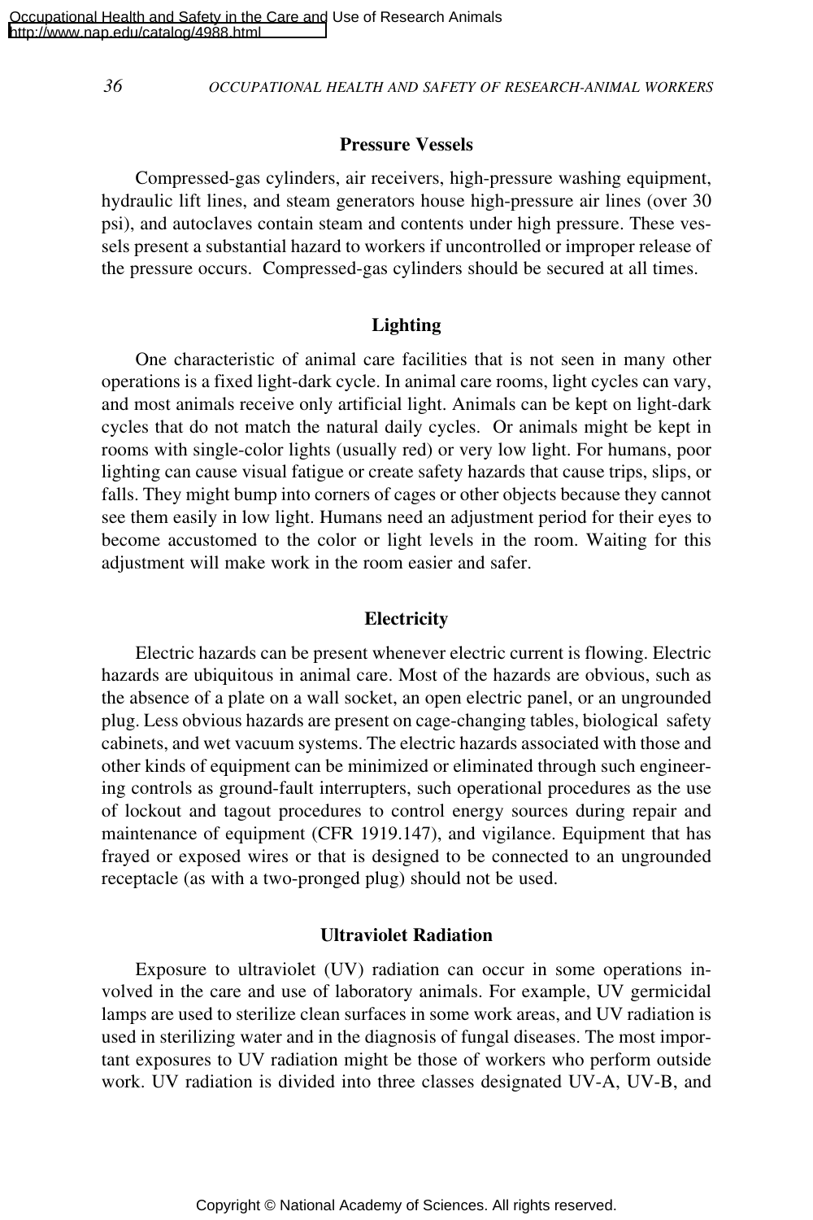## Pressure Vessels

Compressed-gas cylinders, air receivers, high-pressure washing equipment, hydraulic lift lines, and steam generators house high-pressure air lines (over 30 psi), and autoclaves contain steam and contents under high pressure. These vessels present a substantial hazard to workers if uncontrolled or improper release of the pressure occurs. Compressed-gas cylinders should be secured at all times.

## Lighting

One characteristic of animal care facilities that is not seen in many other operations is a fixed light-dark cycle. In animal care rooms, light cycles can vary, and most animals receive only artificial light. Animals can be kept on light-dark cycles that do not match the natural daily cycles. Or animals might be kept in rooms with single-color lights (usually red) or very low light. For humans, poor lighting can cause visual fatigue or create safety hazards that cause trips, slips, or falls. They might bump into corners of cages or other objects because they cannot see them easily in low light. Humans need an adjustment period for their eyes to become accustomed to the color or light levels in the room. Waiting for this adjustment will make work in the room easier and safer.

## Electricity

Electric hazards can be present whenever electric current is flowing. Electric hazards are ubiquitous in animal care. Most of the hazards are obvious, such as the absence of a plate on a wall socket, an open electric panel, or an ungrounded plug. Less obvious hazards are present on cage-changing tables, biological safety cabinets, and wet vacuum systems. The electric hazards associated with those and other kinds of equipment can be minimized or eliminated through such engineering controls as ground-fault interrupters, such operational procedures as the use of lockout and tagout procedures to control energy sources during repair and maintenance of equipment (CFR 1919.147), and vigilance. Equipment that has frayed or exposed wires or that is designed to be connected to an ungrounded receptacle (as with a two-pronged plug) should not be used.

## Ultraviolet Radiation

Exposure to ultraviolet (UV) radiation can occur in some operations involved in the care and use of laboratory animals. For example, UV germicidal lamps are used to sterilize clean surfaces in some work areas, and UV radiation is used in sterilizing water and in the diagnosis of fungal diseases. The most important exposures to UV radiation might be those of workers who perform outside work. UV radiation is divided into three classes designated UV-A, UV-B, and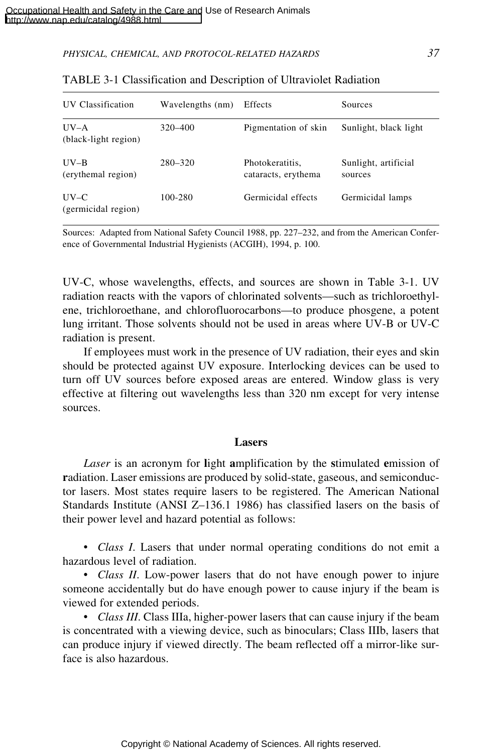TABLE 3-1 Classification and Description of Ultraviolet Radiation

| UV Classification | Wavelengths (nm) | Effects | Sources |
|---|---|---|---|
| UV–A (black-light region) | 320–400 | Pigmentation of skin | Sunlight, black light |
| UV–B (erythemal region) | 280–320 | Photokeratitis, cataracts, erythema | Sunlight, artificial sources |
| UV–C (germicidal region) | 100-280 | Germicidal effects | Germicidal lamps |

Sources: Adapted from National Safety Council 1988, pp. 227–232, and from the American Conference of Governmental Industrial Hygienists (ACGIH), 1994, p. 100.

UV-C, whose wavelengths, effects, and sources are shown in Table 3-1. UV radiation reacts with the vapors of chlorinated solvents—such as trichloroethylene, trichloroethane, and chlorofluorocarbons—to produce phosgene, a potent lung irritant. Those solvents should not be used in areas where UV-B or UV-C radiation is present.

If employees must work in the presence of UV radiation, their eyes and skin should be protected against UV exposure. Interlocking devices can be used to turn off UV sources before exposed areas are entered. Window glass is very effective at filtering out wavelengths less than 320 nm except for very intense sources.

## Lasers

*Laser* is an acronym for **l**ight **a**mplification by the **s**timulated **e**mission of **r**adiation. Laser emissions are produced by solid-state, gaseous, and semiconductor lasers. Most states require lasers to be registered. The American National Standards Institute (ANSI Z–136.1 1986) has classified lasers on the basis of their power level and hazard potential as follows:

- *Class I*. Lasers that under normal operating conditions do not emit a hazardous level of radiation.
- *Class II*. Low-power lasers that do not have enough power to injure someone accidentally but do have enough power to cause injury if the beam is viewed for extended periods.
- *Class III*. Class IIIa, higher-power lasers that can cause injury if the beam is concentrated with a viewing device, such as binoculars; Class IIIb, lasers that can produce injury if viewed directly. The beam reflected off a mirror-like surface is also hazardous.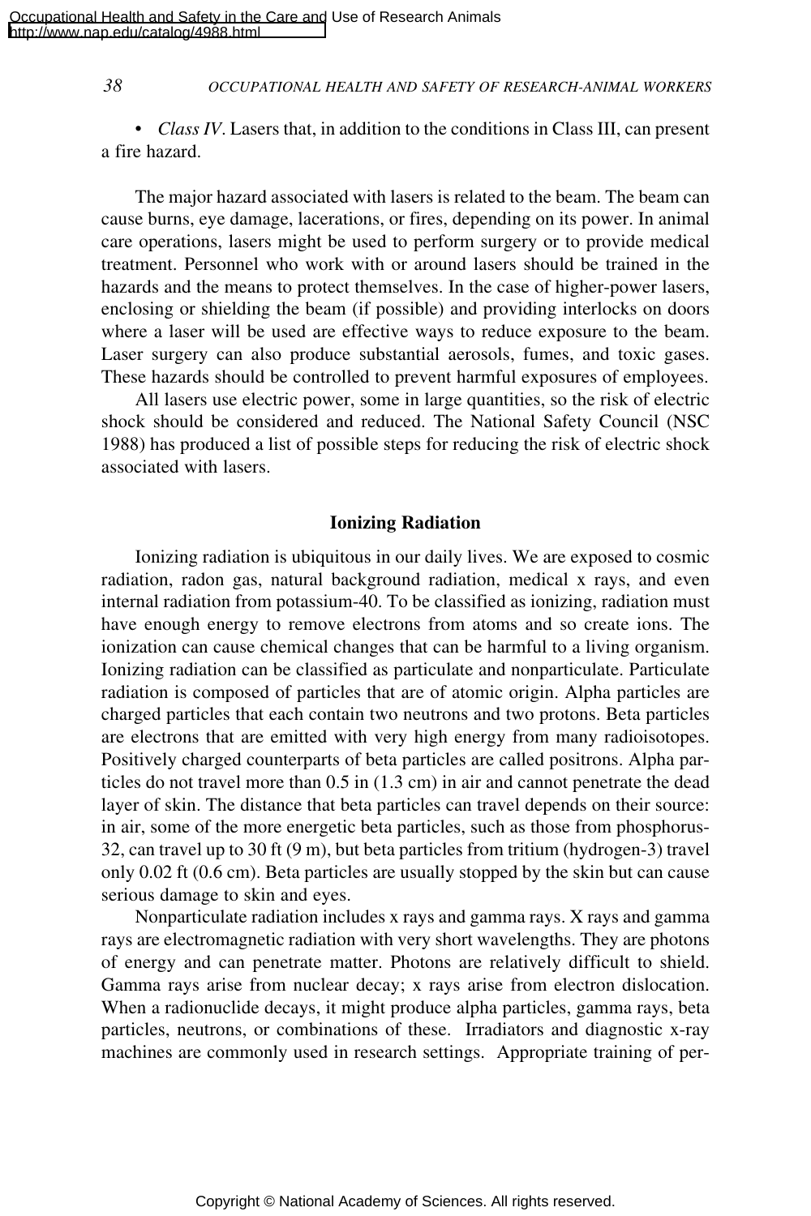- *Class IV*. Lasers that, in addition to the conditions in Class III, can present a fire hazard.

The major hazard associated with lasers is related to the beam. The beam can cause burns, eye damage, lacerations, or fires, depending on its power. In animal care operations, lasers might be used to perform surgery or to provide medical treatment. Personnel who work with or around lasers should be trained in the hazards and the means to protect themselves. In the case of higher-power lasers, enclosing or shielding the beam (if possible) and providing interlocks on doors where a laser will be used are effective ways to reduce exposure to the beam. Laser surgery can also produce substantial aerosols, fumes, and toxic gases. These hazards should be controlled to prevent harmful exposures of employees.

All lasers use electric power, some in large quantities, so the risk of electric shock should be considered and reduced. The National Safety Council (NSC 1988) has produced a list of possible steps for reducing the risk of electric shock associated with lasers.

## Ionizing Radiation

Ionizing radiation is ubiquitous in our daily lives. We are exposed to cosmic radiation, radon gas, natural background radiation, medical x rays, and even internal radiation from potassium-40. To be classified as ionizing, radiation must have enough energy to remove electrons from atoms and so create ions. The ionization can cause chemical changes that can be harmful to a living organism. Ionizing radiation can be classified as particulate and nonparticulate. Particulate radiation is composed of particles that are of atomic origin. Alpha particles are charged particles that each contain two neutrons and two protons. Beta particles are electrons that are emitted with very high energy from many radioisotopes. Positively charged counterparts of beta particles are called positrons. Alpha particles do not travel more than 0.5 in (1.3 cm) in air and cannot penetrate the dead layer of skin. The distance that beta particles can travel depends on their source: in air, some of the more energetic beta particles, such as those from phosphorus-32, can travel up to 30 ft (9 m), but beta particles from tritium (hydrogen-3) travel only 0.02 ft (0.6 cm). Beta particles are usually stopped by the skin but can cause serious damage to skin and eyes.

Nonparticulate radiation includes x rays and gamma rays. X rays and gamma rays are electromagnetic radiation with very short wavelengths. They are photons of energy and can penetrate matter. Photons are relatively difficult to shield. Gamma rays arise from nuclear decay; x rays arise from electron dislocation. When a radionuclide decays, it might produce alpha particles, gamma rays, beta particles, neutrons, or combinations of these. Irradiators and diagnostic x-ray machines are commonly used in research settings. Appropriate training of per-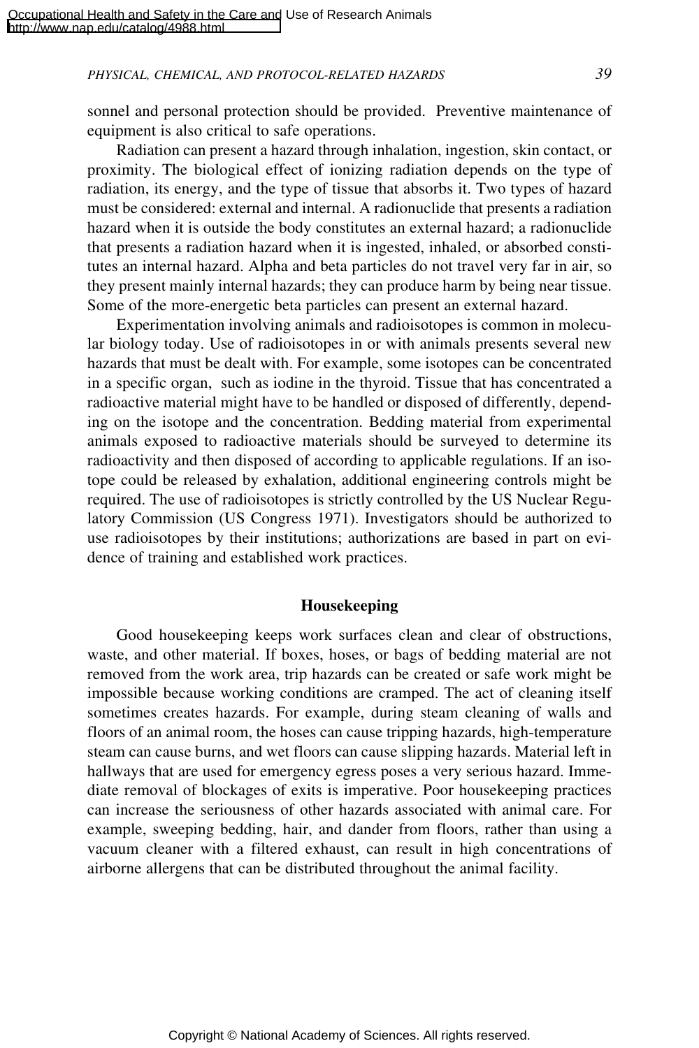sonnel and personal protection should be provided. Preventive maintenance of equipment is also critical to safe operations.

Radiation can present a hazard through inhalation, ingestion, skin contact, or proximity. The biological effect of ionizing radiation depends on the type of radiation, its energy, and the type of tissue that absorbs it. Two types of hazard must be considered: external and internal. A radionuclide that presents a radiation hazard when it is outside the body constitutes an external hazard; a radionuclide that presents a radiation hazard when it is ingested, inhaled, or absorbed constitutes an internal hazard. Alpha and beta particles do not travel very far in air, so they present mainly internal hazards; they can produce harm by being near tissue. Some of the more-energetic beta particles can present an external hazard.

Experimentation involving animals and radioisotopes is common in molecular biology today. Use of radioisotopes in or with animals presents several new hazards that must be dealt with. For example, some isotopes can be concentrated in a specific organ, such as iodine in the thyroid. Tissue that has concentrated a radioactive material might have to be handled or disposed of differently, depending on the isotope and the concentration. Bedding material from experimental animals exposed to radioactive materials should be surveyed to determine its radioactivity and then disposed of according to applicable regulations. If an isotope could be released by exhalation, additional engineering controls might be required. The use of radioisotopes is strictly controlled by the US Nuclear Regulatory Commission (US Congress 1971). Investigators should be authorized to use radioisotopes by their institutions; authorizations are based in part on evidence of training and established work practices.

## Housekeeping

Good housekeeping keeps work surfaces clean and clear of obstructions, waste, and other material. If boxes, hoses, or bags of bedding material are not removed from the work area, trip hazards can be created or safe work might be impossible because working conditions are cramped. The act of cleaning itself sometimes creates hazards. For example, during steam cleaning of walls and floors of an animal room, the hoses can cause tripping hazards, high-temperature steam can cause burns, and wet floors can cause slipping hazards. Material left in hallways that are used for emergency egress poses a very serious hazard. Immediate removal of blockages of exits is imperative. Poor housekeeping practices can increase the seriousness of other hazards associated with animal care. For example, sweeping bedding, hair, and dander from floors, rather than using a vacuum cleaner with a filtered exhaust, can result in high concentrations of airborne allergens that can be distributed throughout the animal facility.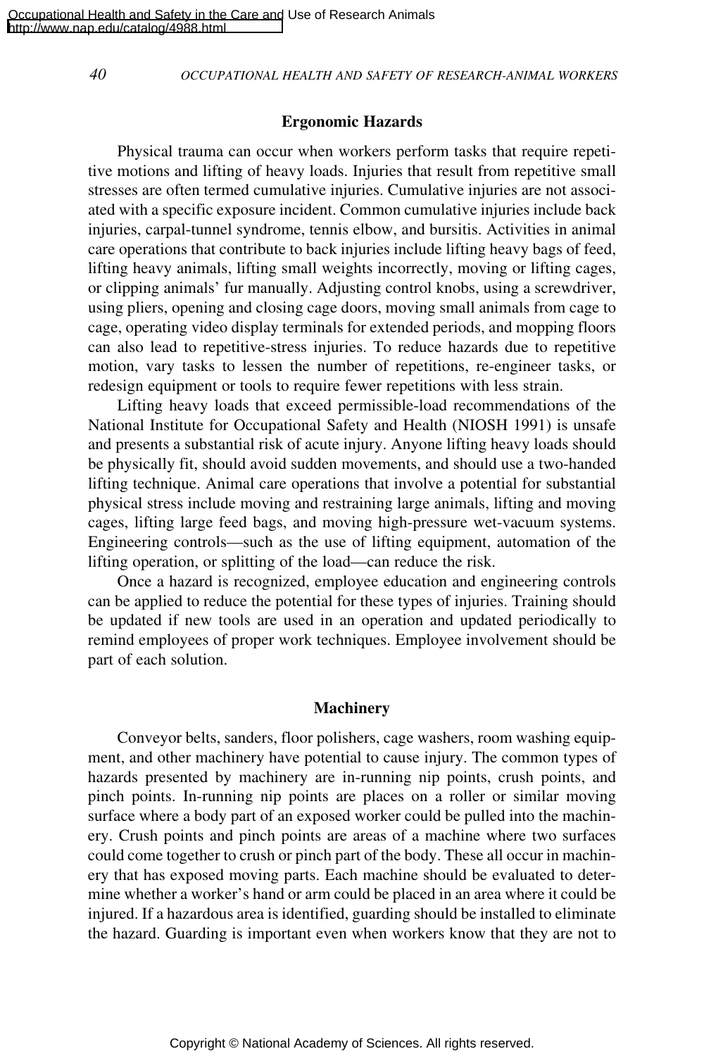## Ergonomic Hazards

Physical trauma can occur when workers perform tasks that require repetitive motions and lifting of heavy loads. Injuries that result from repetitive small stresses are often termed cumulative injuries. Cumulative injuries are not associated with a specific exposure incident. Common cumulative injuries include back injuries, carpal-tunnel syndrome, tennis elbow, and bursitis. Activities in animal care operations that contribute to back injuries include lifting heavy bags of feed, lifting heavy animals, lifting small weights incorrectly, moving or lifting cages, or clipping animals' fur manually. Adjusting control knobs, using a screwdriver, using pliers, opening and closing cage doors, moving small animals from cage to cage, operating video display terminals for extended periods, and mopping floors can also lead to repetitive-stress injuries. To reduce hazards due to repetitive motion, vary tasks to lessen the number of repetitions, re-engineer tasks, or redesign equipment or tools to require fewer repetitions with less strain.

Lifting heavy loads that exceed permissible-load recommendations of the National Institute for Occupational Safety and Health (NIOSH 1991) is unsafe and presents a substantial risk of acute injury. Anyone lifting heavy loads should be physically fit, should avoid sudden movements, and should use a two-handed lifting technique. Animal care operations that involve a potential for substantial physical stress include moving and restraining large animals, lifting and moving cages, lifting large feed bags, and moving high-pressure wet-vacuum systems. Engineering controls—such as the use of lifting equipment, automation of the lifting operation, or splitting of the load—can reduce the risk.

Once a hazard is recognized, employee education and engineering controls can be applied to reduce the potential for these types of injuries. Training should be updated if new tools are used in an operation and updated periodically to remind employees of proper work techniques. Employee involvement should be part of each solution.

## Machinery

Conveyor belts, sanders, floor polishers, cage washers, room washing equipment, and other machinery have potential to cause injury. The common types of hazards presented by machinery are in-running nip points, crush points, and pinch points. In-running nip points are places on a roller or similar moving surface where a body part of an exposed worker could be pulled into the machinery. Crush points and pinch points are areas of a machine where two surfaces could come together to crush or pinch part of the body. These all occur in machinery that has exposed moving parts. Each machine should be evaluated to determine whether a worker's hand or arm could be placed in an area where it could be injured. If a hazardous area is identified, guarding should be installed to eliminate the hazard. Guarding is important even when workers know that they are not to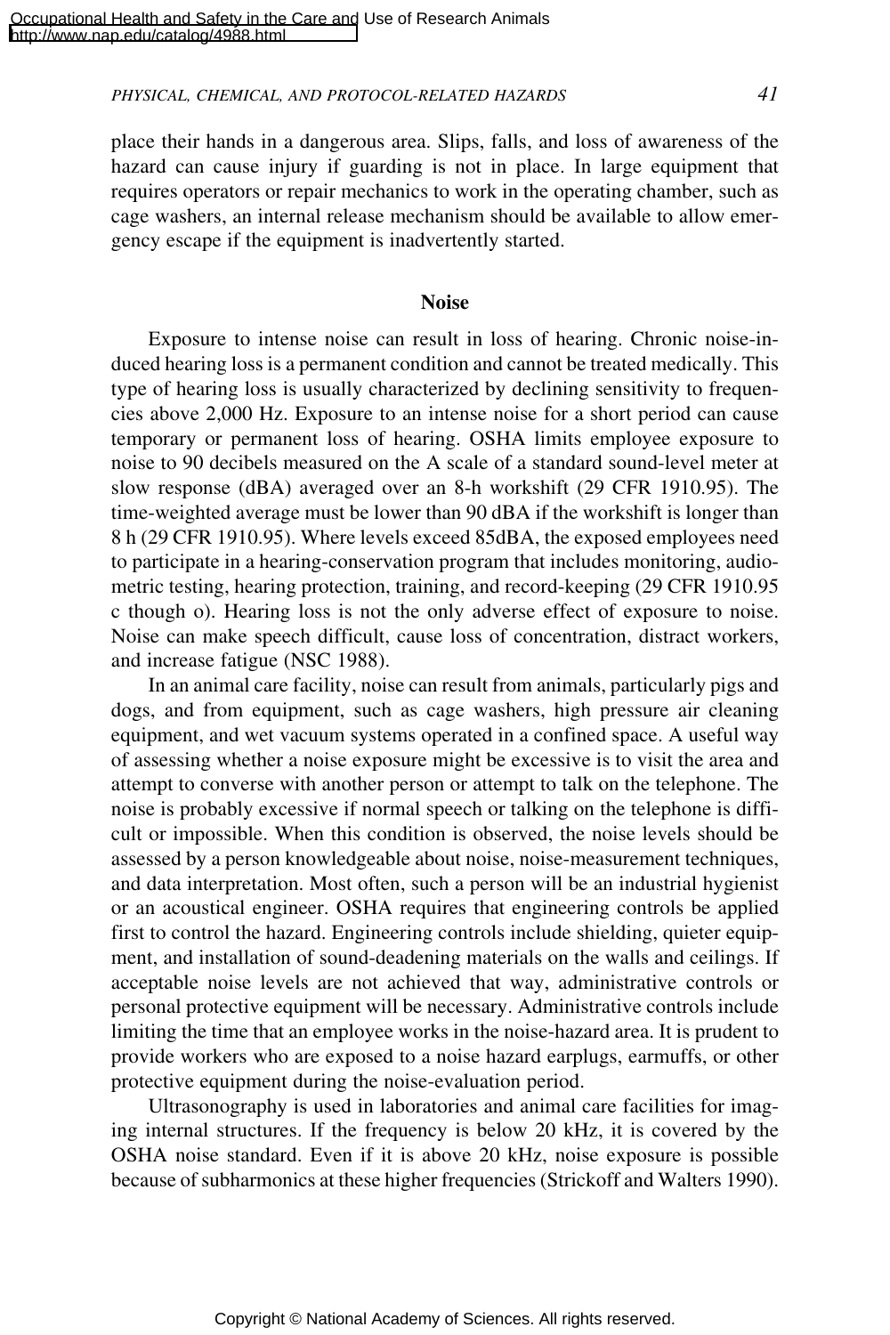place their hands in a dangerous area. Slips, falls, and loss of awareness of the hazard can cause injury if guarding is not in place. In large equipment that requires operators or repair mechanics to work in the operating chamber, such as cage washers, an internal release mechanism should be available to allow emergency escape if the equipment is inadvertently started.

## Noise

Exposure to intense noise can result in loss of hearing. Chronic noise-induced hearing loss is a permanent condition and cannot be treated medically. This type of hearing loss is usually characterized by declining sensitivity to frequencies above 2,000 Hz. Exposure to an intense noise for a short period can cause temporary or permanent loss of hearing. OSHA limits employee exposure to noise to 90 decibels measured on the A scale of a standard sound-level meter at slow response (dBA) averaged over an 8-h workshift (29 CFR 1910.95). The time-weighted average must be lower than 90 dBA if the workshift is longer than 8 h (29 CFR 1910.95). Where levels exceed 85dBA, the exposed employees need to participate in a hearing-conservation program that includes monitoring, audiometric testing, hearing protection, training, and record-keeping (29 CFR 1910.95 c though o). Hearing loss is not the only adverse effect of exposure to noise. Noise can make speech difficult, cause loss of concentration, distract workers, and increase fatigue (NSC 1988).

In an animal care facility, noise can result from animals, particularly pigs and dogs, and from equipment, such as cage washers, high pressure air cleaning equipment, and wet vacuum systems operated in a confined space. A useful way of assessing whether a noise exposure might be excessive is to visit the area and attempt to converse with another person or attempt to talk on the telephone. The noise is probably excessive if normal speech or talking on the telephone is difficult or impossible. When this condition is observed, the noise levels should be assessed by a person knowledgeable about noise, noise-measurement techniques, and data interpretation. Most often, such a person will be an industrial hygienist or an acoustical engineer. OSHA requires that engineering controls be applied first to control the hazard. Engineering controls include shielding, quieter equipment, and installation of sound-deadening materials on the walls and ceilings. If acceptable noise levels are not achieved that way, administrative controls or personal protective equipment will be necessary. Administrative controls include limiting the time that an employee works in the noise-hazard area. It is prudent to provide workers who are exposed to a noise hazard earplugs, earmuffs, or other protective equipment during the noise-evaluation period.

Ultrasonography is used in laboratories and animal care facilities for imaging internal structures. If the frequency is below 20 kHz, it is covered by the OSHA noise standard. Even if it is above 20 kHz, noise exposure is possible because of subharmonics at these higher frequencies (Strickoff and Walters 1990).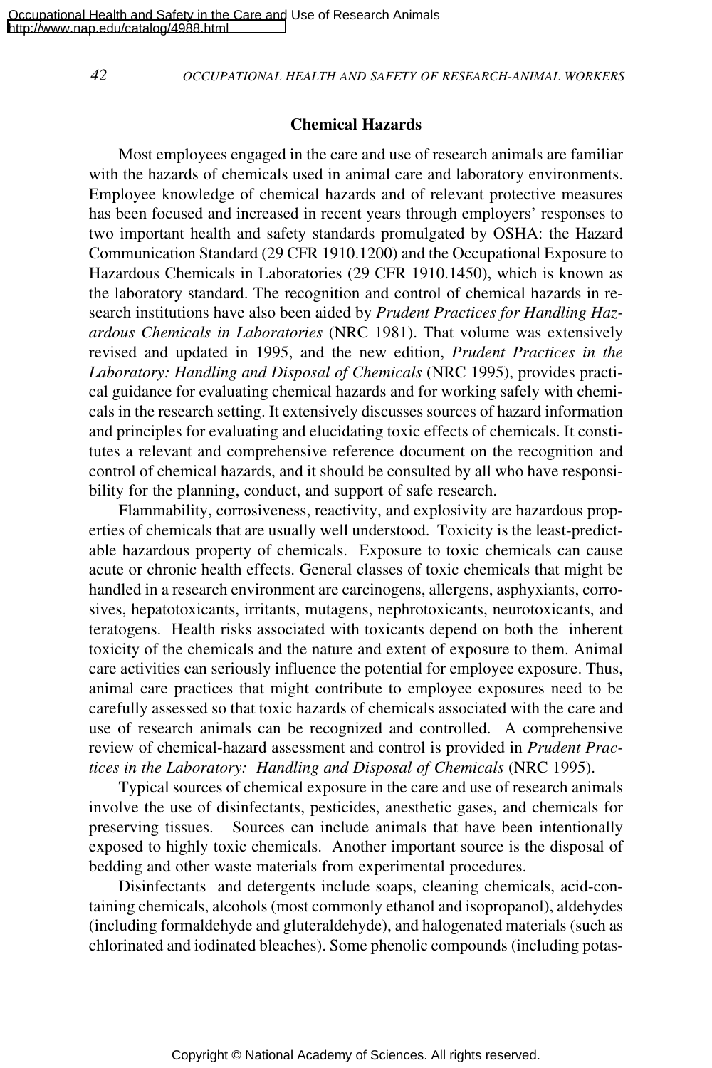## Chemical Hazards

Most employees engaged in the care and use of research animals are familiar with the hazards of chemicals used in animal care and laboratory environments. Employee knowledge of chemical hazards and of relevant protective measures has been focused and increased in recent years through employers' responses to two important health and safety standards promulgated by OSHA: the Hazard Communication Standard (29 CFR 1910.1200) and the Occupational Exposure to Hazardous Chemicals in Laboratories (29 CFR 1910.1450), which is known as the laboratory standard. The recognition and control of chemical hazards in research institutions have also been aided by *Prudent Practices for Handling Hazardous Chemicals in Laboratories* (NRC 1981). That volume was extensively revised and updated in 1995, and the new edition, *Prudent Practices in the Laboratory: Handling and Disposal of Chemicals* (NRC 1995), provides practical guidance for evaluating chemical hazards and for working safely with chemicals in the research setting. It extensively discusses sources of hazard information and principles for evaluating and elucidating toxic effects of chemicals. It constitutes a relevant and comprehensive reference document on the recognition and control of chemical hazards, and it should be consulted by all who have responsibility for the planning, conduct, and support of safe research.

Flammability, corrosiveness, reactivity, and explosivity are hazardous properties of chemicals that are usually well understood. Toxicity is the least-predictable hazardous property of chemicals. Exposure to toxic chemicals can cause acute or chronic health effects. General classes of toxic chemicals that might be handled in a research environment are carcinogens, allergens, asphyxiants, corrosives, hepatotoxicants, irritants, mutagens, nephrotoxicants, neurotoxicants, and teratogens. Health risks associated with toxicants depend on both the inherent toxicity of the chemicals and the nature and extent of exposure to them. Animal care activities can seriously influence the potential for employee exposure. Thus, animal care practices that might contribute to employee exposures need to be carefully assessed so that toxic hazards of chemicals associated with the care and use of research animals can be recognized and controlled. A comprehensive review of chemical-hazard assessment and control is provided in *Prudent Practices in the Laboratory: Handling and Disposal of Chemicals* (NRC 1995).

Typical sources of chemical exposure in the care and use of research animals involve the use of disinfectants, pesticides, anesthetic gases, and chemicals for preserving tissues. Sources can include animals that have been intentionally exposed to highly toxic chemicals. Another important source is the disposal of bedding and other waste materials from experimental procedures.

Disinfectants and detergents include soaps, cleaning chemicals, acid-containing chemicals, alcohols (most commonly ethanol and isopropanol), aldehydes (including formaldehyde and gluteraldehyde), and halogenated materials (such as chlorinated and iodinated bleaches). Some phenolic compounds (including potas-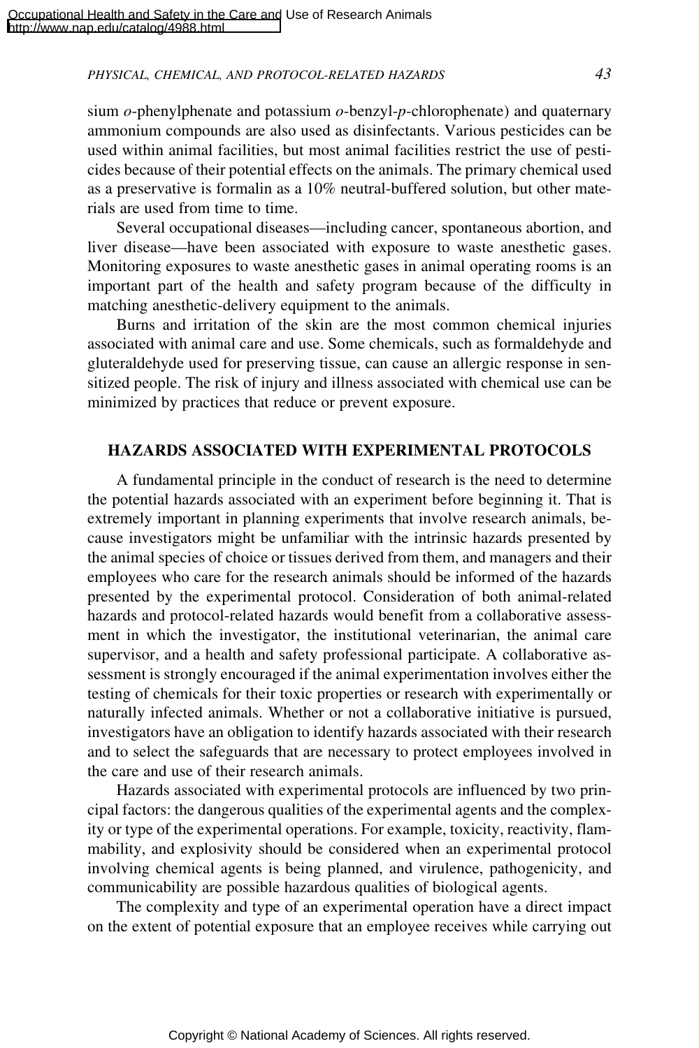sium *o*-phenylphenate and potassium *o*-benzyl-*p*-chlorophenate) and quaternary ammonium compounds are also used as disinfectants. Various pesticides can be used within animal facilities, but most animal facilities restrict the use of pesticides because of their potential effects on the animals. The primary chemical used as a preservative is formalin as a 10% neutral-buffered solution, but other materials are used from time to time.

Several occupational diseases—including cancer, spontaneous abortion, and liver disease—have been associated with exposure to waste anesthetic gases. Monitoring exposures to waste anesthetic gases in animal operating rooms is an important part of the health and safety program because of the difficulty in matching anesthetic-delivery equipment to the animals.

Burns and irritation of the skin are the most common chemical injuries associated with animal care and use. Some chemicals, such as formaldehyde and gluteraldehyde used for preserving tissue, can cause an allergic response in sensitized people. The risk of injury and illness associated with chemical use can be minimized by practices that reduce or prevent exposure.

## HAZARDS ASSOCIATED WITH EXPERIMENTAL PROTOCOLS

A fundamental principle in the conduct of research is the need to determine the potential hazards associated with an experiment before beginning it. That is extremely important in planning experiments that involve research animals, because investigators might be unfamiliar with the intrinsic hazards presented by the animal species of choice or tissues derived from them, and managers and their employees who care for the research animals should be informed of the hazards presented by the experimental protocol. Consideration of both animal-related hazards and protocol-related hazards would benefit from a collaborative assessment in which the investigator, the institutional veterinarian, the animal care supervisor, and a health and safety professional participate. A collaborative assessment is strongly encouraged if the animal experimentation involves either the testing of chemicals for their toxic properties or research with experimentally or naturally infected animals. Whether or not a collaborative initiative is pursued, investigators have an obligation to identify hazards associated with their research and to select the safeguards that are necessary to protect employees involved in the care and use of their research animals.

Hazards associated with experimental protocols are influenced by two principal factors: the dangerous qualities of the experimental agents and the complexity or type of the experimental operations. For example, toxicity, reactivity, flammability, and explosivity should be considered when an experimental protocol involving chemical agents is being planned, and virulence, pathogenicity, and communicability are possible hazardous qualities of biological agents.

The complexity and type of an experimental operation have a direct impact on the extent of potential exposure that an employee receives while carrying out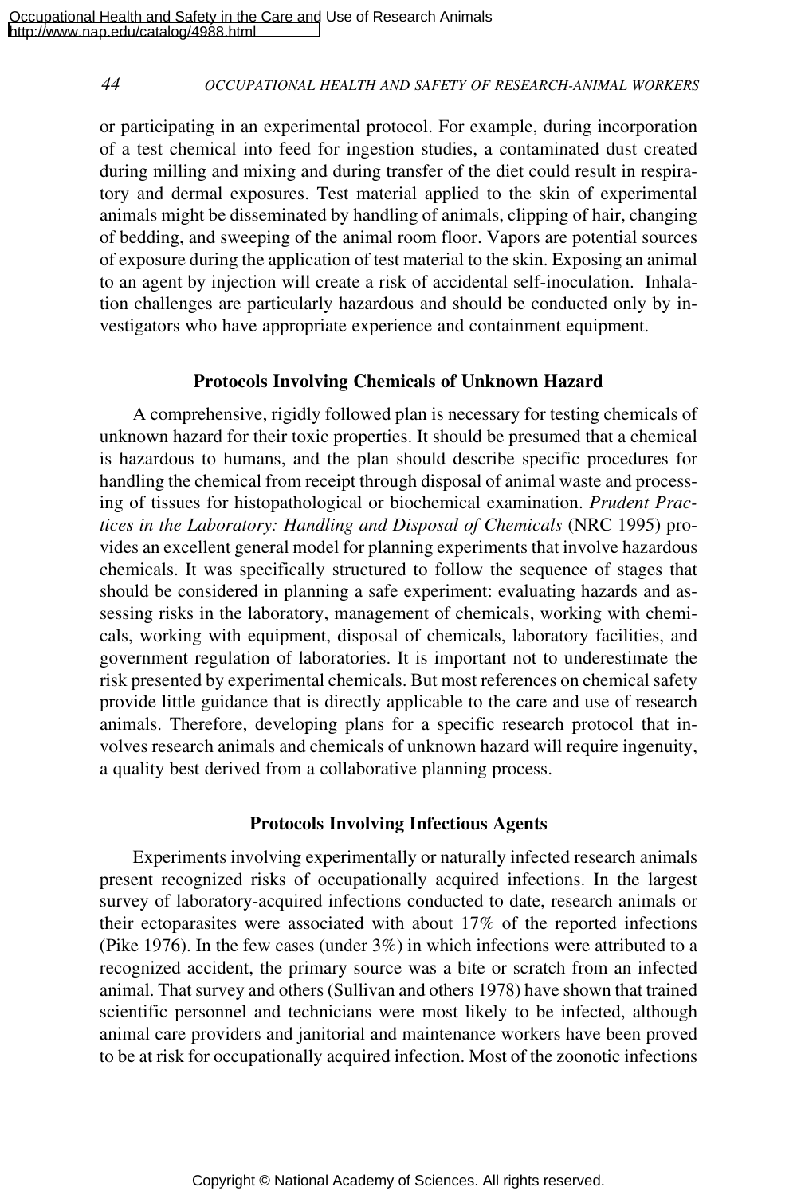or participating in an experimental protocol. For example, during incorporation of a test chemical into feed for ingestion studies, a contaminated dust created during milling and mixing and during transfer of the diet could result in respiratory and dermal exposures. Test material applied to the skin of experimental animals might be disseminated by handling of animals, clipping of hair, changing of bedding, and sweeping of the animal room floor. Vapors are potential sources of exposure during the application of test material to the skin. Exposing an animal to an agent by injection will create a risk of accidental self-inoculation. Inhalation challenges are particularly hazardous and should be conducted only by investigators who have appropriate experience and containment equipment.

### Protocols Involving Chemicals of Unknown Hazard

A comprehensive, rigidly followed plan is necessary for testing chemicals of unknown hazard for their toxic properties. It should be presumed that a chemical is hazardous to humans, and the plan should describe specific procedures for handling the chemical from receipt through disposal of animal waste and processing of tissues for histopathological or biochemical examination. *Prudent Practices in the Laboratory: Handling and Disposal of Chemicals* (NRC 1995) provides an excellent general model for planning experiments that involve hazardous chemicals. It was specifically structured to follow the sequence of stages that should be considered in planning a safe experiment: evaluating hazards and assessing risks in the laboratory, management of chemicals, working with chemicals, working with equipment, disposal of chemicals, laboratory facilities, and government regulation of laboratories. It is important not to underestimate the risk presented by experimental chemicals. But most references on chemical safety provide little guidance that is directly applicable to the care and use of research animals. Therefore, developing plans for a specific research protocol that involves research animals and chemicals of unknown hazard will require ingenuity, a quality best derived from a collaborative planning process.

### Protocols Involving Infectious Agents

Experiments involving experimentally or naturally infected research animals present recognized risks of occupationally acquired infections. In the largest survey of laboratory-acquired infections conducted to date, research animals or their ectoparasites were associated with about 17% of the reported infections (Pike 1976). In the few cases (under 3%) in which infections were attributed to a recognized accident, the primary source was a bite or scratch from an infected animal. That survey and others (Sullivan and others 1978) have shown that trained scientific personnel and technicians were most likely to be infected, although animal care providers and janitorial and maintenance workers have been proved to be at risk for occupationally acquired infection. Most of the zoonotic infections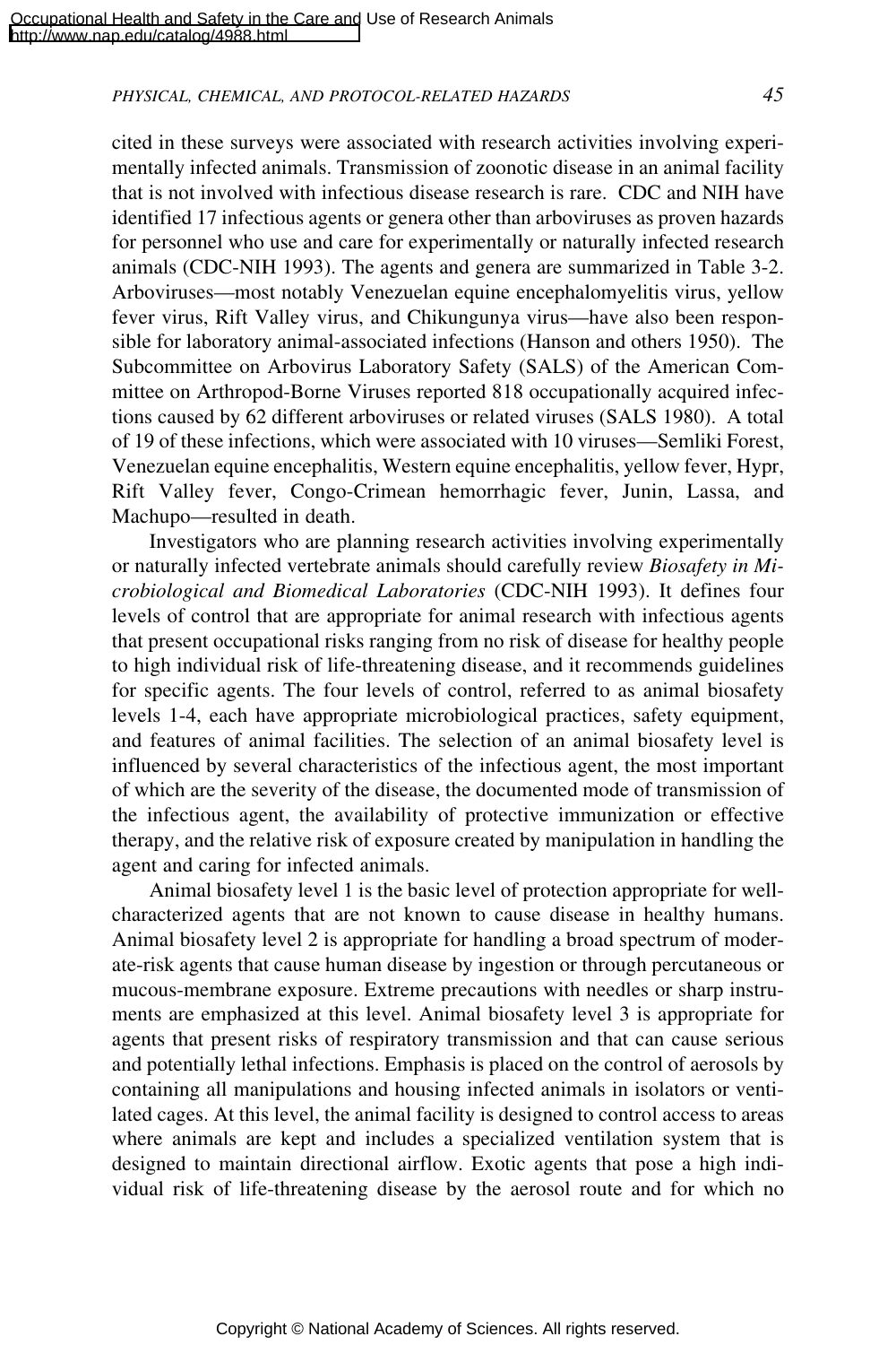cited in these surveys were associated with research activities involving experimentally infected animals. Transmission of zoonotic disease in an animal facility that is not involved with infectious disease research is rare. CDC and NIH have identified 17 infectious agents or genera other than arboviruses as proven hazards for personnel who use and care for experimentally or naturally infected research animals (CDC-NIH 1993). The agents and genera are summarized in Table 3-2. Arboviruses—most notably Venezuelan equine encephalomyelitis virus, yellow fever virus, Rift Valley virus, and Chikungunya virus—have also been responsible for laboratory animal-associated infections (Hanson and others 1950). The Subcommittee on Arbovirus Laboratory Safety (SALS) of the American Committee on Arthropod-Borne Viruses reported 818 occupationally acquired infections caused by 62 different arboviruses or related viruses (SALS 1980). A total of 19 of these infections, which were associated with 10 viruses—Semliki Forest, Venezuelan equine encephalitis, Western equine encephalitis, yellow fever, Hypr, Rift Valley fever, Congo-Crimean hemorrhagic fever, Junin, Lassa, and Machupo—resulted in death.

Investigators who are planning research activities involving experimentally or naturally infected vertebrate animals should carefully review *Biosafety in Microbiological and Biomedical Laboratories* (CDC-NIH 1993). It defines four levels of control that are appropriate for animal research with infectious agents that present occupational risks ranging from no risk of disease for healthy people to high individual risk of life-threatening disease, and it recommends guidelines for specific agents. The four levels of control, referred to as animal biosafety levels 1-4, each have appropriate microbiological practices, safety equipment, and features of animal facilities. The selection of an animal biosafety level is influenced by several characteristics of the infectious agent, the most important of which are the severity of the disease, the documented mode of transmission of the infectious agent, the availability of protective immunization or effective therapy, and the relative risk of exposure created by manipulation in handling the agent and caring for infected animals.

Animal biosafety level 1 is the basic level of protection appropriate for well-characterized agents that are not known to cause disease in healthy humans. Animal biosafety level 2 is appropriate for handling a broad spectrum of moderate-risk agents that cause human disease by ingestion or through percutaneous or mucous-membrane exposure. Extreme precautions with needles or sharp instruments are emphasized at this level. Animal biosafety level 3 is appropriate for agents that present risks of respiratory transmission and that can cause serious and potentially lethal infections. Emphasis is placed on the control of aerosols by containing all manipulations and housing infected animals in isolators or ventilated cages. At this level, the animal facility is designed to control access to areas where animals are kept and includes a specialized ventilation system that is designed to maintain directional airflow. Exotic agents that pose a high individual risk of life-threatening disease by the aerosol route and for which no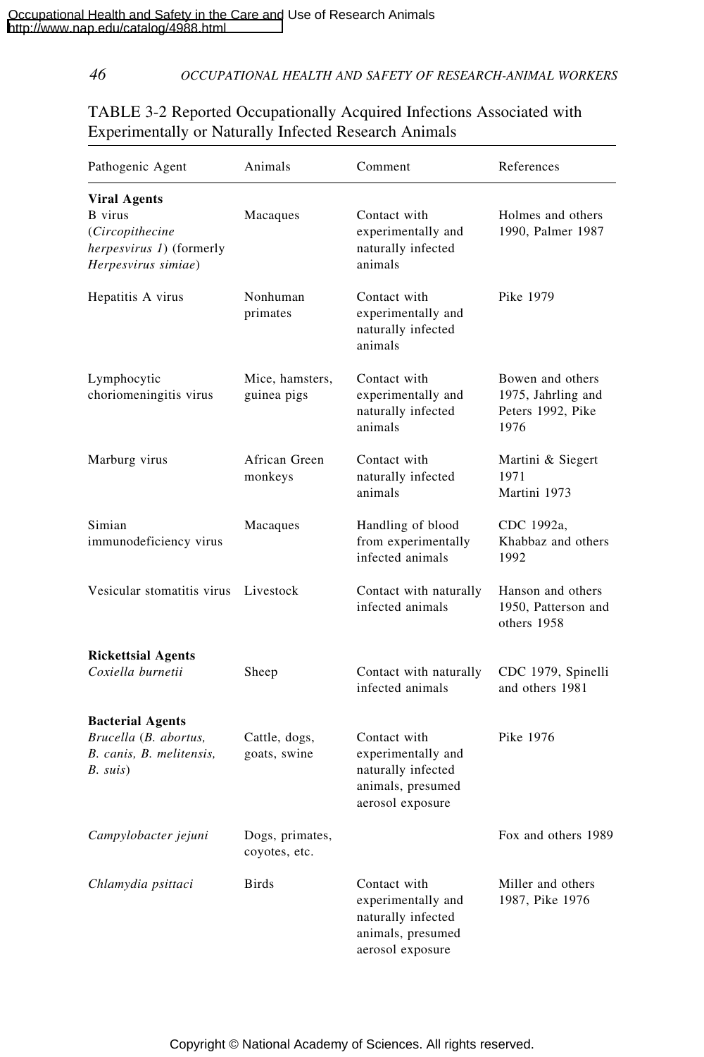TABLE 3-2 Reported Occupationally Acquired Infections Associated with Experimentally or Naturally Infected Research Animals

| Pathogenic Agent | Animals | Comment | References |
|---|---|---|---|
| **Viral Agents** | | | |
| B virus (*Circopithecine herpesvirus 1*) (formerly *Herpesvirus simiae*) | Macaques | Contact with experimentally and naturally infected animals | Holmes and others 1990, Palmer 1987 |
| Hepatitis A virus | Nonhuman primates | Contact with experimentally and naturally infected animals | Pike 1979 |
| Lymphocytic choriomeningitis virus | Mice, hamsters, guinea pigs | Contact with experimentally and naturally infected animals | Bowen and others 1975, Jahrling and Peters 1992, Pike 1976 |
| Marburg virus | African Green monkeys | Contact with naturally infected animals | Martini & Siegert 1971 Martini 1973 |
| Simian immunodeficiency virus | Macaques | Handling of blood from experimentally infected animals | CDC 1992a, Khabbaz and others 1992 |
| Vesicular stomatitis virus | Livestock | Contact with naturally infected animals | Hanson and others 1950, Patterson and others 1958 |
| **Rickettsial Agents** | | | |
| *Coxiella burnetii* | Sheep | Contact with naturally infected animals | CDC 1979, Spinelli and others 1981 |
| **Bacterial Agents** | | | |
| *Brucella* (*B. abortus, B. canis, B. melitensis, B. suis*) | Cattle, dogs, goats, swine | Contact with experimentally and naturally infected animals, presumed aerosol exposure | Pike 1976 |
| *Campylobacter jejuni* | Dogs, primates, coyotes, etc. | | Fox and others 1989 |
| *Chlamydia psittaci* | Birds | Contact with experimentally and naturally infected animals, presumed aerosol exposure | Miller and others 1987, Pike 1976 |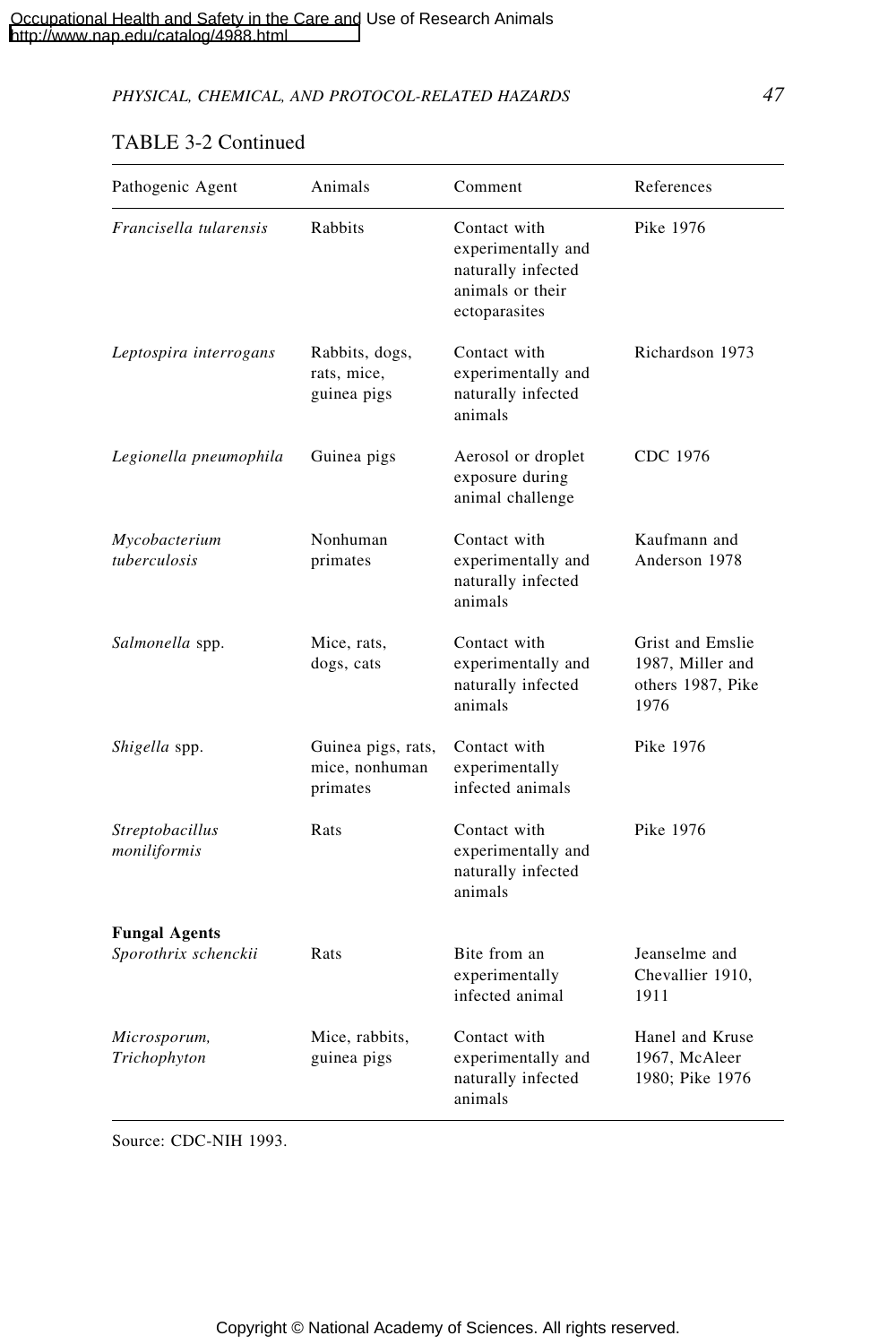TABLE 3-2 Continued

| Pathogenic Agent | Animals | Comment | References |
|---|---|---|---|
| *Francisella tularensis* | Rabbits | Contact with experimentally and naturally infected animals or their ectoparasites | Pike 1976 |
| *Leptospira interrogans* | Rabbits, dogs, rats, mice, guinea pigs | Contact with experimentally and naturally infected animals | Richardson 1973 |
| *Legionella pneumophila* | Guinea pigs | Aerosol or droplet exposure during animal challenge | CDC 1976 |
| *Mycobacterium tuberculosis* | Nonhuman primates | Contact with experimentally and naturally infected animals | Kaufmann and Anderson 1978 |
| *Salmonella* spp. | Mice, rats, dogs, cats | Contact with experimentally and naturally infected animals | Grist and Emslie 1987, Miller and others 1987, Pike 1976 |
| *Shigella* spp. | Guinea pigs, rats, mice, nonhuman primates | Contact with experimentally infected animals | Pike 1976 |
| *Streptobacillus moniliformis* | Rats | Contact with experimentally and naturally infected animals | Pike 1976 |
| **Fungal Agents** | | | |
| *Sporothrix schenckii* | Rats | Bite from an experimentally infected animal | Jeanselme and Chevallier 1910, 1911 |
| *Microsporum, Trichophyton* | Mice, rabbits, guinea pigs | Contact with experimentally and naturally infected animals | Hanel and Kruse 1967, McAleer 1980; Pike 1976 |

Source: CDC-NIH 1993.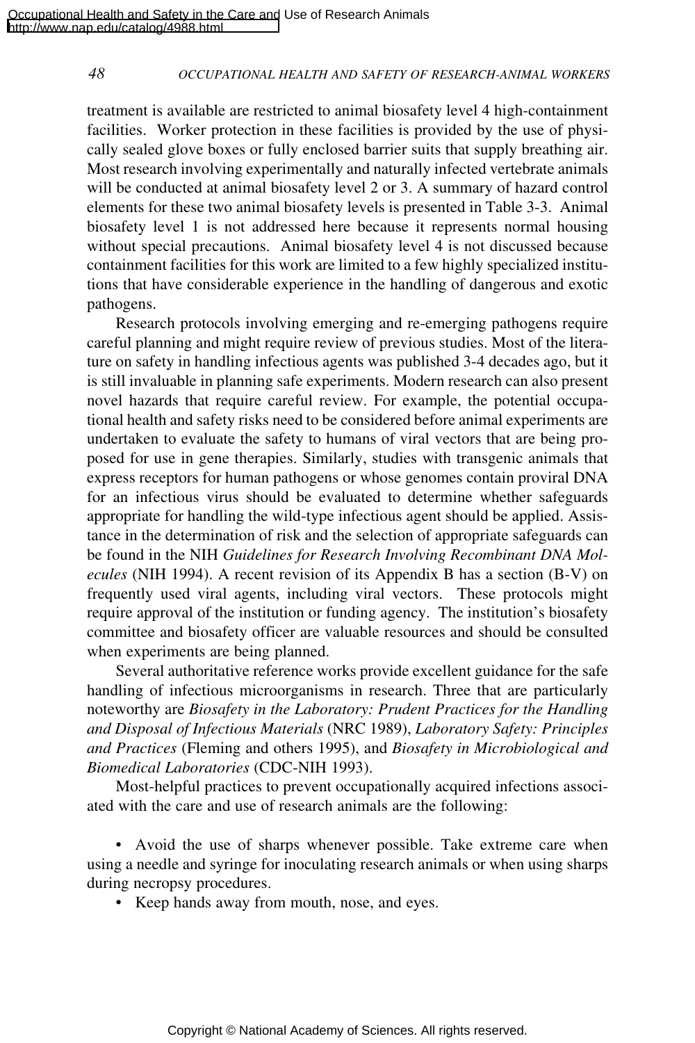treatment is available are restricted to animal biosafety level 4 high-containment facilities. Worker protection in these facilities is provided by the use of physically sealed glove boxes or fully enclosed barrier suits that supply breathing air. Most research involving experimentally and naturally infected vertebrate animals will be conducted at animal biosafety level 2 or 3. A summary of hazard control elements for these two animal biosafety levels is presented in Table 3-3. Animal biosafety level 1 is not addressed here because it represents normal housing without special precautions. Animal biosafety level 4 is not discussed because containment facilities for this work are limited to a few highly specialized institutions that have considerable experience in the handling of dangerous and exotic pathogens.

Research protocols involving emerging and re-emerging pathogens require careful planning and might require review of previous studies. Most of the literature on safety in handling infectious agents was published 3-4 decades ago, but it is still invaluable in planning safe experiments. Modern research can also present novel hazards that require careful review. For example, the potential occupational health and safety risks need to be considered before animal experiments are undertaken to evaluate the safety to humans of viral vectors that are being proposed for use in gene therapies. Similarly, studies with transgenic animals that express receptors for human pathogens or whose genomes contain proviral DNA for an infectious virus should be evaluated to determine whether safeguards appropriate for handling the wild-type infectious agent should be applied. Assistance in the determination of risk and the selection of appropriate safeguards can be found in the NIH *Guidelines for Research Involving Recombinant DNA Molecules* (NIH 1994). A recent revision of its Appendix B has a section (B-V) on frequently used viral agents, including viral vectors. These protocols might require approval of the institution or funding agency. The institution's biosafety committee and biosafety officer are valuable resources and should be consulted when experiments are being planned.

Several authoritative reference works provide excellent guidance for the safe handling of infectious microorganisms in research. Three that are particularly noteworthy are *Biosafety in the Laboratory: Prudent Practices for the Handling and Disposal of Infectious Materials* (NRC 1989), *Laboratory Safety: Principles and Practices* (Fleming and others 1995), and *Biosafety in Microbiological and Biomedical Laboratories* (CDC-NIH 1993).

Most-helpful practices to prevent occupationally acquired infections associated with the care and use of research animals are the following:

- Avoid the use of sharps whenever possible. Take extreme care when using a needle and syringe for inoculating research animals or when using sharps during necropsy procedures.
- Keep hands away from mouth, nose, and eyes.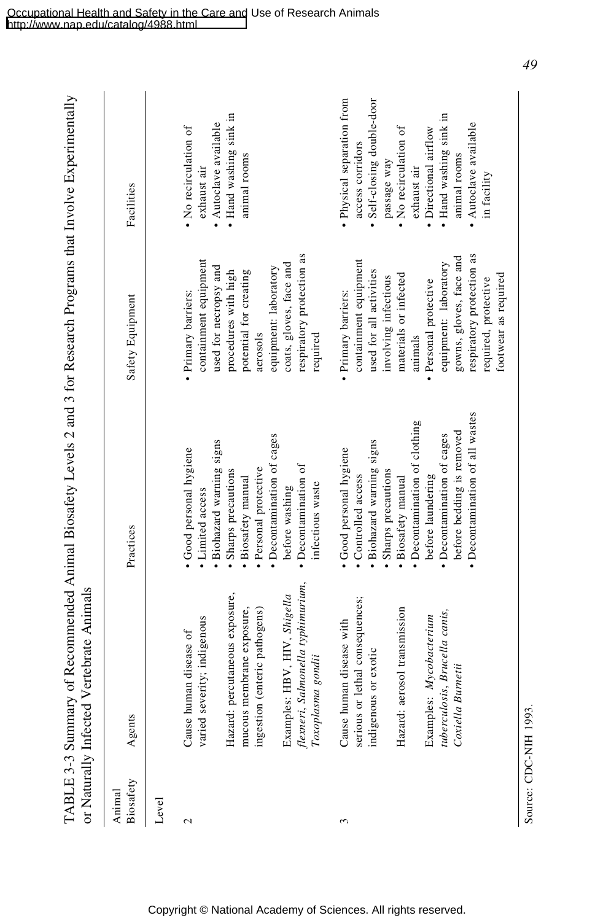TABLE 3-3 Summary of Recommended Animal Biosafety Levels 2 and 3 for Research Programs that Involve Experimentally or Naturally Infected Vertebrate Animals

| Animal Biosafety Level | Agents | Practices | Safety Equipment | Facilities |
|---|---|---|---|---|
| 2 | Cause human disease of varied severity; indigenous<br><br>Hazard: percutaneous exposure, mucous membrane exposure, ingestion (enteric pathogens)<br><br>Examples: HBV, HIV, *Shigella flexneri*, *Salmonella typhimurium*, *Toxoplasma gondii* | • Good personal hygiene<br>• Limited access<br>• Biohazard warning signs<br>• Sharps precautions<br>• Biosafety manual<br>• Personal protective<br>• Decontamination of cages before washing<br>• Decontamination of infectious waste | • Primary barriers: containment equipment used for necropsy and procedures with high potential for creating aerosols<br>equipment: laboratory coats, gloves, face and respiratory protection as required | • No recirculation of exhaust air<br>• Autoclave available<br>• Hand washing sink in animal rooms |
| 3 | Cause human disease with serious or lethal consequences; indigenous or exotic<br><br>Hazard: aerosol transmission<br><br>Examples: *Mycobacterium tuberculosis*, *Brucella canis*, *Coxiella Burnetii* | • Good personal hygiene<br>• Controlled access<br>• Biohazard warning signs<br>• Sharps precautions<br>• Biosafety manual<br>• Decontamination of clothing before laundering<br>• Decontamination of cages before bedding is removed<br>• Decontamination of all wastes | • Primary barriers: containment equipment used for all activities involving infectious materials or infected animals<br>• Personal protective equipment: laboratory gowns, gloves, face and respiratory protection as required, protective footwear as required | • Physical separation from access corridors<br>• Self-closing double-door passage way<br>• No recirculation of exhaust air<br>• Directional airflow<br>• Hand washing sink in animal rooms<br>• Autoclave available in facility |

Source: CDC-NIH 1993.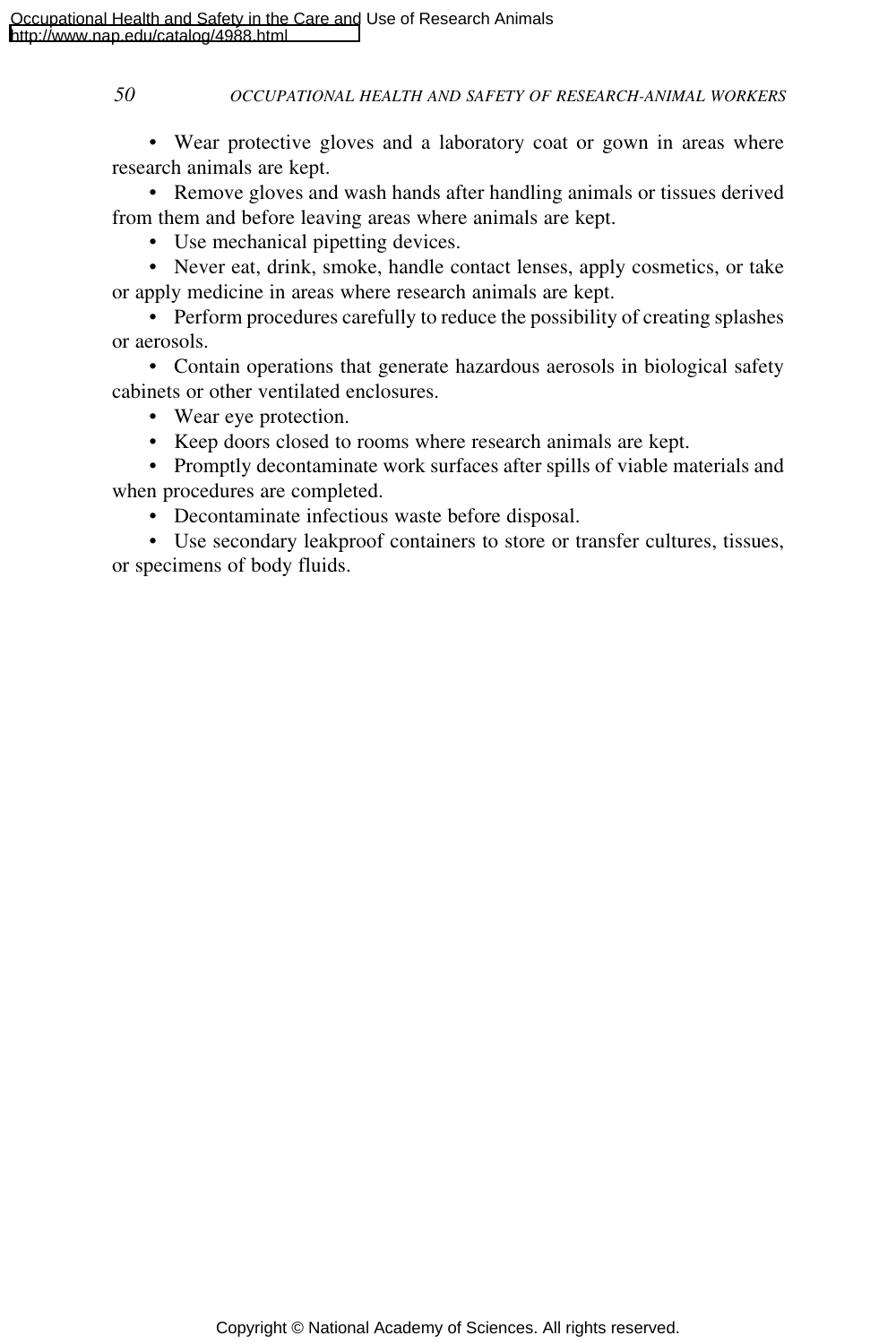- Wear protective gloves and a laboratory coat or gown in areas where research animals are kept.
- Remove gloves and wash hands after handling animals or tissues derived from them and before leaving areas where animals are kept.
- Use mechanical pipetting devices.
- Never eat, drink, smoke, handle contact lenses, apply cosmetics, or take or apply medicine in areas where research animals are kept.
- Perform procedures carefully to reduce the possibility of creating splashes or aerosols.
- Contain operations that generate hazardous aerosols in biological safety cabinets or other ventilated enclosures.
- Wear eye protection.
- Keep doors closed to rooms where research animals are kept.
- Promptly decontaminate work surfaces after spills of viable materials and when procedures are completed.
- Decontaminate infectious waste before disposal.
- Use secondary leakproof containers to store or transfer cultures, tissues, or specimens of body fluids.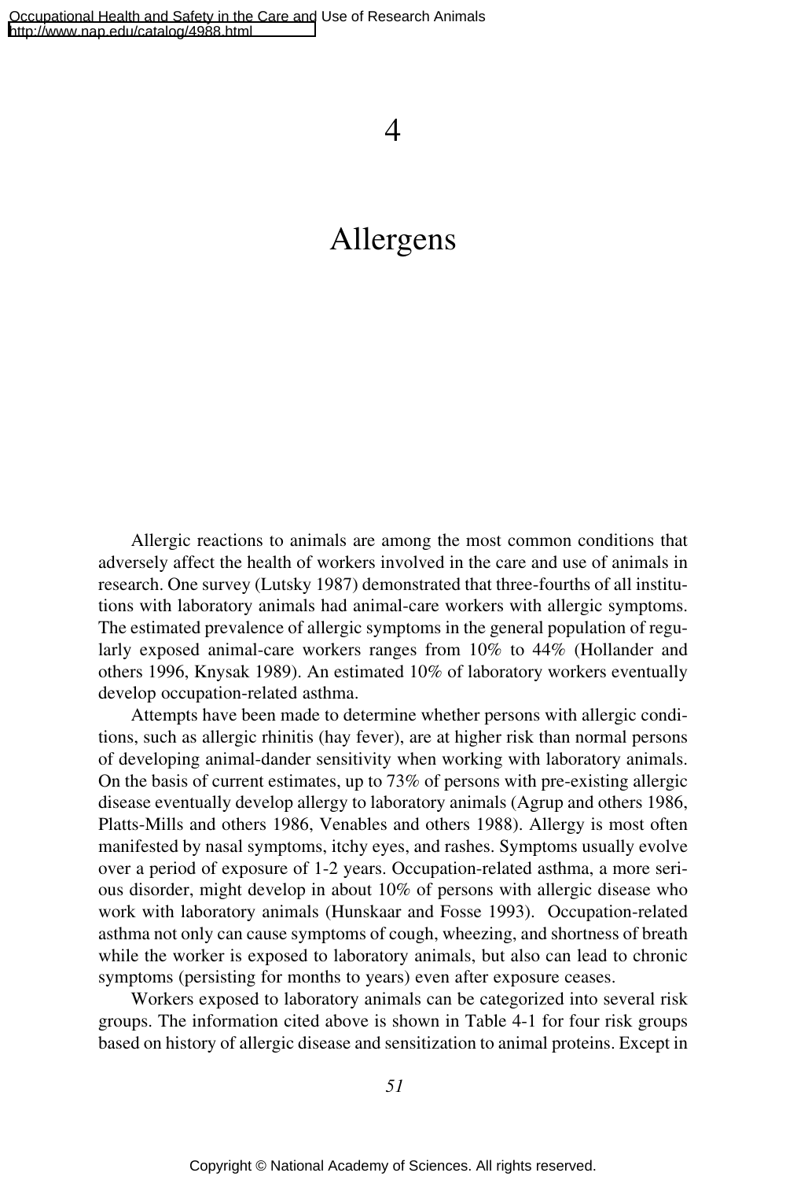# 4

# Allergens

Allergic reactions to animals are among the most common conditions that adversely affect the health of workers involved in the care and use of animals in research. One survey (Lutsky 1987) demonstrated that three-fourths of all institutions with laboratory animals had animal-care workers with allergic symptoms. The estimated prevalence of allergic symptoms in the general population of regularly exposed animal-care workers ranges from 10% to 44% (Hollander and others 1996, Knysak 1989). An estimated 10% of laboratory workers eventually develop occupation-related asthma.

Attempts have been made to determine whether persons with allergic conditions, such as allergic rhinitis (hay fever), are at higher risk than normal persons of developing animal-dander sensitivity when working with laboratory animals. On the basis of current estimates, up to 73% of persons with pre-existing allergic disease eventually develop allergy to laboratory animals (Agrup and others 1986, Platts-Mills and others 1986, Venables and others 1988). Allergy is most often manifested by nasal symptoms, itchy eyes, and rashes. Symptoms usually evolve over a period of exposure of 1-2 years. Occupation-related asthma, a more serious disorder, might develop in about 10% of persons with allergic disease who work with laboratory animals (Hunskaar and Fosse 1993). Occupation-related asthma not only can cause symptoms of cough, wheezing, and shortness of breath while the worker is exposed to laboratory animals, but also can lead to chronic symptoms (persisting for months to years) even after exposure ceases.

Workers exposed to laboratory animals can be categorized into several risk groups. The information cited above is shown in Table 4-1 for four risk groups based on history of allergic disease and sensitization to animal proteins. Except in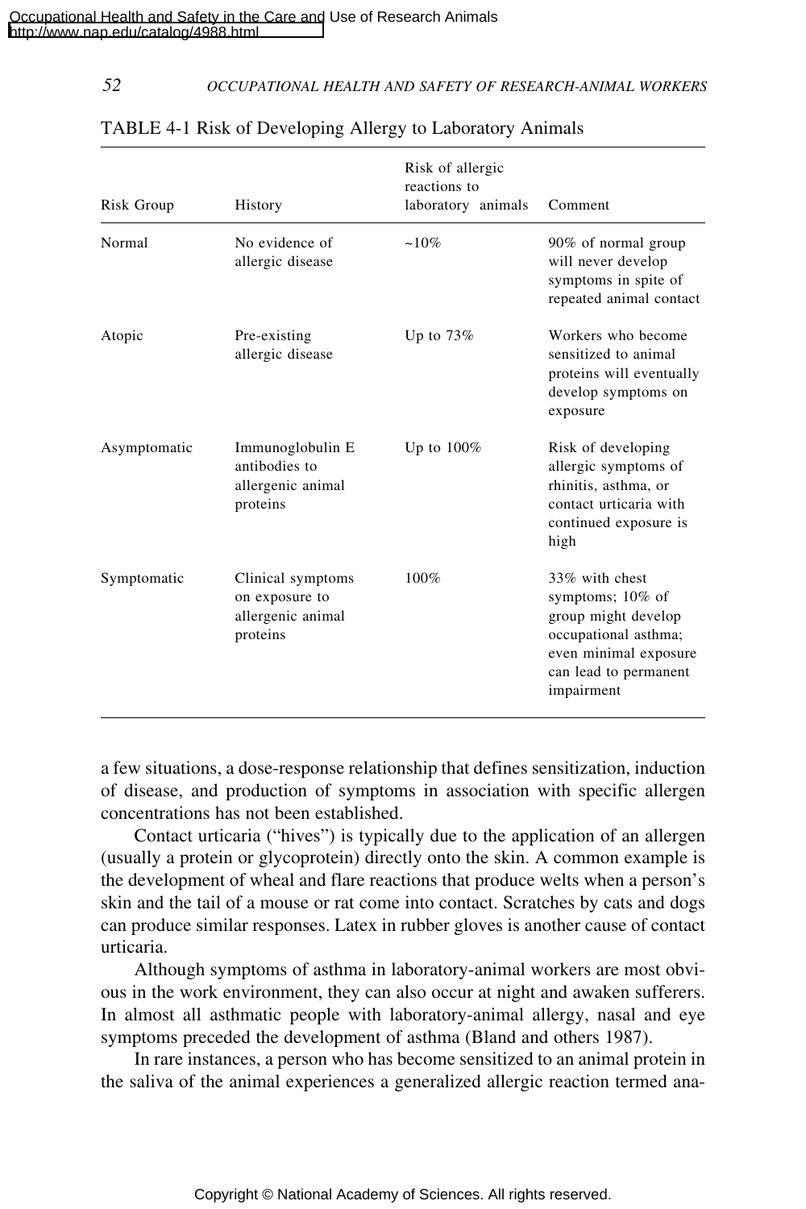TABLE 4-1 Risk of Developing Allergy to Laboratory Animals

| Risk Group | History | Risk of allergic reactions to laboratory animals | Comment |
|---|---|---|---|
| Normal | No evidence of allergic disease | ~10% | 90% of normal group will never develop symptoms in spite of repeated animal contact |
| Atopic | Pre-existing allergic disease | Up to 73% | Workers who become sensitized to animal proteins will eventually develop symptoms on exposure |
| Asymptomatic | Immunoglobulin E antibodies to allergenic animal proteins | Up to 100% | Risk of developing allergic symptoms of rhinitis, asthma, or contact urticaria with continued exposure is high |
| Symptomatic | Clinical symptoms on exposure to allergenic animal proteins | 100% | 33% with chest symptoms; 10% of group might develop occupational asthma; even minimal exposure can lead to permanent impairment |

a few situations, a dose-response relationship that defines sensitization, induction of disease, and production of symptoms in association with specific allergen concentrations has not been established.

Contact urticaria ("hives") is typically due to the application of an allergen (usually a protein or glycoprotein) directly onto the skin. A common example is the development of wheal and flare reactions that produce welts when a person's skin and the tail of a mouse or rat come into contact. Scratches by cats and dogs can produce similar responses. Latex in rubber gloves is another cause of contact urticaria.

Although symptoms of asthma in laboratory-animal workers are most obvious in the work environment, they can also occur at night and awaken sufferers. In almost all asthmatic people with laboratory-animal allergy, nasal and eye symptoms preceded the development of asthma (Bland and others 1987).

In rare instances, a person who has become sensitized to an animal protein in the saliva of the animal experiences a generalized allergic reaction termed ana-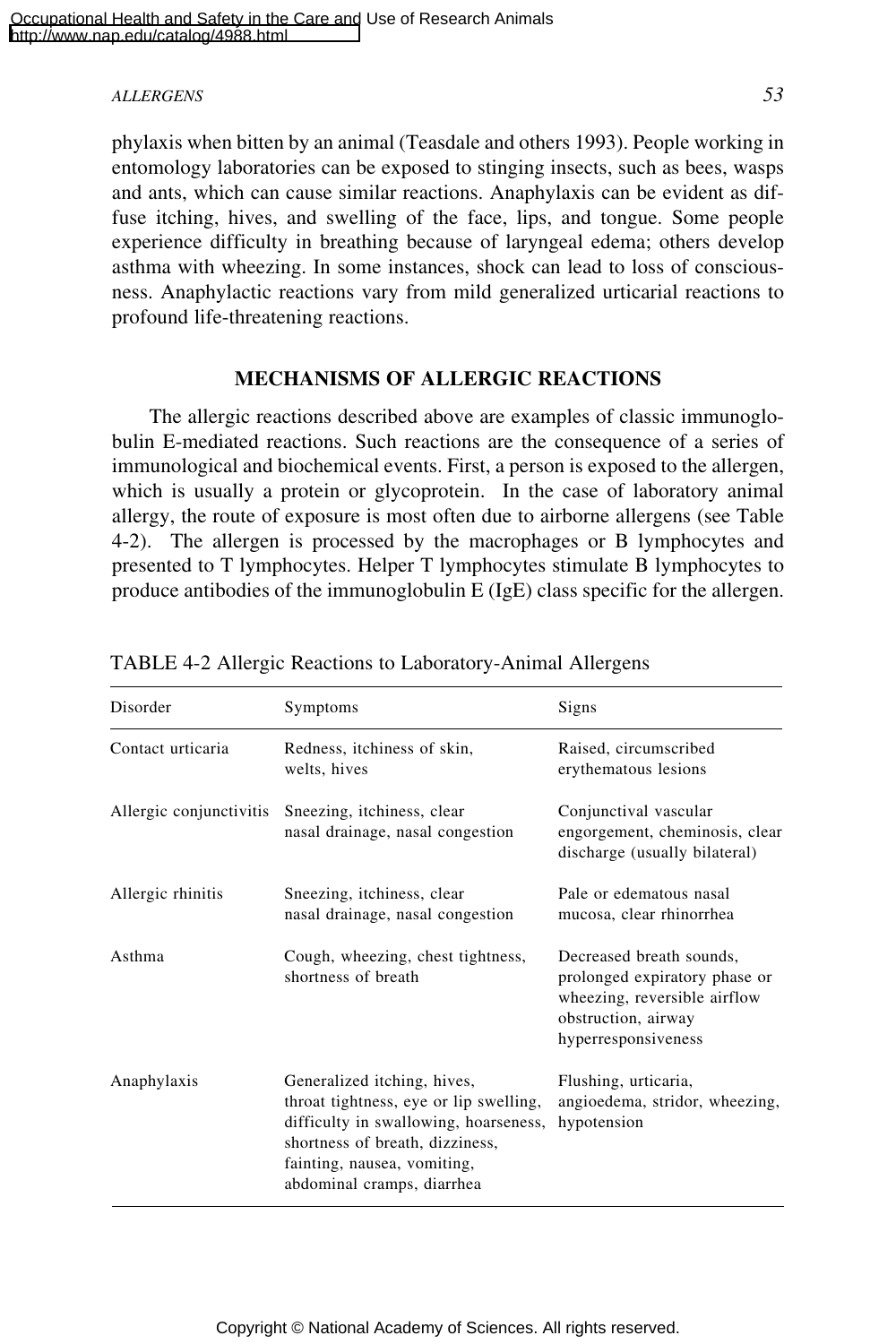phylaxis when bitten by an animal (Teasdale and others 1993). People working in entomology laboratories can be exposed to stinging insects, such as bees, wasps and ants, which can cause similar reactions. Anaphylaxis can be evident as diffuse itching, hives, and swelling of the face, lips, and tongue. Some people experience difficulty in breathing because of laryngeal edema; others develop asthma with wheezing. In some instances, shock can lead to loss of consciousness. Anaphylactic reactions vary from mild generalized urticarial reactions to profound life-threatening reactions.

## MECHANISMS OF ALLERGIC REACTIONS

The allergic reactions described above are examples of classic immunoglobulin E-mediated reactions. Such reactions are the consequence of a series of immunological and biochemical events. First, a person is exposed to the allergen, which is usually a protein or glycoprotein. In the case of laboratory animal allergy, the route of exposure is most often due to airborne allergens (see Table 4-2). The allergen is processed by the macrophages or B lymphocytes and presented to T lymphocytes. Helper T lymphocytes stimulate B lymphocytes to produce antibodies of the immunoglobulin E (IgE) class specific for the allergen.

TABLE 4-2 Allergic Reactions to Laboratory-Animal Allergens

| Disorder | Symptoms | Signs |
|---|---|---|
| Contact urticaria | Redness, itchiness of skin, welts, hives | Raised, circumscribed erythematous lesions |
| Allergic conjunctivitis | Sneezing, itchiness, clear nasal drainage, nasal congestion | Conjunctival vascular engorgement, cheminosis, clear discharge (usually bilateral) |
| Allergic rhinitis | Sneezing, itchiness, clear nasal drainage, nasal congestion | Pale or edematous nasal mucosa, clear rhinorrhea |
| Asthma | Cough, wheezing, chest tightness, shortness of breath | Decreased breath sounds, prolonged expiratory phase or wheezing, reversible airflow obstruction, airway hyperresponsiveness |
| Anaphylaxis | Generalized itching, hives, throat tightness, eye or lip swelling, difficulty in swallowing, hoarseness, shortness of breath, dizziness, fainting, nausea, vomiting, abdominal cramps, diarrhea | Flushing, urticaria, angioedema, stridor, wheezing, hypotension |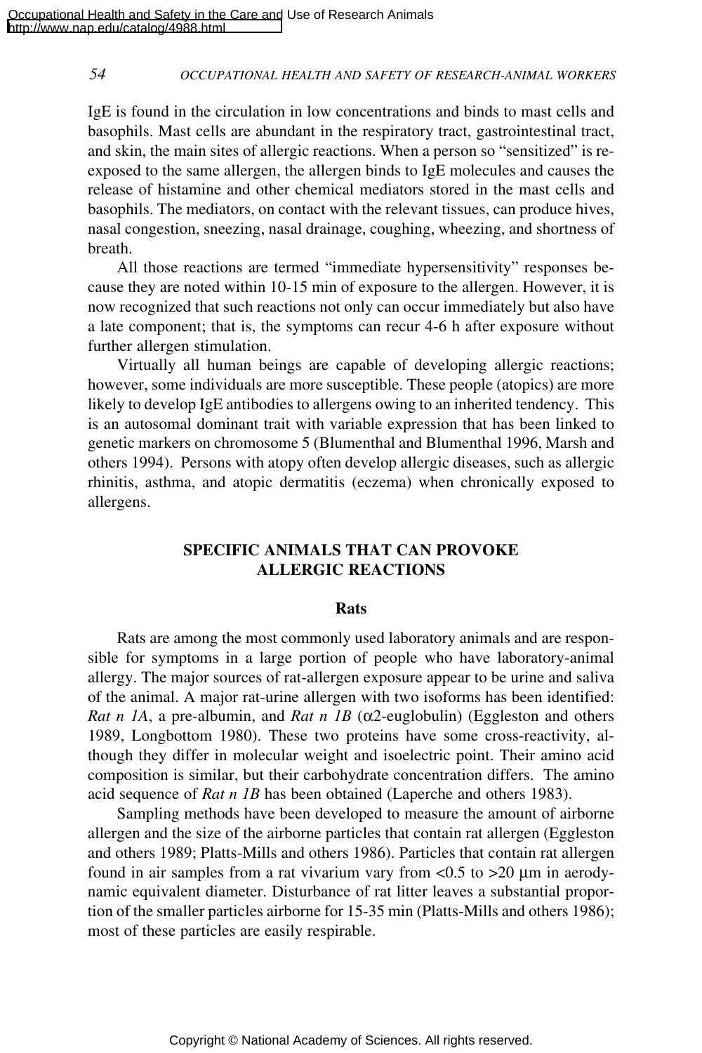IgE is found in the circulation in low concentrations and binds to mast cells and basophils. Mast cells are abundant in the respiratory tract, gastrointestinal tract, and skin, the main sites of allergic reactions. When a person so "sensitized" is re-exposed to the same allergen, the allergen binds to IgE molecules and causes the release of histamine and other chemical mediators stored in the mast cells and basophils. The mediators, on contact with the relevant tissues, can produce hives, nasal congestion, sneezing, nasal drainage, coughing, wheezing, and shortness of breath.

All those reactions are termed "immediate hypersensitivity" responses because they are noted within 10-15 min of exposure to the allergen. However, it is now recognized that such reactions not only can occur immediately but also have a late component; that is, the symptoms can recur 4-6 h after exposure without further allergen stimulation.

Virtually all human beings are capable of developing allergic reactions; however, some individuals are more susceptible. These people (atopics) are more likely to develop IgE antibodies to allergens owing to an inherited tendency. This is an autosomal dominant trait with variable expression that has been linked to genetic markers on chromosome 5 (Blumenthal and Blumenthal 1996, Marsh and others 1994). Persons with atopy often develop allergic diseases, such as allergic rhinitis, asthma, and atopic dermatitis (eczema) when chronically exposed to allergens.

## SPECIFIC ANIMALS THAT CAN PROVOKE ALLERGIC REACTIONS

### Rats

Rats are among the most commonly used laboratory animals and are responsible for symptoms in a large portion of people who have laboratory-animal allergy. The major sources of rat-allergen exposure appear to be urine and saliva of the animal. A major rat-urine allergen with two isoforms has been identified: *Rat n 1A*, a pre-albumin, and *Rat n 1B* ($\alpha$2-euglobulin) (Eggleston and others 1989, Longbottom 1980). These two proteins have some cross-reactivity, although they differ in molecular weight and isoelectric point. Their amino acid composition is similar, but their carbohydrate concentration differs. The amino acid sequence of *Rat n 1B* has been obtained (Laperche and others 1983).

Sampling methods have been developed to measure the amount of airborne allergen and the size of the airborne particles that contain rat allergen (Eggleston and others 1989; Platts-Mills and others 1986). Particles that contain rat allergen found in air samples from a rat vivarium vary from <0.5 to >20 µm in aerodynamic equivalent diameter. Disturbance of rat litter leaves a substantial proportion of the smaller particles airborne for 15-35 min (Platts-Mills and others 1986); most of these particles are easily respirable.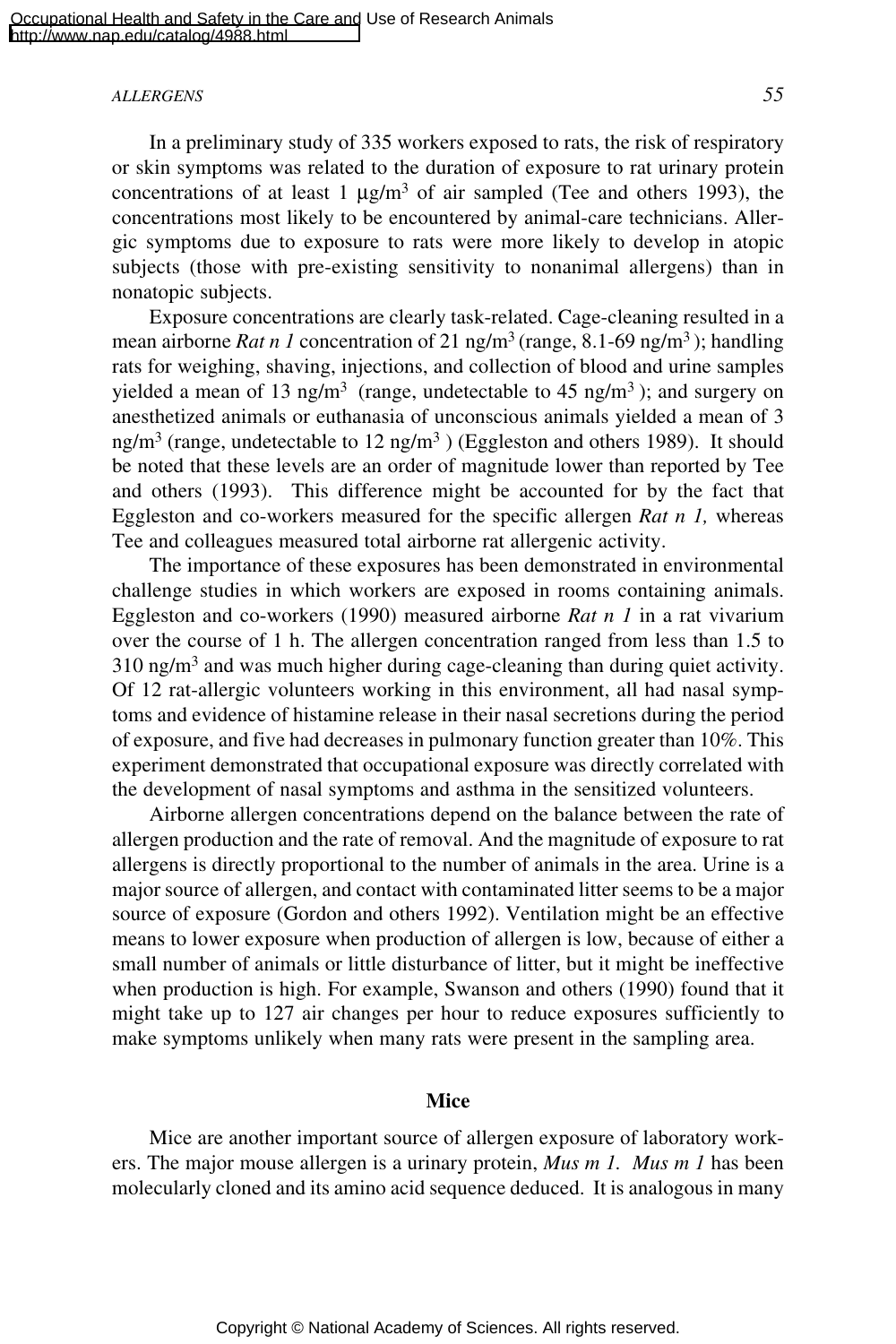In a preliminary study of 335 workers exposed to rats, the risk of respiratory or skin symptoms was related to the duration of exposure to rat urinary protein concentrations of at least 1 μg/m$^3$ of air sampled (Tee and others 1993), the concentrations most likely to be encountered by animal-care technicians. Allergic symptoms due to exposure to rats were more likely to develop in atopic subjects (those with pre-existing sensitivity to nonanimal allergens) than in nonatopic subjects.

Exposure concentrations are clearly task-related. Cage-cleaning resulted in a mean airborne *Rat n 1* concentration of 21 ng/m$^3$ (range, 8.1-69 ng/m$^3$); handling rats for weighing, shaving, injections, and collection of blood and urine samples yielded a mean of 13 ng/m$^3$ (range, undetectable to 45 ng/m$^3$); and surgery on anesthetized animals or euthanasia of unconscious animals yielded a mean of 3 ng/m$^3$ (range, undetectable to 12 ng/m$^3$) (Eggleston and others 1989). It should be noted that these levels are an order of magnitude lower than reported by Tee and others (1993). This difference might be accounted for by the fact that Eggleston and co-workers measured for the specific allergen *Rat n 1,* whereas Tee and colleagues measured total airborne rat allergenic activity.

The importance of these exposures has been demonstrated in environmental challenge studies in which workers are exposed in rooms containing animals. Eggleston and co-workers (1990) measured airborne *Rat n 1* in a rat vivarium over the course of 1 h. The allergen concentration ranged from less than 1.5 to 310 ng/m$^3$ and was much higher during cage-cleaning than during quiet activity. Of 12 rat-allergic volunteers working in this environment, all had nasal symptoms and evidence of histamine release in their nasal secretions during the period of exposure, and five had decreases in pulmonary function greater than 10%. This experiment demonstrated that occupational exposure was directly correlated with the development of nasal symptoms and asthma in the sensitized volunteers.

Airborne allergen concentrations depend on the balance between the rate of allergen production and the rate of removal. And the magnitude of exposure to rat allergens is directly proportional to the number of animals in the area. Urine is a major source of allergen, and contact with contaminated litter seems to be a major source of exposure (Gordon and others 1992). Ventilation might be an effective means to lower exposure when production of allergen is low, because of either a small number of animals or little disturbance of litter, but it might be ineffective when production is high. For example, Swanson and others (1990) found that it might take up to 127 air changes per hour to reduce exposures sufficiently to make symptoms unlikely when many rats were present in the sampling area.

### Mice

Mice are another important source of allergen exposure of laboratory workers. The major mouse allergen is a urinary protein, *Mus m 1. Mus m 1* has been molecularly cloned and its amino acid sequence deduced. It is analogous in many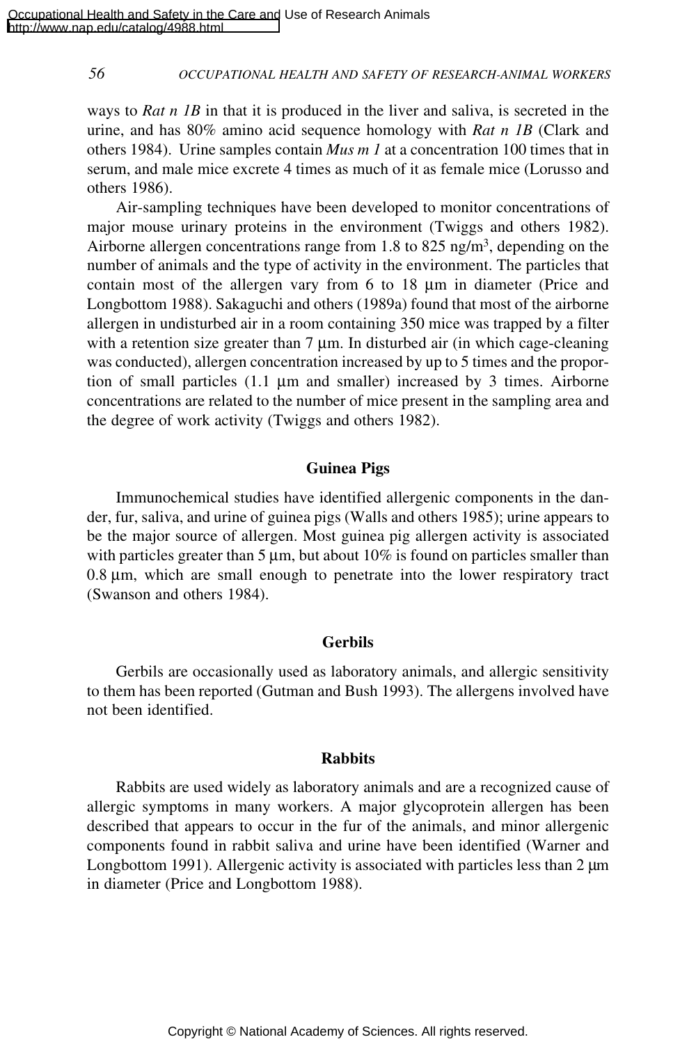ways to *Rat n 1B* in that it is produced in the liver and saliva, is secreted in the urine, and has 80% amino acid sequence homology with *Rat n 1B* (Clark and others 1984). Urine samples contain *Mus m 1* at a concentration 100 times that in serum, and male mice excrete 4 times as much of it as female mice (Lorusso and others 1986).

Air-sampling techniques have been developed to monitor concentrations of major mouse urinary proteins in the environment (Twiggs and others 1982). Airborne allergen concentrations range from 1.8 to 825 ng/m$^3$, depending on the number of animals and the type of activity in the environment. The particles that contain most of the allergen vary from 6 to 18 µm in diameter (Price and Longbottom 1988). Sakaguchi and others (1989a) found that most of the airborne allergen in undisturbed air in a room containing 350 mice was trapped by a filter with a retention size greater than 7 µm. In disturbed air (in which cage-cleaning was conducted), allergen concentration increased by up to 5 times and the proportion of small particles (1.1 µm and smaller) increased by 3 times. Airborne concentrations are related to the number of mice present in the sampling area and the degree of work activity (Twiggs and others 1982).

### Guinea Pigs

Immunochemical studies have identified allergenic components in the dander, fur, saliva, and urine of guinea pigs (Walls and others 1985); urine appears to be the major source of allergen. Most guinea pig allergen activity is associated with particles greater than 5 µm, but about 10% is found on particles smaller than 0.8 µm, which are small enough to penetrate into the lower respiratory tract (Swanson and others 1984).

### Gerbils

Gerbils are occasionally used as laboratory animals, and allergic sensitivity to them has been reported (Gutman and Bush 1993). The allergens involved have not been identified.

### Rabbits

Rabbits are used widely as laboratory animals and are a recognized cause of allergic symptoms in many workers. A major glycoprotein allergen has been described that appears to occur in the fur of the animals, and minor allergenic components found in rabbit saliva and urine have been identified (Warner and Longbottom 1991). Allergenic activity is associated with particles less than 2 µm in diameter (Price and Longbottom 1988).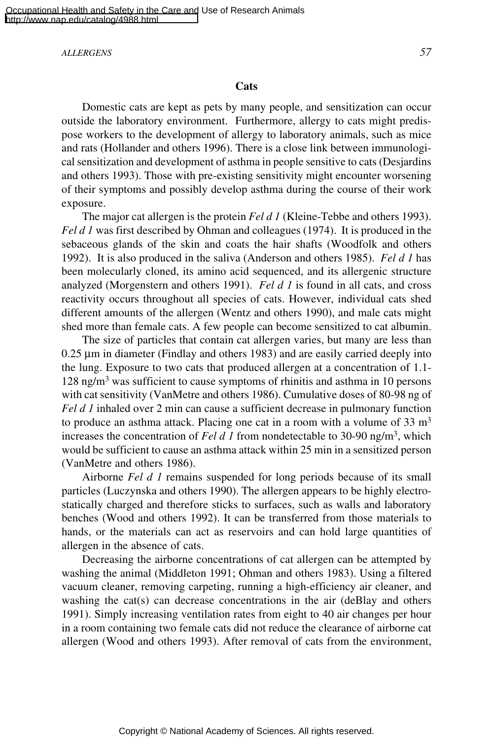## Cats

Domestic cats are kept as pets by many people, and sensitization can occur outside the laboratory environment. Furthermore, allergy to cats might predispose workers to the development of allergy to laboratory animals, such as mice and rats (Hollander and others 1996). There is a close link between immunological sensitization and development of asthma in people sensitive to cats (Desjardins and others 1993). Those with pre-existing sensitivity might encounter worsening of their symptoms and possibly develop asthma during the course of their work exposure.

The major cat allergen is the protein *Fel d 1* (Kleine-Tebbe and others 1993). *Fel d 1* was first described by Ohman and colleagues (1974). It is produced in the sebaceous glands of the skin and coats the hair shafts (Woodfolk and others 1992). It is also produced in the saliva (Anderson and others 1985). *Fel d 1* has been molecularly cloned, its amino acid sequenced, and its allergenic structure analyzed (Morgenstern and others 1991). *Fel d 1* is found in all cats, and cross reactivity occurs throughout all species of cats. However, individual cats shed different amounts of the allergen (Wentz and others 1990), and male cats might shed more than female cats. A few people can become sensitized to cat albumin.

The size of particles that contain cat allergen varies, but many are less than 0.25 μm in diameter (Findlay and others 1983) and are easily carried deeply into the lung. Exposure to two cats that produced allergen at a concentration of 1.1-128 ng/m$^3$ was sufficient to cause symptoms of rhinitis and asthma in 10 persons with cat sensitivity (VanMetre and others 1986). Cumulative doses of 80-98 ng of *Fel d 1* inhaled over 2 min can cause a sufficient decrease in pulmonary function to produce an asthma attack. Placing one cat in a room with a volume of 33 m$^3$ increases the concentration of *Fel d 1* from nondetectable to 30-90 ng/m$^3$, which would be sufficient to cause an asthma attack within 25 min in a sensitized person (VanMetre and others 1986).

Airborne *Fel d 1* remains suspended for long periods because of its small particles (Luczynska and others 1990). The allergen appears to be highly electrostatically charged and therefore sticks to surfaces, such as walls and laboratory benches (Wood and others 1992). It can be transferred from those materials to hands, or the materials can act as reservoirs and can hold large quantities of allergen in the absence of cats.

Decreasing the airborne concentrations of cat allergen can be attempted by washing the animal (Middleton 1991; Ohman and others 1983). Using a filtered vacuum cleaner, removing carpeting, running a high-efficiency air cleaner, and washing the cat(s) can decrease concentrations in the air (deBlay and others 1991). Simply increasing ventilation rates from eight to 40 air changes per hour in a room containing two female cats did not reduce the clearance of airborne cat allergen (Wood and others 1993). After removal of cats from the environment,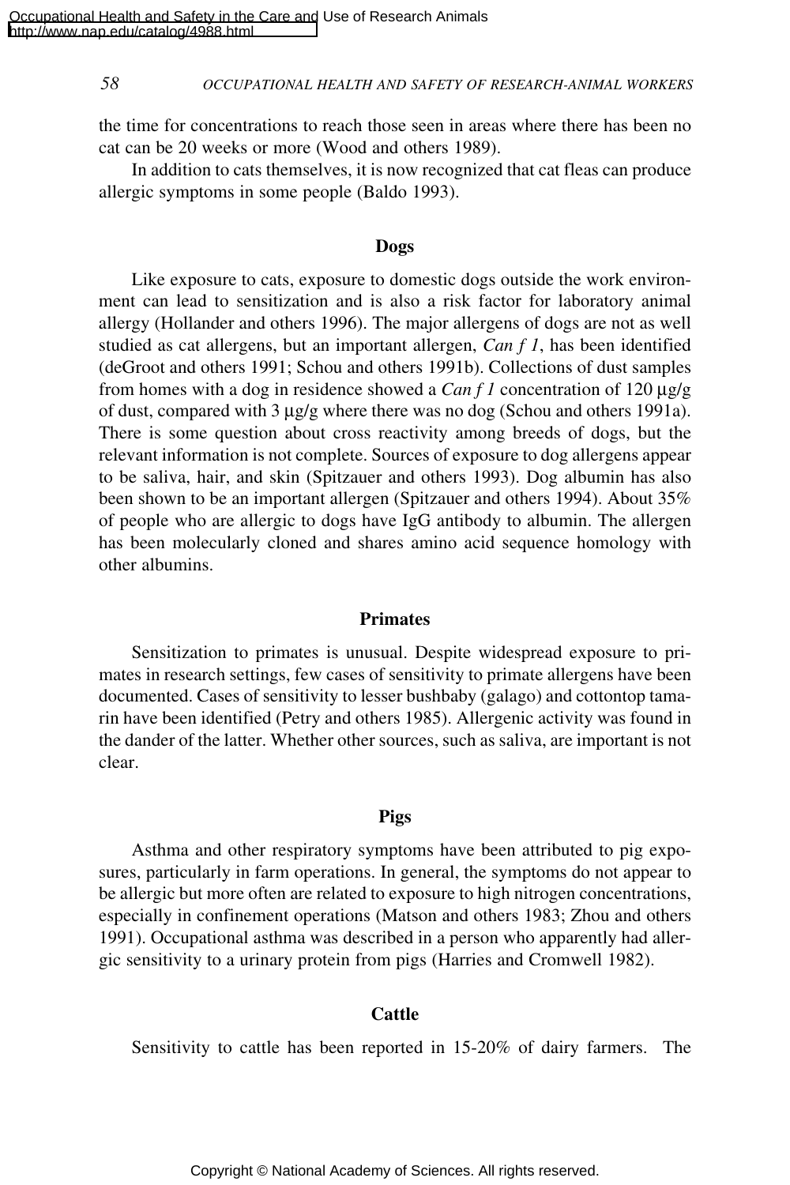the time for concentrations to reach those seen in areas where there has been no cat can be 20 weeks or more (Wood and others 1989).

In addition to cats themselves, it is now recognized that cat fleas can produce allergic symptoms in some people (Baldo 1993).

### Dogs

Like exposure to cats, exposure to domestic dogs outside the work environment can lead to sensitization and is also a risk factor for laboratory animal allergy (Hollander and others 1996). The major allergens of dogs are not as well studied as cat allergens, but an important allergen, *Can f 1*, has been identified (deGroot and others 1991; Schou and others 1991b). Collections of dust samples from homes with a dog in residence showed a *Can f 1* concentration of 120 μg/g of dust, compared with 3 μg/g where there was no dog (Schou and others 1991a). There is some question about cross reactivity among breeds of dogs, but the relevant information is not complete. Sources of exposure to dog allergens appear to be saliva, hair, and skin (Spitzauer and others 1993). Dog albumin has also been shown to be an important allergen (Spitzauer and others 1994). About 35% of people who are allergic to dogs have IgG antibody to albumin. The allergen has been molecularly cloned and shares amino acid sequence homology with other albumins.

### Primates

Sensitization to primates is unusual. Despite widespread exposure to primates in research settings, few cases of sensitivity to primate allergens have been documented. Cases of sensitivity to lesser bushbaby (galago) and cottontop tamarin have been identified (Petry and others 1985). Allergenic activity was found in the dander of the latter. Whether other sources, such as saliva, are important is not clear.

### Pigs

Asthma and other respiratory symptoms have been attributed to pig exposures, particularly in farm operations. In general, the symptoms do not appear to be allergic but more often are related to exposure to high nitrogen concentrations, especially in confinement operations (Matson and others 1983; Zhou and others 1991). Occupational asthma was described in a person who apparently had allergic sensitivity to a urinary protein from pigs (Harries and Cromwell 1982).

### Cattle

Sensitivity to cattle has been reported in 15-20% of dairy farmers. The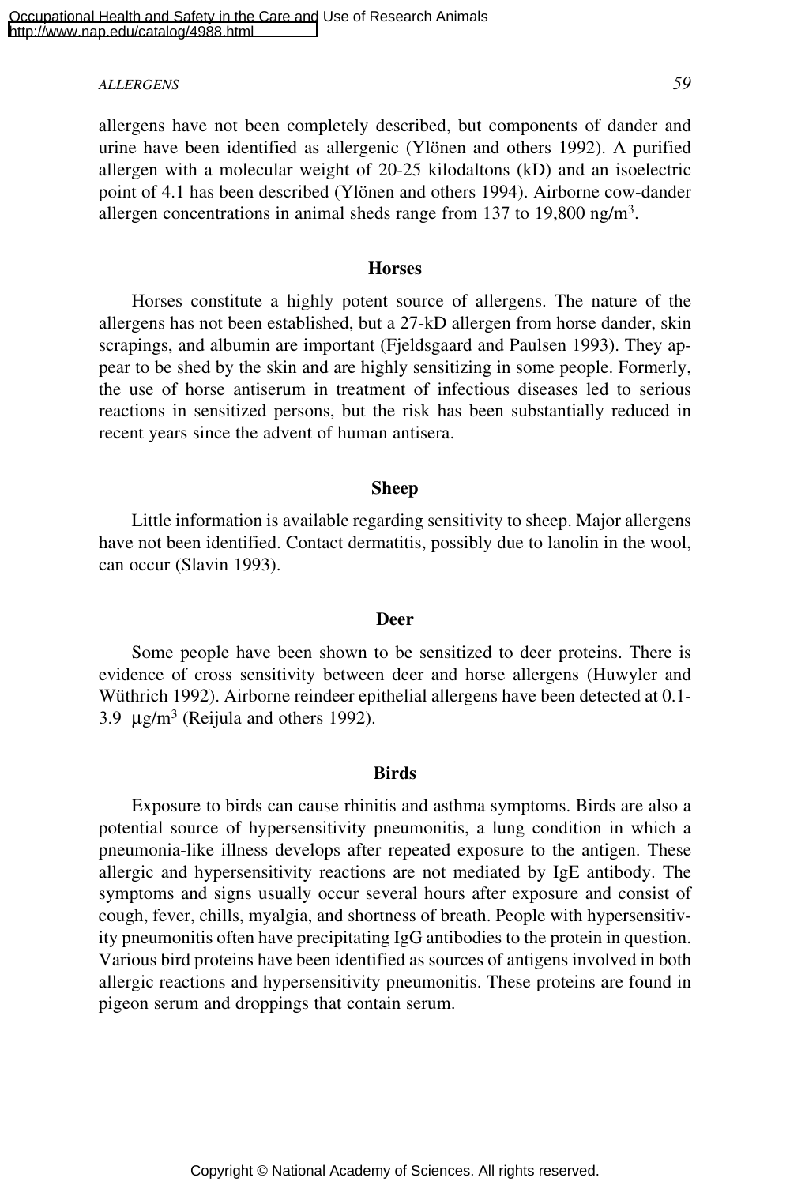allergens have not been completely described, but components of dander and urine have been identified as allergenic (Ylönen and others 1992). A purified allergen with a molecular weight of 20-25 kilodaltons (kD) and an isoelectric point of 4.1 has been described (Ylönen and others 1994). Airborne cow-dander allergen concentrations in animal sheds range from 137 to 19,800 ng/m$^3$.

### Horses

Horses constitute a highly potent source of allergens. The nature of the allergens has not been established, but a 27-kD allergen from horse dander, skin scrapings, and albumin are important (Fjeldsgaard and Paulsen 1993). They appear to be shed by the skin and are highly sensitizing in some people. Formerly, the use of horse antiserum in treatment of infectious diseases led to serious reactions in sensitized persons, but the risk has been substantially reduced in recent years since the advent of human antisera.

### Sheep

Little information is available regarding sensitivity to sheep. Major allergens have not been identified. Contact dermatitis, possibly due to lanolin in the wool, can occur (Slavin 1993).

### Deer

Some people have been shown to be sensitized to deer proteins. There is evidence of cross sensitivity between deer and horse allergens (Huwyler and Wüthrich 1992). Airborne reindeer epithelial allergens have been detected at 0.1-3.9 µg/m$^3$ (Reijula and others 1992).

### Birds

Exposure to birds can cause rhinitis and asthma symptoms. Birds are also a potential source of hypersensitivity pneumonitis, a lung condition in which a pneumonia-like illness develops after repeated exposure to the antigen. These allergic and hypersensitivity reactions are not mediated by IgE antibody. The symptoms and signs usually occur several hours after exposure and consist of cough, fever, chills, myalgia, and shortness of breath. People with hypersensitivity pneumonitis often have precipitating IgG antibodies to the protein in question. Various bird proteins have been identified as sources of antigens involved in both allergic reactions and hypersensitivity pneumonitis. These proteins are found in pigeon serum and droppings that contain serum.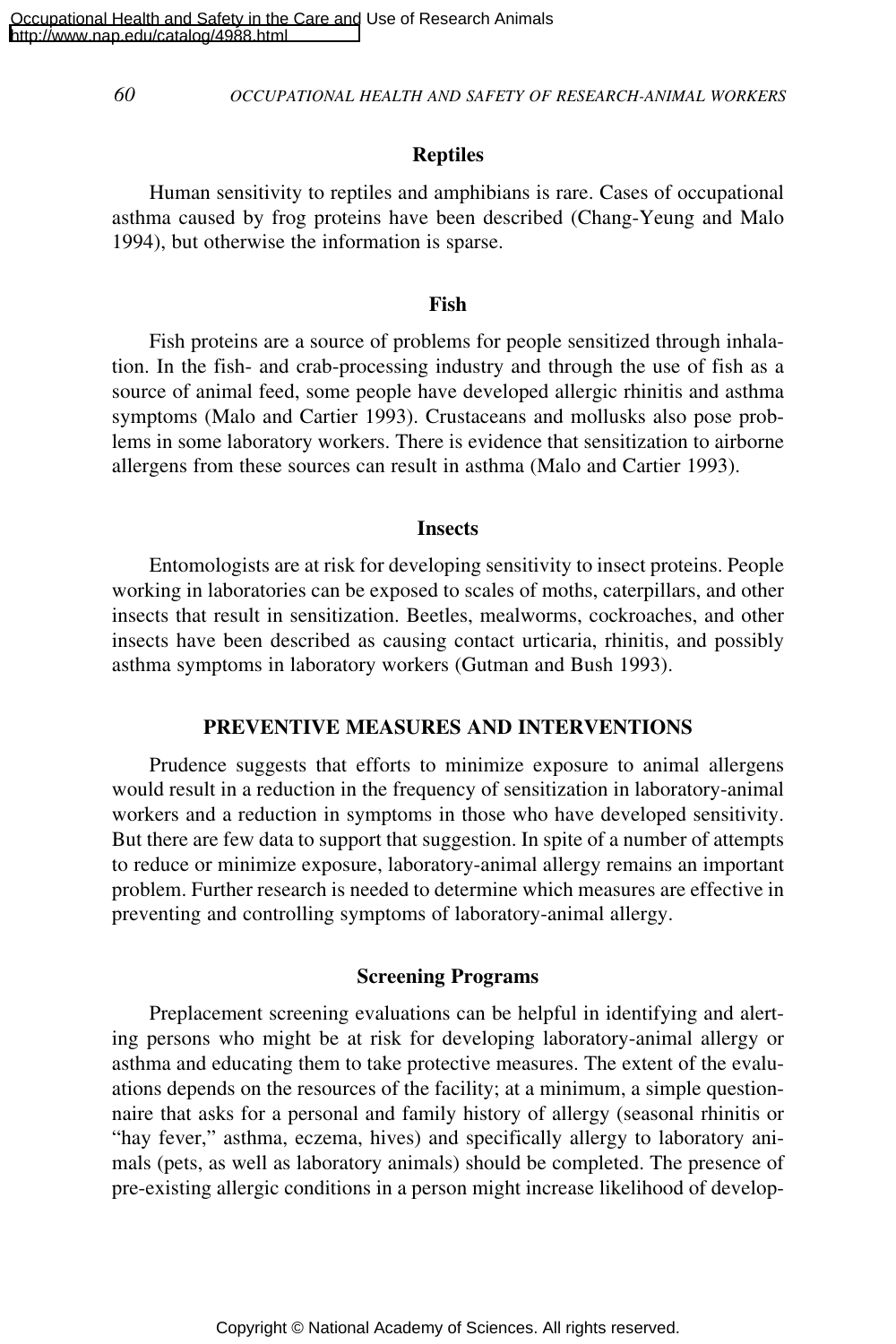### Reptiles

Human sensitivity to reptiles and amphibians is rare. Cases of occupational asthma caused by frog proteins have been described (Chang-Yeung and Malo 1994), but otherwise the information is sparse.

### Fish

Fish proteins are a source of problems for people sensitized through inhalation. In the fish- and crab-processing industry and through the use of fish as a source of animal feed, some people have developed allergic rhinitis and asthma symptoms (Malo and Cartier 1993). Crustaceans and mollusks also pose problems in some laboratory workers. There is evidence that sensitization to airborne allergens from these sources can result in asthma (Malo and Cartier 1993).

### Insects

Entomologists are at risk for developing sensitivity to insect proteins. People working in laboratories can be exposed to scales of moths, caterpillars, and other insects that result in sensitization. Beetles, mealworms, cockroaches, and other insects have been described as causing contact urticaria, rhinitis, and possibly asthma symptoms in laboratory workers (Gutman and Bush 1993).

## PREVENTIVE MEASURES AND INTERVENTIONS

Prudence suggests that efforts to minimize exposure to animal allergens would result in a reduction in the frequency of sensitization in laboratory-animal workers and a reduction in symptoms in those who have developed sensitivity. But there are few data to support that suggestion. In spite of a number of attempts to reduce or minimize exposure, laboratory-animal allergy remains an important problem. Further research is needed to determine which measures are effective in preventing and controlling symptoms of laboratory-animal allergy.

### Screening Programs

Preplacement screening evaluations can be helpful in identifying and alerting persons who might be at risk for developing laboratory-animal allergy or asthma and educating them to take protective measures. The extent of the evaluations depends on the resources of the facility; at a minimum, a simple questionnaire that asks for a personal and family history of allergy (seasonal rhinitis or "hay fever," asthma, eczema, hives) and specifically allergy to laboratory animals (pets, as well as laboratory animals) should be completed. The presence of pre-existing allergic conditions in a person might increase likelihood of develop-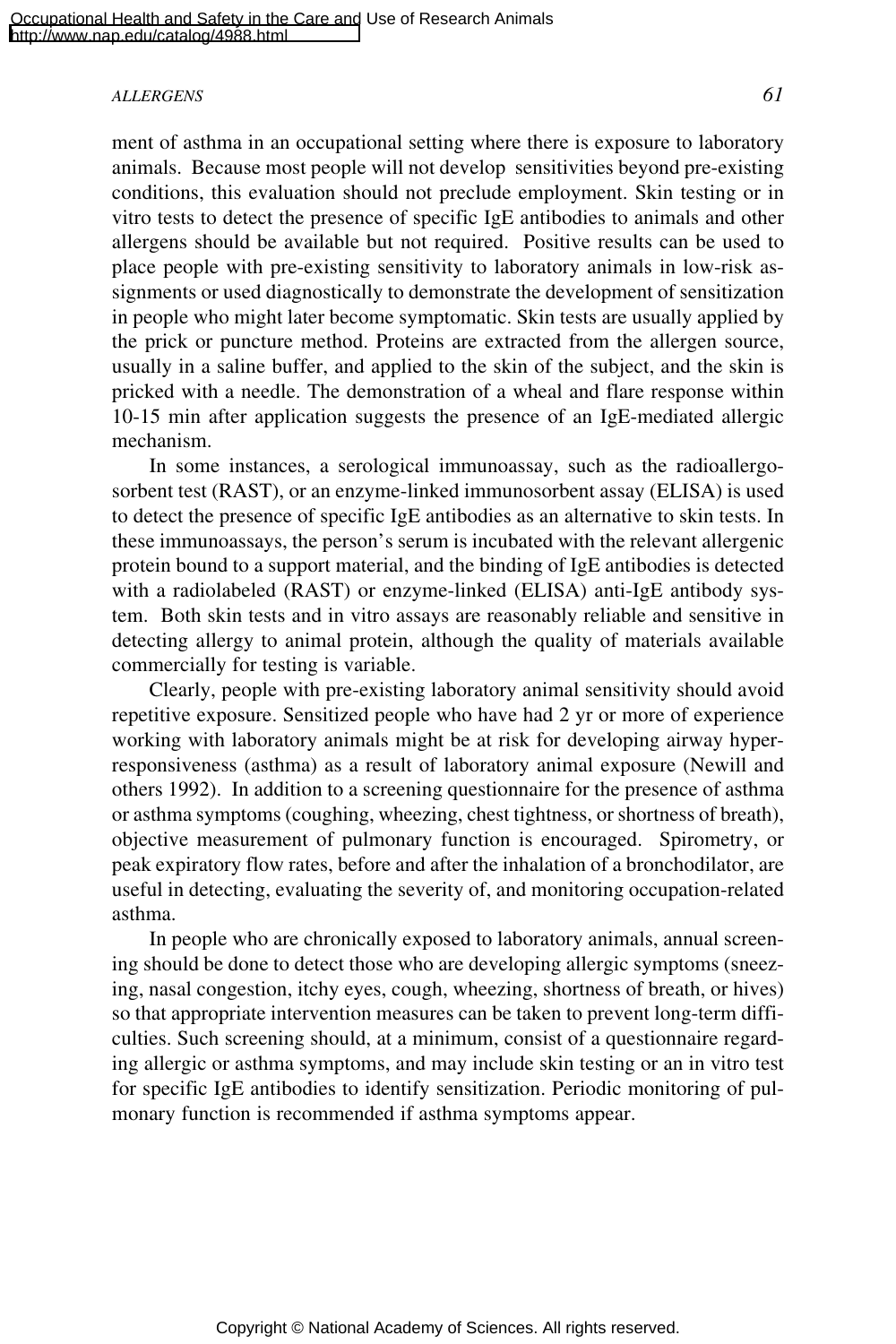ment of asthma in an occupational setting where there is exposure to laboratory animals. Because most people will not develop sensitivities beyond pre-existing conditions, this evaluation should not preclude employment. Skin testing or in vitro tests to detect the presence of specific IgE antibodies to animals and other allergens should be available but not required. Positive results can be used to place people with pre-existing sensitivity to laboratory animals in low-risk assignments or used diagnostically to demonstrate the development of sensitization in people who might later become symptomatic. Skin tests are usually applied by the prick or puncture method. Proteins are extracted from the allergen source, usually in a saline buffer, and applied to the skin of the subject, and the skin is pricked with a needle. The demonstration of a wheal and flare response within 10-15 min after application suggests the presence of an IgE-mediated allergic mechanism.

In some instances, a serological immunoassay, such as the radioallergosorbent test (RAST), or an enzyme-linked immunosorbent assay (ELISA) is used to detect the presence of specific IgE antibodies as an alternative to skin tests. In these immunoassays, the person's serum is incubated with the relevant allergenic protein bound to a support material, and the binding of IgE antibodies is detected with a radiolabeled (RAST) or enzyme-linked (ELISA) anti-IgE antibody system. Both skin tests and in vitro assays are reasonably reliable and sensitive in detecting allergy to animal protein, although the quality of materials available commercially for testing is variable.

Clearly, people with pre-existing laboratory animal sensitivity should avoid repetitive exposure. Sensitized people who have had 2 yr or more of experience working with laboratory animals might be at risk for developing airway hyperresponsiveness (asthma) as a result of laboratory animal exposure (Newill and others 1992). In addition to a screening questionnaire for the presence of asthma or asthma symptoms (coughing, wheezing, chest tightness, or shortness of breath), objective measurement of pulmonary function is encouraged. Spirometry, or peak expiratory flow rates, before and after the inhalation of a bronchodilator, are useful in detecting, evaluating the severity of, and monitoring occupation-related asthma.

In people who are chronically exposed to laboratory animals, annual screening should be done to detect those who are developing allergic symptoms (sneezing, nasal congestion, itchy eyes, cough, wheezing, shortness of breath, or hives) so that appropriate intervention measures can be taken to prevent long-term difficulties. Such screening should, at a minimum, consist of a questionnaire regarding allergic or asthma symptoms, and may include skin testing or an in vitro test for specific IgE antibodies to identify sensitization. Periodic monitoring of pulmonary function is recommended if asthma symptoms appear.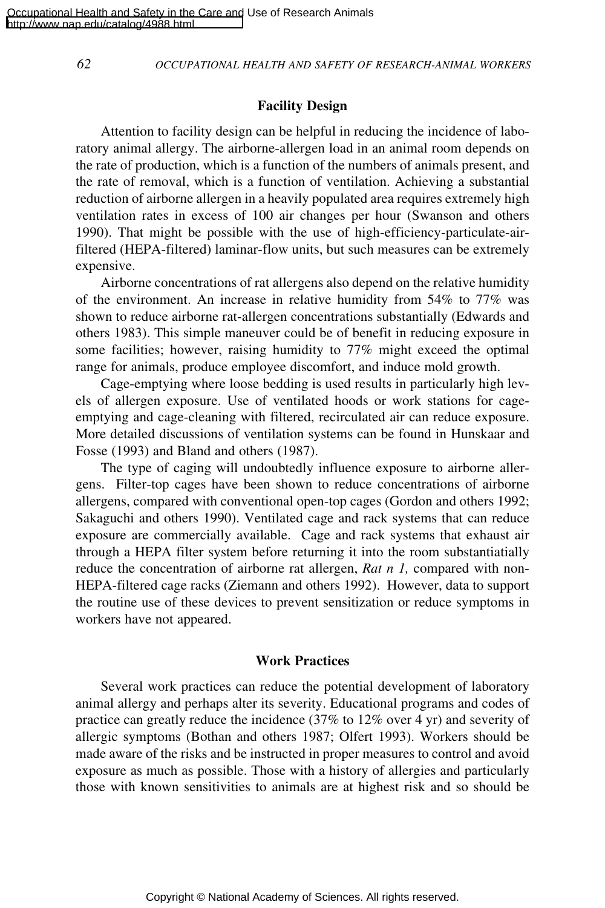## Facility Design

Attention to facility design can be helpful in reducing the incidence of laboratory animal allergy. The airborne-allergen load in an animal room depends on the rate of production, which is a function of the numbers of animals present, and the rate of removal, which is a function of ventilation. Achieving a substantial reduction of airborne allergen in a heavily populated area requires extremely high ventilation rates in excess of 100 air changes per hour (Swanson and others 1990). That might be possible with the use of high-efficiency-particulate-air-filtered (HEPA-filtered) laminar-flow units, but such measures can be extremely expensive.

Airborne concentrations of rat allergens also depend on the relative humidity of the environment. An increase in relative humidity from 54% to 77% was shown to reduce airborne rat-allergen concentrations substantially (Edwards and others 1983). This simple maneuver could be of benefit in reducing exposure in some facilities; however, raising humidity to 77% might exceed the optimal range for animals, produce employee discomfort, and induce mold growth.

Cage-emptying where loose bedding is used results in particularly high levels of allergen exposure. Use of ventilated hoods or work stations for cage-emptying and cage-cleaning with filtered, recirculated air can reduce exposure. More detailed discussions of ventilation systems can be found in Hunskaar and Fosse (1993) and Bland and others (1987).

The type of caging will undoubtedly influence exposure to airborne allergens. Filter-top cages have been shown to reduce concentrations of airborne allergens, compared with conventional open-top cages (Gordon and others 1992; Sakaguchi and others 1990). Ventilated cage and rack systems that can reduce exposure are commercially available. Cage and rack systems that exhaust air through a HEPA filter system before returning it into the room substantiatially reduce the concentration of airborne rat allergen, *Rat n 1,* compared with non-HEPA-filtered cage racks (Ziemann and others 1992). However, data to support the routine use of these devices to prevent sensitization or reduce symptoms in workers have not appeared.

## Work Practices

Several work practices can reduce the potential development of laboratory animal allergy and perhaps alter its severity. Educational programs and codes of practice can greatly reduce the incidence (37% to 12% over 4 yr) and severity of allergic symptoms (Bothan and others 1987; Olfert 1993). Workers should be made aware of the risks and be instructed in proper measures to control and avoid exposure as much as possible. Those with a history of allergies and particularly those with known sensitivities to animals are at highest risk and so should be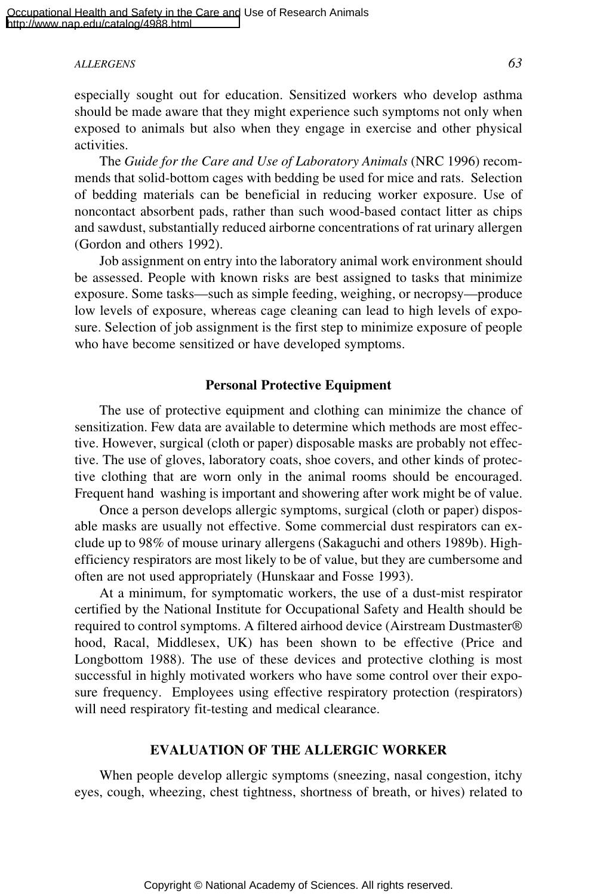especially sought out for education. Sensitized workers who develop asthma should be made aware that they might experience such symptoms not only when exposed to animals but also when they engage in exercise and other physical activities.

The *Guide for the Care and Use of Laboratory Animals* (NRC 1996) recommends that solid-bottom cages with bedding be used for mice and rats. Selection of bedding materials can be beneficial in reducing worker exposure. Use of noncontact absorbent pads, rather than such wood-based contact litter as chips and sawdust, substantially reduced airborne concentrations of rat urinary allergen (Gordon and others 1992).

Job assignment on entry into the laboratory animal work environment should be assessed. People with known risks are best assigned to tasks that minimize exposure. Some tasks—such as simple feeding, weighing, or necropsy—produce low levels of exposure, whereas cage cleaning can lead to high levels of exposure. Selection of job assignment is the first step to minimize exposure of people who have become sensitized or have developed symptoms.

### Personal Protective Equipment

The use of protective equipment and clothing can minimize the chance of sensitization. Few data are available to determine which methods are most effective. However, surgical (cloth or paper) disposable masks are probably not effective. The use of gloves, laboratory coats, shoe covers, and other kinds of protective clothing that are worn only in the animal rooms should be encouraged. Frequent hand washing is important and showering after work might be of value.

Once a person develops allergic symptoms, surgical (cloth or paper) disposable masks are usually not effective. Some commercial dust respirators can exclude up to 98% of mouse urinary allergens (Sakaguchi and others 1989b). High-efficiency respirators are most likely to be of value, but they are cumbersome and often are not used appropriately (Hunskaar and Fosse 1993).

At a minimum, for symptomatic workers, the use of a dust-mist respirator certified by the National Institute for Occupational Safety and Health should be required to control symptoms. A filtered airhood device (Airstream Dustmaster® hood, Racal, Middlesex, UK) has been shown to be effective (Price and Longbottom 1988). The use of these devices and protective clothing is most successful in highly motivated workers who have some control over their exposure frequency. Employees using effective respiratory protection (respirators) will need respiratory fit-testing and medical clearance.

## EVALUATION OF THE ALLERGIC WORKER

When people develop allergic symptoms (sneezing, nasal congestion, itchy eyes, cough, wheezing, chest tightness, shortness of breath, or hives) related to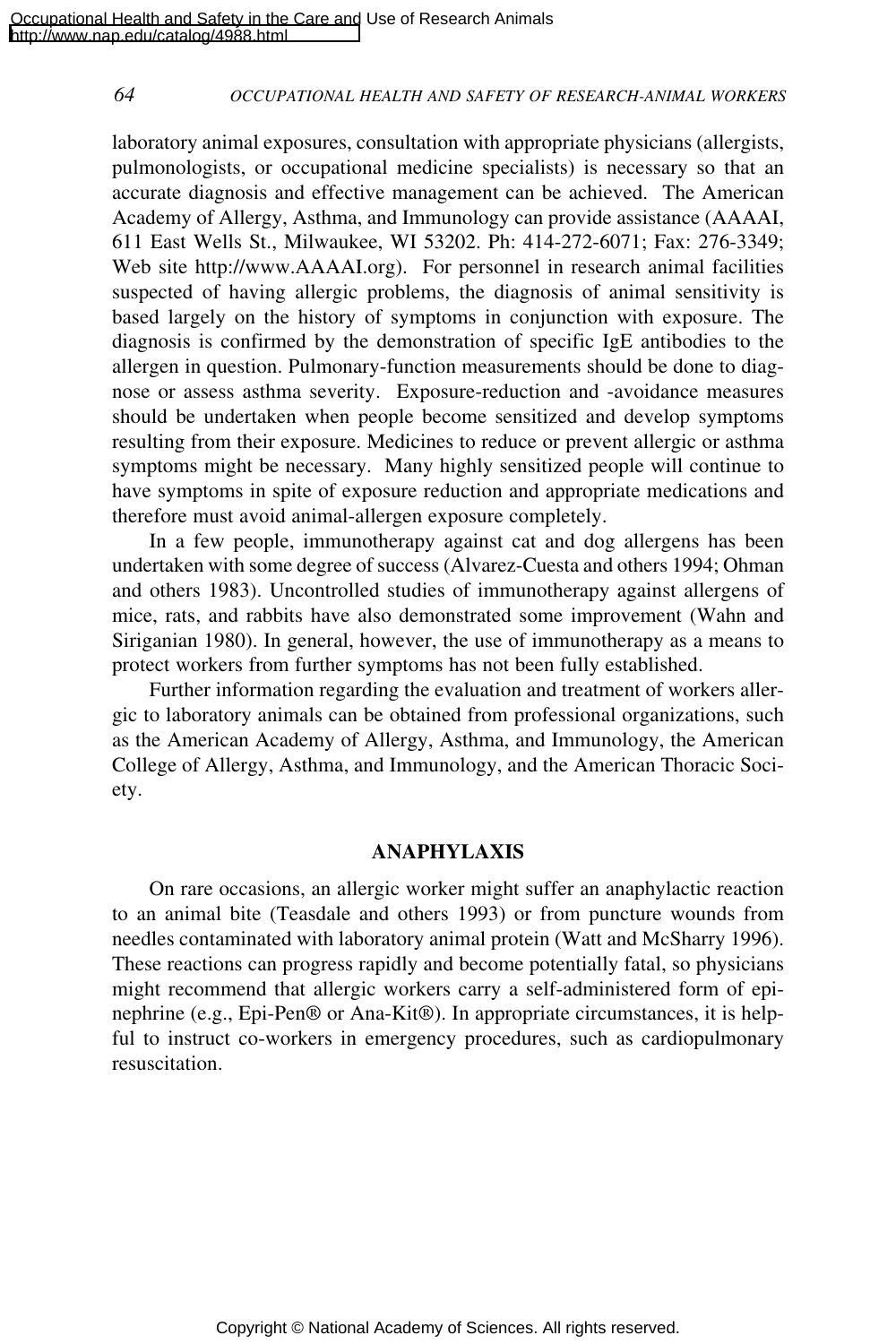laboratory animal exposures, consultation with appropriate physicians (allergists, pulmonologists, or occupational medicine specialists) is necessary so that an accurate diagnosis and effective management can be achieved. The American Academy of Allergy, Asthma, and Immunology can provide assistance (AAAAI, 611 East Wells St., Milwaukee, WI 53202. Ph: 414-272-6071; Fax: 276-3349; Web site http://www.AAAAI.org). For personnel in research animal facilities suspected of having allergic problems, the diagnosis of animal sensitivity is based largely on the history of symptoms in conjunction with exposure. The diagnosis is confirmed by the demonstration of specific IgE antibodies to the allergen in question. Pulmonary-function measurements should be done to diagnose or assess asthma severity. Exposure-reduction and -avoidance measures should be undertaken when people become sensitized and develop symptoms resulting from their exposure. Medicines to reduce or prevent allergic or asthma symptoms might be necessary. Many highly sensitized people will continue to have symptoms in spite of exposure reduction and appropriate medications and therefore must avoid animal-allergen exposure completely.

In a few people, immunotherapy against cat and dog allergens has been undertaken with some degree of success (Alvarez-Cuesta and others 1994; Ohman and others 1983). Uncontrolled studies of immunotherapy against allergens of mice, rats, and rabbits have also demonstrated some improvement (Wahn and Siriganian 1980). In general, however, the use of immunotherapy as a means to protect workers from further symptoms has not been fully established.

Further information regarding the evaluation and treatment of workers allergic to laboratory animals can be obtained from professional organizations, such as the American Academy of Allergy, Asthma, and Immunology, the American College of Allergy, Asthma, and Immunology, and the American Thoracic Society.

## ANAPHYLAXIS

On rare occasions, an allergic worker might suffer an anaphylactic reaction to an animal bite (Teasdale and others 1993) or from puncture wounds from needles contaminated with laboratory animal protein (Watt and McSharry 1996). These reactions can progress rapidly and become potentially fatal, so physicians might recommend that allergic workers carry a self-administered form of epinephrine (e.g., Epi-Pen® or Ana-Kit®). In appropriate circumstances, it is helpful to instruct co-workers in emergency procedures, such as cardiopulmonary resuscitation.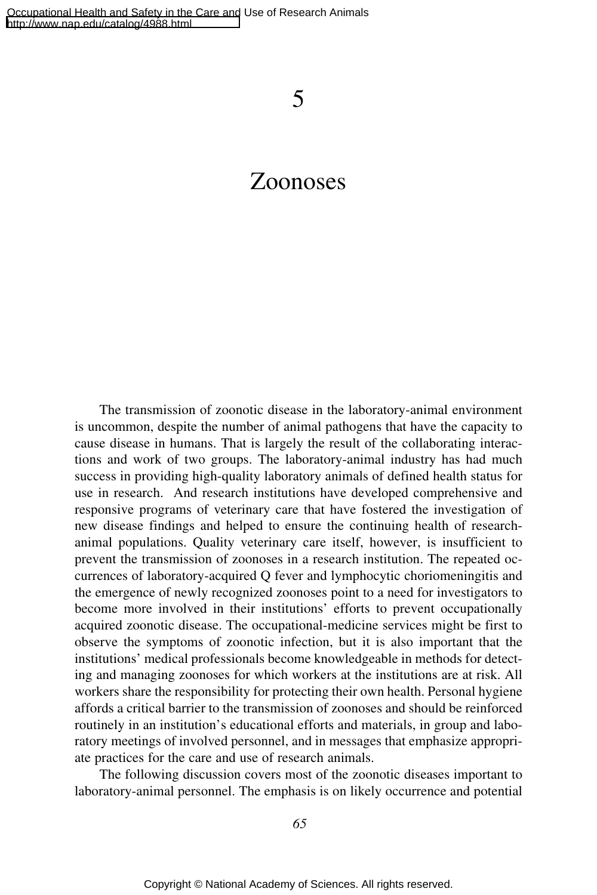# 5

# Zoonoses

The transmission of zoonotic disease in the laboratory-animal environment is uncommon, despite the number of animal pathogens that have the capacity to cause disease in humans. That is largely the result of the collaborating interactions and work of two groups. The laboratory-animal industry has had much success in providing high-quality laboratory animals of defined health status for use in research. And research institutions have developed comprehensive and responsive programs of veterinary care that have fostered the investigation of new disease findings and helped to ensure the continuing health of research-animal populations. Quality veterinary care itself, however, is insufficient to prevent the transmission of zoonoses in a research institution. The repeated occurrences of laboratory-acquired Q fever and lymphocytic choriomeningitis and the emergence of newly recognized zoonoses point to a need for investigators to become more involved in their institutions' efforts to prevent occupationally acquired zoonotic disease. The occupational-medicine services might be first to observe the symptoms of zoonotic infection, but it is also important that the institutions' medical professionals become knowledgeable in methods for detecting and managing zoonoses for which workers at the institutions are at risk. All workers share the responsibility for protecting their own health. Personal hygiene affords a critical barrier to the transmission of zoonoses and should be reinforced routinely in an institution's educational efforts and materials, in group and laboratory meetings of involved personnel, and in messages that emphasize appropriate practices for the care and use of research animals.

The following discussion covers most of the zoonotic diseases important to laboratory-animal personnel. The emphasis is on likely occurrence and potential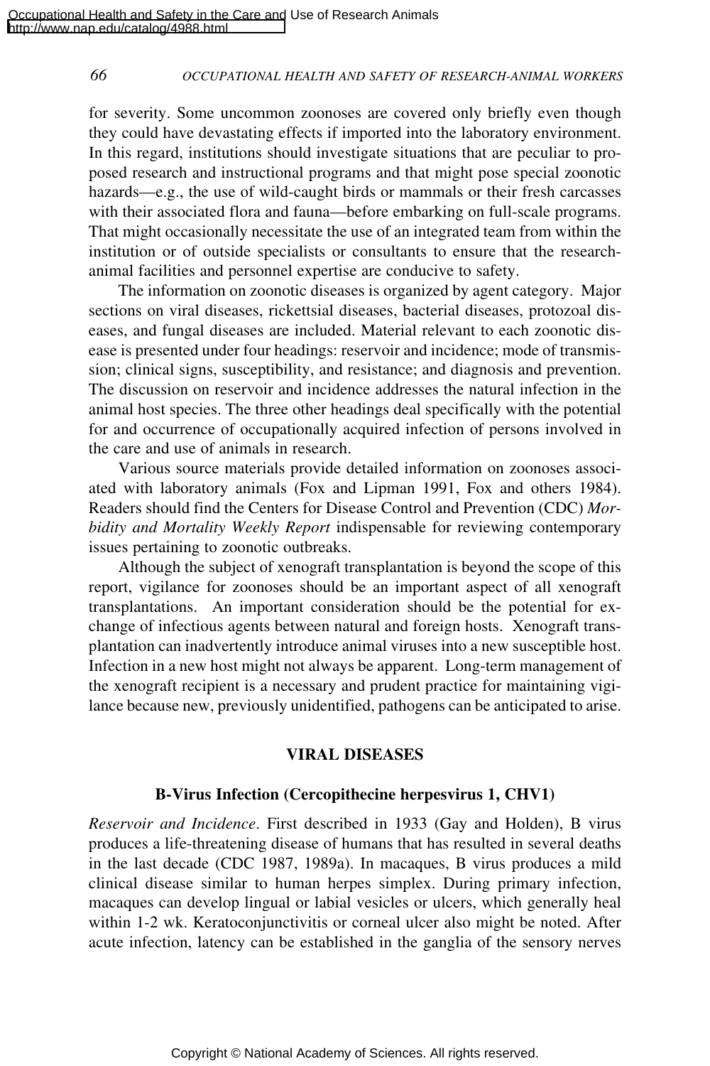for severity. Some uncommon zoonoses are covered only briefly even though they could have devastating effects if imported into the laboratory environment. In this regard, institutions should investigate situations that are peculiar to proposed research and instructional programs and that might pose special zoonotic hazards—e.g., the use of wild-caught birds or mammals or their fresh carcasses with their associated flora and fauna—before embarking on full-scale programs. That might occasionally necessitate the use of an integrated team from within the institution or of outside specialists or consultants to ensure that the research-animal facilities and personnel expertise are conducive to safety.

The information on zoonotic diseases is organized by agent category. Major sections on viral diseases, rickettsial diseases, bacterial diseases, protozoal diseases, and fungal diseases are included. Material relevant to each zoonotic disease is presented under four headings: reservoir and incidence; mode of transmission; clinical signs, susceptibility, and resistance; and diagnosis and prevention. The discussion on reservoir and incidence addresses the natural infection in the animal host species. The three other headings deal specifically with the potential for and occurrence of occupationally acquired infection of persons involved in the care and use of animals in research.

Various source materials provide detailed information on zoonoses associated with laboratory animals (Fox and Lipman 1991, Fox and others 1984). Readers should find the Centers for Disease Control and Prevention (CDC) *Morbidity and Mortality Weekly Report* indispensable for reviewing contemporary issues pertaining to zoonotic outbreaks.

Although the subject of xenograft transplantation is beyond the scope of this report, vigilance for zoonoses should be an important aspect of all xenograft transplantations. An important consideration should be the potential for exchange of infectious agents between natural and foreign hosts. Xenograft transplantation can inadvertently introduce animal viruses into a new susceptible host. Infection in a new host might not always be apparent. Long-term management of the xenograft recipient is a necessary and prudent practice for maintaining vigilance because new, previously unidentified, pathogens can be anticipated to arise.

## VIRAL DISEASES

### B-Virus Infection (Cercopithecine herpesvirus 1, CHV1)

*Reservoir and Incidence*. First described in 1933 (Gay and Holden), B virus produces a life-threatening disease of humans that has resulted in several deaths in the last decade (CDC 1987, 1989a). In macaques, B virus produces a mild clinical disease similar to human herpes simplex. During primary infection, macaques can develop lingual or labial vesicles or ulcers, which generally heal within 1-2 wk. Keratoconjunctivitis or corneal ulcer also might be noted. After acute infection, latency can be established in the ganglia of the sensory nerves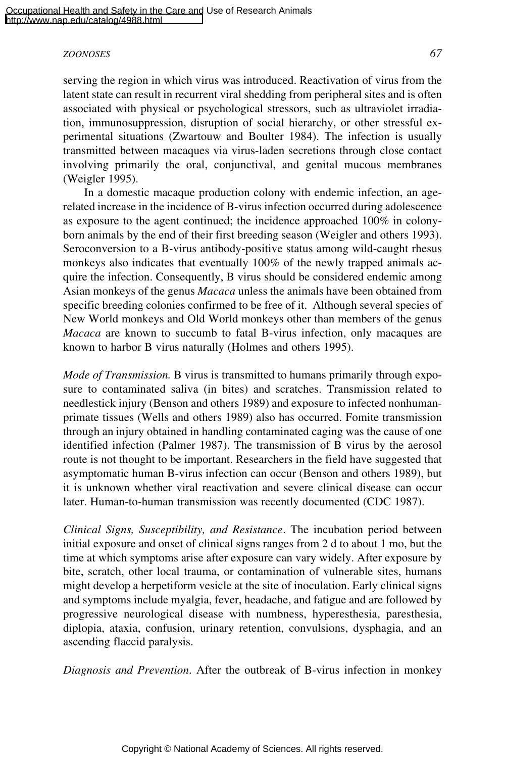serving the region in which virus was introduced. Reactivation of virus from the latent state can result in recurrent viral shedding from peripheral sites and is often associated with physical or psychological stressors, such as ultraviolet irradiation, immunosuppression, disruption of social hierarchy, or other stressful experimental situations (Zwartouw and Boulter 1984). The infection is usually transmitted between macaques via virus-laden secretions through close contact involving primarily the oral, conjunctival, and genital mucous membranes (Weigler 1995).

In a domestic macaque production colony with endemic infection, an age-related increase in the incidence of B-virus infection occurred during adolescence as exposure to the agent continued; the incidence approached 100% in colony-born animals by the end of their first breeding season (Weigler and others 1993). Seroconversion to a B-virus antibody-positive status among wild-caught rhesus monkeys also indicates that eventually 100% of the newly trapped animals acquire the infection. Consequently, B virus should be considered endemic among Asian monkeys of the genus *Macaca* unless the animals have been obtained from specific breeding colonies confirmed to be free of it. Although several species of New World monkeys and Old World monkeys other than members of the genus *Macaca* are known to succumb to fatal B-virus infection, only macaques are known to harbor B virus naturally (Holmes and others 1995).

*Mode of Transmission.* B virus is transmitted to humans primarily through exposure to contaminated saliva (in bites) and scratches. Transmission related to needlestick injury (Benson and others 1989) and exposure to infected nonhuman-primate tissues (Wells and others 1989) also has occurred. Fomite transmission through an injury obtained in handling contaminated caging was the cause of one identified infection (Palmer 1987). The transmission of B virus by the aerosol route is not thought to be important. Researchers in the field have suggested that asymptomatic human B-virus infection can occur (Benson and others 1989), but it is unknown whether viral reactivation and severe clinical disease can occur later. Human-to-human transmission was recently documented (CDC 1987).

*Clinical Signs, Susceptibility, and Resistance*. The incubation period between initial exposure and onset of clinical signs ranges from 2 d to about 1 mo, but the time at which symptoms arise after exposure can vary widely. After exposure by bite, scratch, other local trauma, or contamination of vulnerable sites, humans might develop a herpetiform vesicle at the site of inoculation. Early clinical signs and symptoms include myalgia, fever, headache, and fatigue and are followed by progressive neurological disease with numbness, hyperesthesia, paresthesia, diplopia, ataxia, confusion, urinary retention, convulsions, dysphagia, and an ascending flaccid paralysis.

*Diagnosis and Prevention*. After the outbreak of B-virus infection in monkey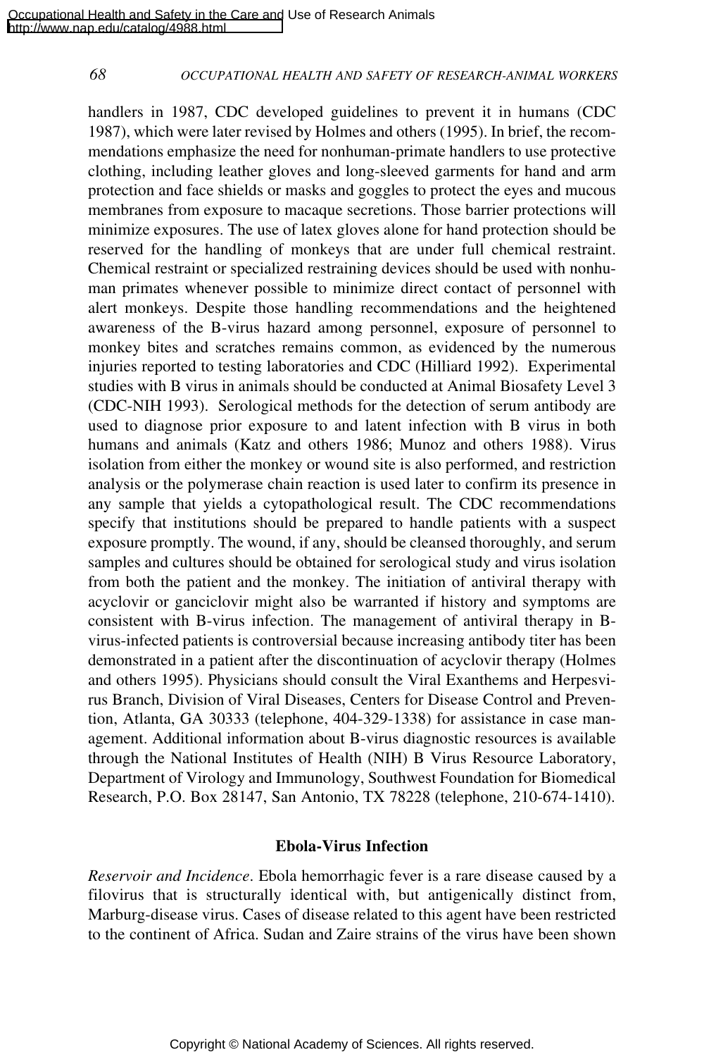handlers in 1987, CDC developed guidelines to prevent it in humans (CDC 1987), which were later revised by Holmes and others (1995). In brief, the recommendations emphasize the need for nonhuman-primate handlers to use protective clothing, including leather gloves and long-sleeved garments for hand and arm protection and face shields or masks and goggles to protect the eyes and mucous membranes from exposure to macaque secretions. Those barrier protections will minimize exposures. The use of latex gloves alone for hand protection should be reserved for the handling of monkeys that are under full chemical restraint. Chemical restraint or specialized restraining devices should be used with nonhuman primates whenever possible to minimize direct contact of personnel with alert monkeys. Despite those handling recommendations and the heightened awareness of the B-virus hazard among personnel, exposure of personnel to monkey bites and scratches remains common, as evidenced by the numerous injuries reported to testing laboratories and CDC (Hilliard 1992). Experimental studies with B virus in animals should be conducted at Animal Biosafety Level 3 (CDC-NIH 1993). Serological methods for the detection of serum antibody are used to diagnose prior exposure to and latent infection with B virus in both humans and animals (Katz and others 1986; Munoz and others 1988). Virus isolation from either the monkey or wound site is also performed, and restriction analysis or the polymerase chain reaction is used later to confirm its presence in any sample that yields a cytopathological result. The CDC recommendations specify that institutions should be prepared to handle patients with a suspect exposure promptly. The wound, if any, should be cleansed thoroughly, and serum samples and cultures should be obtained for serological study and virus isolation from both the patient and the monkey. The initiation of antiviral therapy with acyclovir or ganciclovir might also be warranted if history and symptoms are consistent with B-virus infection. The management of antiviral therapy in B-virus-infected patients is controversial because increasing antibody titer has been demonstrated in a patient after the discontinuation of acyclovir therapy (Holmes and others 1995). Physicians should consult the Viral Exanthems and Herpesvirus Branch, Division of Viral Diseases, Centers for Disease Control and Prevention, Atlanta, GA 30333 (telephone, 404-329-1338) for assistance in case management. Additional information about B-virus diagnostic resources is available through the National Institutes of Health (NIH) B Virus Resource Laboratory, Department of Virology and Immunology, Southwest Foundation for Biomedical Research, P.O. Box 28147, San Antonio, TX 78228 (telephone, 210-674-1410).

### Ebola-Virus Infection

*Reservoir and Incidence*. Ebola hemorrhagic fever is a rare disease caused by a filovirus that is structurally identical with, but antigenically distinct from, Marburg-disease virus. Cases of disease related to this agent have been restricted to the continent of Africa. Sudan and Zaire strains of the virus have been shown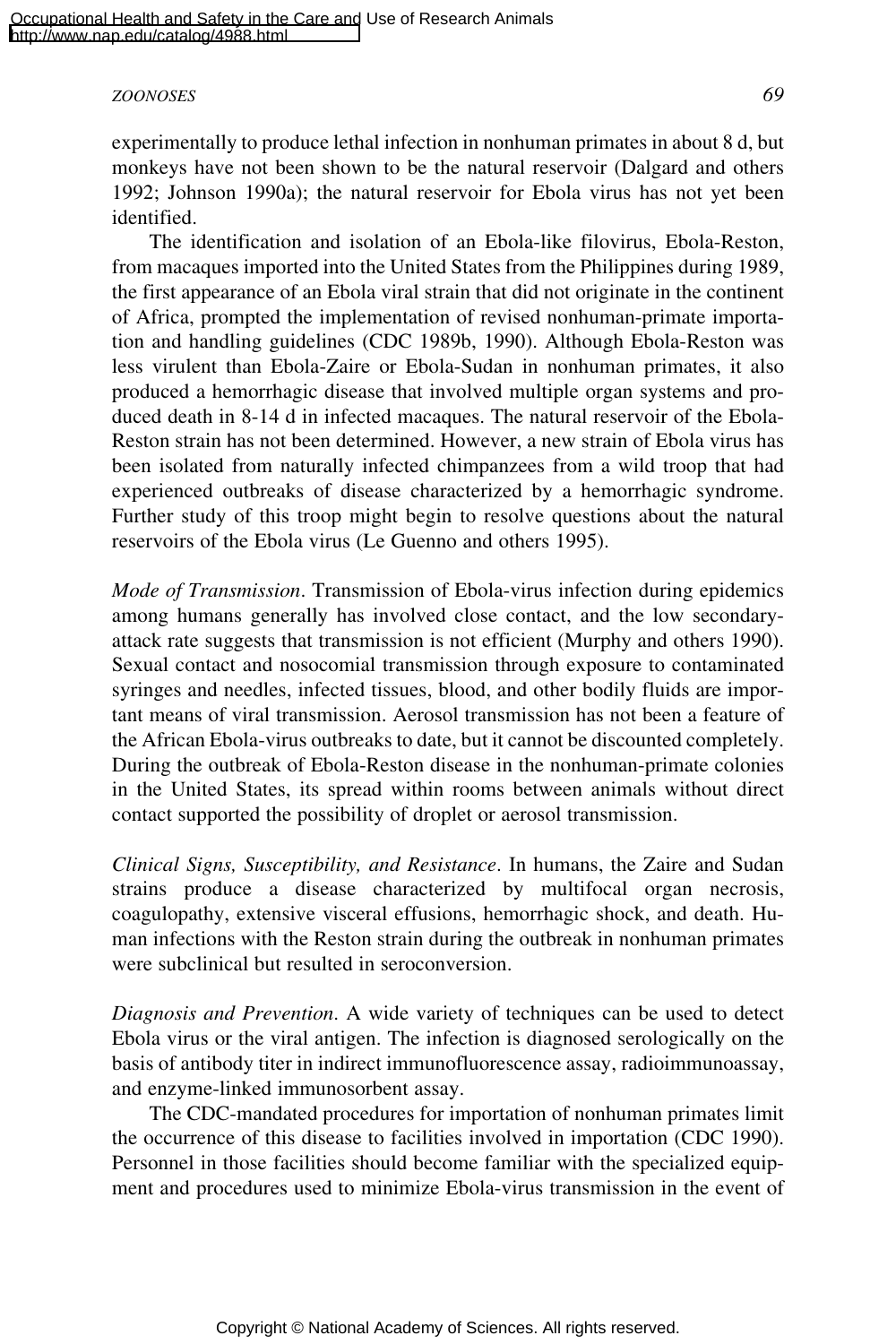experimentally to produce lethal infection in nonhuman primates in about 8 d, but monkeys have not been shown to be the natural reservoir (Dalgard and others 1992; Johnson 1990a); the natural reservoir for Ebola virus has not yet been identified.

The identification and isolation of an Ebola-like filovirus, Ebola-Reston, from macaques imported into the United States from the Philippines during 1989, the first appearance of an Ebola viral strain that did not originate in the continent of Africa, prompted the implementation of revised nonhuman-primate importation and handling guidelines (CDC 1989b, 1990). Although Ebola-Reston was less virulent than Ebola-Zaire or Ebola-Sudan in nonhuman primates, it also produced a hemorrhagic disease that involved multiple organ systems and produced death in 8-14 d in infected macaques. The natural reservoir of the Ebola-Reston strain has not been determined. However, a new strain of Ebola virus has been isolated from naturally infected chimpanzees from a wild troop that had experienced outbreaks of disease characterized by a hemorrhagic syndrome. Further study of this troop might begin to resolve questions about the natural reservoirs of the Ebola virus (Le Guenno and others 1995).

*Mode of Transmission*. Transmission of Ebola-virus infection during epidemics among humans generally has involved close contact, and the low secondary-attack rate suggests that transmission is not efficient (Murphy and others 1990). Sexual contact and nosocomial transmission through exposure to contaminated syringes and needles, infected tissues, blood, and other bodily fluids are important means of viral transmission. Aerosol transmission has not been a feature of the African Ebola-virus outbreaks to date, but it cannot be discounted completely. During the outbreak of Ebola-Reston disease in the nonhuman-primate colonies in the United States, its spread within rooms between animals without direct contact supported the possibility of droplet or aerosol transmission.

*Clinical Signs, Susceptibility, and Resistance*. In humans, the Zaire and Sudan strains produce a disease characterized by multifocal organ necrosis, coagulopathy, extensive visceral effusions, hemorrhagic shock, and death. Human infections with the Reston strain during the outbreak in nonhuman primates were subclinical but resulted in seroconversion.

*Diagnosis and Prevention*. A wide variety of techniques can be used to detect Ebola virus or the viral antigen. The infection is diagnosed serologically on the basis of antibody titer in indirect immunofluorescence assay, radioimmunoassay, and enzyme-linked immunosorbent assay.

The CDC-mandated procedures for importation of nonhuman primates limit the occurrence of this disease to facilities involved in importation (CDC 1990). Personnel in those facilities should become familiar with the specialized equipment and procedures used to minimize Ebola-virus transmission in the event of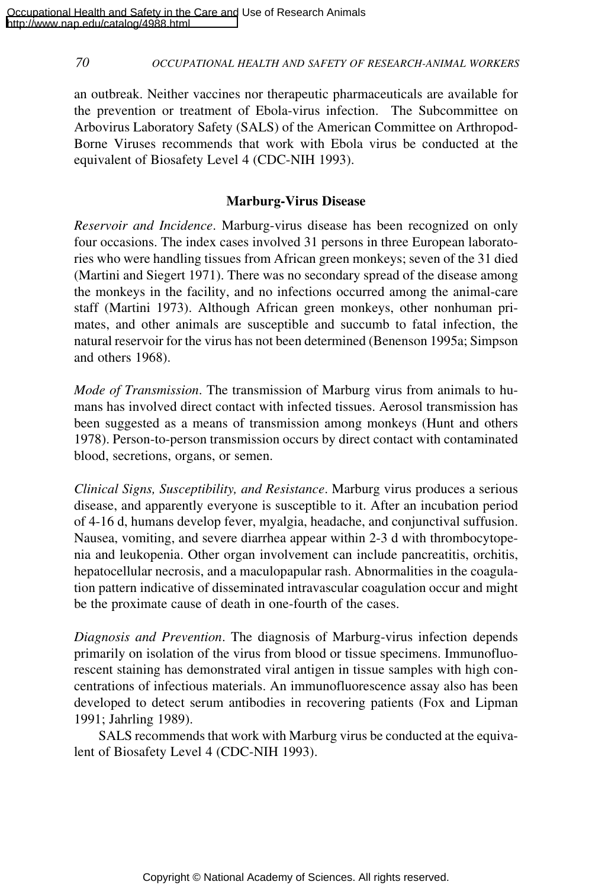an outbreak. Neither vaccines nor therapeutic pharmaceuticals are available for the prevention or treatment of Ebola-virus infection. The Subcommittee on Arbovirus Laboratory Safety (SALS) of the American Committee on Arthropod-Borne Viruses recommends that work with Ebola virus be conducted at the equivalent of Biosafety Level 4 (CDC-NIH 1993).

### Marburg-Virus Disease

*Reservoir and Incidence*. Marburg-virus disease has been recognized on only four occasions. The index cases involved 31 persons in three European laboratories who were handling tissues from African green monkeys; seven of the 31 died (Martini and Siegert 1971). There was no secondary spread of the disease among the monkeys in the facility, and no infections occurred among the animal-care staff (Martini 1973). Although African green monkeys, other nonhuman primates, and other animals are susceptible and succumb to fatal infection, the natural reservoir for the virus has not been determined (Benenson 1995a; Simpson and others 1968).

*Mode of Transmission*. The transmission of Marburg virus from animals to humans has involved direct contact with infected tissues. Aerosol transmission has been suggested as a means of transmission among monkeys (Hunt and others 1978). Person-to-person transmission occurs by direct contact with contaminated blood, secretions, organs, or semen.

*Clinical Signs, Susceptibility, and Resistance*. Marburg virus produces a serious disease, and apparently everyone is susceptible to it. After an incubation period of 4-16 d, humans develop fever, myalgia, headache, and conjunctival suffusion. Nausea, vomiting, and severe diarrhea appear within 2-3 d with thrombocytopenia and leukopenia. Other organ involvement can include pancreatitis, orchitis, hepatocellular necrosis, and a maculopapular rash. Abnormalities in the coagulation pattern indicative of disseminated intravascular coagulation occur and might be the proximate cause of death in one-fourth of the cases.

*Diagnosis and Prevention*. The diagnosis of Marburg-virus infection depends primarily on isolation of the virus from blood or tissue specimens. Immunofluorescent staining has demonstrated viral antigen in tissue samples with high concentrations of infectious materials. An immunofluorescence assay also has been developed to detect serum antibodies in recovering patients (Fox and Lipman 1991; Jahrling 1989).

SALS recommends that work with Marburg virus be conducted at the equivalent of Biosafety Level 4 (CDC-NIH 1993).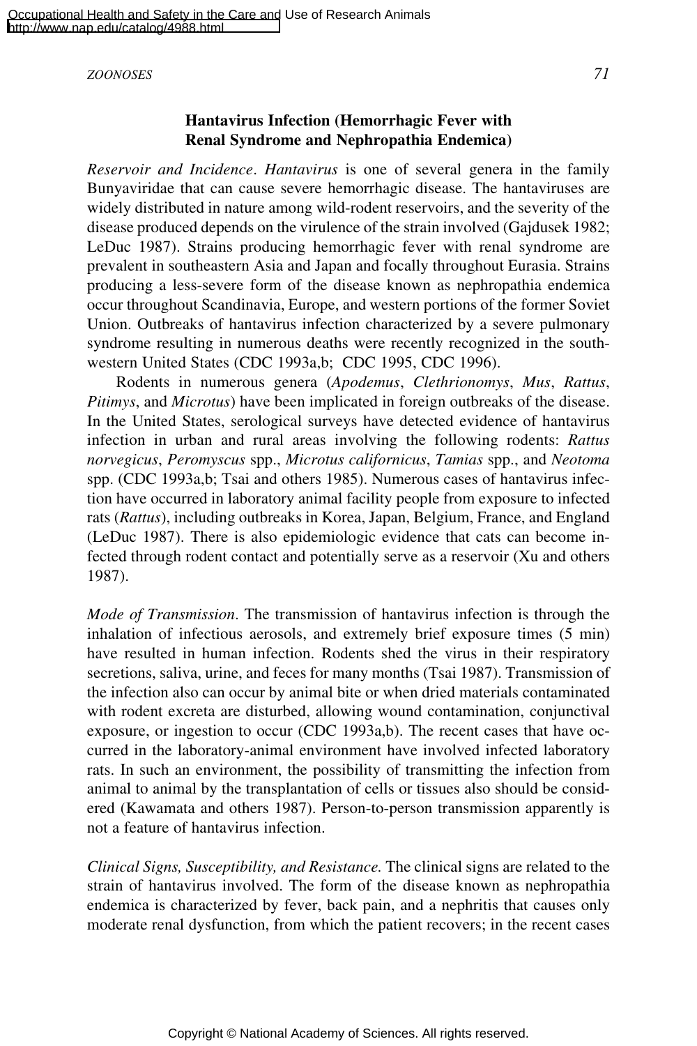### Hantavirus Infection (Hemorrhagic Fever with Renal Syndrome and Nephropathia Endemica)

*Reservoir and Incidence*. *Hantavirus* is one of several genera in the family Bunyaviridae that can cause severe hemorrhagic disease. The hantaviruses are widely distributed in nature among wild-rodent reservoirs, and the severity of the disease produced depends on the virulence of the strain involved (Gajdusek 1982; LeDuc 1987). Strains producing hemorrhagic fever with renal syndrome are prevalent in southeastern Asia and Japan and focally throughout Eurasia. Strains producing a less-severe form of the disease known as nephropathia endemica occur throughout Scandinavia, Europe, and western portions of the former Soviet Union. Outbreaks of hantavirus infection characterized by a severe pulmonary syndrome resulting in numerous deaths were recently recognized in the southwestern United States (CDC 1993a,b; CDC 1995, CDC 1996).

Rodents in numerous genera (*Apodemus*, *Clethrionomys*, *Mus*, *Rattus*, *Pitimys*, and *Microtus*) have been implicated in foreign outbreaks of the disease. In the United States, serological surveys have detected evidence of hantavirus infection in urban and rural areas involving the following rodents: *Rattus norvegicus*, *Peromyscus* spp., *Microtus californicus*, *Tamias* spp., and *Neotoma* spp. (CDC 1993a,b; Tsai and others 1985). Numerous cases of hantavirus infection have occurred in laboratory animal facility people from exposure to infected rats (*Rattus*), including outbreaks in Korea, Japan, Belgium, France, and England (LeDuc 1987). There is also epidemiologic evidence that cats can become infected through rodent contact and potentially serve as a reservoir (Xu and others 1987).

*Mode of Transmission*. The transmission of hantavirus infection is through the inhalation of infectious aerosols, and extremely brief exposure times (5 min) have resulted in human infection. Rodents shed the virus in their respiratory secretions, saliva, urine, and feces for many months (Tsai 1987). Transmission of the infection also can occur by animal bite or when dried materials contaminated with rodent excreta are disturbed, allowing wound contamination, conjunctival exposure, or ingestion to occur (CDC 1993a,b). The recent cases that have occurred in the laboratory-animal environment have involved infected laboratory rats. In such an environment, the possibility of transmitting the infection from animal to animal by the transplantation of cells or tissues also should be considered (Kawamata and others 1987). Person-to-person transmission apparently is not a feature of hantavirus infection.

*Clinical Signs, Susceptibility, and Resistance.* The clinical signs are related to the strain of hantavirus involved. The form of the disease known as nephropathia endemica is characterized by fever, back pain, and a nephritis that causes only moderate renal dysfunction, from which the patient recovers; in the recent cases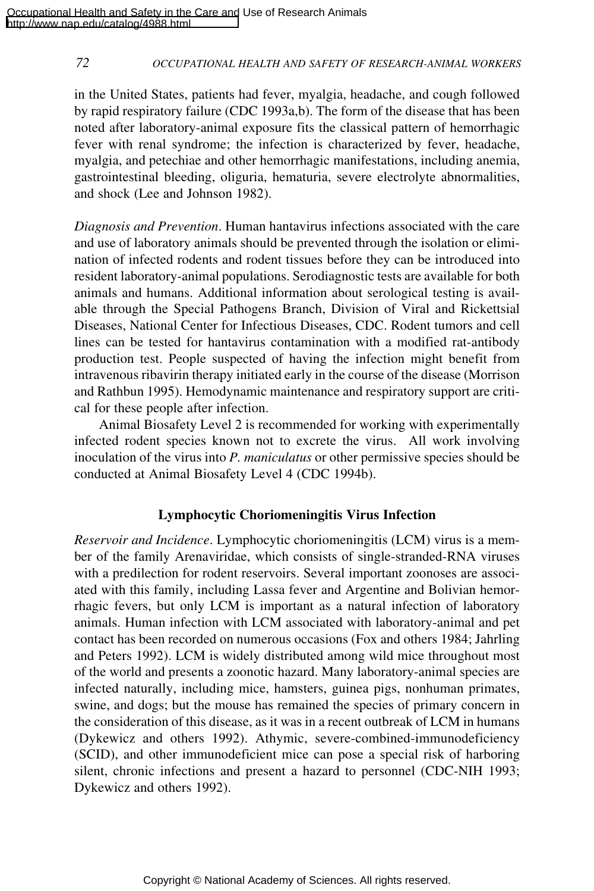in the United States, patients had fever, myalgia, headache, and cough followed by rapid respiratory failure (CDC 1993a,b). The form of the disease that has been noted after laboratory-animal exposure fits the classical pattern of hemorrhagic fever with renal syndrome; the infection is characterized by fever, headache, myalgia, and petechiae and other hemorrhagic manifestations, including anemia, gastrointestinal bleeding, oliguria, hematuria, severe electrolyte abnormalities, and shock (Lee and Johnson 1982).

*Diagnosis and Prevention*. Human hantavirus infections associated with the care and use of laboratory animals should be prevented through the isolation or elimination of infected rodents and rodent tissues before they can be introduced into resident laboratory-animal populations. Serodiagnostic tests are available for both animals and humans. Additional information about serological testing is available through the Special Pathogens Branch, Division of Viral and Rickettsial Diseases, National Center for Infectious Diseases, CDC. Rodent tumors and cell lines can be tested for hantavirus contamination with a modified rat-antibody production test. People suspected of having the infection might benefit from intravenous ribavirin therapy initiated early in the course of the disease (Morrison and Rathbun 1995). Hemodynamic maintenance and respiratory support are critical for these people after infection.

Animal Biosafety Level 2 is recommended for working with experimentally infected rodent species known not to excrete the virus. All work involving inoculation of the virus into *P. maniculatus* or other permissive species should be conducted at Animal Biosafety Level 4 (CDC 1994b).

### Lymphocytic Choriomeningitis Virus Infection

*Reservoir and Incidence*. Lymphocytic choriomeningitis (LCM) virus is a member of the family Arenaviridae, which consists of single-stranded-RNA viruses with a predilection for rodent reservoirs. Several important zoonoses are associated with this family, including Lassa fever and Argentine and Bolivian hemorrhagic fevers, but only LCM is important as a natural infection of laboratory animals. Human infection with LCM associated with laboratory-animal and pet contact has been recorded on numerous occasions (Fox and others 1984; Jahrling and Peters 1992). LCM is widely distributed among wild mice throughout most of the world and presents a zoonotic hazard. Many laboratory-animal species are infected naturally, including mice, hamsters, guinea pigs, nonhuman primates, swine, and dogs; but the mouse has remained the species of primary concern in the consideration of this disease, as it was in a recent outbreak of LCM in humans (Dykewicz and others 1992). Athymic, severe-combined-immunodeficiency (SCID), and other immunodeficient mice can pose a special risk of harboring silent, chronic infections and present a hazard to personnel (CDC-NIH 1993; Dykewicz and others 1992).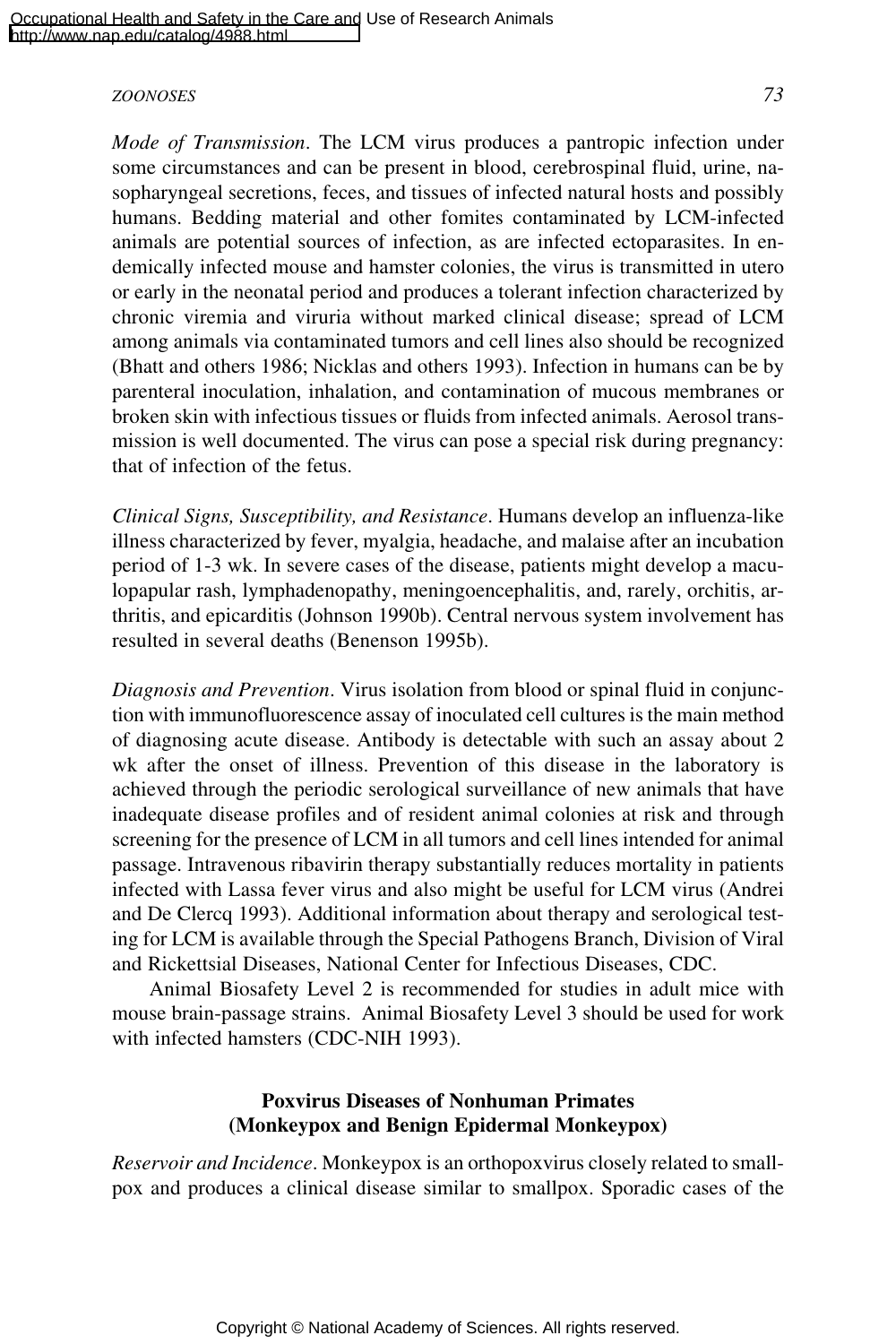*Mode of Transmission*. The LCM virus produces a pantropic infection under some circumstances and can be present in blood, cerebrospinal fluid, urine, nasopharyngeal secretions, feces, and tissues of infected natural hosts and possibly humans. Bedding material and other fomites contaminated by LCM-infected animals are potential sources of infection, as are infected ectoparasites. In endemically infected mouse and hamster colonies, the virus is transmitted in utero or early in the neonatal period and produces a tolerant infection characterized by chronic viremia and viruria without marked clinical disease; spread of LCM among animals via contaminated tumors and cell lines also should be recognized (Bhatt and others 1986; Nicklas and others 1993). Infection in humans can be by parenteral inoculation, inhalation, and contamination of mucous membranes or broken skin with infectious tissues or fluids from infected animals. Aerosol transmission is well documented. The virus can pose a special risk during pregnancy: that of infection of the fetus.

*Clinical Signs, Susceptibility, and Resistance*. Humans develop an influenza-like illness characterized by fever, myalgia, headache, and malaise after an incubation period of 1-3 wk. In severe cases of the disease, patients might develop a maculopapular rash, lymphadenopathy, meningoencephalitis, and, rarely, orchitis, arthritis, and epicarditis (Johnson 1990b). Central nervous system involvement has resulted in several deaths (Benenson 1995b).

*Diagnosis and Prevention*. Virus isolation from blood or spinal fluid in conjunction with immunofluorescence assay of inoculated cell cultures is the main method of diagnosing acute disease. Antibody is detectable with such an assay about 2 wk after the onset of illness. Prevention of this disease in the laboratory is achieved through the periodic serological surveillance of new animals that have inadequate disease profiles and of resident animal colonies at risk and through screening for the presence of LCM in all tumors and cell lines intended for animal passage. Intravenous ribavirin therapy substantially reduces mortality in patients infected with Lassa fever virus and also might be useful for LCM virus (Andrei and De Clercq 1993). Additional information about therapy and serological testing for LCM is available through the Special Pathogens Branch, Division of Viral and Rickettsial Diseases, National Center for Infectious Diseases, CDC.

Animal Biosafety Level 2 is recommended for studies in adult mice with mouse brain-passage strains. Animal Biosafety Level 3 should be used for work with infected hamsters (CDC-NIH 1993).

### Poxvirus Diseases of Nonhuman Primates (Monkeypox and Benign Epidermal Monkeypox)

*Reservoir and Incidence*. Monkeypox is an orthopoxvirus closely related to smallpox and produces a clinical disease similar to smallpox. Sporadic cases of the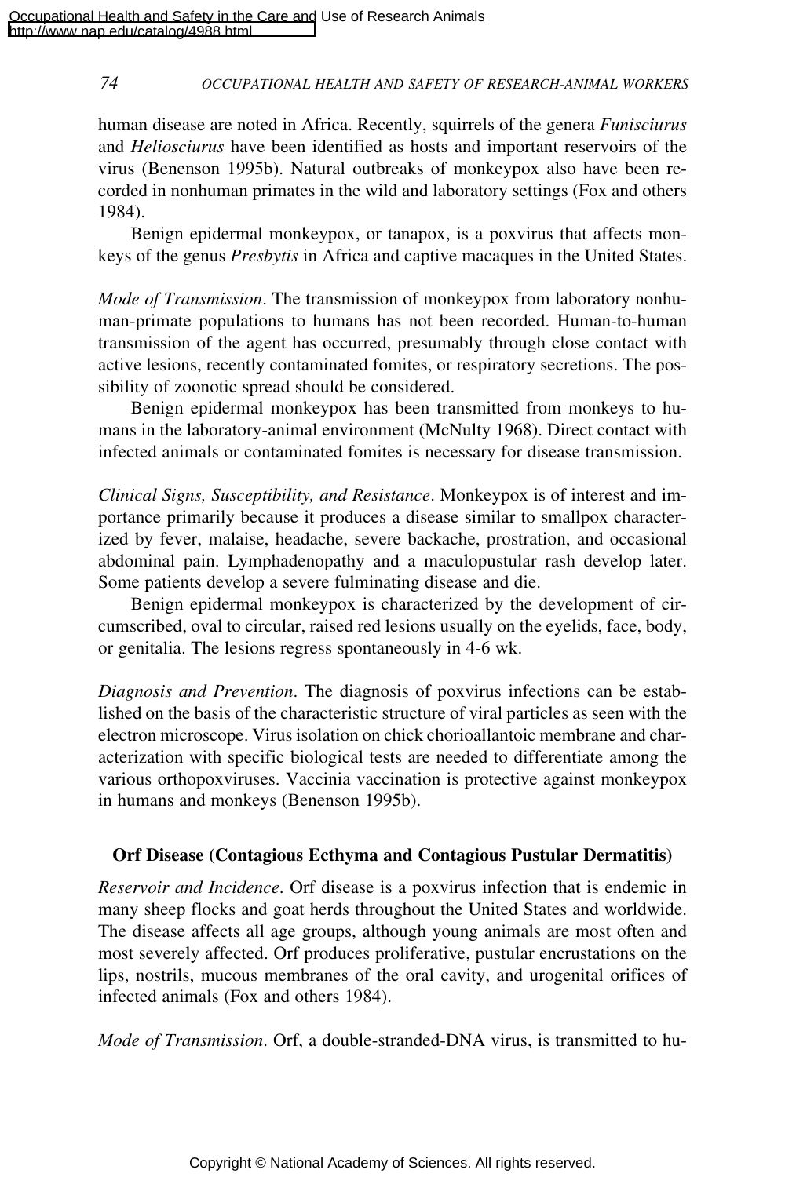human disease are noted in Africa. Recently, squirrels of the genera *Funisciurus* and *Heliosciurus* have been identified as hosts and important reservoirs of the virus (Benenson 1995b). Natural outbreaks of monkeypox also have been recorded in nonhuman primates in the wild and laboratory settings (Fox and others 1984).

Benign epidermal monkeypox, or tanapox, is a poxvirus that affects monkeys of the genus *Presbytis* in Africa and captive macaques in the United States.

*Mode of Transmission*. The transmission of monkeypox from laboratory nonhuman-primate populations to humans has not been recorded. Human-to-human transmission of the agent has occurred, presumably through close contact with active lesions, recently contaminated fomites, or respiratory secretions. The possibility of zoonotic spread should be considered.

Benign epidermal monkeypox has been transmitted from monkeys to humans in the laboratory-animal environment (McNulty 1968). Direct contact with infected animals or contaminated fomites is necessary for disease transmission.

*Clinical Signs, Susceptibility, and Resistance*. Monkeypox is of interest and importance primarily because it produces a disease similar to smallpox characterized by fever, malaise, headache, severe backache, prostration, and occasional abdominal pain. Lymphadenopathy and a maculopustular rash develop later. Some patients develop a severe fulminating disease and die.

Benign epidermal monkeypox is characterized by the development of circumscribed, oval to circular, raised red lesions usually on the eyelids, face, body, or genitalia. The lesions regress spontaneously in 4-6 wk.

*Diagnosis and Prevention*. The diagnosis of poxvirus infections can be established on the basis of the characteristic structure of viral particles as seen with the electron microscope. Virus isolation on chick chorioallantoic membrane and characterization with specific biological tests are needed to differentiate among the various orthopoxviruses. Vaccinia vaccination is protective against monkeypox in humans and monkeys (Benenson 1995b).

### Orf Disease (Contagious Ecthyma and Contagious Pustular Dermatitis)

*Reservoir and Incidence*. Orf disease is a poxvirus infection that is endemic in many sheep flocks and goat herds throughout the United States and worldwide. The disease affects all age groups, although young animals are most often and most severely affected. Orf produces proliferative, pustular encrustations on the lips, nostrils, mucous membranes of the oral cavity, and urogenital orifices of infected animals (Fox and others 1984).

*Mode of Transmission*. Orf, a double-stranded-DNA virus, is transmitted to hu-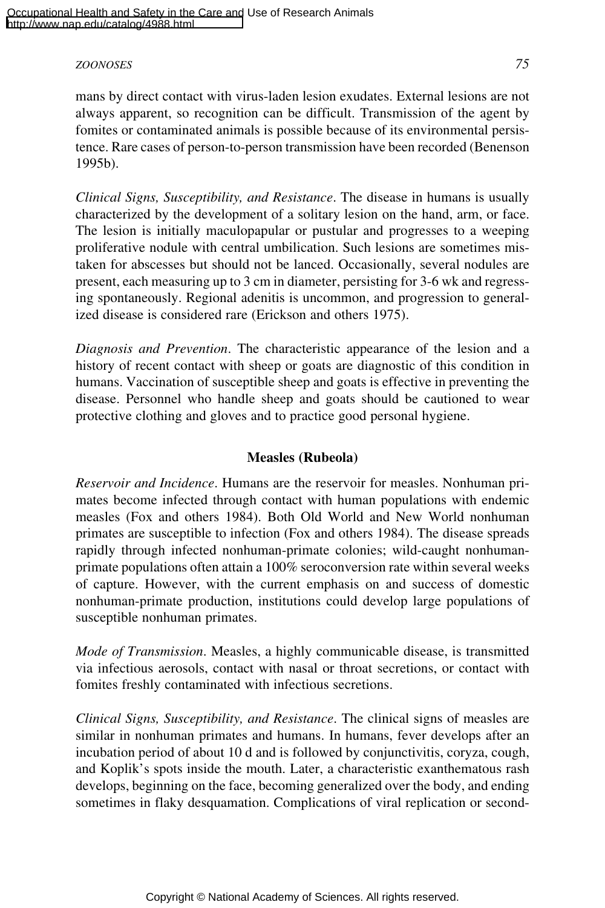mans by direct contact with virus-laden lesion exudates. External lesions are not always apparent, so recognition can be difficult. Transmission of the agent by fomites or contaminated animals is possible because of its environmental persistence. Rare cases of person-to-person transmission have been recorded (Benenson 1995b).

*Clinical Signs, Susceptibility, and Resistance*. The disease in humans is usually characterized by the development of a solitary lesion on the hand, arm, or face. The lesion is initially maculopapular or pustular and progresses to a weeping proliferative nodule with central umbilication. Such lesions are sometimes mistaken for abscesses but should not be lanced. Occasionally, several nodules are present, each measuring up to 3 cm in diameter, persisting for 3-6 wk and regressing spontaneously. Regional adenitis is uncommon, and progression to generalized disease is considered rare (Erickson and others 1975).

*Diagnosis and Prevention*. The characteristic appearance of the lesion and a history of recent contact with sheep or goats are diagnostic of this condition in humans. Vaccination of susceptible sheep and goats is effective in preventing the disease. Personnel who handle sheep and goats should be cautioned to wear protective clothing and gloves and to practice good personal hygiene.

### Measles (Rubeola)

*Reservoir and Incidence*. Humans are the reservoir for measles. Nonhuman primates become infected through contact with human populations with endemic measles (Fox and others 1984). Both Old World and New World nonhuman primates are susceptible to infection (Fox and others 1984). The disease spreads rapidly through infected nonhuman-primate colonies; wild-caught nonhuman-primate populations often attain a 100% seroconversion rate within several weeks of capture. However, with the current emphasis on and success of domestic nonhuman-primate production, institutions could develop large populations of susceptible nonhuman primates.

*Mode of Transmission*. Measles, a highly communicable disease, is transmitted via infectious aerosols, contact with nasal or throat secretions, or contact with fomites freshly contaminated with infectious secretions.

*Clinical Signs, Susceptibility, and Resistance*. The clinical signs of measles are similar in nonhuman primates and humans. In humans, fever develops after an incubation period of about 10 d and is followed by conjunctivitis, coryza, cough, and Koplik's spots inside the mouth. Later, a characteristic exanthematous rash develops, beginning on the face, becoming generalized over the body, and ending sometimes in flaky desquamation. Complications of viral replication or second-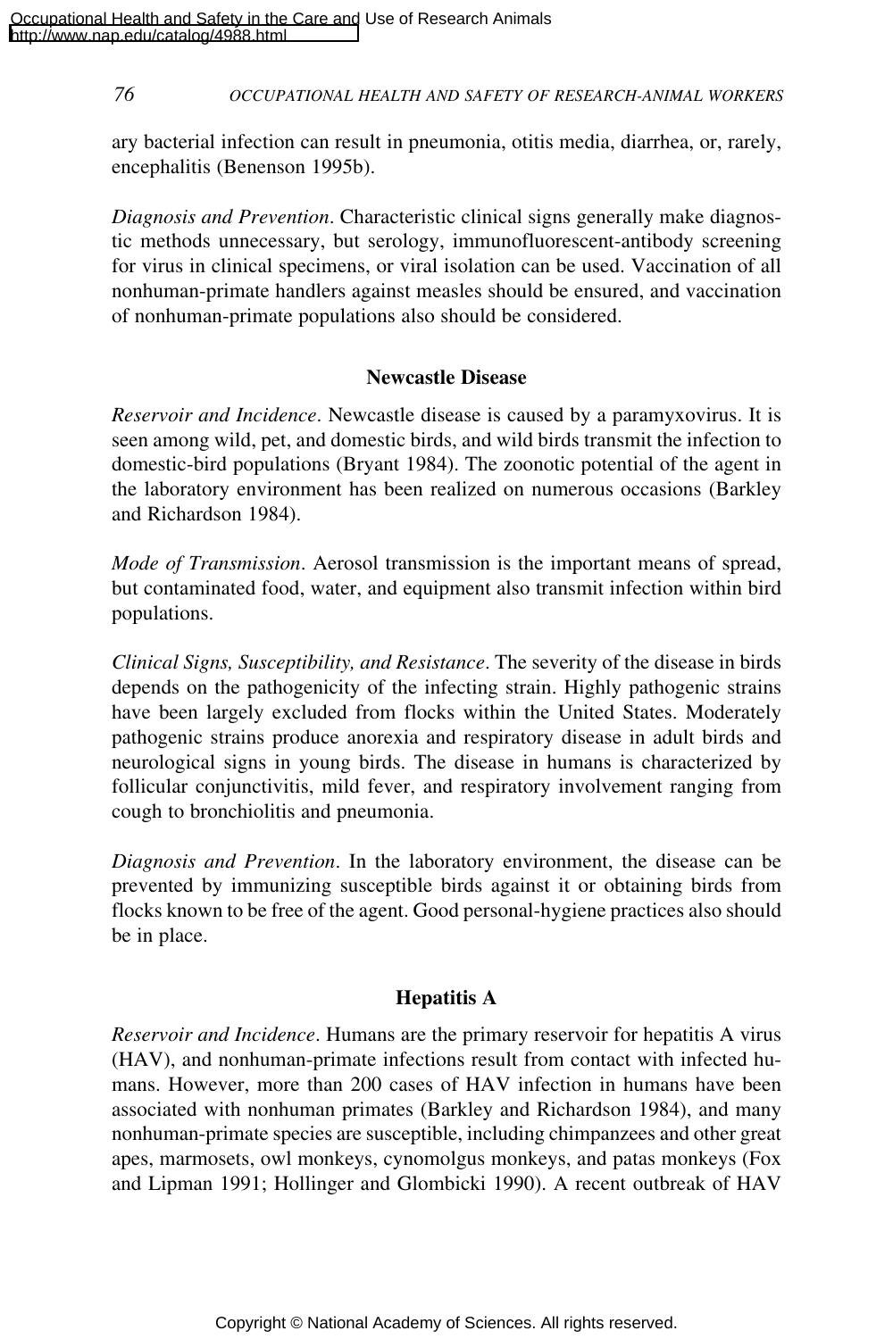ary bacterial infection can result in pneumonia, otitis media, diarrhea, or, rarely, encephalitis (Benenson 1995b).

*Diagnosis and Prevention*. Characteristic clinical signs generally make diagnostic methods unnecessary, but serology, immunofluorescent-antibody screening for virus in clinical specimens, or viral isolation can be used. Vaccination of all nonhuman-primate handlers against measles should be ensured, and vaccination of nonhuman-primate populations also should be considered.

### Newcastle Disease

*Reservoir and Incidence*. Newcastle disease is caused by a paramyxovirus. It is seen among wild, pet, and domestic birds, and wild birds transmit the infection to domestic-bird populations (Bryant 1984). The zoonotic potential of the agent in the laboratory environment has been realized on numerous occasions (Barkley and Richardson 1984).

*Mode of Transmission*. Aerosol transmission is the important means of spread, but contaminated food, water, and equipment also transmit infection within bird populations.

*Clinical Signs, Susceptibility, and Resistance*. The severity of the disease in birds depends on the pathogenicity of the infecting strain. Highly pathogenic strains have been largely excluded from flocks within the United States. Moderately pathogenic strains produce anorexia and respiratory disease in adult birds and neurological signs in young birds. The disease in humans is characterized by follicular conjunctivitis, mild fever, and respiratory involvement ranging from cough to bronchiolitis and pneumonia.

*Diagnosis and Prevention*. In the laboratory environment, the disease can be prevented by immunizing susceptible birds against it or obtaining birds from flocks known to be free of the agent. Good personal-hygiene practices also should be in place.

### Hepatitis A

*Reservoir and Incidence*. Humans are the primary reservoir for hepatitis A virus (HAV), and nonhuman-primate infections result from contact with infected humans. However, more than 200 cases of HAV infection in humans have been associated with nonhuman primates (Barkley and Richardson 1984), and many nonhuman-primate species are susceptible, including chimpanzees and other great apes, marmosets, owl monkeys, cynomolgus monkeys, and patas monkeys (Fox and Lipman 1991; Hollinger and Glombicki 1990). A recent outbreak of HAV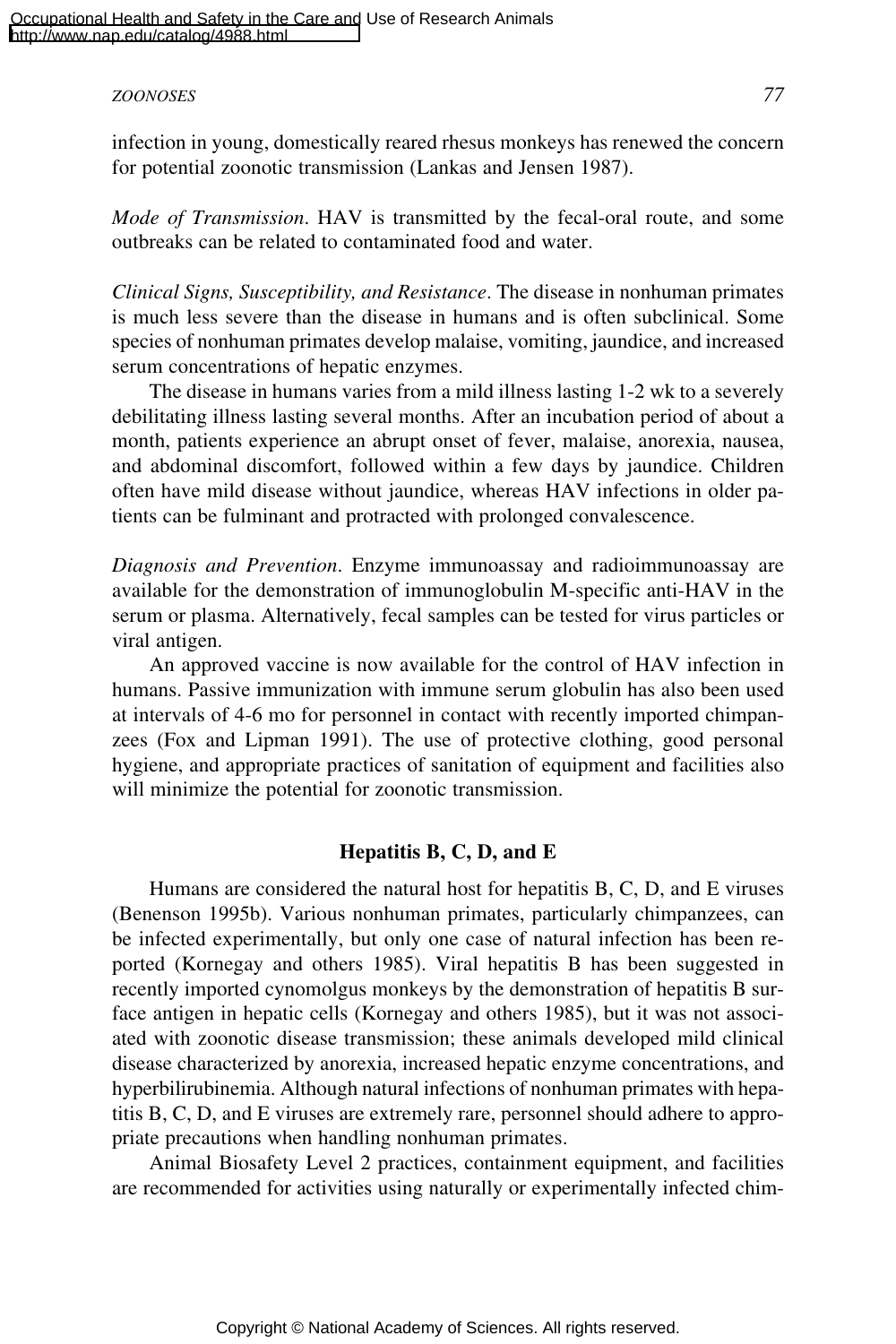infection in young, domestically reared rhesus monkeys has renewed the concern for potential zoonotic transmission (Lankas and Jensen 1987).

*Mode of Transmission*. HAV is transmitted by the fecal-oral route, and some outbreaks can be related to contaminated food and water.

*Clinical Signs, Susceptibility, and Resistance*. The disease in nonhuman primates is much less severe than the disease in humans and is often subclinical. Some species of nonhuman primates develop malaise, vomiting, jaundice, and increased serum concentrations of hepatic enzymes.

The disease in humans varies from a mild illness lasting 1-2 wk to a severely debilitating illness lasting several months. After an incubation period of about a month, patients experience an abrupt onset of fever, malaise, anorexia, nausea, and abdominal discomfort, followed within a few days by jaundice. Children often have mild disease without jaundice, whereas HAV infections in older patients can be fulminant and protracted with prolonged convalescence.

*Diagnosis and Prevention*. Enzyme immunoassay and radioimmunoassay are available for the demonstration of immunoglobulin M-specific anti-HAV in the serum or plasma. Alternatively, fecal samples can be tested for virus particles or viral antigen.

An approved vaccine is now available for the control of HAV infection in humans. Passive immunization with immune serum globulin has also been used at intervals of 4-6 mo for personnel in contact with recently imported chimpanzees (Fox and Lipman 1991). The use of protective clothing, good personal hygiene, and appropriate practices of sanitation of equipment and facilities also will minimize the potential for zoonotic transmission.

### Hepatitis B, C, D, and E

Humans are considered the natural host for hepatitis B, C, D, and E viruses (Benenson 1995b). Various nonhuman primates, particularly chimpanzees, can be infected experimentally, but only one case of natural infection has been reported (Kornegay and others 1985). Viral hepatitis B has been suggested in recently imported cynomolgus monkeys by the demonstration of hepatitis B surface antigen in hepatic cells (Kornegay and others 1985), but it was not associated with zoonotic disease transmission; these animals developed mild clinical disease characterized by anorexia, increased hepatic enzyme concentrations, and hyperbilirubinemia. Although natural infections of nonhuman primates with hepatitis B, C, D, and E viruses are extremely rare, personnel should adhere to appropriate precautions when handling nonhuman primates.

Animal Biosafety Level 2 practices, containment equipment, and facilities are recommended for activities using naturally or experimentally infected chim-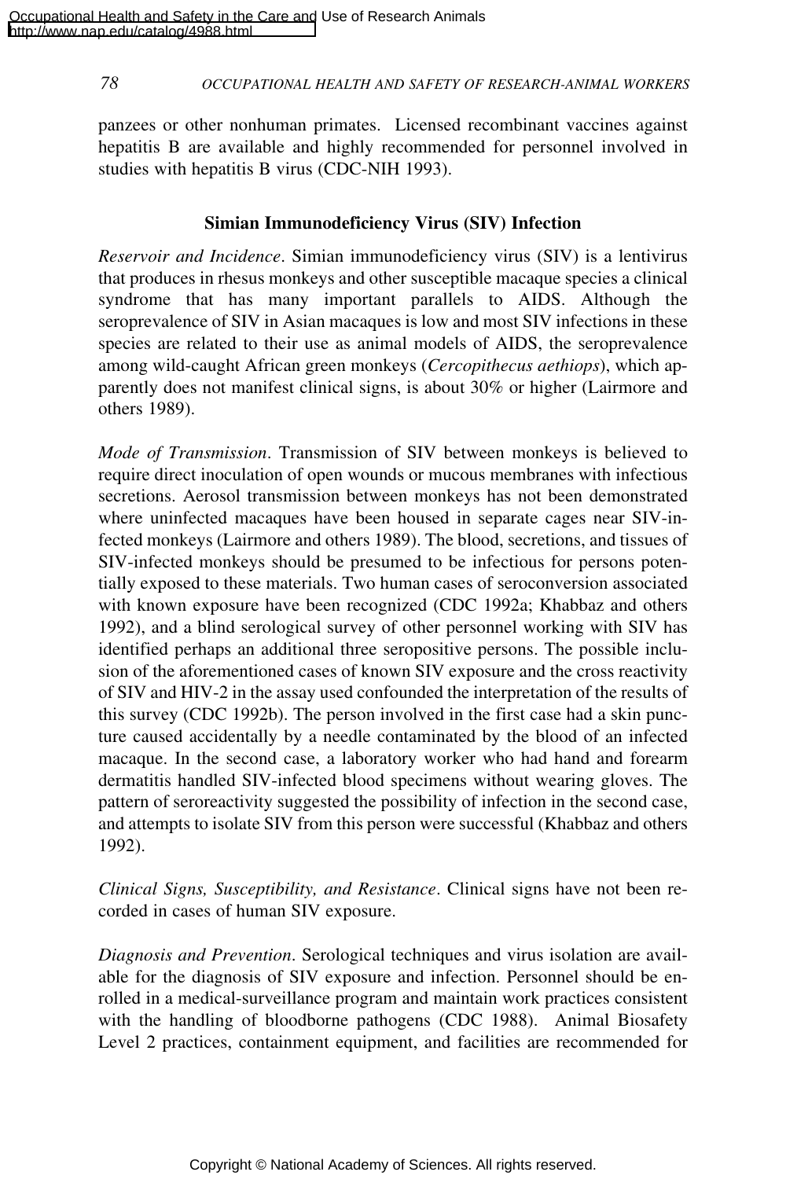panzees or other nonhuman primates. Licensed recombinant vaccines against hepatitis B are available and highly recommended for personnel involved in studies with hepatitis B virus (CDC-NIH 1993).

### Simian Immunodeficiency Virus (SIV) Infection

*Reservoir and Incidence*. Simian immunodeficiency virus (SIV) is a lentivirus that produces in rhesus monkeys and other susceptible macaque species a clinical syndrome that has many important parallels to AIDS. Although the seroprevalence of SIV in Asian macaques is low and most SIV infections in these species are related to their use as animal models of AIDS, the seroprevalence among wild-caught African green monkeys (*Cercopithecus aethiops*), which apparently does not manifest clinical signs, is about 30% or higher (Lairmore and others 1989).

*Mode of Transmission*. Transmission of SIV between monkeys is believed to require direct inoculation of open wounds or mucous membranes with infectious secretions. Aerosol transmission between monkeys has not been demonstrated where uninfected macaques have been housed in separate cages near SIV-infected monkeys (Lairmore and others 1989). The blood, secretions, and tissues of SIV-infected monkeys should be presumed to be infectious for persons potentially exposed to these materials. Two human cases of seroconversion associated with known exposure have been recognized (CDC 1992a; Khabbaz and others 1992), and a blind serological survey of other personnel working with SIV has identified perhaps an additional three seropositive persons. The possible inclusion of the aforementioned cases of known SIV exposure and the cross reactivity of SIV and HIV-2 in the assay used confounded the interpretation of the results of this survey (CDC 1992b). The person involved in the first case had a skin puncture caused accidentally by a needle contaminated by the blood of an infected macaque. In the second case, a laboratory worker who had hand and forearm dermatitis handled SIV-infected blood specimens without wearing gloves. The pattern of seroreactivity suggested the possibility of infection in the second case, and attempts to isolate SIV from this person were successful (Khabbaz and others 1992).

*Clinical Signs, Susceptibility, and Resistance*. Clinical signs have not been recorded in cases of human SIV exposure.

*Diagnosis and Prevention*. Serological techniques and virus isolation are available for the diagnosis of SIV exposure and infection. Personnel should be enrolled in a medical-surveillance program and maintain work practices consistent with the handling of bloodborne pathogens (CDC 1988). Animal Biosafety Level 2 practices, containment equipment, and facilities are recommended for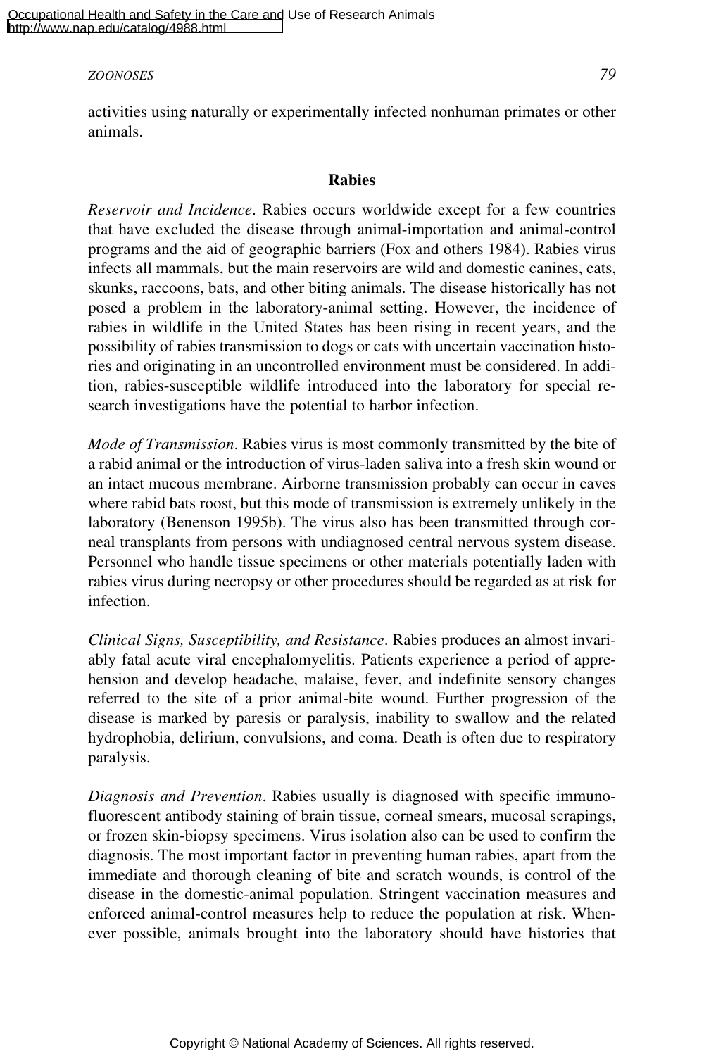activities using naturally or experimentally infected nonhuman primates or other animals.

### Rabies

*Reservoir and Incidence*. Rabies occurs worldwide except for a few countries that have excluded the disease through animal-importation and animal-control programs and the aid of geographic barriers (Fox and others 1984). Rabies virus infects all mammals, but the main reservoirs are wild and domestic canines, cats, skunks, raccoons, bats, and other biting animals. The disease historically has not posed a problem in the laboratory-animal setting. However, the incidence of rabies in wildlife in the United States has been rising in recent years, and the possibility of rabies transmission to dogs or cats with uncertain vaccination histories and originating in an uncontrolled environment must be considered. In addition, rabies-susceptible wildlife introduced into the laboratory for special research investigations have the potential to harbor infection.

*Mode of Transmission*. Rabies virus is most commonly transmitted by the bite of a rabid animal or the introduction of virus-laden saliva into a fresh skin wound or an intact mucous membrane. Airborne transmission probably can occur in caves where rabid bats roost, but this mode of transmission is extremely unlikely in the laboratory (Benenson 1995b). The virus also has been transmitted through corneal transplants from persons with undiagnosed central nervous system disease. Personnel who handle tissue specimens or other materials potentially laden with rabies virus during necropsy or other procedures should be regarded as at risk for infection.

*Clinical Signs, Susceptibility, and Resistance*. Rabies produces an almost invariably fatal acute viral encephalomyelitis. Patients experience a period of apprehension and develop headache, malaise, fever, and indefinite sensory changes referred to the site of a prior animal-bite wound. Further progression of the disease is marked by paresis or paralysis, inability to swallow and the related hydrophobia, delirium, convulsions, and coma. Death is often due to respiratory paralysis.

*Diagnosis and Prevention*. Rabies usually is diagnosed with specific immunofluorescent antibody staining of brain tissue, corneal smears, mucosal scrapings, or frozen skin-biopsy specimens. Virus isolation also can be used to confirm the diagnosis. The most important factor in preventing human rabies, apart from the immediate and thorough cleaning of bite and scratch wounds, is control of the disease in the domestic-animal population. Stringent vaccination measures and enforced animal-control measures help to reduce the population at risk. Whenever possible, animals brought into the laboratory should have histories that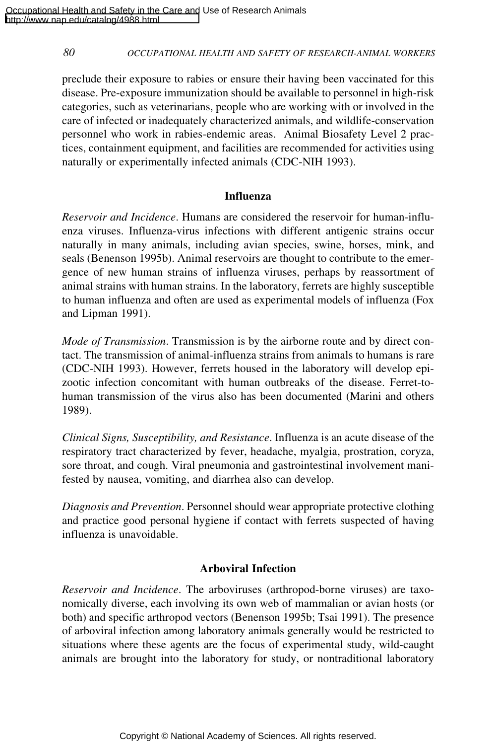preclude their exposure to rabies or ensure their having been vaccinated for this disease. Pre-exposure immunization should be available to personnel in high-risk categories, such as veterinarians, people who are working with or involved in the care of infected or inadequately characterized animals, and wildlife-conservation personnel who work in rabies-endemic areas. Animal Biosafety Level 2 practices, containment equipment, and facilities are recommended for activities using naturally or experimentally infected animals (CDC-NIH 1993).

### Influenza

*Reservoir and Incidence*. Humans are considered the reservoir for human-influenza viruses. Influenza-virus infections with different antigenic strains occur naturally in many animals, including avian species, swine, horses, mink, and seals (Benenson 1995b). Animal reservoirs are thought to contribute to the emergence of new human strains of influenza viruses, perhaps by reassortment of animal strains with human strains. In the laboratory, ferrets are highly susceptible to human influenza and often are used as experimental models of influenza (Fox and Lipman 1991).

*Mode of Transmission*. Transmission is by the airborne route and by direct contact. The transmission of animal-influenza strains from animals to humans is rare (CDC-NIH 1993). However, ferrets housed in the laboratory will develop epizootic infection concomitant with human outbreaks of the disease. Ferret-to-human transmission of the virus also has been documented (Marini and others 1989).

*Clinical Signs, Susceptibility, and Resistance*. Influenza is an acute disease of the respiratory tract characterized by fever, headache, myalgia, prostration, coryza, sore throat, and cough. Viral pneumonia and gastrointestinal involvement manifested by nausea, vomiting, and diarrhea also can develop.

*Diagnosis and Prevention*. Personnel should wear appropriate protective clothing and practice good personal hygiene if contact with ferrets suspected of having influenza is unavoidable.

### Arboviral Infection

*Reservoir and Incidence*. The arboviruses (arthropod-borne viruses) are taxonomically diverse, each involving its own web of mammalian or avian hosts (or both) and specific arthropod vectors (Benenson 1995b; Tsai 1991). The presence of arboviral infection among laboratory animals generally would be restricted to situations where these agents are the focus of experimental study, wild-caught animals are brought into the laboratory for study, or nontraditional laboratory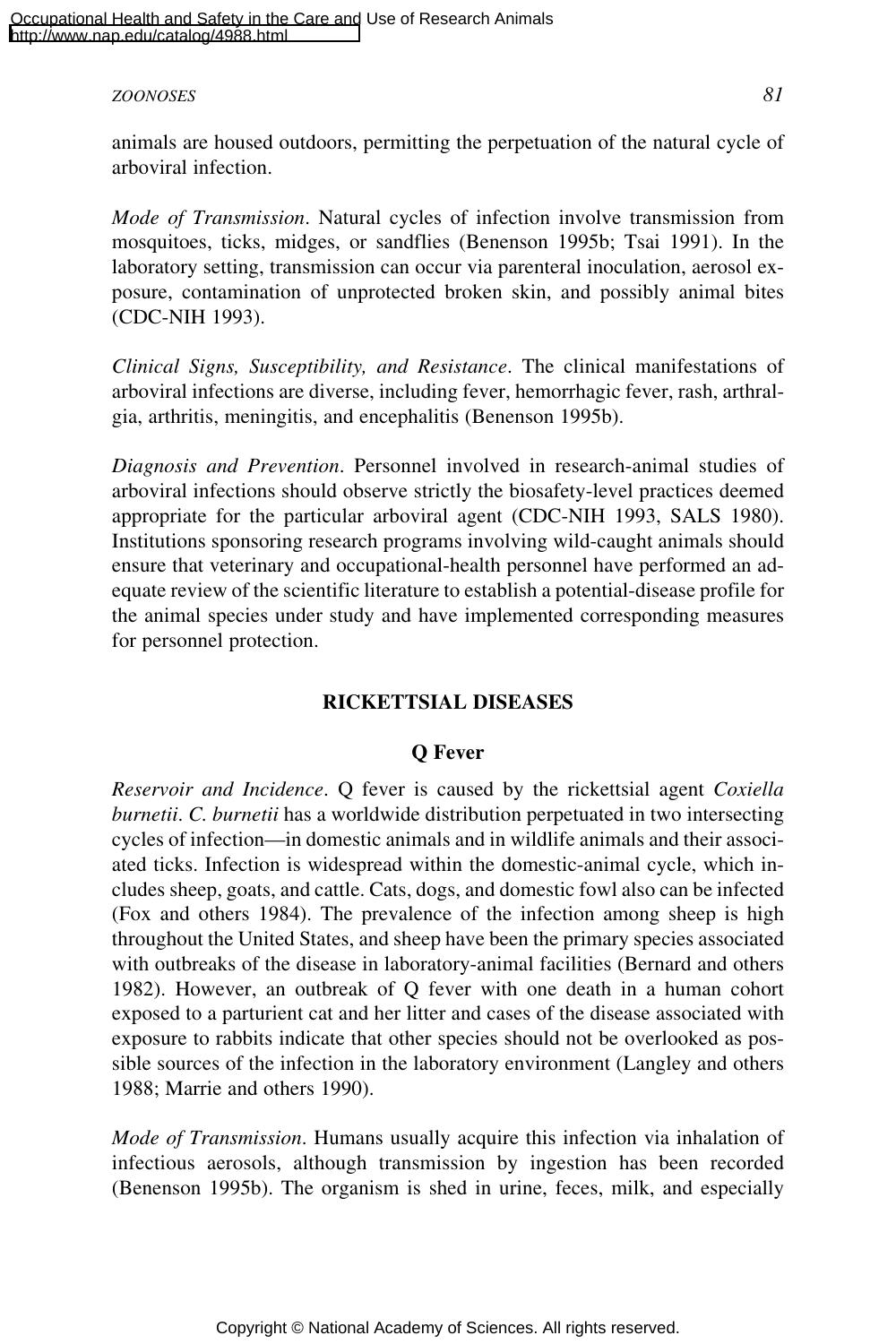animals are housed outdoors, permitting the perpetuation of the natural cycle of arboviral infection.

*Mode of Transmission*. Natural cycles of infection involve transmission from mosquitoes, ticks, midges, or sandflies (Benenson 1995b; Tsai 1991). In the laboratory setting, transmission can occur via parenteral inoculation, aerosol exposure, contamination of unprotected broken skin, and possibly animal bites (CDC-NIH 1993).

*Clinical Signs, Susceptibility, and Resistance*. The clinical manifestations of arboviral infections are diverse, including fever, hemorrhagic fever, rash, arthralgia, arthritis, meningitis, and encephalitis (Benenson 1995b).

*Diagnosis and Prevention*. Personnel involved in research-animal studies of arboviral infections should observe strictly the biosafety-level practices deemed appropriate for the particular arboviral agent (CDC-NIH 1993, SALS 1980). Institutions sponsoring research programs involving wild-caught animals should ensure that veterinary and occupational-health personnel have performed an adequate review of the scientific literature to establish a potential-disease profile for the animal species under study and have implemented corresponding measures for personnel protection.

## RICKETTSIAL DISEASES

### Q Fever

*Reservoir and Incidence*. Q fever is caused by the rickettsial agent *Coxiella burnetii*. *C. burnetii* has a worldwide distribution perpetuated in two intersecting cycles of infection—in domestic animals and in wildlife animals and their associated ticks. Infection is widespread within the domestic-animal cycle, which includes sheep, goats, and cattle. Cats, dogs, and domestic fowl also can be infected (Fox and others 1984). The prevalence of the infection among sheep is high throughout the United States, and sheep have been the primary species associated with outbreaks of the disease in laboratory-animal facilities (Bernard and others 1982). However, an outbreak of Q fever with one death in a human cohort exposed to a parturient cat and her litter and cases of the disease associated with exposure to rabbits indicate that other species should not be overlooked as possible sources of the infection in the laboratory environment (Langley and others 1988; Marrie and others 1990).

*Mode of Transmission*. Humans usually acquire this infection via inhalation of infectious aerosols, although transmission by ingestion has been recorded (Benenson 1995b). The organism is shed in urine, feces, milk, and especially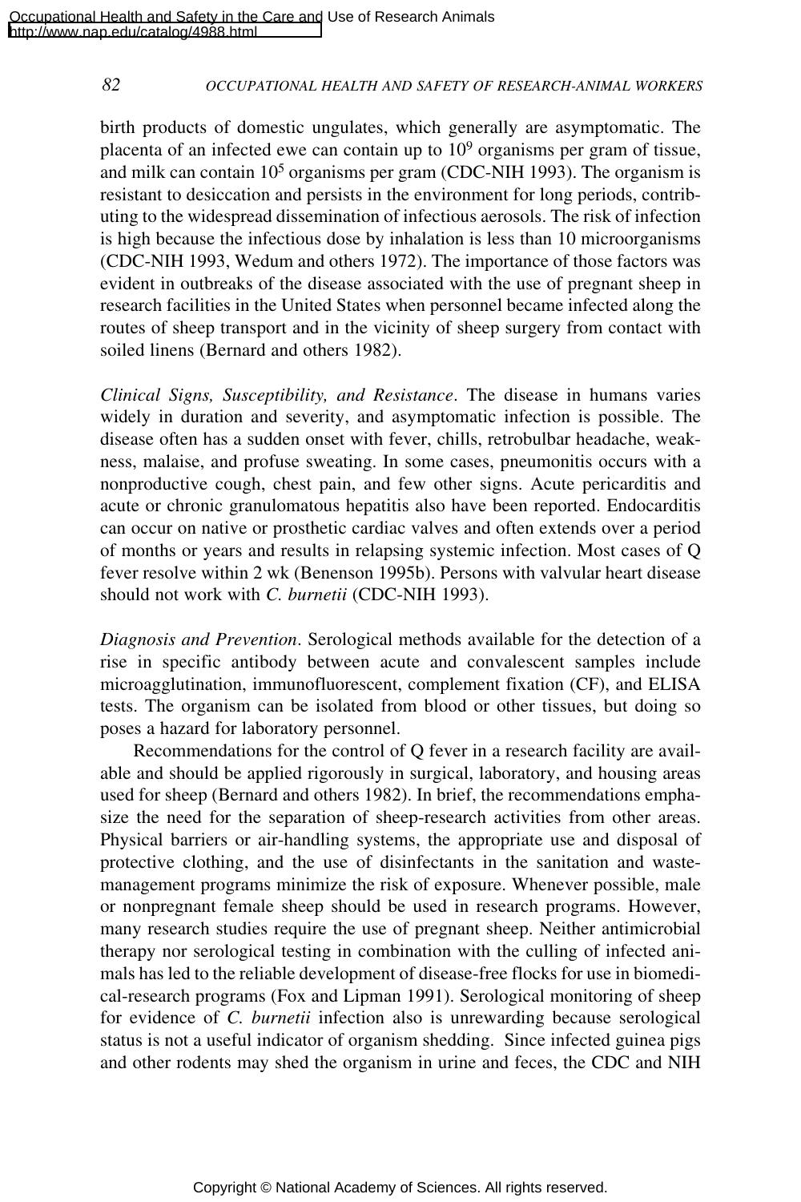birth products of domestic ungulates, which generally are asymptomatic. The placenta of an infected ewe can contain up to $10^9$ organisms per gram of tissue, and milk can contain $10^5$ organisms per gram (CDC-NIH 1993). The organism is resistant to desiccation and persists in the environment for long periods, contributing to the widespread dissemination of infectious aerosols. The risk of infection is high because the infectious dose by inhalation is less than 10 microorganisms (CDC-NIH 1993, Wedum and others 1972). The importance of those factors was evident in outbreaks of the disease associated with the use of pregnant sheep in research facilities in the United States when personnel became infected along the routes of sheep transport and in the vicinity of sheep surgery from contact with soiled linens (Bernard and others 1982).

*Clinical Signs, Susceptibility, and Resistance*. The disease in humans varies widely in duration and severity, and asymptomatic infection is possible. The disease often has a sudden onset with fever, chills, retrobulbar headache, weakness, malaise, and profuse sweating. In some cases, pneumonitis occurs with a nonproductive cough, chest pain, and few other signs. Acute pericarditis and acute or chronic granulomatous hepatitis also have been reported. Endocarditis can occur on native or prosthetic cardiac valves and often extends over a period of months or years and results in relapsing systemic infection. Most cases of Q fever resolve within 2 wk (Benenson 1995b). Persons with valvular heart disease should not work with *C. burnetii* (CDC-NIH 1993).

*Diagnosis and Prevention*. Serological methods available for the detection of a rise in specific antibody between acute and convalescent samples include microagglutination, immunofluorescent, complement fixation (CF), and ELISA tests. The organism can be isolated from blood or other tissues, but doing so poses a hazard for laboratory personnel.

Recommendations for the control of Q fever in a research facility are available and should be applied rigorously in surgical, laboratory, and housing areas used for sheep (Bernard and others 1982). In brief, the recommendations emphasize the need for the separation of sheep-research activities from other areas. Physical barriers or air-handling systems, the appropriate use and disposal of protective clothing, and the use of disinfectants in the sanitation and waste-management programs minimize the risk of exposure. Whenever possible, male or nonpregnant female sheep should be used in research programs. However, many research studies require the use of pregnant sheep. Neither antimicrobial therapy nor serological testing in combination with the culling of infected animals has led to the reliable development of disease-free flocks for use in biomedical-research programs (Fox and Lipman 1991). Serological monitoring of sheep for evidence of *C. burnetii* infection also is unrewarding because serological status is not a useful indicator of organism shedding. Since infected guinea pigs and other rodents may shed the organism in urine and feces, the CDC and NIH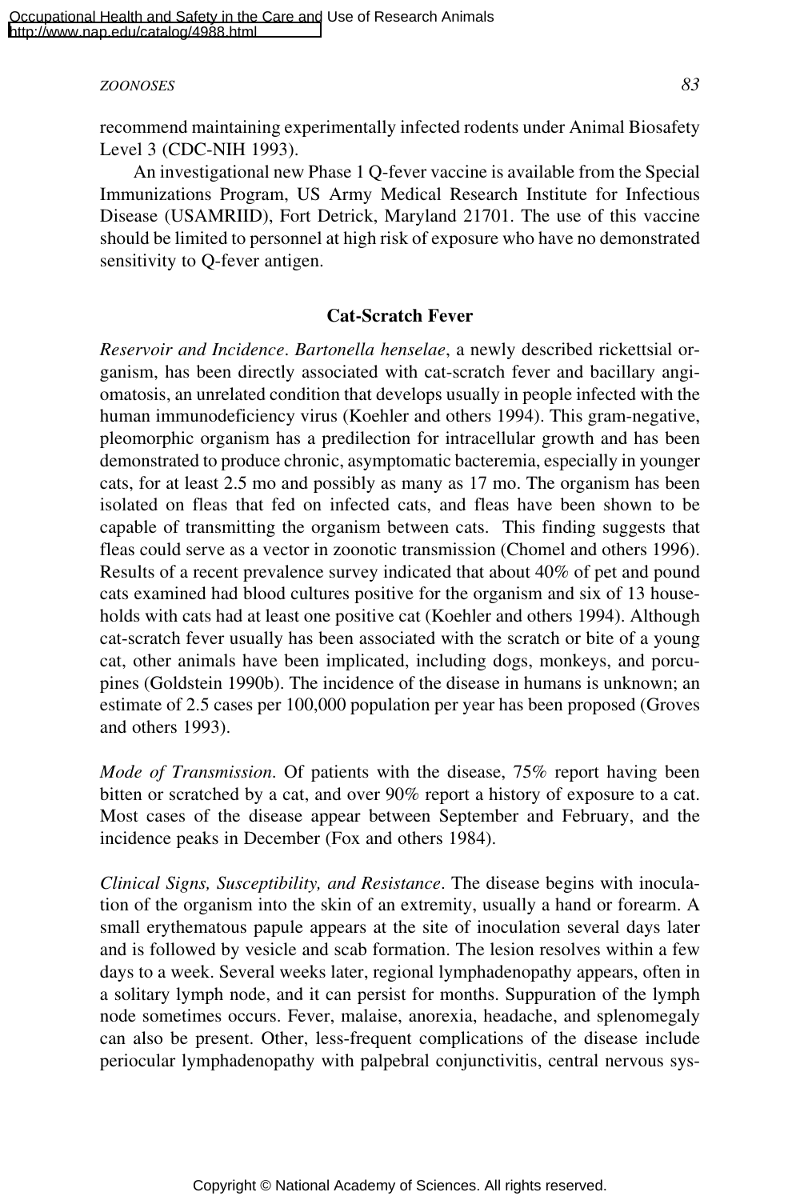recommend maintaining experimentally infected rodents under Animal Biosafety Level 3 (CDC-NIH 1993).

An investigational new Phase 1 Q-fever vaccine is available from the Special Immunizations Program, US Army Medical Research Institute for Infectious Disease (USAMRIID), Fort Detrick, Maryland 21701. The use of this vaccine should be limited to personnel at high risk of exposure who have no demonstrated sensitivity to Q-fever antigen.

### Cat-Scratch Fever

*Reservoir and Incidence*. *Bartonella henselae*, a newly described rickettsial organism, has been directly associated with cat-scratch fever and bacillary angiomatosis, an unrelated condition that develops usually in people infected with the human immunodeficiency virus (Koehler and others 1994). This gram-negative, pleomorphic organism has a predilection for intracellular growth and has been demonstrated to produce chronic, asymptomatic bacteremia, especially in younger cats, for at least 2.5 mo and possibly as many as 17 mo. The organism has been isolated on fleas that fed on infected cats, and fleas have been shown to be capable of transmitting the organism between cats. This finding suggests that fleas could serve as a vector in zoonotic transmission (Chomel and others 1996). Results of a recent prevalence survey indicated that about 40% of pet and pound cats examined had blood cultures positive for the organism and six of 13 households with cats had at least one positive cat (Koehler and others 1994). Although cat-scratch fever usually has been associated with the scratch or bite of a young cat, other animals have been implicated, including dogs, monkeys, and porcupines (Goldstein 1990b). The incidence of the disease in humans is unknown; an estimate of 2.5 cases per 100,000 population per year has been proposed (Groves and others 1993).

*Mode of Transmission*. Of patients with the disease, 75% report having been bitten or scratched by a cat, and over 90% report a history of exposure to a cat. Most cases of the disease appear between September and February, and the incidence peaks in December (Fox and others 1984).

*Clinical Signs, Susceptibility, and Resistance*. The disease begins with inoculation of the organism into the skin of an extremity, usually a hand or forearm. A small erythematous papule appears at the site of inoculation several days later and is followed by vesicle and scab formation. The lesion resolves within a few days to a week. Several weeks later, regional lymphadenopathy appears, often in a solitary lymph node, and it can persist for months. Suppuration of the lymph node sometimes occurs. Fever, malaise, anorexia, headache, and splenomegaly can also be present. Other, less-frequent complications of the disease include periocular lymphadenopathy with palpebral conjunctivitis, central nervous sys-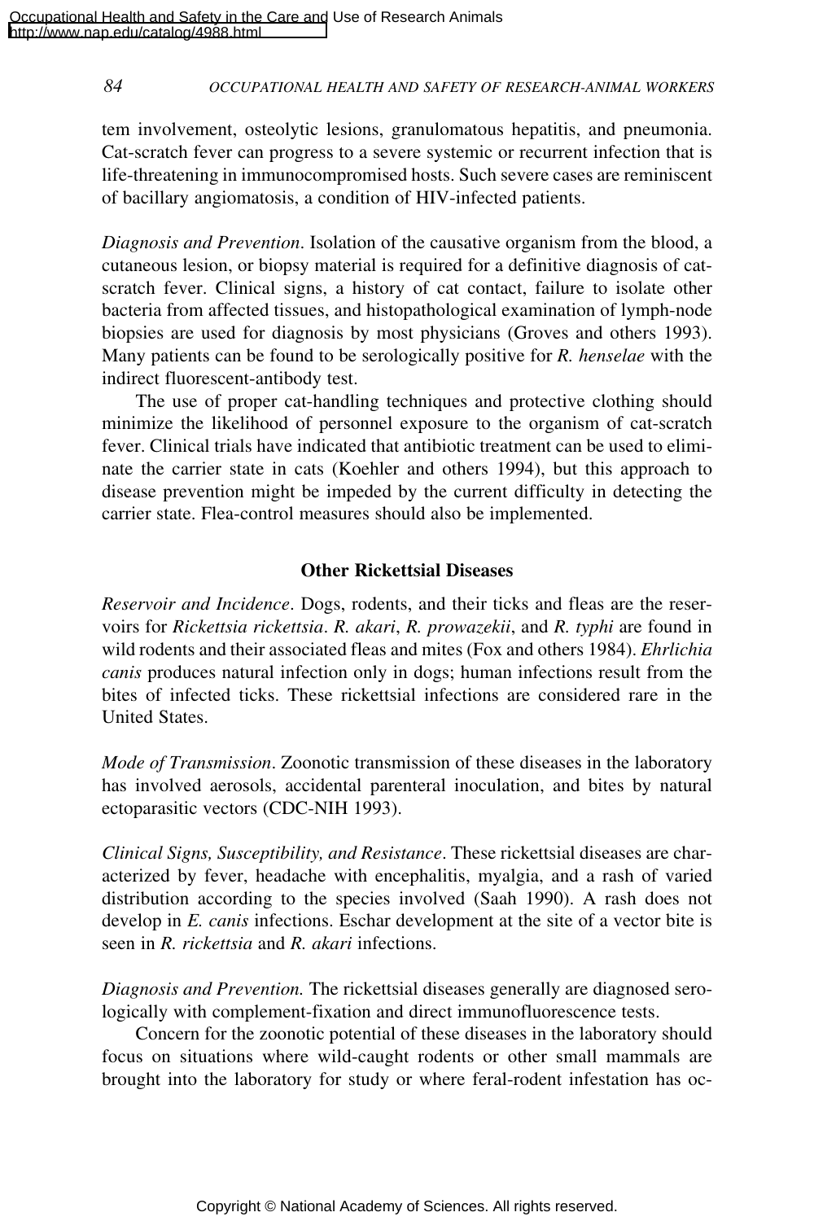tem involvement, osteolytic lesions, granulomatous hepatitis, and pneumonia. Cat-scratch fever can progress to a severe systemic or recurrent infection that is life-threatening in immunocompromised hosts. Such severe cases are reminiscent of bacillary angiomatosis, a condition of HIV-infected patients.

*Diagnosis and Prevention*. Isolation of the causative organism from the blood, a cutaneous lesion, or biopsy material is required for a definitive diagnosis of cat-scratch fever. Clinical signs, a history of cat contact, failure to isolate other bacteria from affected tissues, and histopathological examination of lymph-node biopsies are used for diagnosis by most physicians (Groves and others 1993). Many patients can be found to be serologically positive for *R. henselae* with the indirect fluorescent-antibody test.

The use of proper cat-handling techniques and protective clothing should minimize the likelihood of personnel exposure to the organism of cat-scratch fever. Clinical trials have indicated that antibiotic treatment can be used to eliminate the carrier state in cats (Koehler and others 1994), but this approach to disease prevention might be impeded by the current difficulty in detecting the carrier state. Flea-control measures should also be implemented.

### Other Rickettsial Diseases

*Reservoir and Incidence*. Dogs, rodents, and their ticks and fleas are the reservoirs for *Rickettsia rickettsia*. *R. akari*, *R. prowazekii*, and *R. typhi* are found in wild rodents and their associated fleas and mites (Fox and others 1984). *Ehrlichia canis* produces natural infection only in dogs; human infections result from the bites of infected ticks. These rickettsial infections are considered rare in the United States.

*Mode of Transmission*. Zoonotic transmission of these diseases in the laboratory has involved aerosols, accidental parenteral inoculation, and bites by natural ectoparasitic vectors (CDC-NIH 1993).

*Clinical Signs, Susceptibility, and Resistance*. These rickettsial diseases are characterized by fever, headache with encephalitis, myalgia, and a rash of varied distribution according to the species involved (Saah 1990). A rash does not develop in *E. canis* infections. Eschar development at the site of a vector bite is seen in *R. rickettsia* and *R. akari* infections.

*Diagnosis and Prevention.* The rickettsial diseases generally are diagnosed serologically with complement-fixation and direct immunofluorescence tests.

Concern for the zoonotic potential of these diseases in the laboratory should focus on situations where wild-caught rodents or other small mammals are brought into the laboratory for study or where feral-rodent infestation has oc-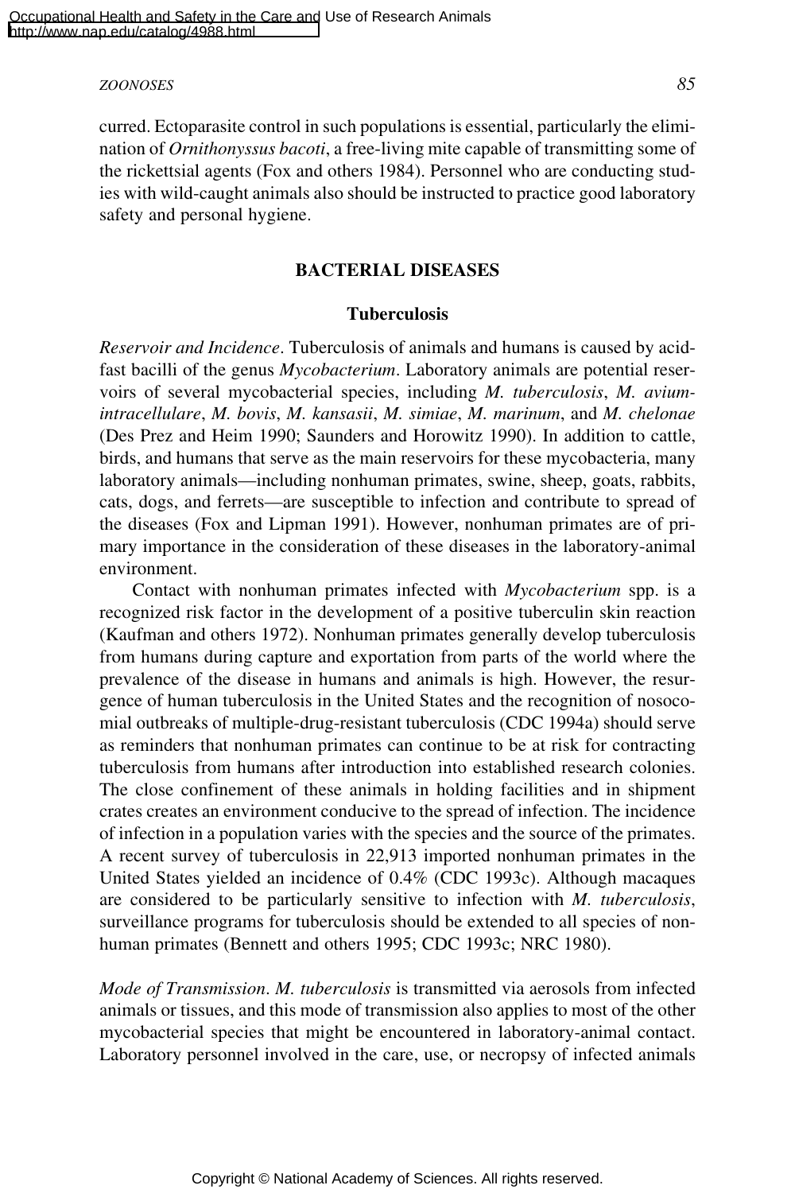curred. Ectoparasite control in such populations is essential, particularly the elimination of *Ornithonyssus bacoti*, a free-living mite capable of transmitting some of the rickettsial agents (Fox and others 1984). Personnel who are conducting studies with wild-caught animals also should be instructed to practice good laboratory safety and personal hygiene.

## BACTERIAL DISEASES

### Tuberculosis

*Reservoir and Incidence*. Tuberculosis of animals and humans is caused by acid-fast bacilli of the genus *Mycobacterium*. Laboratory animals are potential reservoirs of several mycobacterial species, including *M. tuberculosis*, *M. avium-intracellulare*, *M. bovis*, *M. kansasii*, *M. simiae*, *M. marinum*, and *M. chelonae* (Des Prez and Heim 1990; Saunders and Horowitz 1990). In addition to cattle, birds, and humans that serve as the main reservoirs for these mycobacteria, many laboratory animals—including nonhuman primates, swine, sheep, goats, rabbits, cats, dogs, and ferrets—are susceptible to infection and contribute to spread of the diseases (Fox and Lipman 1991). However, nonhuman primates are of primary importance in the consideration of these diseases in the laboratory-animal environment.

Contact with nonhuman primates infected with *Mycobacterium* spp. is a recognized risk factor in the development of a positive tuberculin skin reaction (Kaufman and others 1972). Nonhuman primates generally develop tuberculosis from humans during capture and exportation from parts of the world where the prevalence of the disease in humans and animals is high. However, the resurgence of human tuberculosis in the United States and the recognition of nosocomial outbreaks of multiple-drug-resistant tuberculosis (CDC 1994a) should serve as reminders that nonhuman primates can continue to be at risk for contracting tuberculosis from humans after introduction into established research colonies. The close confinement of these animals in holding facilities and in shipment crates creates an environment conducive to the spread of infection. The incidence of infection in a population varies with the species and the source of the primates. A recent survey of tuberculosis in 22,913 imported nonhuman primates in the United States yielded an incidence of 0.4% (CDC 1993c). Although macaques are considered to be particularly sensitive to infection with *M. tuberculosis*, surveillance programs for tuberculosis should be extended to all species of nonhuman primates (Bennett and others 1995; CDC 1993c; NRC 1980).

*Mode of Transmission*. *M. tuberculosis* is transmitted via aerosols from infected animals or tissues, and this mode of transmission also applies to most of the other mycobacterial species that might be encountered in laboratory-animal contact. Laboratory personnel involved in the care, use, or necropsy of infected animals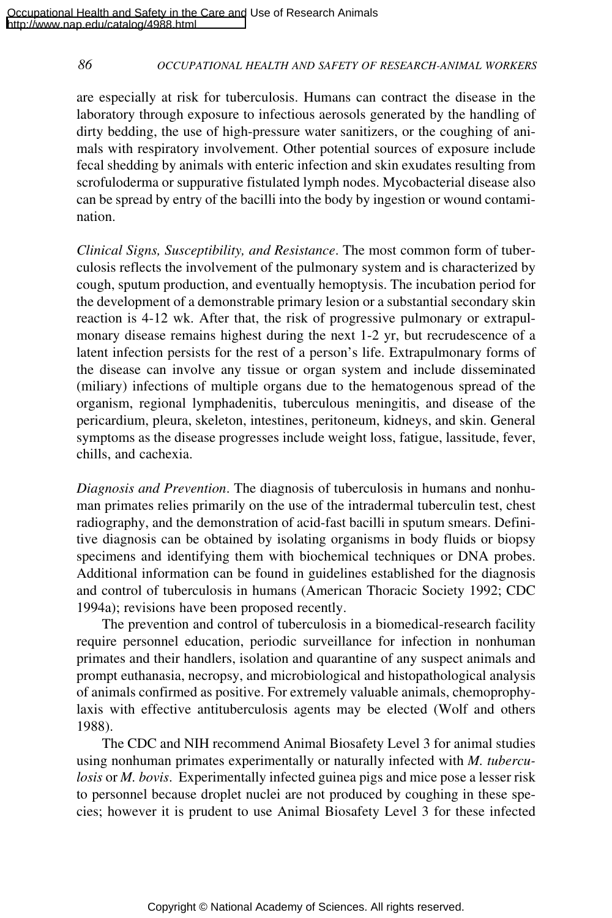are especially at risk for tuberculosis. Humans can contract the disease in the laboratory through exposure to infectious aerosols generated by the handling of dirty bedding, the use of high-pressure water sanitizers, or the coughing of animals with respiratory involvement. Other potential sources of exposure include fecal shedding by animals with enteric infection and skin exudates resulting from scrofuloderma or suppurative fistulated lymph nodes. Mycobacterial disease also can be spread by entry of the bacilli into the body by ingestion or wound contamination.

*Clinical Signs, Susceptibility, and Resistance*. The most common form of tuberculosis reflects the involvement of the pulmonary system and is characterized by cough, sputum production, and eventually hemoptysis. The incubation period for the development of a demonstrable primary lesion or a substantial secondary skin reaction is 4-12 wk. After that, the risk of progressive pulmonary or extrapulmonary disease remains highest during the next 1-2 yr, but recrudescence of a latent infection persists for the rest of a person's life. Extrapulmonary forms of the disease can involve any tissue or organ system and include disseminated (miliary) infections of multiple organs due to the hematogenous spread of the organism, regional lymphadenitis, tuberculous meningitis, and disease of the pericardium, pleura, skeleton, intestines, peritoneum, kidneys, and skin. General symptoms as the disease progresses include weight loss, fatigue, lassitude, fever, chills, and cachexia.

*Diagnosis and Prevention*. The diagnosis of tuberculosis in humans and nonhuman primates relies primarily on the use of the intradermal tuberculin test, chest radiography, and the demonstration of acid-fast bacilli in sputum smears. Definitive diagnosis can be obtained by isolating organisms in body fluids or biopsy specimens and identifying them with biochemical techniques or DNA probes. Additional information can be found in guidelines established for the diagnosis and control of tuberculosis in humans (American Thoracic Society 1992; CDC 1994a); revisions have been proposed recently.

The prevention and control of tuberculosis in a biomedical-research facility require personnel education, periodic surveillance for infection in nonhuman primates and their handlers, isolation and quarantine of any suspect animals and prompt euthanasia, necropsy, and microbiological and histopathological analysis of animals confirmed as positive. For extremely valuable animals, chemoprophylaxis with effective antituberculosis agents may be elected (Wolf and others 1988).

The CDC and NIH recommend Animal Biosafety Level 3 for animal studies using nonhuman primates experimentally or naturally infected with *M. tuberculosis* or *M. bovis*. Experimentally infected guinea pigs and mice pose a lesser risk to personnel because droplet nuclei are not produced by coughing in these species; however it is prudent to use Animal Biosafety Level 3 for these infected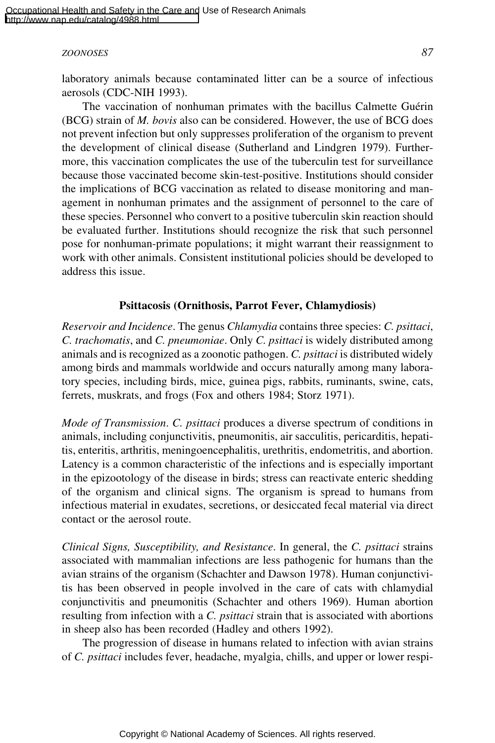laboratory animals because contaminated litter can be a source of infectious aerosols (CDC-NIH 1993).

The vaccination of nonhuman primates with the bacillus Calmette Guérin (BCG) strain of *M. bovis* also can be considered. However, the use of BCG does not prevent infection but only suppresses proliferation of the organism to prevent the development of clinical disease (Sutherland and Lindgren 1979). Furthermore, this vaccination complicates the use of the tuberculin test for surveillance because those vaccinated become skin-test-positive. Institutions should consider the implications of BCG vaccination as related to disease monitoring and management in nonhuman primates and the assignment of personnel to the care of these species. Personnel who convert to a positive tuberculin skin reaction should be evaluated further. Institutions should recognize the risk that such personnel pose for nonhuman-primate populations; it might warrant their reassignment to work with other animals. Consistent institutional policies should be developed to address this issue.

### Psittacosis (Ornithosis, Parrot Fever, Chlamydiosis)

*Reservoir and Incidence*. The genus *Chlamydia* contains three species: *C. psittaci*, *C. trachomatis*, and *C. pneumoniae*. Only *C. psittaci* is widely distributed among animals and is recognized as a zoonotic pathogen. *C. psittaci* is distributed widely among birds and mammals worldwide and occurs naturally among many laboratory species, including birds, mice, guinea pigs, rabbits, ruminants, swine, cats, ferrets, muskrats, and frogs (Fox and others 1984; Storz 1971).

*Mode of Transmission*. *C. psittaci* produces a diverse spectrum of conditions in animals, including conjunctivitis, pneumonitis, air sacculitis, pericarditis, hepatitis, enteritis, arthritis, meningoencephalitis, urethritis, endometritis, and abortion. Latency is a common characteristic of the infections and is especially important in the epizootology of the disease in birds; stress can reactivate enteric shedding of the organism and clinical signs. The organism is spread to humans from infectious material in exudates, secretions, or desiccated fecal material via direct contact or the aerosol route.

*Clinical Signs, Susceptibility, and Resistance*. In general, the *C. psittaci* strains associated with mammalian infections are less pathogenic for humans than the avian strains of the organism (Schachter and Dawson 1978). Human conjunctivitis has been observed in people involved in the care of cats with chlamydial conjunctivitis and pneumonitis (Schachter and others 1969). Human abortion resulting from infection with a *C. psittaci* strain that is associated with abortions in sheep also has been recorded (Hadley and others 1992).

The progression of disease in humans related to infection with avian strains of *C. psittaci* includes fever, headache, myalgia, chills, and upper or lower respi-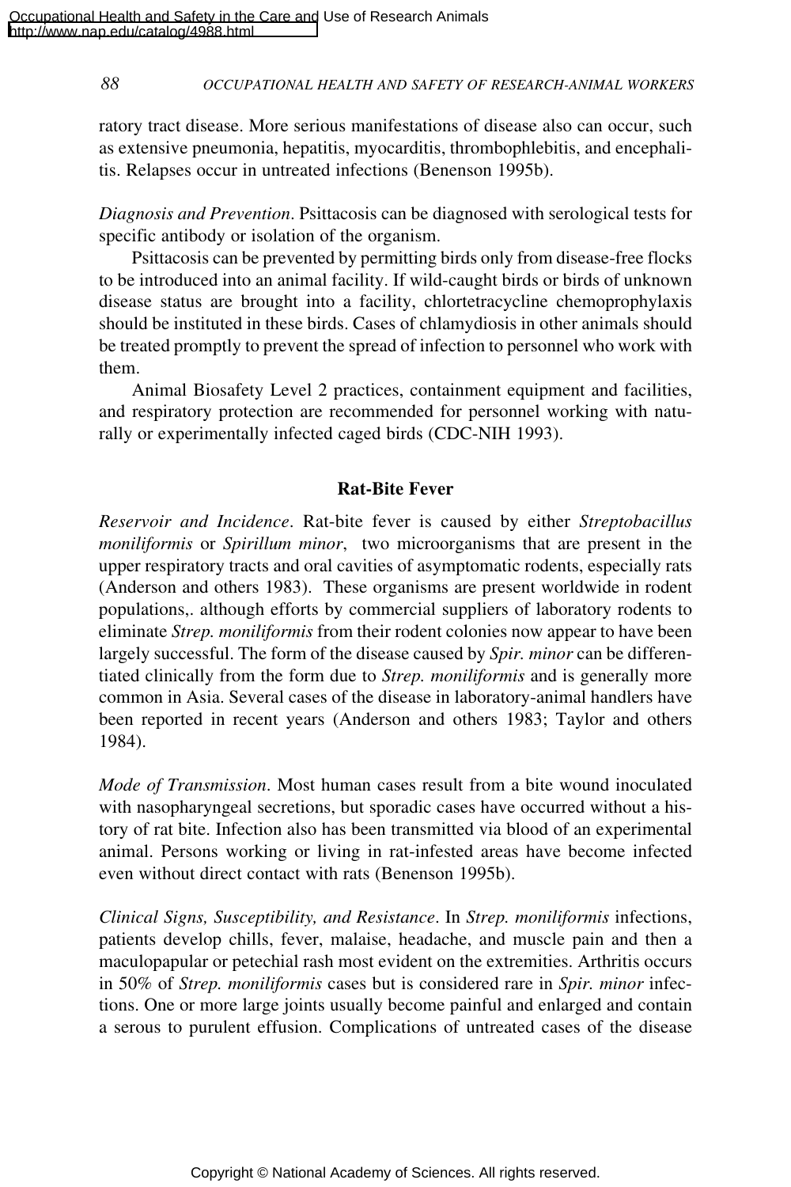ratory tract disease. More serious manifestations of disease also can occur, such as extensive pneumonia, hepatitis, myocarditis, thrombophlebitis, and encephalitis. Relapses occur in untreated infections (Benenson 1995b).

*Diagnosis and Prevention*. Psittacosis can be diagnosed with serological tests for specific antibody or isolation of the organism.

Psittacosis can be prevented by permitting birds only from disease-free flocks to be introduced into an animal facility. If wild-caught birds or birds of unknown disease status are brought into a facility, chlortetracycline chemoprophylaxis should be instituted in these birds. Cases of chlamydiosis in other animals should be treated promptly to prevent the spread of infection to personnel who work with them.

Animal Biosafety Level 2 practices, containment equipment and facilities, and respiratory protection are recommended for personnel working with naturally or experimentally infected caged birds (CDC-NIH 1993).

## Rat-Bite Fever

*Reservoir and Incidence*. Rat-bite fever is caused by either *Streptobacillus moniliformis* or *Spirillum minor*, two microorganisms that are present in the upper respiratory tracts and oral cavities of asymptomatic rodents, especially rats (Anderson and others 1983). These organisms are present worldwide in rodent populations,. although efforts by commercial suppliers of laboratory rodents to eliminate *Strep. moniliformis* from their rodent colonies now appear to have been largely successful. The form of the disease caused by *Spir. minor* can be differentiated clinically from the form due to *Strep. moniliformis* and is generally more common in Asia. Several cases of the disease in laboratory-animal handlers have been reported in recent years (Anderson and others 1983; Taylor and others 1984).

*Mode of Transmission*. Most human cases result from a bite wound inoculated with nasopharyngeal secretions, but sporadic cases have occurred without a history of rat bite. Infection also has been transmitted via blood of an experimental animal. Persons working or living in rat-infested areas have become infected even without direct contact with rats (Benenson 1995b).

*Clinical Signs, Susceptibility, and Resistance*. In *Strep. moniliformis* infections, patients develop chills, fever, malaise, headache, and muscle pain and then a maculopapular or petechial rash most evident on the extremities. Arthritis occurs in 50% of *Strep. moniliformis* cases but is considered rare in *Spir. minor* infections. One or more large joints usually become painful and enlarged and contain a serous to purulent effusion. Complications of untreated cases of the disease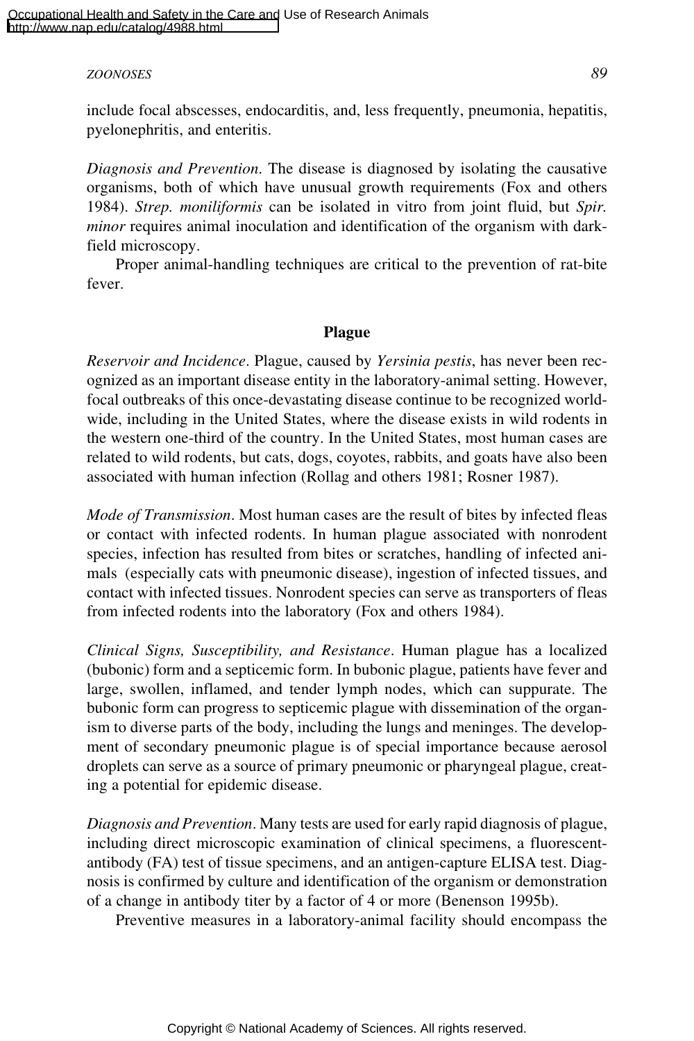include focal abscesses, endocarditis, and, less frequently, pneumonia, hepatitis, pyelonephritis, and enteritis.

*Diagnosis and Prevention*. The disease is diagnosed by isolating the causative organisms, both of which have unusual growth requirements (Fox and others 1984). *Strep. moniliformis* can be isolated in vitro from joint fluid, but *Spir. minor* requires animal inoculation and identification of the organism with dark-field microscopy.

Proper animal-handling techniques are critical to the prevention of rat-bite fever.

### Plague

*Reservoir and Incidence*. Plague, caused by *Yersinia pestis*, has never been recognized as an important disease entity in the laboratory-animal setting. However, focal outbreaks of this once-devastating disease continue to be recognized worldwide, including in the United States, where the disease exists in wild rodents in the western one-third of the country. In the United States, most human cases are related to wild rodents, but cats, dogs, coyotes, rabbits, and goats have also been associated with human infection (Rollag and others 1981; Rosner 1987).

*Mode of Transmission*. Most human cases are the result of bites by infected fleas or contact with infected rodents. In human plague associated with nonrodent species, infection has resulted from bites or scratches, handling of infected animals (especially cats with pneumonic disease), ingestion of infected tissues, and contact with infected tissues. Nonrodent species can serve as transporters of fleas from infected rodents into the laboratory (Fox and others 1984).

*Clinical Signs, Susceptibility, and Resistance*. Human plague has a localized (bubonic) form and a septicemic form. In bubonic plague, patients have fever and large, swollen, inflamed, and tender lymph nodes, which can suppurate. The bubonic form can progress to septicemic plague with dissemination of the organism to diverse parts of the body, including the lungs and meninges. The development of secondary pneumonic plague is of special importance because aerosol droplets can serve as a source of primary pneumonic or pharyngeal plague, creating a potential for epidemic disease.

*Diagnosis and Prevention*. Many tests are used for early rapid diagnosis of plague, including direct microscopic examination of clinical specimens, a fluorescent-antibody (FA) test of tissue specimens, and an antigen-capture ELISA test. Diagnosis is confirmed by culture and identification of the organism or demonstration of a change in antibody titer by a factor of 4 or more (Benenson 1995b).

Preventive measures in a laboratory-animal facility should encompass the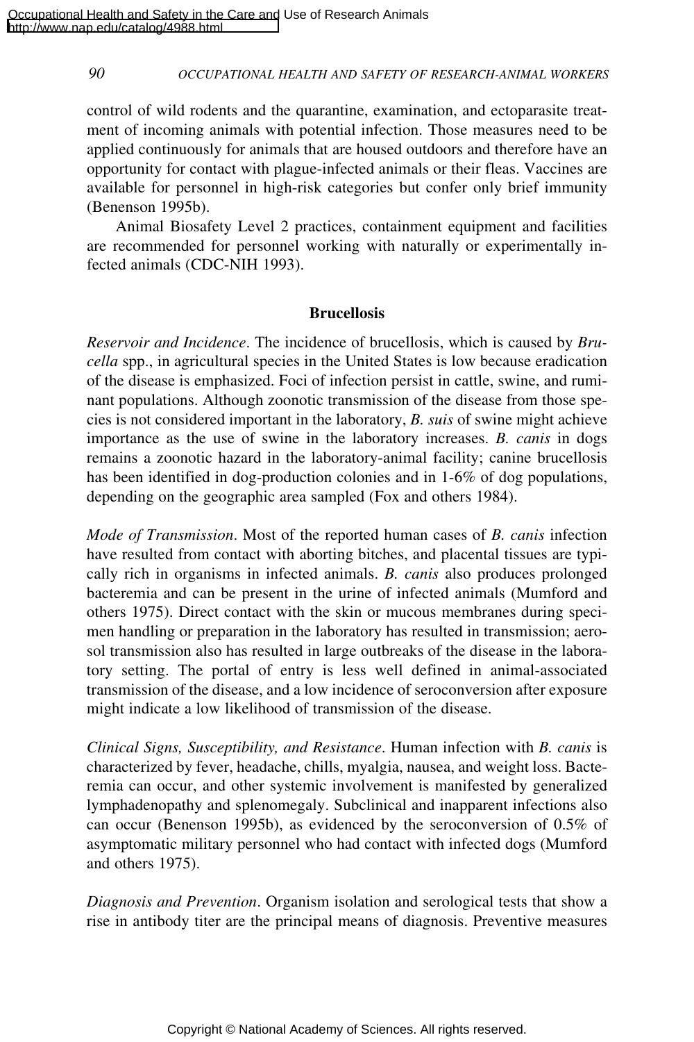control of wild rodents and the quarantine, examination, and ectoparasite treatment of incoming animals with potential infection. Those measures need to be applied continuously for animals that are housed outdoors and therefore have an opportunity for contact with plague-infected animals or their fleas. Vaccines are available for personnel in high-risk categories but confer only brief immunity (Benenson 1995b).

Animal Biosafety Level 2 practices, containment equipment and facilities are recommended for personnel working with naturally or experimentally infected animals (CDC-NIH 1993).

### Brucellosis

*Reservoir and Incidence*. The incidence of brucellosis, which is caused by *Brucella* spp., in agricultural species in the United States is low because eradication of the disease is emphasized. Foci of infection persist in cattle, swine, and ruminant populations. Although zoonotic transmission of the disease from those species is not considered important in the laboratory, *B. suis* of swine might achieve importance as the use of swine in the laboratory increases. *B. canis* in dogs remains a zoonotic hazard in the laboratory-animal facility; canine brucellosis has been identified in dog-production colonies and in 1-6% of dog populations, depending on the geographic area sampled (Fox and others 1984).

*Mode of Transmission*. Most of the reported human cases of *B. canis* infection have resulted from contact with aborting bitches, and placental tissues are typically rich in organisms in infected animals. *B. canis* also produces prolonged bacteremia and can be present in the urine of infected animals (Mumford and others 1975). Direct contact with the skin or mucous membranes during specimen handling or preparation in the laboratory has resulted in transmission; aerosol transmission also has resulted in large outbreaks of the disease in the laboratory setting. The portal of entry is less well defined in animal-associated transmission of the disease, and a low incidence of seroconversion after exposure might indicate a low likelihood of transmission of the disease.

*Clinical Signs, Susceptibility, and Resistance*. Human infection with *B. canis* is characterized by fever, headache, chills, myalgia, nausea, and weight loss. Bacteremia can occur, and other systemic involvement is manifested by generalized lymphadenopathy and splenomegaly. Subclinical and inapparent infections also can occur (Benenson 1995b), as evidenced by the seroconversion of 0.5% of asymptomatic military personnel who had contact with infected dogs (Mumford and others 1975).

*Diagnosis and Prevention*. Organism isolation and serological tests that show a rise in antibody titer are the principal means of diagnosis. Preventive measures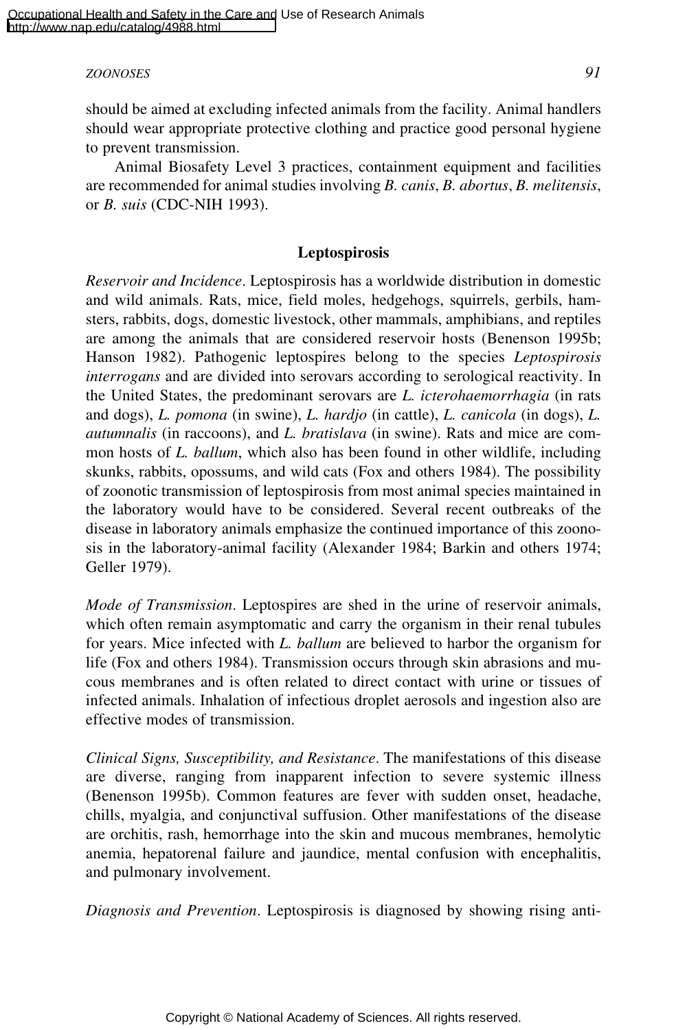should be aimed at excluding infected animals from the facility. Animal handlers should wear appropriate protective clothing and practice good personal hygiene to prevent transmission.

Animal Biosafety Level 3 practices, containment equipment and facilities are recommended for animal studies involving *B. canis*, *B. abortus*, *B. melitensis*, or *B. suis* (CDC-NIH 1993).

## Leptospirosis

*Reservoir and Incidence*. Leptospirosis has a worldwide distribution in domestic and wild animals. Rats, mice, field moles, hedgehogs, squirrels, gerbils, hamsters, rabbits, dogs, domestic livestock, other mammals, amphibians, and reptiles are among the animals that are considered reservoir hosts (Benenson 1995b; Hanson 1982). Pathogenic leptospires belong to the species *Leptospirosis interrogans* and are divided into serovars according to serological reactivity. In the United States, the predominant serovars are *L. icterohaemorrhagia* (in rats and dogs), *L. pomona* (in swine), *L. hardjo* (in cattle), *L. canicola* (in dogs), *L. autumnalis* (in raccoons), and *L. bratislava* (in swine). Rats and mice are common hosts of *L. ballum*, which also has been found in other wildlife, including skunks, rabbits, opossums, and wild cats (Fox and others 1984). The possibility of zoonotic transmission of leptospirosis from most animal species maintained in the laboratory would have to be considered. Several recent outbreaks of the disease in laboratory animals emphasize the continued importance of this zoonosis in the laboratory-animal facility (Alexander 1984; Barkin and others 1974; Geller 1979).

*Mode of Transmission*. Leptospires are shed in the urine of reservoir animals, which often remain asymptomatic and carry the organism in their renal tubules for years. Mice infected with *L. ballum* are believed to harbor the organism for life (Fox and others 1984). Transmission occurs through skin abrasions and mucous membranes and is often related to direct contact with urine or tissues of infected animals. Inhalation of infectious droplet aerosols and ingestion also are effective modes of transmission.

*Clinical Signs, Susceptibility, and Resistance*. The manifestations of this disease are diverse, ranging from inapparent infection to severe systemic illness (Benenson 1995b). Common features are fever with sudden onset, headache, chills, myalgia, and conjunctival suffusion. Other manifestations of the disease are orchitis, rash, hemorrhage into the skin and mucous membranes, hemolytic anemia, hepatorenal failure and jaundice, mental confusion with encephalitis, and pulmonary involvement.

*Diagnosis and Prevention*. Leptospirosis is diagnosed by showing rising anti-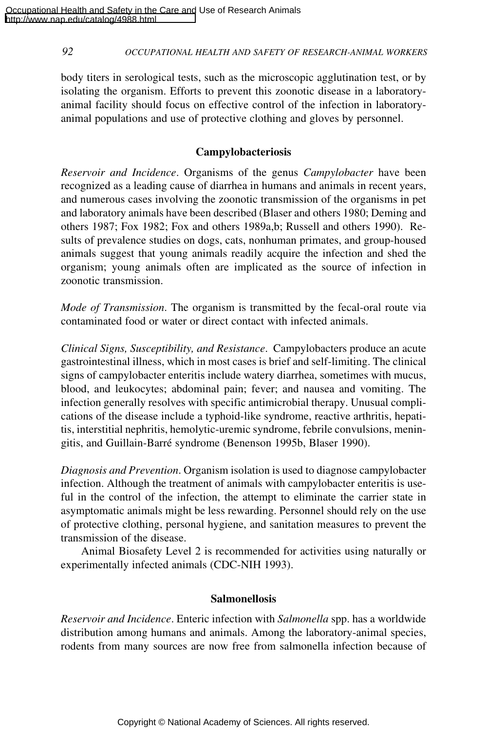body titers in serological tests, such as the microscopic agglutination test, or by isolating the organism. Efforts to prevent this zoonotic disease in a laboratory-animal facility should focus on effective control of the infection in laboratory-animal populations and use of protective clothing and gloves by personnel.

### Campylobacteriosis

*Reservoir and Incidence*. Organisms of the genus *Campylobacter* have been recognized as a leading cause of diarrhea in humans and animals in recent years, and numerous cases involving the zoonotic transmission of the organisms in pet and laboratory animals have been described (Blaser and others 1980; Deming and others 1987; Fox 1982; Fox and others 1989a,b; Russell and others 1990). Results of prevalence studies on dogs, cats, nonhuman primates, and group-housed animals suggest that young animals readily acquire the infection and shed the organism; young animals often are implicated as the source of infection in zoonotic transmission.

*Mode of Transmission*. The organism is transmitted by the fecal-oral route via contaminated food or water or direct contact with infected animals.

*Clinical Signs, Susceptibility, and Resistance*. Campylobacters produce an acute gastrointestinal illness, which in most cases is brief and self-limiting. The clinical signs of campylobacter enteritis include watery diarrhea, sometimes with mucus, blood, and leukocytes; abdominal pain; fever; and nausea and vomiting. The infection generally resolves with specific antimicrobial therapy. Unusual complications of the disease include a typhoid-like syndrome, reactive arthritis, hepatitis, interstitial nephritis, hemolytic-uremic syndrome, febrile convulsions, meningitis, and Guillain-Barré syndrome (Benenson 1995b, Blaser 1990).

*Diagnosis and Prevention*. Organism isolation is used to diagnose campylobacter infection. Although the treatment of animals with campylobacter enteritis is useful in the control of the infection, the attempt to eliminate the carrier state in asymptomatic animals might be less rewarding. Personnel should rely on the use of protective clothing, personal hygiene, and sanitation measures to prevent the transmission of the disease.

Animal Biosafety Level 2 is recommended for activities using naturally or experimentally infected animals (CDC-NIH 1993).

### Salmonellosis

*Reservoir and Incidence*. Enteric infection with *Salmonella* spp. has a worldwide distribution among humans and animals. Among the laboratory-animal species, rodents from many sources are now free from salmonella infection because of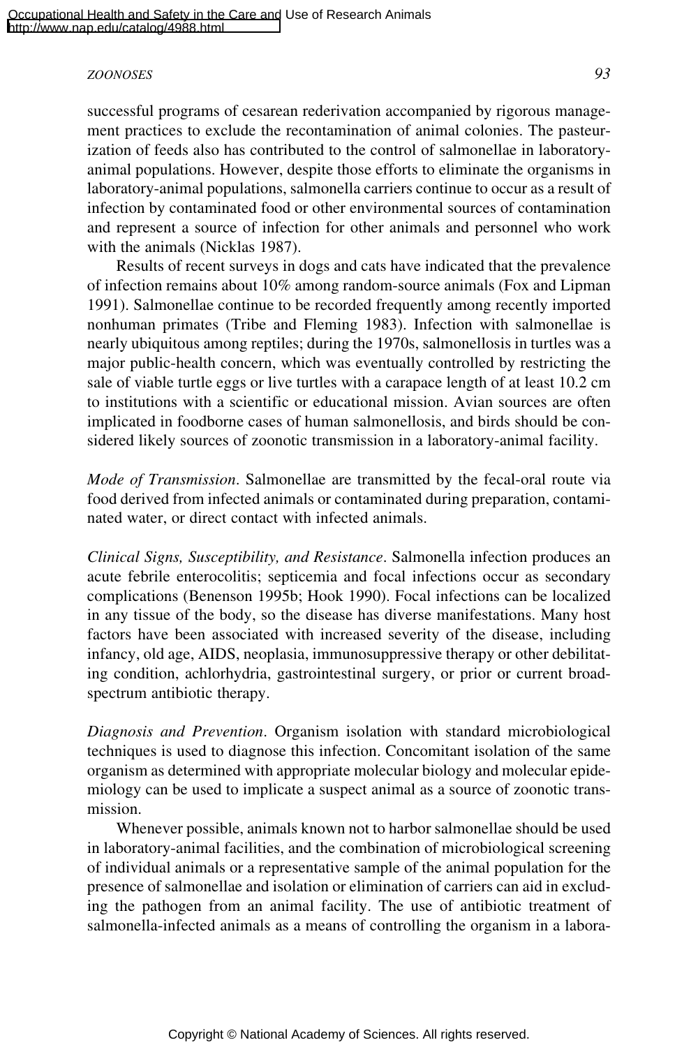successful programs of cesarean rederivation accompanied by rigorous management practices to exclude the recontamination of animal colonies. The pasteurization of feeds also has contributed to the control of salmonellae in laboratory-animal populations. However, despite those efforts to eliminate the organisms in laboratory-animal populations, salmonella carriers continue to occur as a result of infection by contaminated food or other environmental sources of contamination and represent a source of infection for other animals and personnel who work with the animals (Nicklas 1987).

Results of recent surveys in dogs and cats have indicated that the prevalence of infection remains about 10% among random-source animals (Fox and Lipman 1991). Salmonellae continue to be recorded frequently among recently imported nonhuman primates (Tribe and Fleming 1983). Infection with salmonellae is nearly ubiquitous among reptiles; during the 1970s, salmonellosis in turtles was a major public-health concern, which was eventually controlled by restricting the sale of viable turtle eggs or live turtles with a carapace length of at least 10.2 cm to institutions with a scientific or educational mission. Avian sources are often implicated in foodborne cases of human salmonellosis, and birds should be considered likely sources of zoonotic transmission in a laboratory-animal facility.

*Mode of Transmission*. Salmonellae are transmitted by the fecal-oral route via food derived from infected animals or contaminated during preparation, contaminated water, or direct contact with infected animals.

*Clinical Signs, Susceptibility, and Resistance*. Salmonella infection produces an acute febrile enterocolitis; septicemia and focal infections occur as secondary complications (Benenson 1995b; Hook 1990). Focal infections can be localized in any tissue of the body, so the disease has diverse manifestations. Many host factors have been associated with increased severity of the disease, including infancy, old age, AIDS, neoplasia, immunosuppressive therapy or other debilitating condition, achlorhydria, gastrointestinal surgery, or prior or current broad-spectrum antibiotic therapy.

*Diagnosis and Prevention*. Organism isolation with standard microbiological techniques is used to diagnose this infection. Concomitant isolation of the same organism as determined with appropriate molecular biology and molecular epidemiology can be used to implicate a suspect animal as a source of zoonotic transmission.

Whenever possible, animals known not to harbor salmonellae should be used in laboratory-animal facilities, and the combination of microbiological screening of individual animals or a representative sample of the animal population for the presence of salmonellae and isolation or elimination of carriers can aid in excluding the pathogen from an animal facility. The use of antibiotic treatment of salmonella-infected animals as a means of controlling the organism in a labora-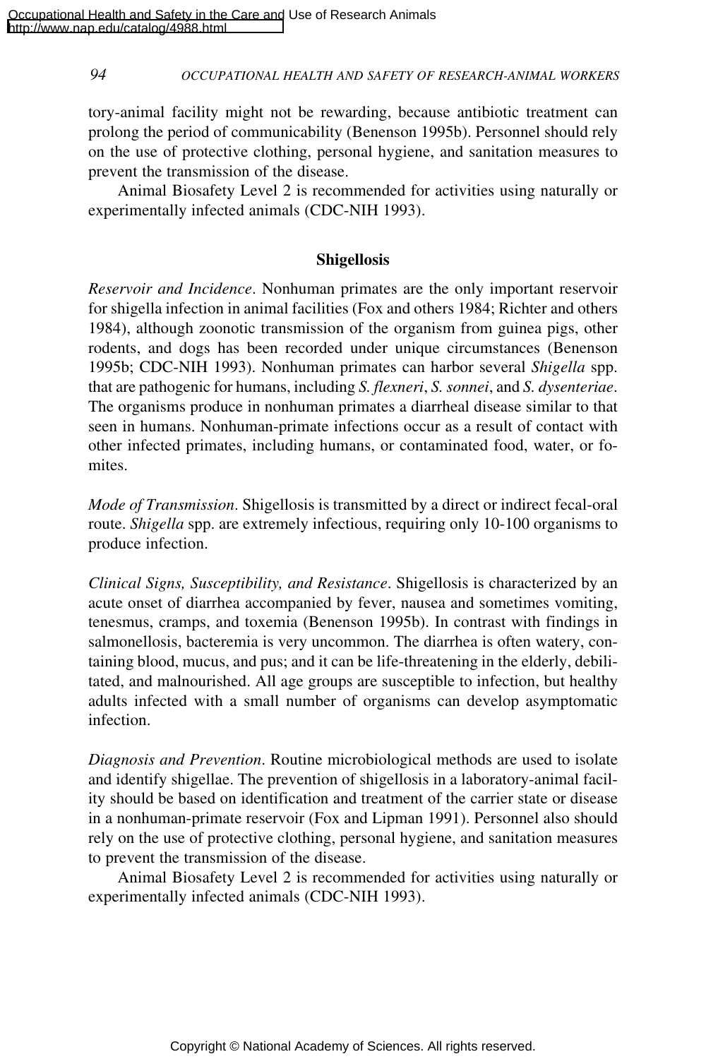tory-animal facility might not be rewarding, because antibiotic treatment can prolong the period of communicability (Benenson 1995b). Personnel should rely on the use of protective clothing, personal hygiene, and sanitation measures to prevent the transmission of the disease.

Animal Biosafety Level 2 is recommended for activities using naturally or experimentally infected animals (CDC-NIH 1993).

### Shigellosis

*Reservoir and Incidence*. Nonhuman primates are the only important reservoir for shigella infection in animal facilities (Fox and others 1984; Richter and others 1984), although zoonotic transmission of the organism from guinea pigs, other rodents, and dogs has been recorded under unique circumstances (Benenson 1995b; CDC-NIH 1993). Nonhuman primates can harbor several *Shigella* spp. that are pathogenic for humans, including *S. flexneri*, *S. sonnei*, and *S. dysenteriae*. The organisms produce in nonhuman primates a diarrheal disease similar to that seen in humans. Nonhuman-primate infections occur as a result of contact with other infected primates, including humans, or contaminated food, water, or fomites.

*Mode of Transmission*. Shigellosis is transmitted by a direct or indirect fecal-oral route. *Shigella* spp. are extremely infectious, requiring only 10-100 organisms to produce infection.

*Clinical Signs, Susceptibility, and Resistance*. Shigellosis is characterized by an acute onset of diarrhea accompanied by fever, nausea and sometimes vomiting, tenesmus, cramps, and toxemia (Benenson 1995b). In contrast with findings in salmonellosis, bacteremia is very uncommon. The diarrhea is often watery, containing blood, mucus, and pus; and it can be life-threatening in the elderly, debilitated, and malnourished. All age groups are susceptible to infection, but healthy adults infected with a small number of organisms can develop asymptomatic infection.

*Diagnosis and Prevention*. Routine microbiological methods are used to isolate and identify shigellae. The prevention of shigellosis in a laboratory-animal facility should be based on identification and treatment of the carrier state or disease in a nonhuman-primate reservoir (Fox and Lipman 1991). Personnel also should rely on the use of protective clothing, personal hygiene, and sanitation measures to prevent the transmission of the disease.

Animal Biosafety Level 2 is recommended for activities using naturally or experimentally infected animals (CDC-NIH 1993).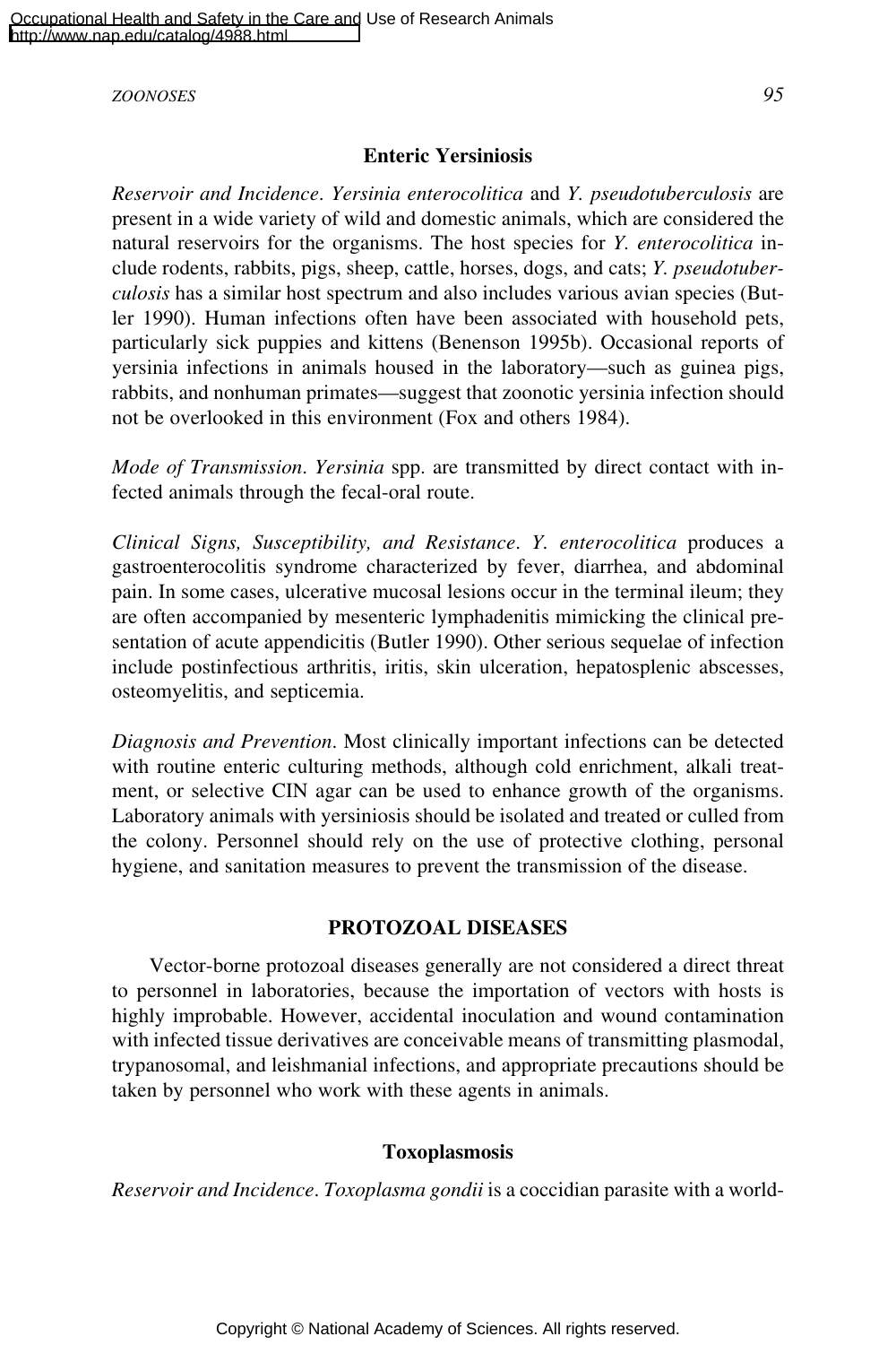### Enteric Yersiniosis

*Reservoir and Incidence*. *Yersinia enterocolitica* and *Y. pseudotuberculosis* are present in a wide variety of wild and domestic animals, which are considered the natural reservoirs for the organisms. The host species for *Y. enterocolitica* include rodents, rabbits, pigs, sheep, cattle, horses, dogs, and cats; *Y. pseudotuberculosis* has a similar host spectrum and also includes various avian species (Butler 1990). Human infections often have been associated with household pets, particularly sick puppies and kittens (Benenson 1995b). Occasional reports of yersinia infections in animals housed in the laboratory—such as guinea pigs, rabbits, and nonhuman primates—suggest that zoonotic yersinia infection should not be overlooked in this environment (Fox and others 1984).

*Mode of Transmission*. *Yersinia* spp. are transmitted by direct contact with infected animals through the fecal-oral route.

*Clinical Signs, Susceptibility, and Resistance*. *Y. enterocolitica* produces a gastroenterocolitis syndrome characterized by fever, diarrhea, and abdominal pain. In some cases, ulcerative mucosal lesions occur in the terminal ileum; they are often accompanied by mesenteric lymphadenitis mimicking the clinical presentation of acute appendicitis (Butler 1990). Other serious sequelae of infection include postinfectious arthritis, iritis, skin ulceration, hepatosplenic abscesses, osteomyelitis, and septicemia.

*Diagnosis and Prevention*. Most clinically important infections can be detected with routine enteric culturing methods, although cold enrichment, alkali treatment, or selective CIN agar can be used to enhance growth of the organisms. Laboratory animals with yersiniosis should be isolated and treated or culled from the colony. Personnel should rely on the use of protective clothing, personal hygiene, and sanitation measures to prevent the transmission of the disease.

## PROTOZOAL DISEASES

Vector-borne protozoal diseases generally are not considered a direct threat to personnel in laboratories, because the importation of vectors with hosts is highly improbable. However, accidental inoculation and wound contamination with infected tissue derivatives are conceivable means of transmitting plasmodal, trypanosomal, and leishmanial infections, and appropriate precautions should be taken by personnel who work with these agents in animals.

### Toxoplasmosis

*Reservoir and Incidence*. *Toxoplasma gondii* is a coccidian parasite with a world-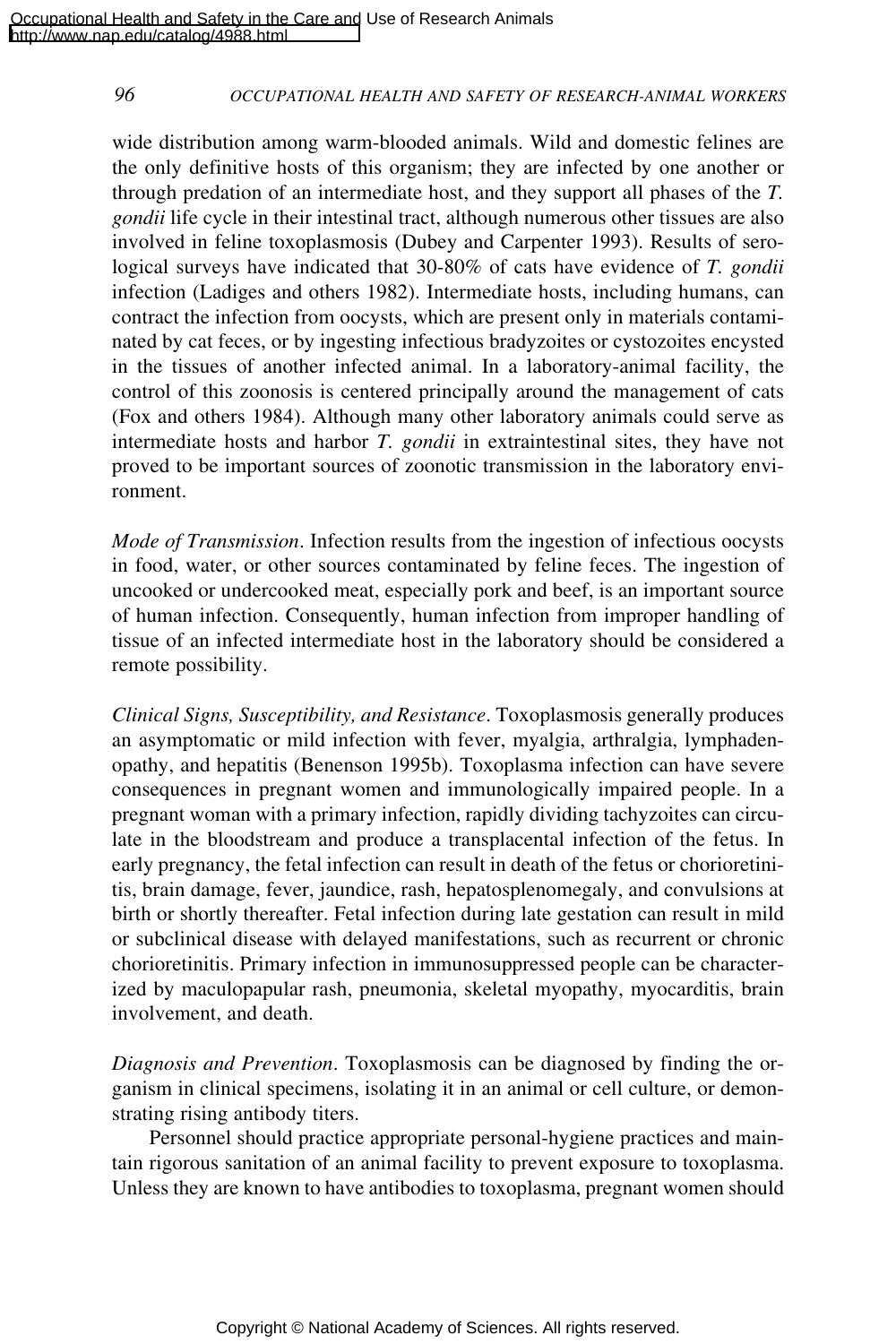wide distribution among warm-blooded animals. Wild and domestic felines are the only definitive hosts of this organism; they are infected by one another or through predation of an intermediate host, and they support all phases of the *T. gondii* life cycle in their intestinal tract, although numerous other tissues are also involved in feline toxoplasmosis (Dubey and Carpenter 1993). Results of serological surveys have indicated that 30-80% of cats have evidence of *T. gondii* infection (Ladiges and others 1982). Intermediate hosts, including humans, can contract the infection from oocysts, which are present only in materials contaminated by cat feces, or by ingesting infectious bradyzoites or cystozoites encysted in the tissues of another infected animal. In a laboratory-animal facility, the control of this zoonosis is centered principally around the management of cats (Fox and others 1984). Although many other laboratory animals could serve as intermediate hosts and harbor *T. gondii* in extraintestinal sites, they have not proved to be important sources of zoonotic transmission in the laboratory environment.

*Mode of Transmission*. Infection results from the ingestion of infectious oocysts in food, water, or other sources contaminated by feline feces. The ingestion of uncooked or undercooked meat, especially pork and beef, is an important source of human infection. Consequently, human infection from improper handling of tissue of an infected intermediate host in the laboratory should be considered a remote possibility.

*Clinical Signs, Susceptibility, and Resistance*. Toxoplasmosis generally produces an asymptomatic or mild infection with fever, myalgia, arthralgia, lymphadenopathy, and hepatitis (Benenson 1995b). Toxoplasma infection can have severe consequences in pregnant women and immunologically impaired people. In a pregnant woman with a primary infection, rapidly dividing tachyzoites can circulate in the bloodstream and produce a transplacental infection of the fetus. In early pregnancy, the fetal infection can result in death of the fetus or chorioretinitis, brain damage, fever, jaundice, rash, hepatosplenomegaly, and convulsions at birth or shortly thereafter. Fetal infection during late gestation can result in mild or subclinical disease with delayed manifestations, such as recurrent or chronic chorioretinitis. Primary infection in immunosuppressed people can be characterized by maculopapular rash, pneumonia, skeletal myopathy, myocarditis, brain involvement, and death.

*Diagnosis and Prevention*. Toxoplasmosis can be diagnosed by finding the organism in clinical specimens, isolating it in an animal or cell culture, or demonstrating rising antibody titers.

Personnel should practice appropriate personal-hygiene practices and maintain rigorous sanitation of an animal facility to prevent exposure to toxoplasma. Unless they are known to have antibodies to toxoplasma, pregnant women should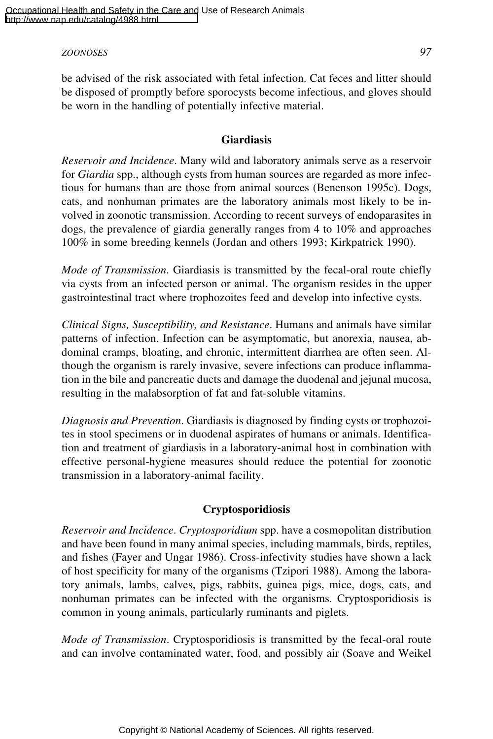be advised of the risk associated with fetal infection. Cat feces and litter should be disposed of promptly before sporocysts become infectious, and gloves should be worn in the handling of potentially infective material.

### Giardiasis

*Reservoir and Incidence*. Many wild and laboratory animals serve as a reservoir for *Giardia* spp., although cysts from human sources are regarded as more infectious for humans than are those from animal sources (Benenson 1995c). Dogs, cats, and nonhuman primates are the laboratory animals most likely to be involved in zoonotic transmission. According to recent surveys of endoparasites in dogs, the prevalence of giardia generally ranges from 4 to 10% and approaches 100% in some breeding kennels (Jordan and others 1993; Kirkpatrick 1990).

*Mode of Transmission*. Giardiasis is transmitted by the fecal-oral route chiefly via cysts from an infected person or animal. The organism resides in the upper gastrointestinal tract where trophozoites feed and develop into infective cysts.

*Clinical Signs, Susceptibility, and Resistance*. Humans and animals have similar patterns of infection. Infection can be asymptomatic, but anorexia, nausea, abdominal cramps, bloating, and chronic, intermittent diarrhea are often seen. Although the organism is rarely invasive, severe infections can produce inflammation in the bile and pancreatic ducts and damage the duodenal and jejunal mucosa, resulting in the malabsorption of fat and fat-soluble vitamins.

*Diagnosis and Prevention*. Giardiasis is diagnosed by finding cysts or trophozoites in stool specimens or in duodenal aspirates of humans or animals. Identification and treatment of giardiasis in a laboratory-animal host in combination with effective personal-hygiene measures should reduce the potential for zoonotic transmission in a laboratory-animal facility.

### Cryptosporidiosis

*Reservoir and Incidence*. *Cryptosporidium* spp. have a cosmopolitan distribution and have been found in many animal species, including mammals, birds, reptiles, and fishes (Fayer and Ungar 1986). Cross-infectivity studies have shown a lack of host specificity for many of the organisms (Tzipori 1988). Among the laboratory animals, lambs, calves, pigs, rabbits, guinea pigs, mice, dogs, cats, and nonhuman primates can be infected with the organisms. Cryptosporidiosis is common in young animals, particularly ruminants and piglets.

*Mode of Transmission*. Cryptosporidiosis is transmitted by the fecal-oral route and can involve contaminated water, food, and possibly air (Soave and Weikel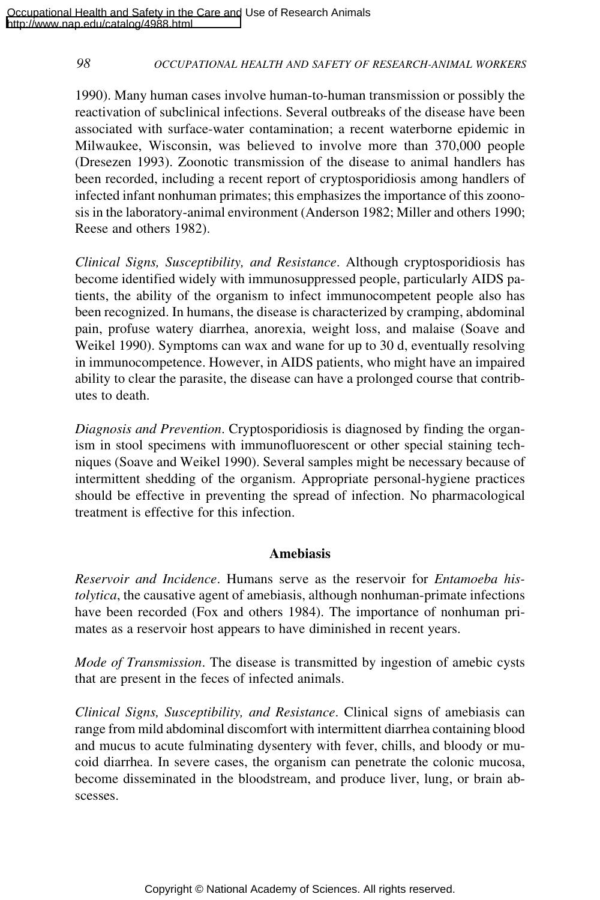1990). Many human cases involve human-to-human transmission or possibly the reactivation of subclinical infections. Several outbreaks of the disease have been associated with surface-water contamination; a recent waterborne epidemic in Milwaukee, Wisconsin, was believed to involve more than 370,000 people (Dresezen 1993). Zoonotic transmission of the disease to animal handlers has been recorded, including a recent report of cryptosporidiosis among handlers of infected infant nonhuman primates; this emphasizes the importance of this zoonosis in the laboratory-animal environment (Anderson 1982; Miller and others 1990; Reese and others 1982).

*Clinical Signs, Susceptibility, and Resistance*. Although cryptosporidiosis has become identified widely with immunosuppressed people, particularly AIDS patients, the ability of the organism to infect immunocompetent people also has been recognized. In humans, the disease is characterized by cramping, abdominal pain, profuse watery diarrhea, anorexia, weight loss, and malaise (Soave and Weikel 1990). Symptoms can wax and wane for up to 30 d, eventually resolving in immunocompetence. However, in AIDS patients, who might have an impaired ability to clear the parasite, the disease can have a prolonged course that contributes to death.

*Diagnosis and Prevention*. Cryptosporidiosis is diagnosed by finding the organism in stool specimens with immunofluorescent or other special staining techniques (Soave and Weikel 1990). Several samples might be necessary because of intermittent shedding of the organism. Appropriate personal-hygiene practices should be effective in preventing the spread of infection. No pharmacological treatment is effective for this infection.

## Amebiasis

*Reservoir and Incidence*. Humans serve as the reservoir for *Entamoeba histolytica*, the causative agent of amebiasis, although nonhuman-primate infections have been recorded (Fox and others 1984). The importance of nonhuman primates as a reservoir host appears to have diminished in recent years.

*Mode of Transmission*. The disease is transmitted by ingestion of amebic cysts that are present in the feces of infected animals.

*Clinical Signs, Susceptibility, and Resistance*. Clinical signs of amebiasis can range from mild abdominal discomfort with intermittent diarrhea containing blood and mucus to acute fulminating dysentery with fever, chills, and bloody or mucoid diarrhea. In severe cases, the organism can penetrate the colonic mucosa, become disseminated in the bloodstream, and produce liver, lung, or brain abscesses.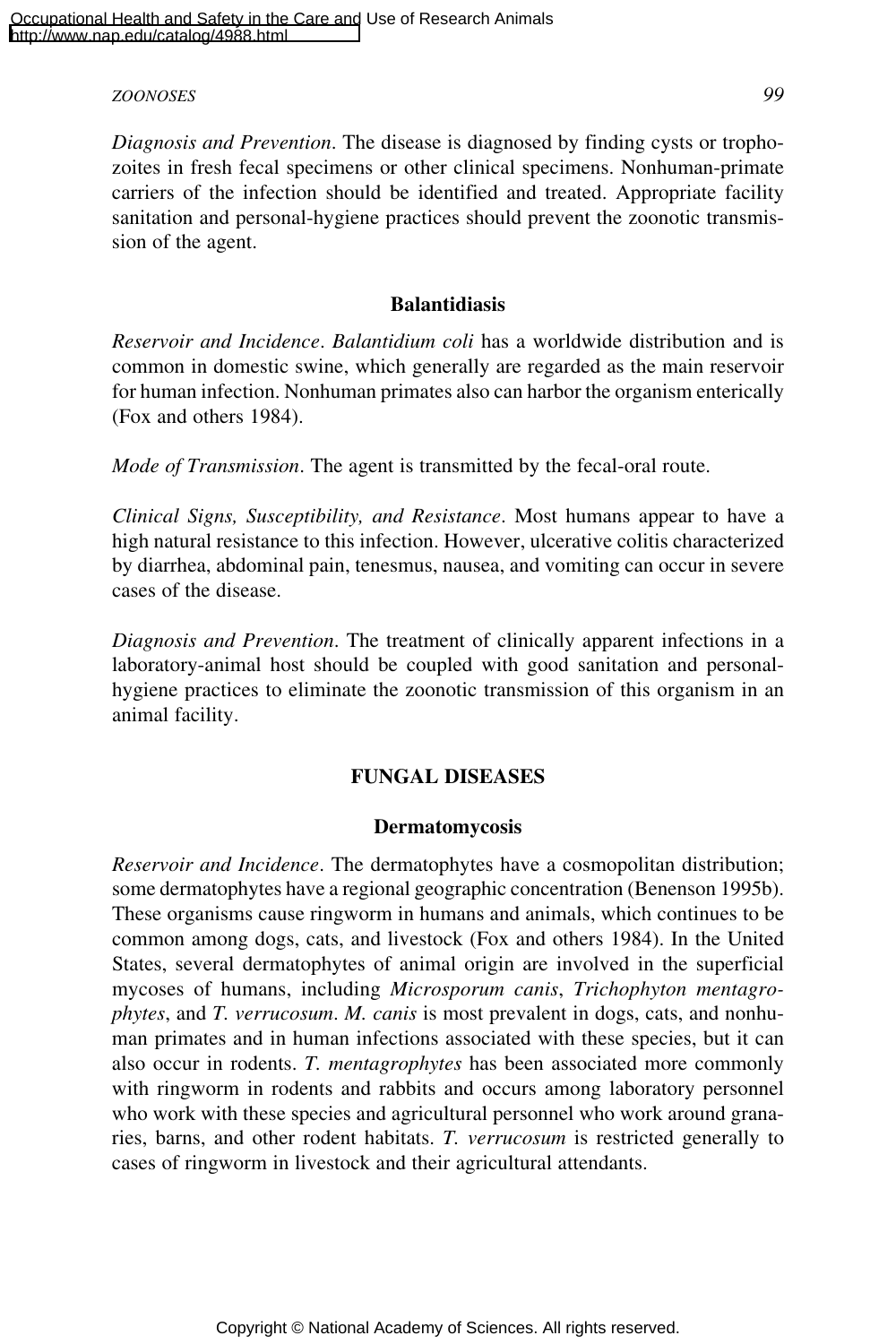*Diagnosis and Prevention*. The disease is diagnosed by finding cysts or trophozoites in fresh fecal specimens or other clinical specimens. Nonhuman-primate carriers of the infection should be identified and treated. Appropriate facility sanitation and personal-hygiene practices should prevent the zoonotic transmission of the agent.

### Balantidiasis

*Reservoir and Incidence*. *Balantidium coli* has a worldwide distribution and is common in domestic swine, which generally are regarded as the main reservoir for human infection. Nonhuman primates also can harbor the organism enterically (Fox and others 1984).

*Mode of Transmission*. The agent is transmitted by the fecal-oral route.

*Clinical Signs, Susceptibility, and Resistance*. Most humans appear to have a high natural resistance to this infection. However, ulcerative colitis characterized by diarrhea, abdominal pain, tenesmus, nausea, and vomiting can occur in severe cases of the disease.

*Diagnosis and Prevention*. The treatment of clinically apparent infections in a laboratory-animal host should be coupled with good sanitation and personal-hygiene practices to eliminate the zoonotic transmission of this organism in an animal facility.

## FUNGAL DISEASES

### Dermatomycosis

*Reservoir and Incidence*. The dermatophytes have a cosmopolitan distribution; some dermatophytes have a regional geographic concentration (Benenson 1995b). These organisms cause ringworm in humans and animals, which continues to be common among dogs, cats, and livestock (Fox and others 1984). In the United States, several dermatophytes of animal origin are involved in the superficial mycoses of humans, including *Microsporum canis*, *Trichophyton mentagrophytes*, and *T. verrucosum*. *M. canis* is most prevalent in dogs, cats, and nonhuman primates and in human infections associated with these species, but it can also occur in rodents. *T. mentagrophytes* has been associated more commonly with ringworm in rodents and rabbits and occurs among laboratory personnel who work with these species and agricultural personnel who work around granaries, barns, and other rodent habitats. *T. verrucosum* is restricted generally to cases of ringworm in livestock and their agricultural attendants.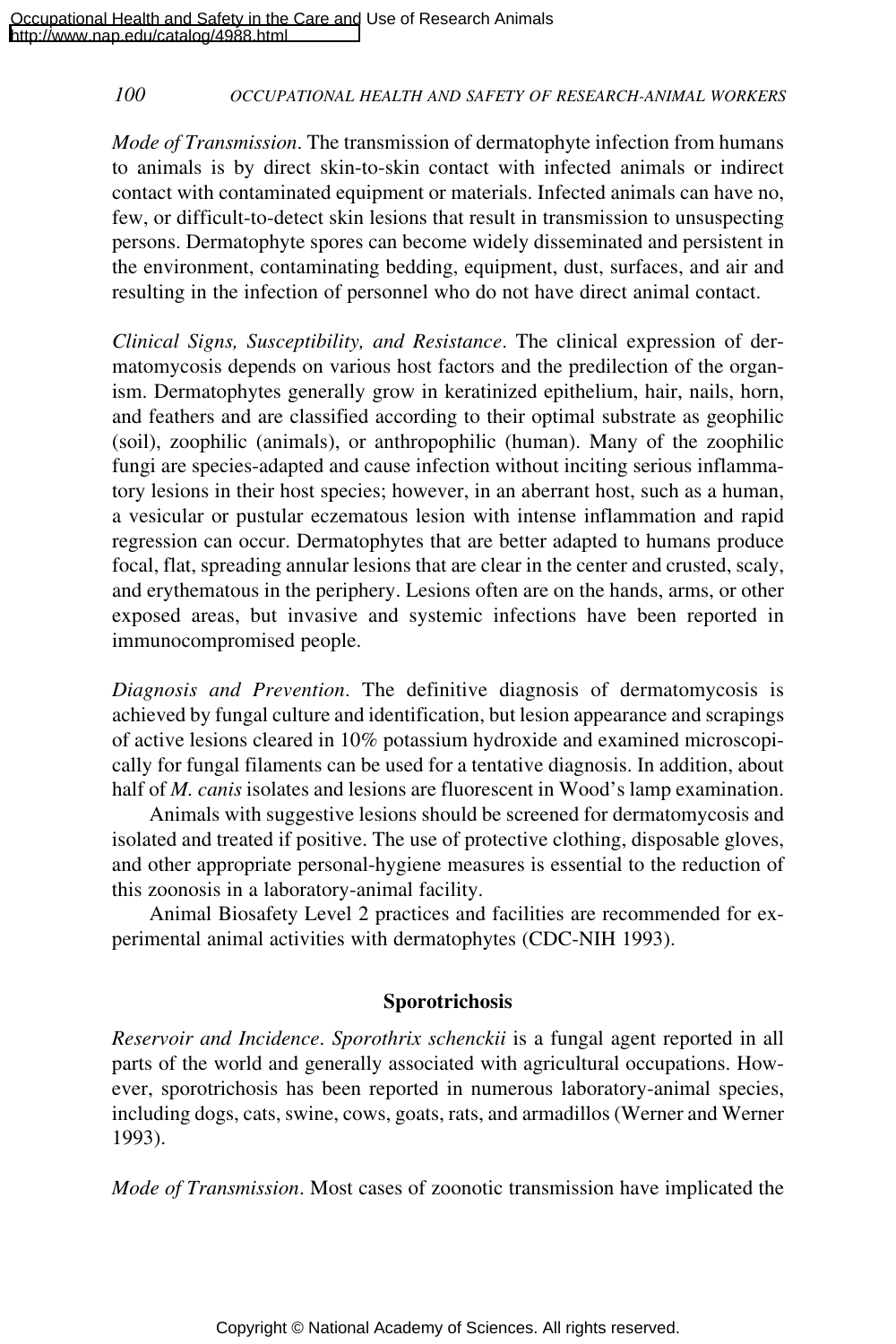*Mode of Transmission*. The transmission of dermatophyte infection from humans to animals is by direct skin-to-skin contact with infected animals or indirect contact with contaminated equipment or materials. Infected animals can have no, few, or difficult-to-detect skin lesions that result in transmission to unsuspecting persons. Dermatophyte spores can become widely disseminated and persistent in the environment, contaminating bedding, equipment, dust, surfaces, and air and resulting in the infection of personnel who do not have direct animal contact.

*Clinical Signs, Susceptibility, and Resistance*. The clinical expression of dermatomycosis depends on various host factors and the predilection of the organism. Dermatophytes generally grow in keratinized epithelium, hair, nails, horn, and feathers and are classified according to their optimal substrate as geophilic (soil), zoophilic (animals), or anthropophilic (human). Many of the zoophilic fungi are species-adapted and cause infection without inciting serious inflammatory lesions in their host species; however, in an aberrant host, such as a human, a vesicular or pustular eczematous lesion with intense inflammation and rapid regression can occur. Dermatophytes that are better adapted to humans produce focal, flat, spreading annular lesions that are clear in the center and crusted, scaly, and erythematous in the periphery. Lesions often are on the hands, arms, or other exposed areas, but invasive and systemic infections have been reported in immunocompromised people.

*Diagnosis and Prevention*. The definitive diagnosis of dermatomycosis is achieved by fungal culture and identification, but lesion appearance and scrapings of active lesions cleared in 10% potassium hydroxide and examined microscopically for fungal filaments can be used for a tentative diagnosis. In addition, about half of *M. canis* isolates and lesions are fluorescent in Wood's lamp examination.

Animals with suggestive lesions should be screened for dermatomycosis and isolated and treated if positive. The use of protective clothing, disposable gloves, and other appropriate personal-hygiene measures is essential to the reduction of this zoonosis in a laboratory-animal facility.

Animal Biosafety Level 2 practices and facilities are recommended for experimental animal activities with dermatophytes (CDC-NIH 1993).

### Sporotrichosis

*Reservoir and Incidence*. *Sporothrix schenckii* is a fungal agent reported in all parts of the world and generally associated with agricultural occupations. However, sporotrichosis has been reported in numerous laboratory-animal species, including dogs, cats, swine, cows, goats, rats, and armadillos (Werner and Werner 1993).

*Mode of Transmission*. Most cases of zoonotic transmission have implicated the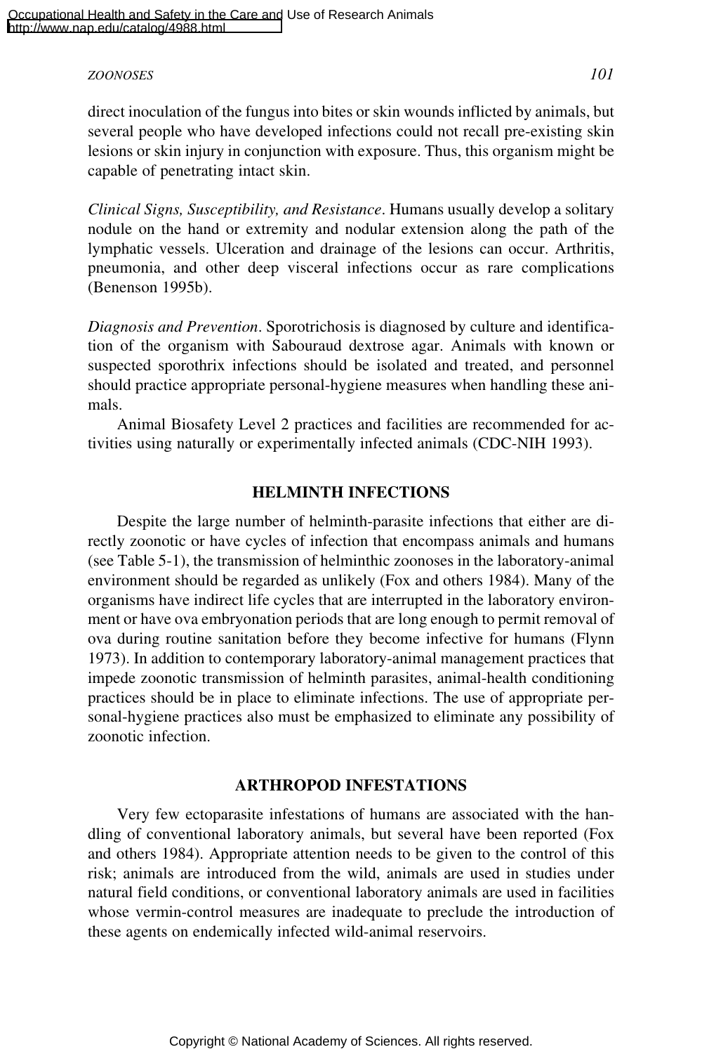direct inoculation of the fungus into bites or skin wounds inflicted by animals, but several people who have developed infections could not recall pre-existing skin lesions or skin injury in conjunction with exposure. Thus, this organism might be capable of penetrating intact skin.

*Clinical Signs, Susceptibility, and Resistance*. Humans usually develop a solitary nodule on the hand or extremity and nodular extension along the path of the lymphatic vessels. Ulceration and drainage of the lesions can occur. Arthritis, pneumonia, and other deep visceral infections occur as rare complications (Benenson 1995b).

*Diagnosis and Prevention*. Sporotrichosis is diagnosed by culture and identification of the organism with Sabouraud dextrose agar. Animals with known or suspected sporothrix infections should be isolated and treated, and personnel should practice appropriate personal-hygiene measures when handling these animals.

Animal Biosafety Level 2 practices and facilities are recommended for activities using naturally or experimentally infected animals (CDC-NIH 1993).

## HELMINTH INFECTIONS

Despite the large number of helminth-parasite infections that either are directly zoonotic or have cycles of infection that encompass animals and humans (see Table 5-1), the transmission of helminthic zoonoses in the laboratory-animal environment should be regarded as unlikely (Fox and others 1984). Many of the organisms have indirect life cycles that are interrupted in the laboratory environment or have ova embryonation periods that are long enough to permit removal of ova during routine sanitation before they become infective for humans (Flynn 1973). In addition to contemporary laboratory-animal management practices that impede zoonotic transmission of helminth parasites, animal-health conditioning practices should be in place to eliminate infections. The use of appropriate personal-hygiene practices also must be emphasized to eliminate any possibility of zoonotic infection.

## ARTHROPOD INFESTATIONS

Very few ectoparasite infestations of humans are associated with the handling of conventional laboratory animals, but several have been reported (Fox and others 1984). Appropriate attention needs to be given to the control of this risk; animals are introduced from the wild, animals are used in studies under natural field conditions, or conventional laboratory animals are used in facilities whose vermin-control measures are inadequate to preclude the introduction of these agents on endemically infected wild-animal reservoirs.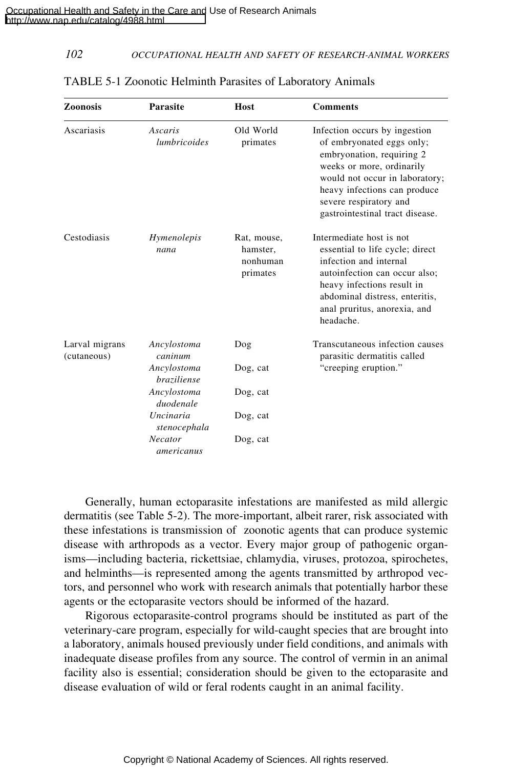TABLE 5-1 Zoonotic Helminth Parasites of Laboratory Animals

| Zoonosis | Parasite | Host | Comments |
|---|---|---|---|
| Ascariasis | *Ascaris lumbricoides* | Old World primates | Infection occurs by ingestion of embryonated eggs only; embryonation, requiring 2 weeks or more, ordinarily would not occur in laboratory; heavy infections can produce severe respiratory and gastrointestinal tract disease. |
| Cestodiasis | *Hymenolepis nana* | Rat, mouse, hamster, nonhuman primates | Intermediate host is not essential to life cycle; direct infection and internal autoinfection can occur also; heavy infections result in abdominal distress, enteritis, anal pruritus, anorexia, and headache. |
| Larval migrans (cutaneous) | *Ancylostoma caninum* | Dog | Transcutaneous infection causes parasitic dermatitis called "creeping eruption." |
| | *Ancylostoma braziliense* | Dog, cat | |
| | *Ancylostoma duodenale* | Dog, cat | |
| | *Uncinaria stenocephala* | Dog, cat | |
| | *Necator americanus* | Dog, cat | |

Generally, human ectoparasite infestations are manifested as mild allergic dermatitis (see Table 5-2). The more-important, albeit rarer, risk associated with these infestations is transmission of zoonotic agents that can produce systemic disease with arthropods as a vector. Every major group of pathogenic organisms—including bacteria, rickettsiae, chlamydia, viruses, protozoa, spirochetes, and helminths—is represented among the agents transmitted by arthropod vectors, and personnel who work with research animals that potentially harbor these agents or the ectoparasite vectors should be informed of the hazard.

Rigorous ectoparasite-control programs should be instituted as part of the veterinary-care program, especially for wild-caught species that are brought into a laboratory, animals housed previously under field conditions, and animals with inadequate disease profiles from any source. The control of vermin in an animal facility also is essential; consideration should be given to the ectoparasite and disease evaluation of wild or feral rodents caught in an animal facility.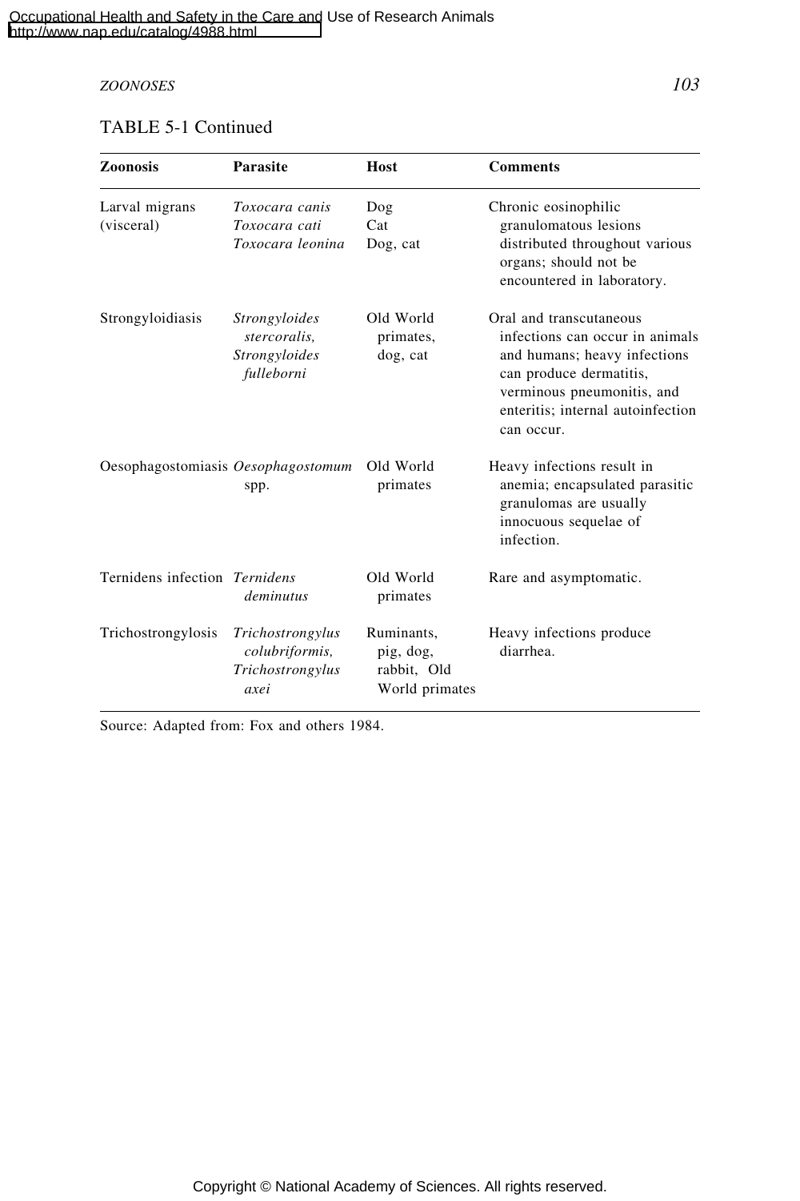TABLE 5-1 Continued

| Zoonosis | Parasite | Host | Comments |
|---|---|---|---|
| Larval migrans (visceral) | *Toxocara canis* <br> *Toxocara cati* <br> *Toxocara leonina* | Dog <br> Cat <br> Dog, cat | Chronic eosinophilic granulomatous lesions distributed throughout various organs; should not be encountered in laboratory. |
| Strongyloidiasis | *Strongyloides stercoralis,* *Strongyloides fulleborni* | Old World primates, dog, cat | Oral and transcutaneous infections can occur in animals and humans; heavy infections can produce dermatitis, verminous pneumonitis, and enteritis; internal autoinfection can occur. |
| Oesophagostomiasis | *Oesophagostomum* spp. | Old World primates | Heavy infections result in anemia; encapsulated parasitic granulomas are usually innocuous sequelae of infection. |
| Ternidens infection | *Ternidens deminutus* | Old World primates | Rare and asymptomatic. |
| Trichostrongylosis | *Trichostrongylus colubriformis,* *Trichostrongylus axei* | Ruminants, pig, dog, rabbit, Old World primates | Heavy infections produce diarrhea. |

Source: Adapted from: Fox and others 1984.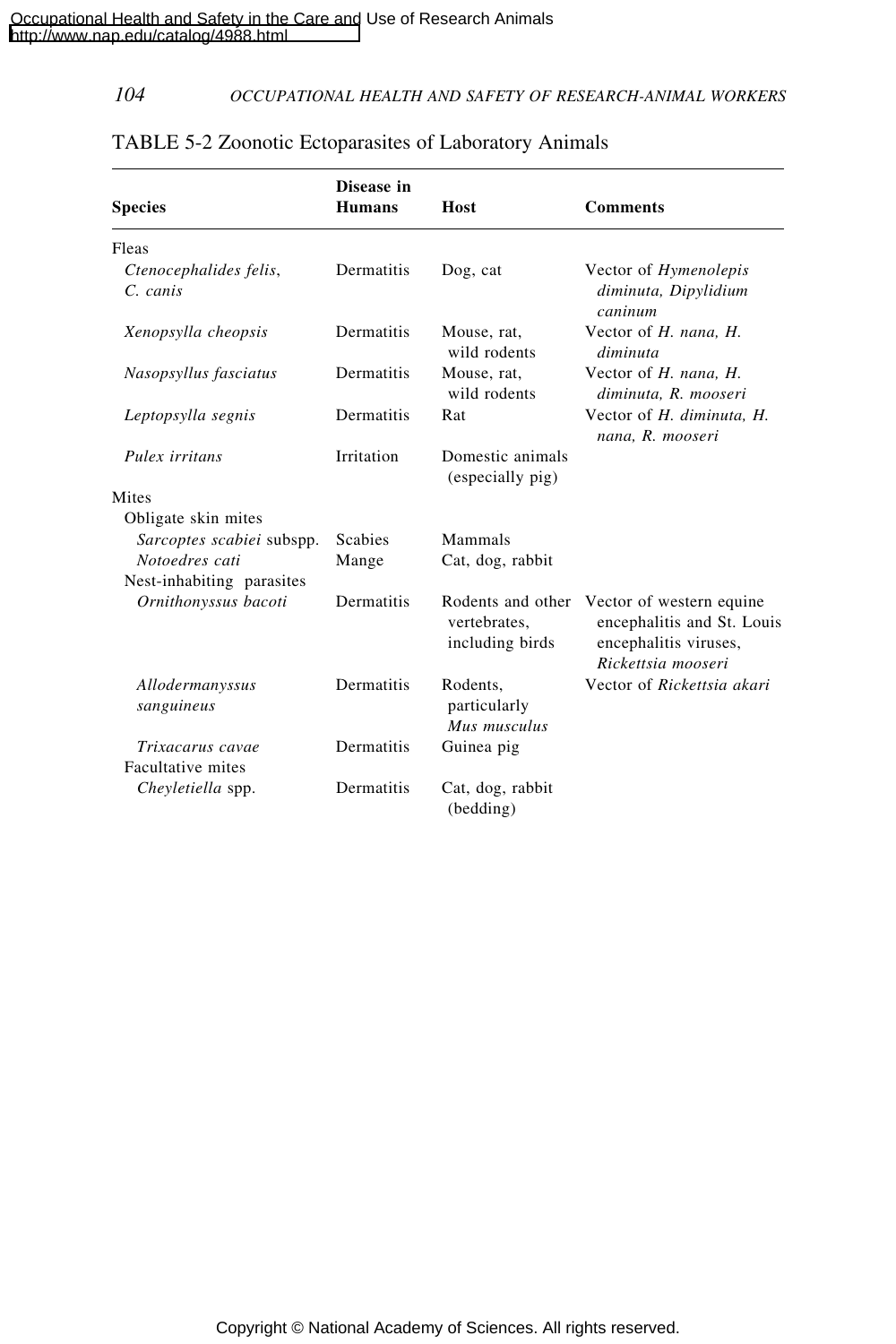TABLE 5-2 Zoonotic Ectoparasites of Laboratory Animals

| Species | Disease in Humans | Host | Comments |
|---|---|---|---|
| Fleas | | | |
| *Ctenocephalides felis*, *C. canis* | Dermatitis | Dog, cat | Vector of *Hymenolepis diminuta, Dipylidium caninum* |
| *Xenopsylla cheopsis* | Dermatitis | Mouse, rat, wild rodents | Vector of *H. nana, H. diminuta* |
| *Nasopsyllus fasciatus* | Dermatitis | Mouse, rat, wild rodents | Vector of *H. nana, H. diminuta, R. mooseri* |
| *Leptopsylla segnis* | Dermatitis | Rat | Vector of *H. diminuta, H. nana, R. mooseri* |
| *Pulex irritans* | Irritation | Domestic animals (especially pig) | |
| Mites | | | |
| Obligate skin mites | | | |
| *Sarcoptes scabiei* subspp. | Scabies | Mammals | |
| *Notoedres cati* | Mange | Cat, dog, rabbit | |
| Nest-inhabiting parasites | | | |
| *Ornithonyssus bacoti* | Dermatitis | Rodents and other vertebrates, including birds | Vector of western equine encephalitis and St. Louis encephalitis viruses, *Rickettsia mooseri* |
| *Allodermanyssus sanguineus* | Dermatitis | Rodents, particularly *Mus musculus* | Vector of *Rickettsia akari* |
| *Trixacarus cavae* | Dermatitis | Guinea pig | |
| Facultative mites | | | |
| *Cheyletiella* spp. | Dermatitis | Cat, dog, rabbit (bedding) | |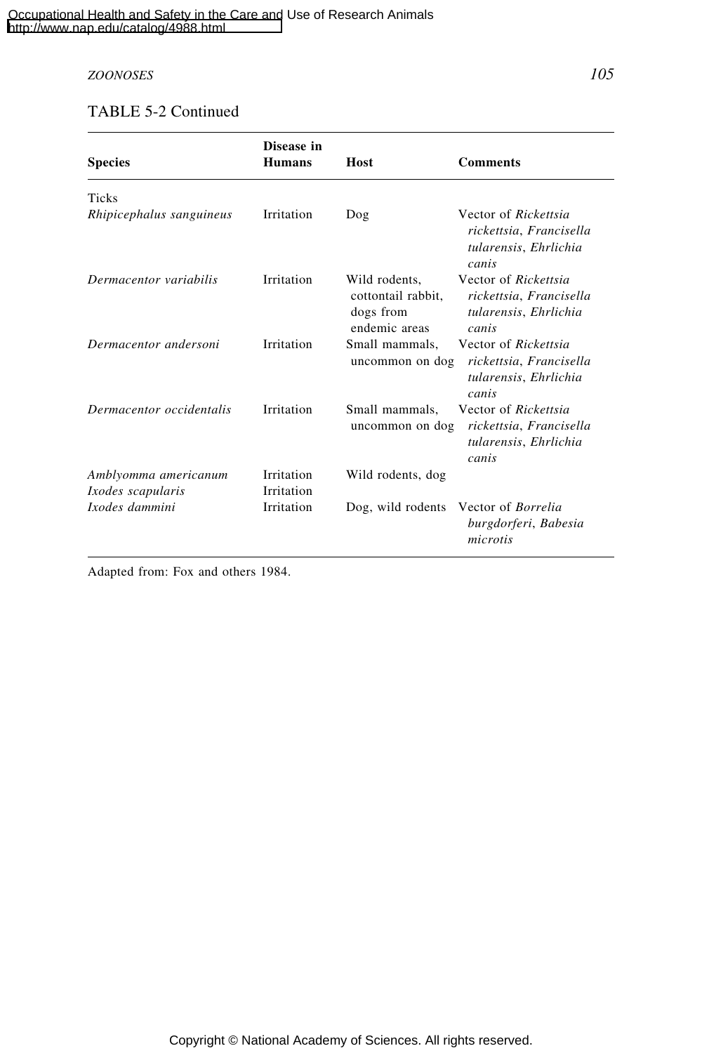TABLE 5-2 Continued

| Species | Disease in Humans | Host | Comments |
|---|---|---|---|
| Ticks | | | |
| *Rhipicephalus sanguineus* | Irritation | Dog | Vector of *Rickettsia rickettsia*, *Francisella tularensis*, *Ehrlichia canis* |
| *Dermacentor variabilis* | Irritation | Wild rodents, cottontail rabbit, dogs from endemic areas | Vector of *Rickettsia rickettsia*, *Francisella tularensis*, *Ehrlichia canis* |
| *Dermacentor andersoni* | Irritation | Small mammals, uncommon on dog | Vector of *Rickettsia rickettsia*, *Francisella tularensis*, *Ehrlichia canis* |
| *Dermacentor occidentalis* | Irritation | Small mammals, uncommon on dog | Vector of *Rickettsia rickettsia*, *Francisella tularensis*, *Ehrlichia canis* |
| *Amblyomma americanum* | Irritation | Wild rodents, dog | |
| *Ixodes scapularis* | Irritation | | |
| *Ixodes dammini* | Irritation | Dog, wild rodents | Vector of *Borrelia burgdorferi*, *Babesia microtis* |

Adapted from: Fox and others 1984.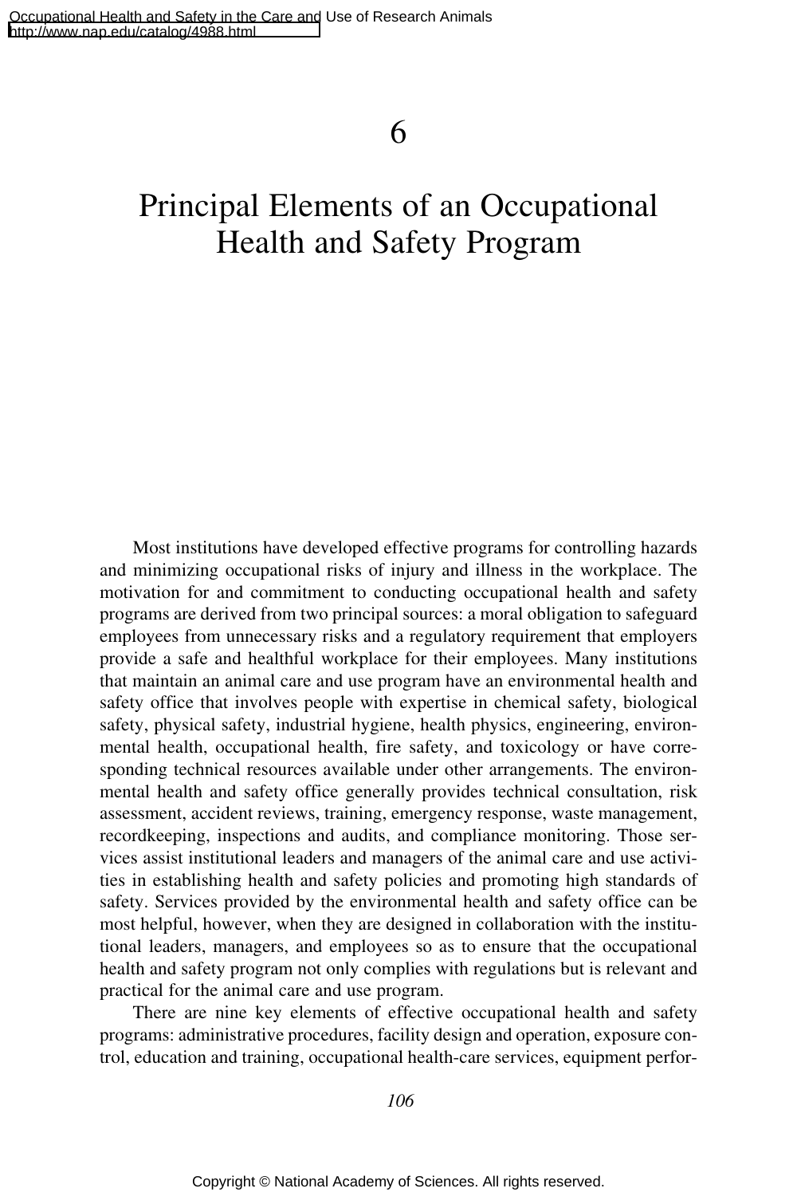# 6

# Principal Elements of an Occupational Health and Safety Program

Most institutions have developed effective programs for controlling hazards and minimizing occupational risks of injury and illness in the workplace. The motivation for and commitment to conducting occupational health and safety programs are derived from two principal sources: a moral obligation to safeguard employees from unnecessary risks and a regulatory requirement that employers provide a safe and healthful workplace for their employees. Many institutions that maintain an animal care and use program have an environmental health and safety office that involves people with expertise in chemical safety, biological safety, physical safety, industrial hygiene, health physics, engineering, environmental health, occupational health, fire safety, and toxicology or have corresponding technical resources available under other arrangements. The environmental health and safety office generally provides technical consultation, risk assessment, accident reviews, training, emergency response, waste management, recordkeeping, inspections and audits, and compliance monitoring. Those services assist institutional leaders and managers of the animal care and use activities in establishing health and safety policies and promoting high standards of safety. Services provided by the environmental health and safety office can be most helpful, however, when they are designed in collaboration with the institutional leaders, managers, and employees so as to ensure that the occupational health and safety program not only complies with regulations but is relevant and practical for the animal care and use program.

There are nine key elements of effective occupational health and safety programs: administrative procedures, facility design and operation, exposure control, education and training, occupational health-care services, equipment perfor-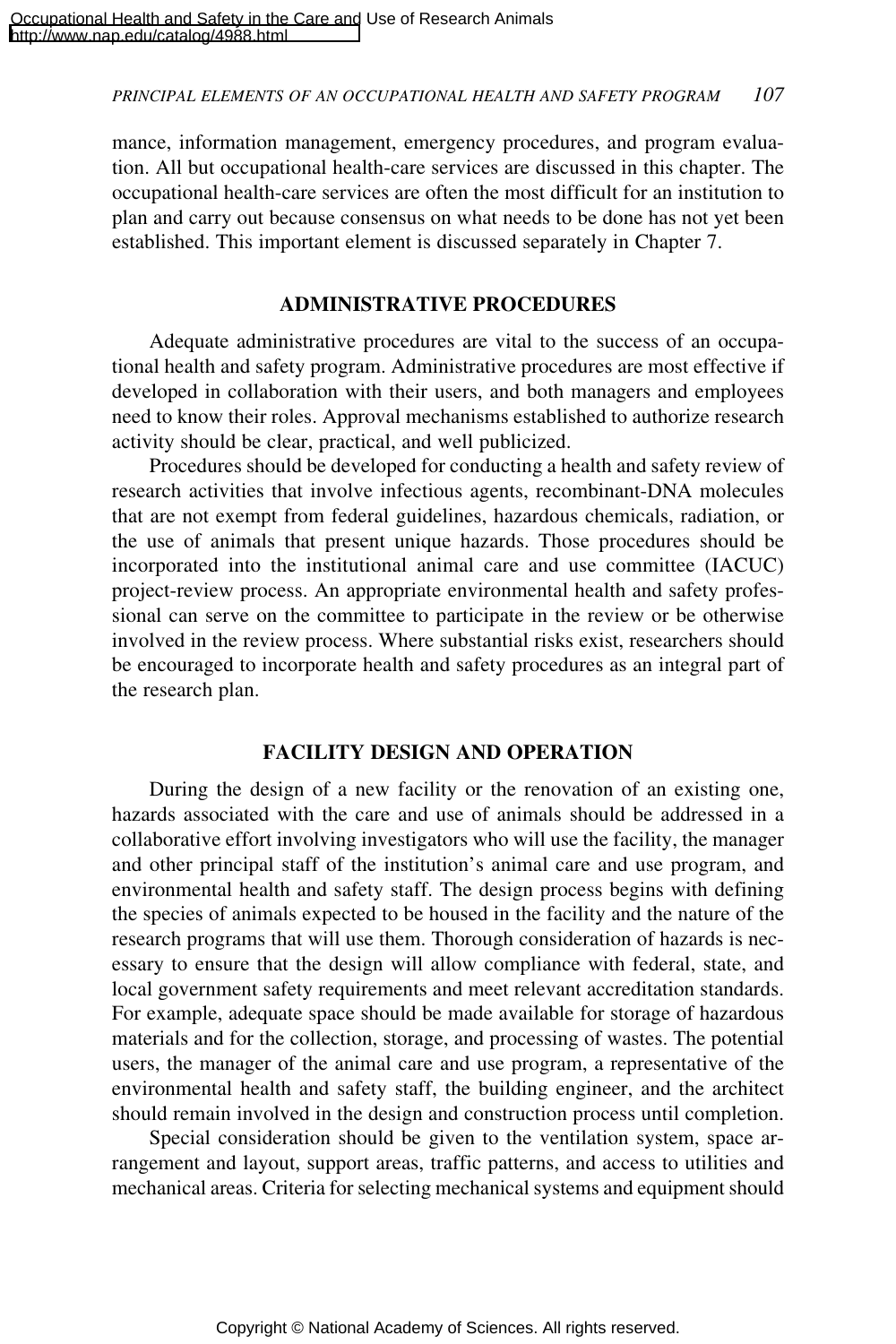mance, information management, emergency procedures, and program evaluation. All but occupational health-care services are discussed in this chapter. The occupational health-care services are often the most difficult for an institution to plan and carry out because consensus on what needs to be done has not yet been established. This important element is discussed separately in Chapter 7.

## ADMINISTRATIVE PROCEDURES

Adequate administrative procedures are vital to the success of an occupational health and safety program. Administrative procedures are most effective if developed in collaboration with their users, and both managers and employees need to know their roles. Approval mechanisms established to authorize research activity should be clear, practical, and well publicized.

Procedures should be developed for conducting a health and safety review of research activities that involve infectious agents, recombinant-DNA molecules that are not exempt from federal guidelines, hazardous chemicals, radiation, or the use of animals that present unique hazards. Those procedures should be incorporated into the institutional animal care and use committee (IACUC) project-review process. An appropriate environmental health and safety professional can serve on the committee to participate in the review or be otherwise involved in the review process. Where substantial risks exist, researchers should be encouraged to incorporate health and safety procedures as an integral part of the research plan.

## FACILITY DESIGN AND OPERATION

During the design of a new facility or the renovation of an existing one, hazards associated with the care and use of animals should be addressed in a collaborative effort involving investigators who will use the facility, the manager and other principal staff of the institution's animal care and use program, and environmental health and safety staff. The design process begins with defining the species of animals expected to be housed in the facility and the nature of the research programs that will use them. Thorough consideration of hazards is necessary to ensure that the design will allow compliance with federal, state, and local government safety requirements and meet relevant accreditation standards. For example, adequate space should be made available for storage of hazardous materials and for the collection, storage, and processing of wastes. The potential users, the manager of the animal care and use program, a representative of the environmental health and safety staff, the building engineer, and the architect should remain involved in the design and construction process until completion.

Special consideration should be given to the ventilation system, space arrangement and layout, support areas, traffic patterns, and access to utilities and mechanical areas. Criteria for selecting mechanical systems and equipment should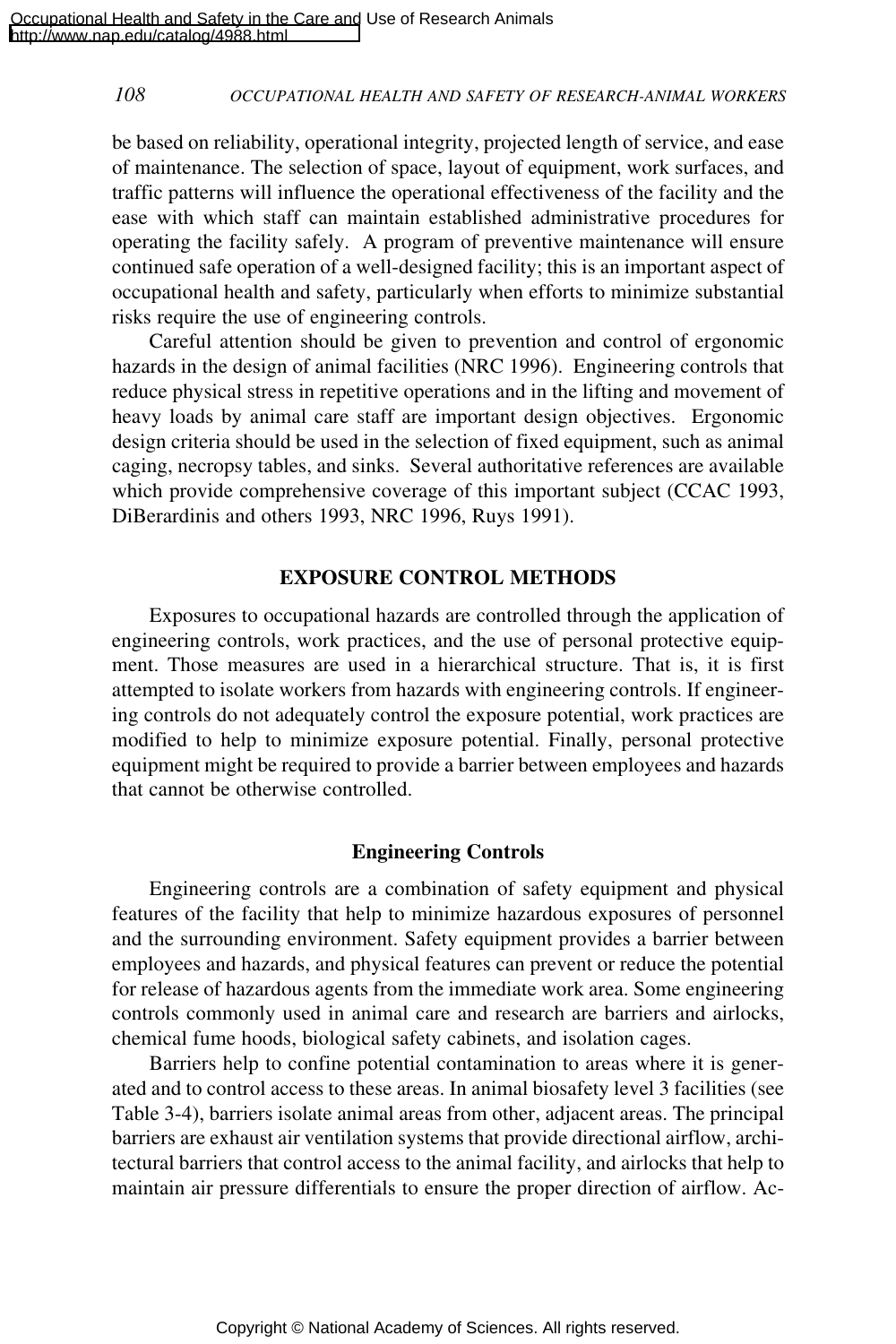be based on reliability, operational integrity, projected length of service, and ease of maintenance. The selection of space, layout of equipment, work surfaces, and traffic patterns will influence the operational effectiveness of the facility and the ease with which staff can maintain established administrative procedures for operating the facility safely. A program of preventive maintenance will ensure continued safe operation of a well-designed facility; this is an important aspect of occupational health and safety, particularly when efforts to minimize substantial risks require the use of engineering controls.

Careful attention should be given to prevention and control of ergonomic hazards in the design of animal facilities (NRC 1996). Engineering controls that reduce physical stress in repetitive operations and in the lifting and movement of heavy loads by animal care staff are important design objectives. Ergonomic design criteria should be used in the selection of fixed equipment, such as animal caging, necropsy tables, and sinks. Several authoritative references are available which provide comprehensive coverage of this important subject (CCAC 1993, DiBerardinis and others 1993, NRC 1996, Ruys 1991).

## EXPOSURE CONTROL METHODS

Exposures to occupational hazards are controlled through the application of engineering controls, work practices, and the use of personal protective equipment. Those measures are used in a hierarchical structure. That is, it is first attempted to isolate workers from hazards with engineering controls. If engineering controls do not adequately control the exposure potential, work practices are modified to help to minimize exposure potential. Finally, personal protective equipment might be required to provide a barrier between employees and hazards that cannot be otherwise controlled.

### Engineering Controls

Engineering controls are a combination of safety equipment and physical features of the facility that help to minimize hazardous exposures of personnel and the surrounding environment. Safety equipment provides a barrier between employees and hazards, and physical features can prevent or reduce the potential for release of hazardous agents from the immediate work area. Some engineering controls commonly used in animal care and research are barriers and airlocks, chemical fume hoods, biological safety cabinets, and isolation cages.

Barriers help to confine potential contamination to areas where it is generated and to control access to these areas. In animal biosafety level 3 facilities (see Table 3-4), barriers isolate animal areas from other, adjacent areas. The principal barriers are exhaust air ventilation systems that provide directional airflow, architectural barriers that control access to the animal facility, and airlocks that help to maintain air pressure differentials to ensure the proper direction of airflow. Ac-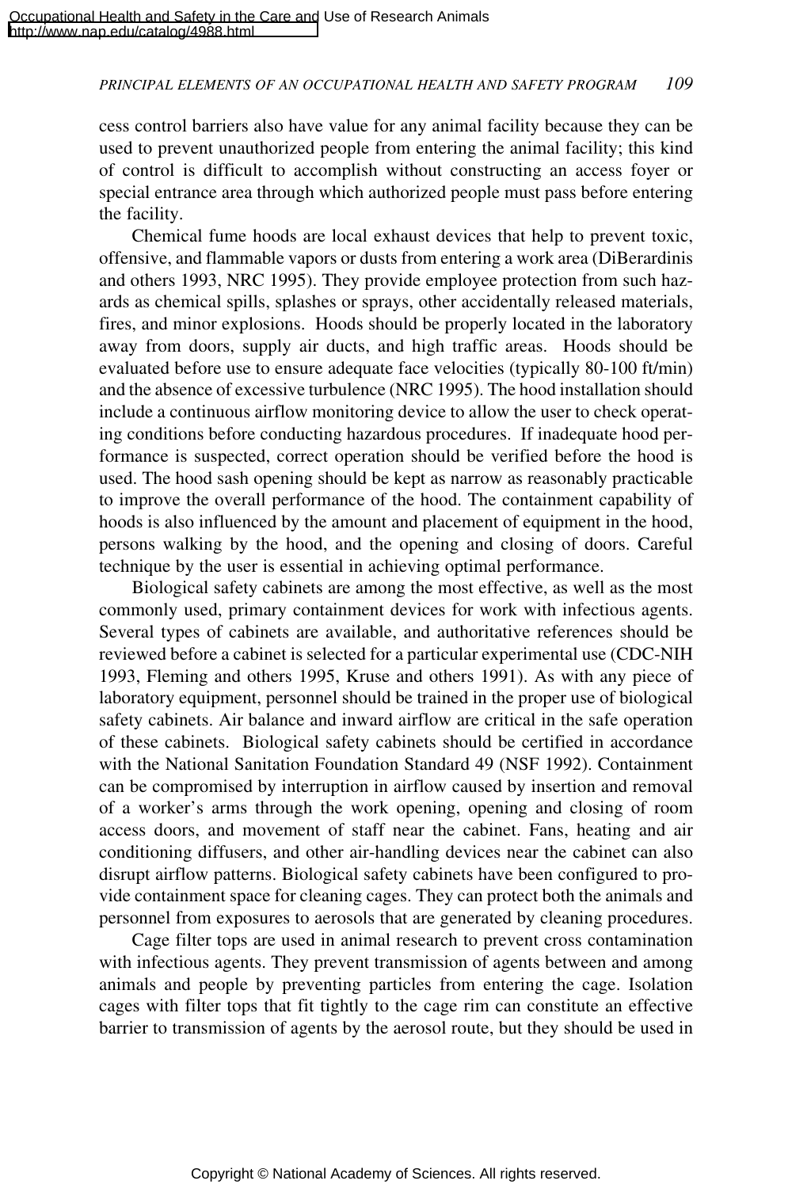cess control barriers also have value for any animal facility because they can be used to prevent unauthorized people from entering the animal facility; this kind of control is difficult to accomplish without constructing an access foyer or special entrance area through which authorized people must pass before entering the facility.

Chemical fume hoods are local exhaust devices that help to prevent toxic, offensive, and flammable vapors or dusts from entering a work area (DiBerardinis and others 1993, NRC 1995). They provide employee protection from such hazards as chemical spills, splashes or sprays, other accidentally released materials, fires, and minor explosions. Hoods should be properly located in the laboratory away from doors, supply air ducts, and high traffic areas. Hoods should be evaluated before use to ensure adequate face velocities (typically 80-100 ft/min) and the absence of excessive turbulence (NRC 1995). The hood installation should include a continuous airflow monitoring device to allow the user to check operating conditions before conducting hazardous procedures. If inadequate hood performance is suspected, correct operation should be verified before the hood is used. The hood sash opening should be kept as narrow as reasonably practicable to improve the overall performance of the hood. The containment capability of hoods is also influenced by the amount and placement of equipment in the hood, persons walking by the hood, and the opening and closing of doors. Careful technique by the user is essential in achieving optimal performance.

Biological safety cabinets are among the most effective, as well as the most commonly used, primary containment devices for work with infectious agents. Several types of cabinets are available, and authoritative references should be reviewed before a cabinet is selected for a particular experimental use (CDC-NIH 1993, Fleming and others 1995, Kruse and others 1991). As with any piece of laboratory equipment, personnel should be trained in the proper use of biological safety cabinets. Air balance and inward airflow are critical in the safe operation of these cabinets. Biological safety cabinets should be certified in accordance with the National Sanitation Foundation Standard 49 (NSF 1992). Containment can be compromised by interruption in airflow caused by insertion and removal of a worker's arms through the work opening, opening and closing of room access doors, and movement of staff near the cabinet. Fans, heating and air conditioning diffusers, and other air-handling devices near the cabinet can also disrupt airflow patterns. Biological safety cabinets have been configured to provide containment space for cleaning cages. They can protect both the animals and personnel from exposures to aerosols that are generated by cleaning procedures.

Cage filter tops are used in animal research to prevent cross contamination with infectious agents. They prevent transmission of agents between and among animals and people by preventing particles from entering the cage. Isolation cages with filter tops that fit tightly to the cage rim can constitute an effective barrier to transmission of agents by the aerosol route, but they should be used in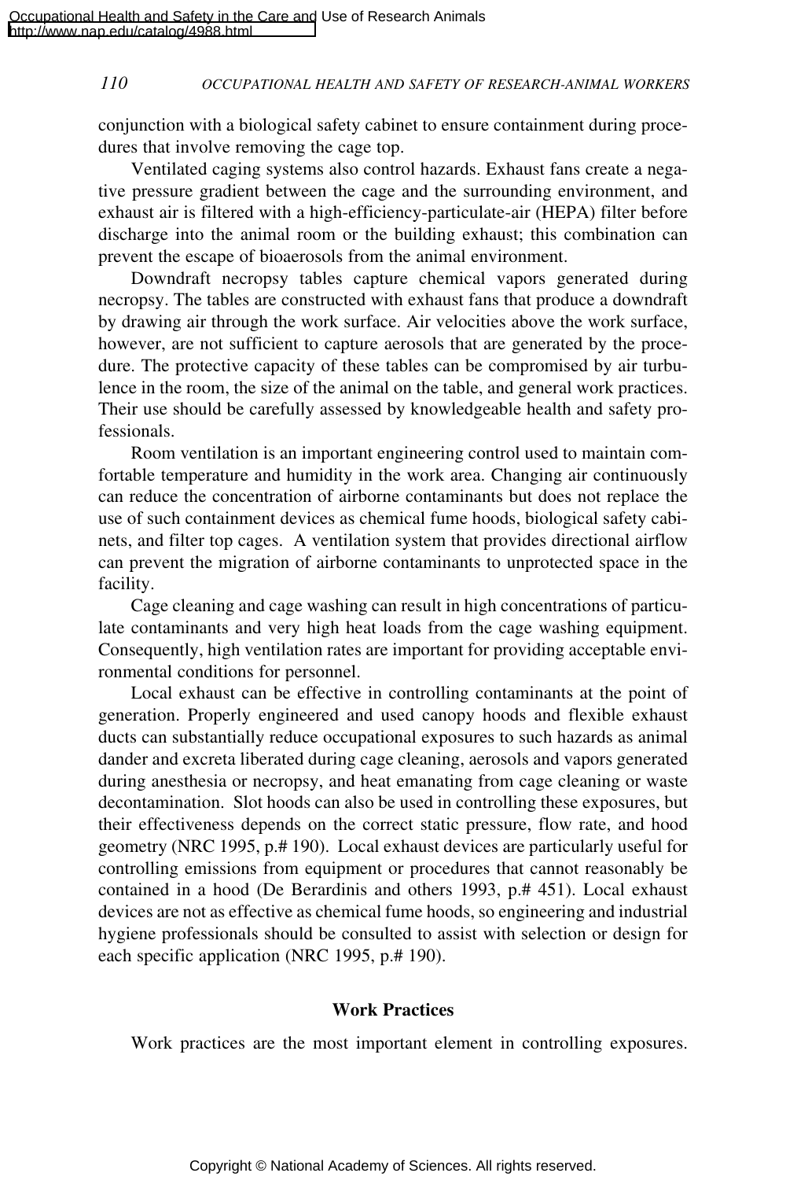conjunction with a biological safety cabinet to ensure containment during procedures that involve removing the cage top.

Ventilated caging systems also control hazards. Exhaust fans create a negative pressure gradient between the cage and the surrounding environment, and exhaust air is filtered with a high-efficiency-particulate-air (HEPA) filter before discharge into the animal room or the building exhaust; this combination can prevent the escape of bioaerosols from the animal environment.

Downdraft necropsy tables capture chemical vapors generated during necropsy. The tables are constructed with exhaust fans that produce a downdraft by drawing air through the work surface. Air velocities above the work surface, however, are not sufficient to capture aerosols that are generated by the procedure. The protective capacity of these tables can be compromised by air turbulence in the room, the size of the animal on the table, and general work practices. Their use should be carefully assessed by knowledgeable health and safety professionals.

Room ventilation is an important engineering control used to maintain comfortable temperature and humidity in the work area. Changing air continuously can reduce the concentration of airborne contaminants but does not replace the use of such containment devices as chemical fume hoods, biological safety cabinets, and filter top cages. A ventilation system that provides directional airflow can prevent the migration of airborne contaminants to unprotected space in the facility.

Cage cleaning and cage washing can result in high concentrations of particulate contaminants and very high heat loads from the cage washing equipment. Consequently, high ventilation rates are important for providing acceptable environmental conditions for personnel.

Local exhaust can be effective in controlling contaminants at the point of generation. Properly engineered and used canopy hoods and flexible exhaust ducts can substantially reduce occupational exposures to such hazards as animal dander and excreta liberated during cage cleaning, aerosols and vapors generated during anesthesia or necropsy, and heat emanating from cage cleaning or waste decontamination. Slot hoods can also be used in controlling these exposures, but their effectiveness depends on the correct static pressure, flow rate, and hood geometry (NRC 1995, p.# 190). Local exhaust devices are particularly useful for controlling emissions from equipment or procedures that cannot reasonably be contained in a hood (De Berardinis and others 1993, p.# 451). Local exhaust devices are not as effective as chemical fume hoods, so engineering and industrial hygiene professionals should be consulted to assist with selection or design for each specific application (NRC 1995, p.# 190).

### Work Practices

Work practices are the most important element in controlling exposures.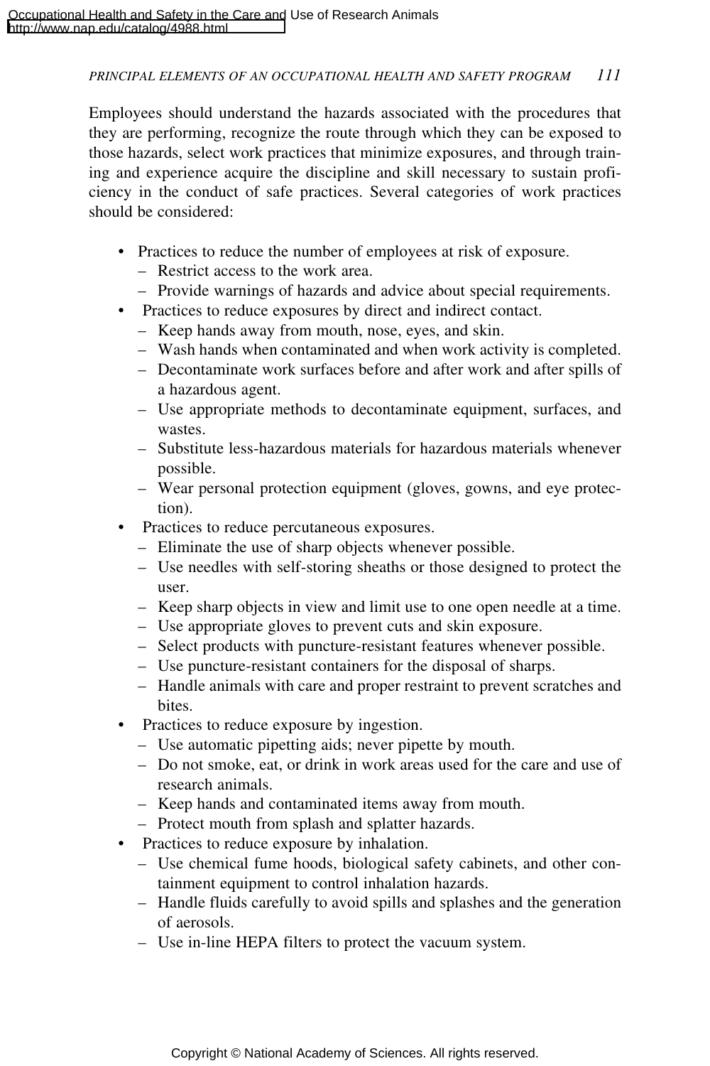Employees should understand the hazards associated with the procedures that they are performing, recognize the route through which they can be exposed to those hazards, select work practices that minimize exposures, and through training and experience acquire the discipline and skill necessary to sustain proficiency in the conduct of safe practices. Several categories of work practices should be considered:

- Practices to reduce the number of employees at risk of exposure.
  - Restrict access to the work area.
  - Provide warnings of hazards and advice about special requirements.
- Practices to reduce exposures by direct and indirect contact.
  - Keep hands away from mouth, nose, eyes, and skin.
  - Wash hands when contaminated and when work activity is completed.
  - Decontaminate work surfaces before and after work and after spills of a hazardous agent.
  - Use appropriate methods to decontaminate equipment, surfaces, and wastes.
  - Substitute less-hazardous materials for hazardous materials whenever possible.
  - Wear personal protection equipment (gloves, gowns, and eye protection).
- Practices to reduce percutaneous exposures.
  - Eliminate the use of sharp objects whenever possible.
  - Use needles with self-storing sheaths or those designed to protect the user.
  - Keep sharp objects in view and limit use to one open needle at a time.
  - Use appropriate gloves to prevent cuts and skin exposure.
  - Select products with puncture-resistant features whenever possible.
  - Use puncture-resistant containers for the disposal of sharps.
  - Handle animals with care and proper restraint to prevent scratches and bites.
- Practices to reduce exposure by ingestion.
  - Use automatic pipetting aids; never pipette by mouth.
  - Do not smoke, eat, or drink in work areas used for the care and use of research animals.
  - Keep hands and contaminated items away from mouth.
  - Protect mouth from splash and splatter hazards.
- Practices to reduce exposure by inhalation.
  - Use chemical fume hoods, biological safety cabinets, and other containment equipment to control inhalation hazards.
  - Handle fluids carefully to avoid spills and splashes and the generation of aerosols.
  - Use in-line HEPA filters to protect the vacuum system.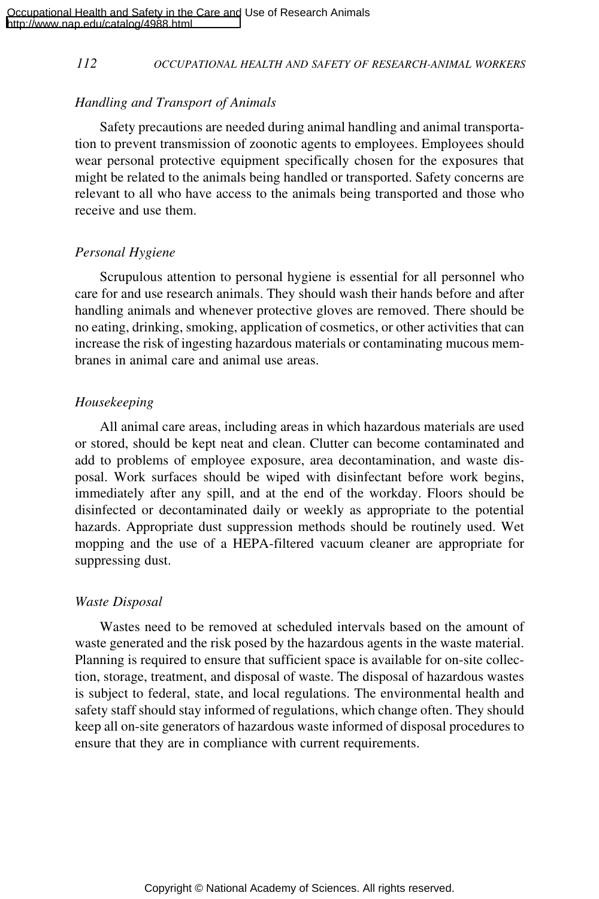### *Handling and Transport of Animals*

Safety precautions are needed during animal handling and animal transportation to prevent transmission of zoonotic agents to employees. Employees should wear personal protective equipment specifically chosen for the exposures that might be related to the animals being handled or transported. Safety concerns are relevant to all who have access to the animals being transported and those who receive and use them.

### *Personal Hygiene*

Scrupulous attention to personal hygiene is essential for all personnel who care for and use research animals. They should wash their hands before and after handling animals and whenever protective gloves are removed. There should be no eating, drinking, smoking, application of cosmetics, or other activities that can increase the risk of ingesting hazardous materials or contaminating mucous membranes in animal care and animal use areas.

### *Housekeeping*

All animal care areas, including areas in which hazardous materials are used or stored, should be kept neat and clean. Clutter can become contaminated and add to problems of employee exposure, area decontamination, and waste disposal. Work surfaces should be wiped with disinfectant before work begins, immediately after any spill, and at the end of the workday. Floors should be disinfected or decontaminated daily or weekly as appropriate to the potential hazards. Appropriate dust suppression methods should be routinely used. Wet mopping and the use of a HEPA-filtered vacuum cleaner are appropriate for suppressing dust.

### *Waste Disposal*

Wastes need to be removed at scheduled intervals based on the amount of waste generated and the risk posed by the hazardous agents in the waste material. Planning is required to ensure that sufficient space is available for on-site collection, storage, treatment, and disposal of waste. The disposal of hazardous wastes is subject to federal, state, and local regulations. The environmental health and safety staff should stay informed of regulations, which change often. They should keep all on-site generators of hazardous waste informed of disposal procedures to ensure that they are in compliance with current requirements.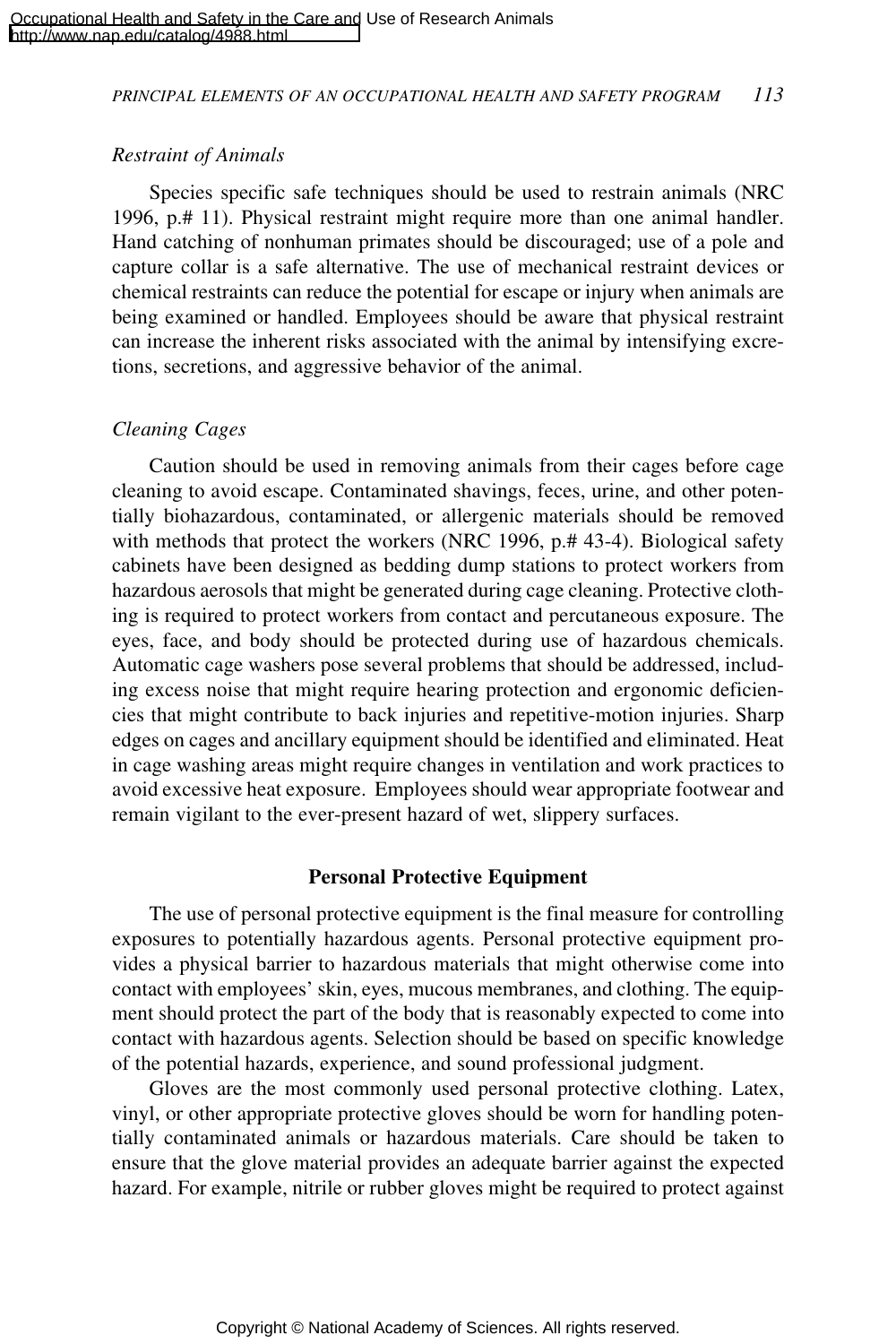*Restraint of Animals*

Species specific safe techniques should be used to restrain animals (NRC 1996, p.# 11). Physical restraint might require more than one animal handler. Hand catching of nonhuman primates should be discouraged; use of a pole and capture collar is a safe alternative. The use of mechanical restraint devices or chemical restraints can reduce the potential for escape or injury when animals are being examined or handled. Employees should be aware that physical restraint can increase the inherent risks associated with the animal by intensifying excretions, secretions, and aggressive behavior of the animal.

*Cleaning Cages*

Caution should be used in removing animals from their cages before cage cleaning to avoid escape. Contaminated shavings, feces, urine, and other potentially biohazardous, contaminated, or allergenic materials should be removed with methods that protect the workers (NRC 1996, p.# 43-4). Biological safety cabinets have been designed as bedding dump stations to protect workers from hazardous aerosols that might be generated during cage cleaning. Protective clothing is required to protect workers from contact and percutaneous exposure. The eyes, face, and body should be protected during use of hazardous chemicals. Automatic cage washers pose several problems that should be addressed, including excess noise that might require hearing protection and ergonomic deficiencies that might contribute to back injuries and repetitive-motion injuries. Sharp edges on cages and ancillary equipment should be identified and eliminated. Heat in cage washing areas might require changes in ventilation and work practices to avoid excessive heat exposure. Employees should wear appropriate footwear and remain vigilant to the ever-present hazard of wet, slippery surfaces.

## Personal Protective Equipment

The use of personal protective equipment is the final measure for controlling exposures to potentially hazardous agents. Personal protective equipment provides a physical barrier to hazardous materials that might otherwise come into contact with employees' skin, eyes, mucous membranes, and clothing. The equipment should protect the part of the body that is reasonably expected to come into contact with hazardous agents. Selection should be based on specific knowledge of the potential hazards, experience, and sound professional judgment.

Gloves are the most commonly used personal protective clothing. Latex, vinyl, or other appropriate protective gloves should be worn for handling potentially contaminated animals or hazardous materials. Care should be taken to ensure that the glove material provides an adequate barrier against the expected hazard. For example, nitrile or rubber gloves might be required to protect against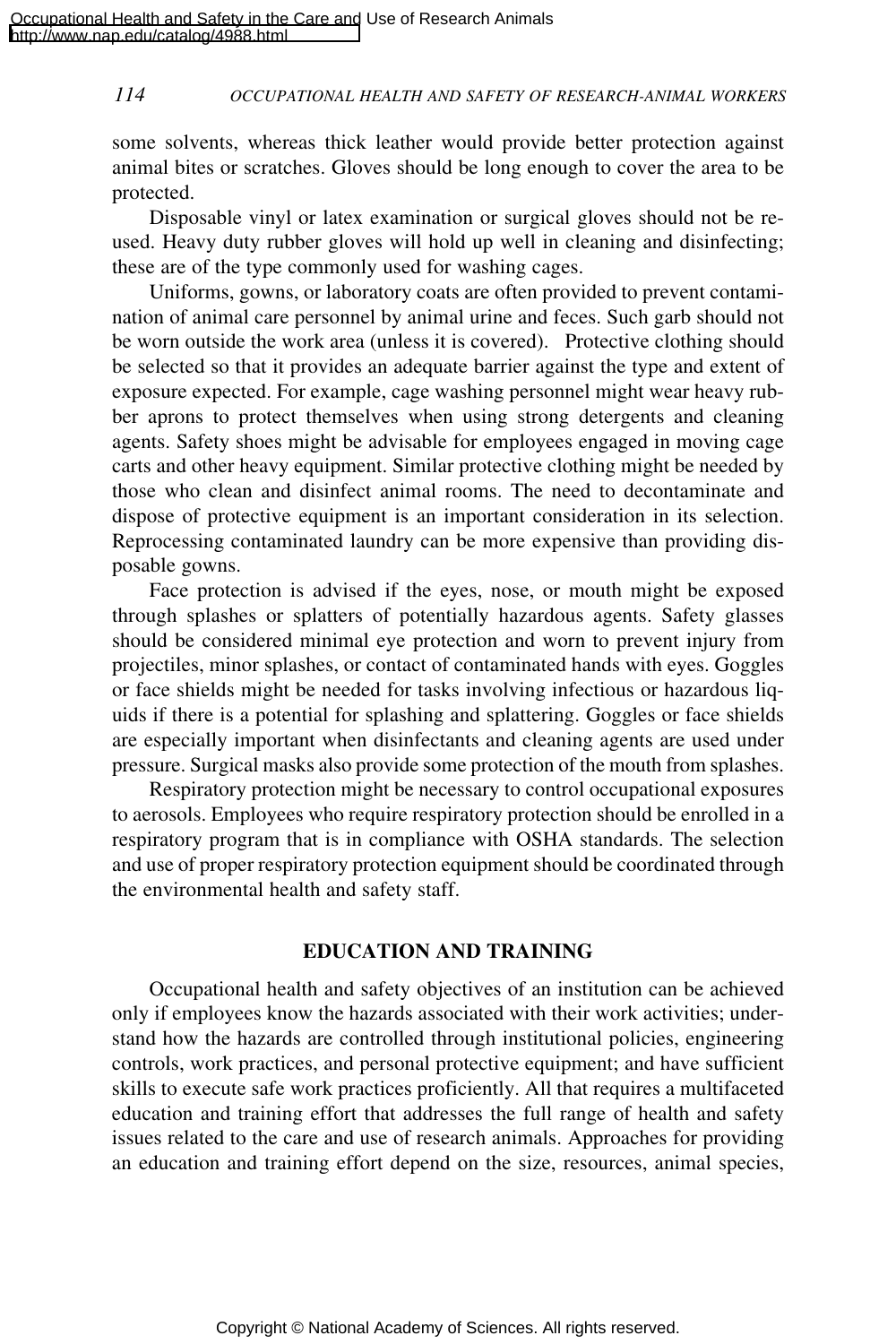some solvents, whereas thick leather would provide better protection against animal bites or scratches. Gloves should be long enough to cover the area to be protected.

Disposable vinyl or latex examination or surgical gloves should not be reused. Heavy duty rubber gloves will hold up well in cleaning and disinfecting; these are of the type commonly used for washing cages.

Uniforms, gowns, or laboratory coats are often provided to prevent contamination of animal care personnel by animal urine and feces. Such garb should not be worn outside the work area (unless it is covered). Protective clothing should be selected so that it provides an adequate barrier against the type and extent of exposure expected. For example, cage washing personnel might wear heavy rubber aprons to protect themselves when using strong detergents and cleaning agents. Safety shoes might be advisable for employees engaged in moving cage carts and other heavy equipment. Similar protective clothing might be needed by those who clean and disinfect animal rooms. The need to decontaminate and dispose of protective equipment is an important consideration in its selection. Reprocessing contaminated laundry can be more expensive than providing disposable gowns.

Face protection is advised if the eyes, nose, or mouth might be exposed through splashes or splatters of potentially hazardous agents. Safety glasses should be considered minimal eye protection and worn to prevent injury from projectiles, minor splashes, or contact of contaminated hands with eyes. Goggles or face shields might be needed for tasks involving infectious or hazardous liquids if there is a potential for splashing and splattering. Goggles or face shields are especially important when disinfectants and cleaning agents are used under pressure. Surgical masks also provide some protection of the mouth from splashes.

Respiratory protection might be necessary to control occupational exposures to aerosols. Employees who require respiratory protection should be enrolled in a respiratory program that is in compliance with OSHA standards. The selection and use of proper respiratory protection equipment should be coordinated through the environmental health and safety staff.

## EDUCATION AND TRAINING

Occupational health and safety objectives of an institution can be achieved only if employees know the hazards associated with their work activities; understand how the hazards are controlled through institutional policies, engineering controls, work practices, and personal protective equipment; and have sufficient skills to execute safe work practices proficiently. All that requires a multifaceted education and training effort that addresses the full range of health and safety issues related to the care and use of research animals. Approaches for providing an education and training effort depend on the size, resources, animal species,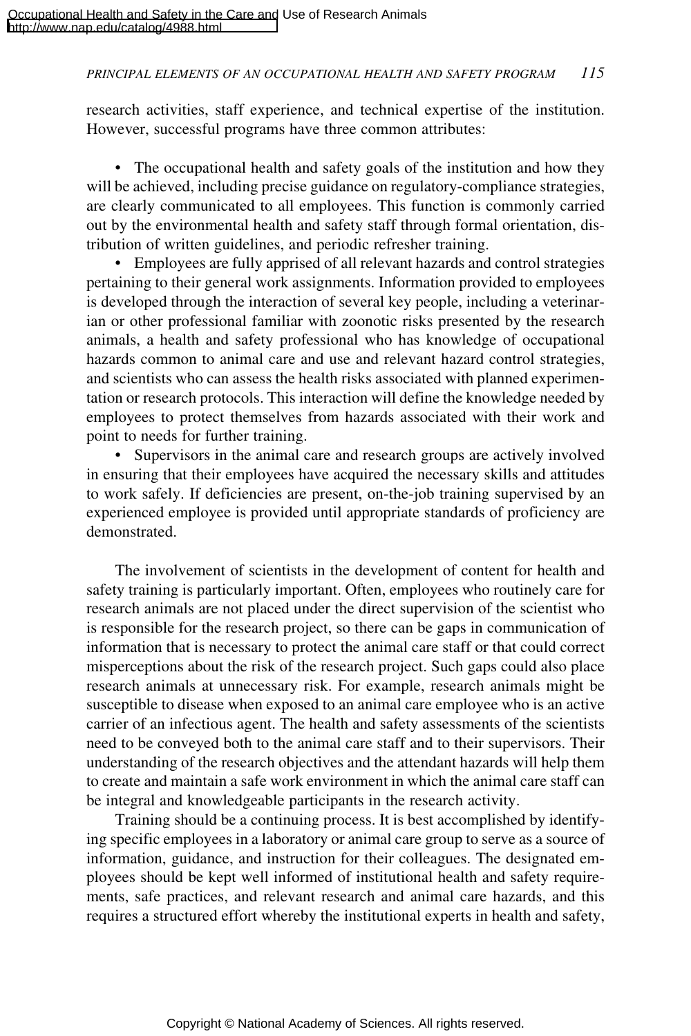research activities, staff experience, and technical expertise of the institution. However, successful programs have three common attributes:

- The occupational health and safety goals of the institution and how they will be achieved, including precise guidance on regulatory-compliance strategies, are clearly communicated to all employees. This function is commonly carried out by the environmental health and safety staff through formal orientation, distribution of written guidelines, and periodic refresher training.
- Employees are fully apprised of all relevant hazards and control strategies pertaining to their general work assignments. Information provided to employees is developed through the interaction of several key people, including a veterinarian or other professional familiar with zoonotic risks presented by the research animals, a health and safety professional who has knowledge of occupational hazards common to animal care and use and relevant hazard control strategies, and scientists who can assess the health risks associated with planned experimentation or research protocols. This interaction will define the knowledge needed by employees to protect themselves from hazards associated with their work and point to needs for further training.
- Supervisors in the animal care and research groups are actively involved in ensuring that their employees have acquired the necessary skills and attitudes to work safely. If deficiencies are present, on-the-job training supervised by an experienced employee is provided until appropriate standards of proficiency are demonstrated.

The involvement of scientists in the development of content for health and safety training is particularly important. Often, employees who routinely care for research animals are not placed under the direct supervision of the scientist who is responsible for the research project, so there can be gaps in communication of information that is necessary to protect the animal care staff or that could correct misperceptions about the risk of the research project. Such gaps could also place research animals at unnecessary risk. For example, research animals might be susceptible to disease when exposed to an animal care employee who is an active carrier of an infectious agent. The health and safety assessments of the scientists need to be conveyed both to the animal care staff and to their supervisors. Their understanding of the research objectives and the attendant hazards will help them to create and maintain a safe work environment in which the animal care staff can be integral and knowledgeable participants in the research activity.

Training should be a continuing process. It is best accomplished by identifying specific employees in a laboratory or animal care group to serve as a source of information, guidance, and instruction for their colleagues. The designated employees should be kept well informed of institutional health and safety requirements, safe practices, and relevant research and animal care hazards, and this requires a structured effort whereby the institutional experts in health and safety,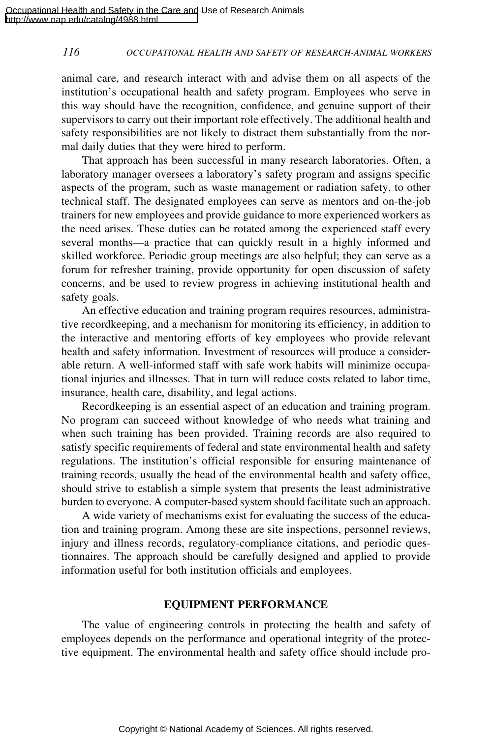animal care, and research interact with and advise them on all aspects of the institution's occupational health and safety program. Employees who serve in this way should have the recognition, confidence, and genuine support of their supervisors to carry out their important role effectively. The additional health and safety responsibilities are not likely to distract them substantially from the normal daily duties that they were hired to perform.

That approach has been successful in many research laboratories. Often, a laboratory manager oversees a laboratory's safety program and assigns specific aspects of the program, such as waste management or radiation safety, to other technical staff. The designated employees can serve as mentors and on-the-job trainers for new employees and provide guidance to more experienced workers as the need arises. These duties can be rotated among the experienced staff every several months—a practice that can quickly result in a highly informed and skilled workforce. Periodic group meetings are also helpful; they can serve as a forum for refresher training, provide opportunity for open discussion of safety concerns, and be used to review progress in achieving institutional health and safety goals.

An effective education and training program requires resources, administrative recordkeeping, and a mechanism for monitoring its efficiency, in addition to the interactive and mentoring efforts of key employees who provide relevant health and safety information. Investment of resources will produce a considerable return. A well-informed staff with safe work habits will minimize occupational injuries and illnesses. That in turn will reduce costs related to labor time, insurance, health care, disability, and legal actions.

Recordkeeping is an essential aspect of an education and training program. No program can succeed without knowledge of who needs what training and when such training has been provided. Training records are also required to satisfy specific requirements of federal and state environmental health and safety regulations. The institution's official responsible for ensuring maintenance of training records, usually the head of the environmental health and safety office, should strive to establish a simple system that presents the least administrative burden to everyone. A computer-based system should facilitate such an approach.

A wide variety of mechanisms exist for evaluating the success of the education and training program. Among these are site inspections, personnel reviews, injury and illness records, regulatory-compliance citations, and periodic questionnaires. The approach should be carefully designed and applied to provide information useful for both institution officials and employees.

## EQUIPMENT PERFORMANCE

The value of engineering controls in protecting the health and safety of employees depends on the performance and operational integrity of the protective equipment. The environmental health and safety office should include pro-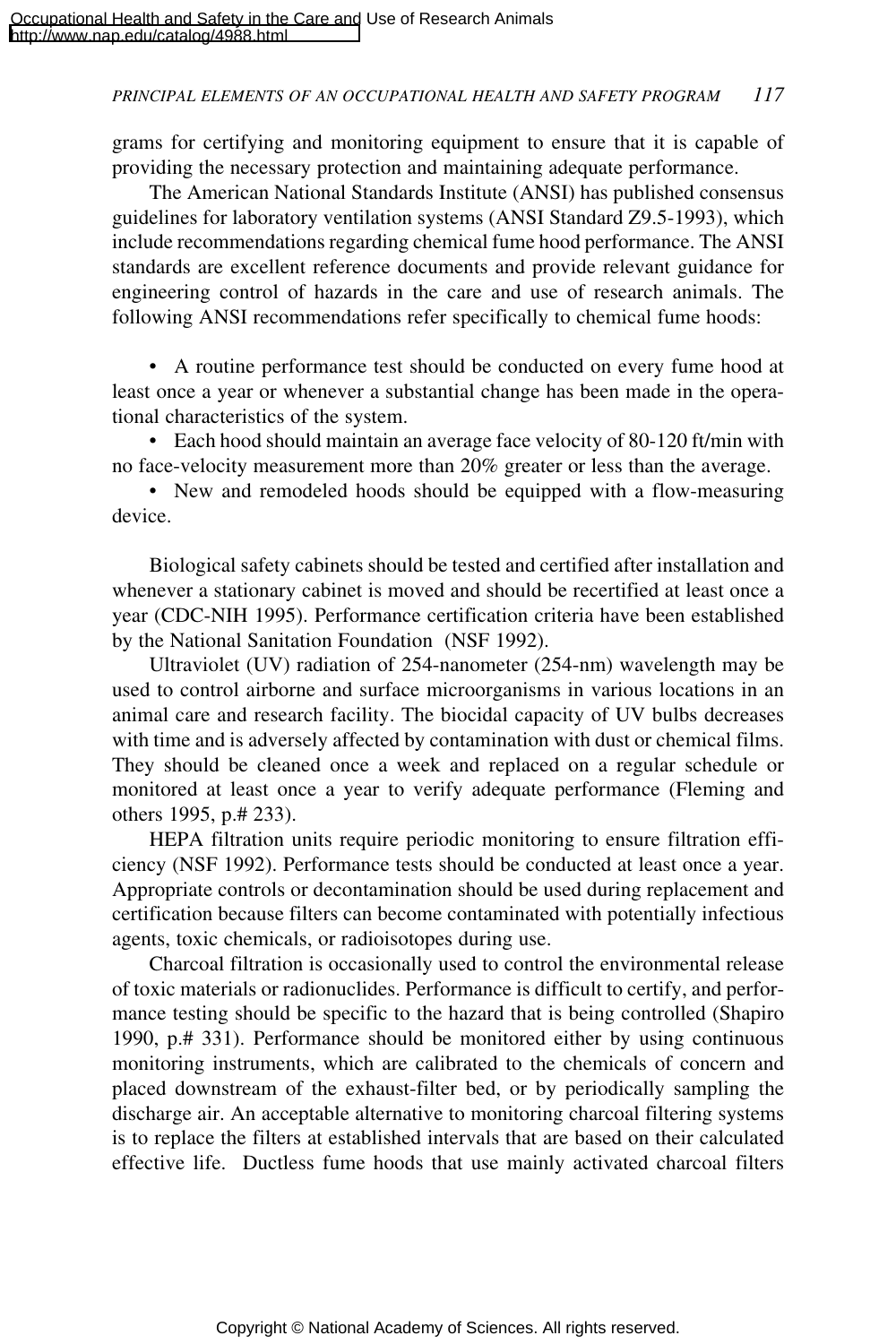grams for certifying and monitoring equipment to ensure that it is capable of providing the necessary protection and maintaining adequate performance.

The American National Standards Institute (ANSI) has published consensus guidelines for laboratory ventilation systems (ANSI Standard Z9.5-1993), which include recommendations regarding chemical fume hood performance. The ANSI standards are excellent reference documents and provide relevant guidance for engineering control of hazards in the care and use of research animals. The following ANSI recommendations refer specifically to chemical fume hoods:

- A routine performance test should be conducted on every fume hood at least once a year or whenever a substantial change has been made in the operational characteristics of the system.
- Each hood should maintain an average face velocity of 80-120 ft/min with no face-velocity measurement more than 20% greater or less than the average.
- New and remodeled hoods should be equipped with a flow-measuring device.

Biological safety cabinets should be tested and certified after installation and whenever a stationary cabinet is moved and should be recertified at least once a year (CDC-NIH 1995). Performance certification criteria have been established by the National Sanitation Foundation (NSF 1992).

Ultraviolet (UV) radiation of 254-nanometer (254-nm) wavelength may be used to control airborne and surface microorganisms in various locations in an animal care and research facility. The biocidal capacity of UV bulbs decreases with time and is adversely affected by contamination with dust or chemical films. They should be cleaned once a week and replaced on a regular schedule or monitored at least once a year to verify adequate performance (Fleming and others 1995, p.# 233).

HEPA filtration units require periodic monitoring to ensure filtration efficiency (NSF 1992). Performance tests should be conducted at least once a year. Appropriate controls or decontamination should be used during replacement and certification because filters can become contaminated with potentially infectious agents, toxic chemicals, or radioisotopes during use.

Charcoal filtration is occasionally used to control the environmental release of toxic materials or radionuclides. Performance is difficult to certify, and performance testing should be specific to the hazard that is being controlled (Shapiro 1990, p.# 331). Performance should be monitored either by using continuous monitoring instruments, which are calibrated to the chemicals of concern and placed downstream of the exhaust-filter bed, or by periodically sampling the discharge air. An acceptable alternative to monitoring charcoal filtering systems is to replace the filters at established intervals that are based on their calculated effective life. Ductless fume hoods that use mainly activated charcoal filters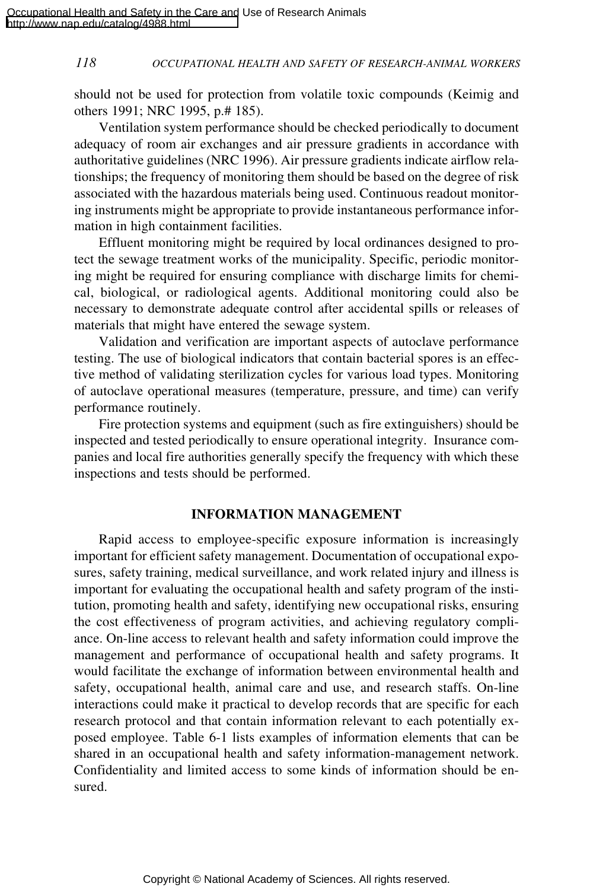should not be used for protection from volatile toxic compounds (Keimig and others 1991; NRC 1995, p.# 185).

Ventilation system performance should be checked periodically to document adequacy of room air exchanges and air pressure gradients in accordance with authoritative guidelines (NRC 1996). Air pressure gradients indicate airflow relationships; the frequency of monitoring them should be based on the degree of risk associated with the hazardous materials being used. Continuous readout monitoring instruments might be appropriate to provide instantaneous performance information in high containment facilities.

Effluent monitoring might be required by local ordinances designed to protect the sewage treatment works of the municipality. Specific, periodic monitoring might be required for ensuring compliance with discharge limits for chemical, biological, or radiological agents. Additional monitoring could also be necessary to demonstrate adequate control after accidental spills or releases of materials that might have entered the sewage system.

Validation and verification are important aspects of autoclave performance testing. The use of biological indicators that contain bacterial spores is an effective method of validating sterilization cycles for various load types. Monitoring of autoclave operational measures (temperature, pressure, and time) can verify performance routinely.

Fire protection systems and equipment (such as fire extinguishers) should be inspected and tested periodically to ensure operational integrity. Insurance companies and local fire authorities generally specify the frequency with which these inspections and tests should be performed.

## INFORMATION MANAGEMENT

Rapid access to employee-specific exposure information is increasingly important for efficient safety management. Documentation of occupational exposures, safety training, medical surveillance, and work related injury and illness is important for evaluating the occupational health and safety program of the institution, promoting health and safety, identifying new occupational risks, ensuring the cost effectiveness of program activities, and achieving regulatory compliance. On-line access to relevant health and safety information could improve the management and performance of occupational health and safety programs. It would facilitate the exchange of information between environmental health and safety, occupational health, animal care and use, and research staffs. On-line interactions could make it practical to develop records that are specific for each research protocol and that contain information relevant to each potentially exposed employee. Table 6-1 lists examples of information elements that can be shared in an occupational health and safety information-management network. Confidentiality and limited access to some kinds of information should be ensured.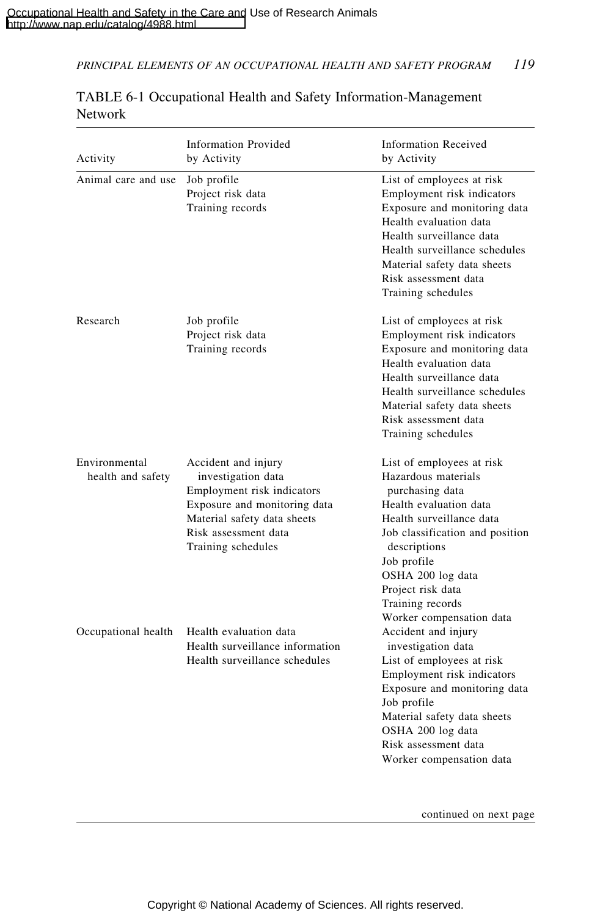TABLE 6-1 Occupational Health and Safety Information-Management Network

| Activity | Information Provided by Activity | Information Received by Activity |
|---|---|---|
| Animal care and use | Job profile<br>Project risk data<br>Training records | List of employees at risk<br>Employment risk indicators<br>Exposure and monitoring data<br>Health evaluation data<br>Health surveillance data<br>Health surveillance schedules<br>Material safety data sheets<br>Risk assessment data<br>Training schedules |
| Research | Job profile<br>Project risk data<br>Training records | List of employees at risk<br>Employment risk indicators<br>Exposure and monitoring data<br>Health evaluation data<br>Health surveillance data<br>Health surveillance schedules<br>Material safety data sheets<br>Risk assessment data<br>Training schedules |
| Environmental health and safety | Accident and injury investigation data<br>Employment risk indicators<br>Exposure and monitoring data<br>Material safety data sheets<br>Risk assessment data<br>Training schedules | List of employees at risk<br>Hazardous materials purchasing data<br>Health evaluation data<br>Health surveillance data<br>Job classification and position descriptions<br>Job profile<br>OSHA 200 log data<br>Project risk data<br>Training records<br>Worker compensation data |
| Occupational health | Health evaluation data<br>Health surveillance information<br>Health surveillance schedules | Accident and injury investigation data<br>List of employees at risk<br>Employment risk indicators<br>Exposure and monitoring data<br>Job profile<br>Material safety data sheets<br>OSHA 200 log data<br>Risk assessment data<br>Worker compensation data |

continued on next page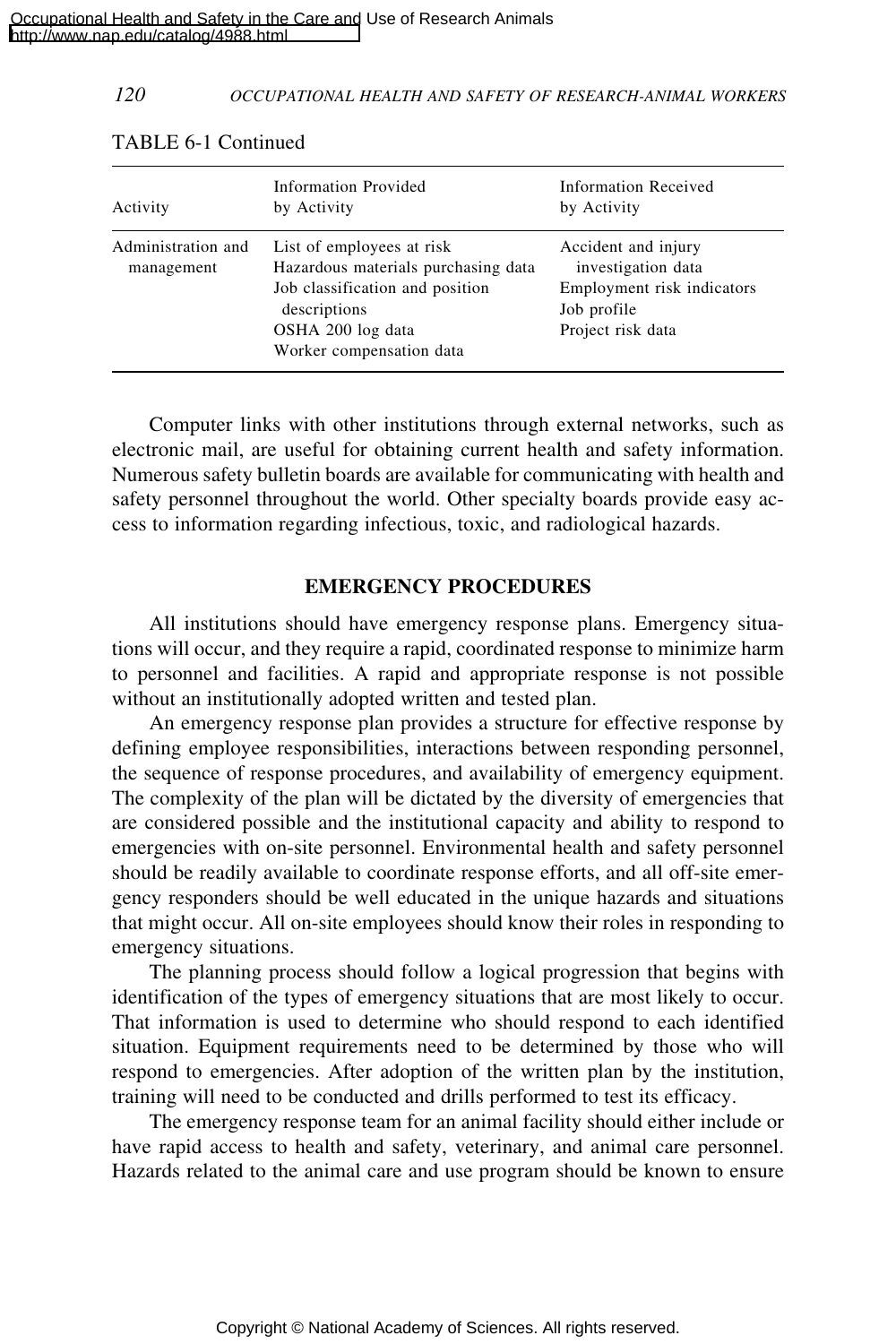TABLE 6-1 Continued

| Activity | Information Provided by Activity | Information Received by Activity |
|---|---|---|
| Administration and management | List of employees at risk<br>Hazardous materials purchasing data<br>Job classification and position descriptions<br>OSHA 200 log data<br>Worker compensation data | Accident and injury investigation data<br>Employment risk indicators<br>Job profile<br>Project risk data |

Computer links with other institutions through external networks, such as electronic mail, are useful for obtaining current health and safety information. Numerous safety bulletin boards are available for communicating with health and safety personnel throughout the world. Other specialty boards provide easy access to information regarding infectious, toxic, and radiological hazards.

## EMERGENCY PROCEDURES

All institutions should have emergency response plans. Emergency situations will occur, and they require a rapid, coordinated response to minimize harm to personnel and facilities. A rapid and appropriate response is not possible without an institutionally adopted written and tested plan.

An emergency response plan provides a structure for effective response by defining employee responsibilities, interactions between responding personnel, the sequence of response procedures, and availability of emergency equipment. The complexity of the plan will be dictated by the diversity of emergencies that are considered possible and the institutional capacity and ability to respond to emergencies with on-site personnel. Environmental health and safety personnel should be readily available to coordinate response efforts, and all off-site emergency responders should be well educated in the unique hazards and situations that might occur. All on-site employees should know their roles in responding to emergency situations.

The planning process should follow a logical progression that begins with identification of the types of emergency situations that are most likely to occur. That information is used to determine who should respond to each identified situation. Equipment requirements need to be determined by those who will respond to emergencies. After adoption of the written plan by the institution, training will need to be conducted and drills performed to test its efficacy.

The emergency response team for an animal facility should either include or have rapid access to health and safety, veterinary, and animal care personnel. Hazards related to the animal care and use program should be known to ensure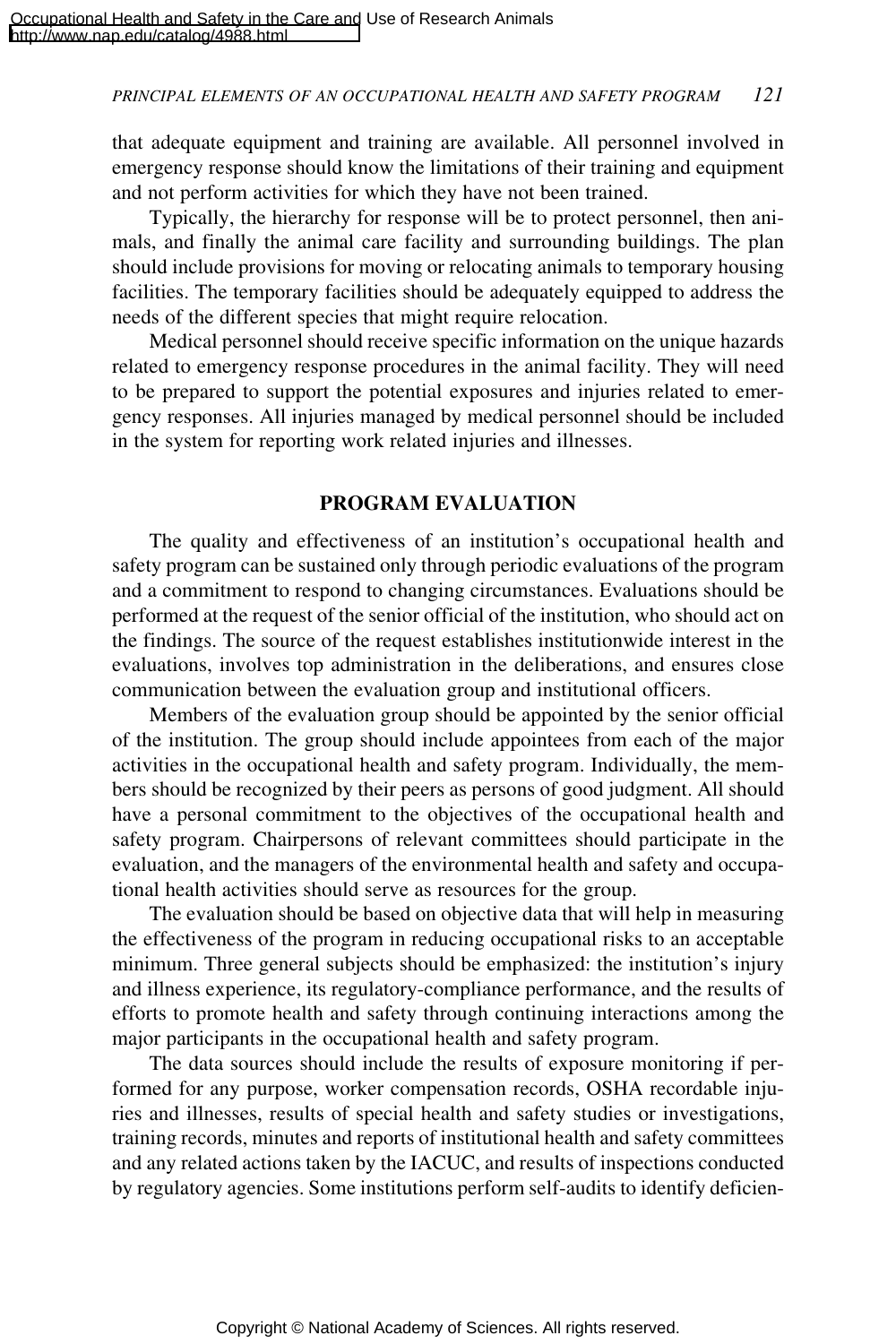that adequate equipment and training are available. All personnel involved in emergency response should know the limitations of their training and equipment and not perform activities for which they have not been trained.

Typically, the hierarchy for response will be to protect personnel, then animals, and finally the animal care facility and surrounding buildings. The plan should include provisions for moving or relocating animals to temporary housing facilities. The temporary facilities should be adequately equipped to address the needs of the different species that might require relocation.

Medical personnel should receive specific information on the unique hazards related to emergency response procedures in the animal facility. They will need to be prepared to support the potential exposures and injuries related to emergency responses. All injuries managed by medical personnel should be included in the system for reporting work related injuries and illnesses.

## PROGRAM EVALUATION

The quality and effectiveness of an institution's occupational health and safety program can be sustained only through periodic evaluations of the program and a commitment to respond to changing circumstances. Evaluations should be performed at the request of the senior official of the institution, who should act on the findings. The source of the request establishes institutionwide interest in the evaluations, involves top administration in the deliberations, and ensures close communication between the evaluation group and institutional officers.

Members of the evaluation group should be appointed by the senior official of the institution. The group should include appointees from each of the major activities in the occupational health and safety program. Individually, the members should be recognized by their peers as persons of good judgment. All should have a personal commitment to the objectives of the occupational health and safety program. Chairpersons of relevant committees should participate in the evaluation, and the managers of the environmental health and safety and occupational health activities should serve as resources for the group.

The evaluation should be based on objective data that will help in measuring the effectiveness of the program in reducing occupational risks to an acceptable minimum. Three general subjects should be emphasized: the institution's injury and illness experience, its regulatory-compliance performance, and the results of efforts to promote health and safety through continuing interactions among the major participants in the occupational health and safety program.

The data sources should include the results of exposure monitoring if performed for any purpose, worker compensation records, OSHA recordable injuries and illnesses, results of special health and safety studies or investigations, training records, minutes and reports of institutional health and safety committees and any related actions taken by the IACUC, and results of inspections conducted by regulatory agencies. Some institutions perform self-audits to identify deficien-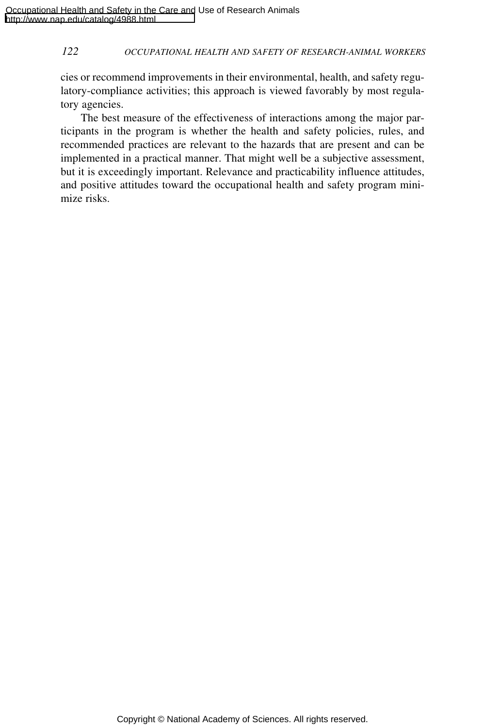cies or recommend improvements in their environmental, health, and safety regulatory-compliance activities; this approach is viewed favorably by most regulatory agencies.

The best measure of the effectiveness of interactions among the major participants in the program is whether the health and safety policies, rules, and recommended practices are relevant to the hazards that are present and can be implemented in a practical manner. That might well be a subjective assessment, but it is exceedingly important. Relevance and practicability influence attitudes, and positive attitudes toward the occupational health and safety program minimize risks.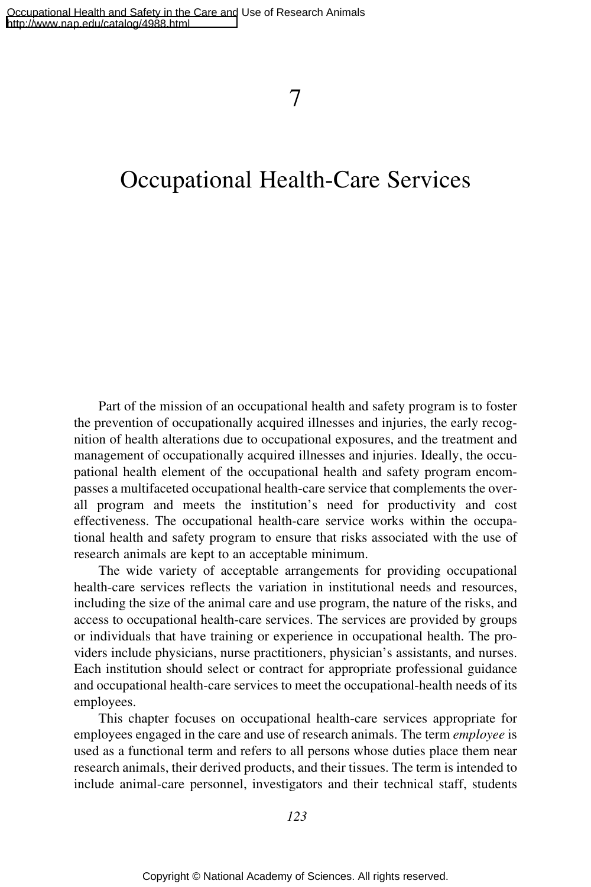# 7

# Occupational Health-Care Services

Part of the mission of an occupational health and safety program is to foster the prevention of occupationally acquired illnesses and injuries, the early recognition of health alterations due to occupational exposures, and the treatment and management of occupationally acquired illnesses and injuries. Ideally, the occupational health element of the occupational health and safety program encompasses a multifaceted occupational health-care service that complements the overall program and meets the institution's need for productivity and cost effectiveness. The occupational health-care service works within the occupational health and safety program to ensure that risks associated with the use of research animals are kept to an acceptable minimum.

The wide variety of acceptable arrangements for providing occupational health-care services reflects the variation in institutional needs and resources, including the size of the animal care and use program, the nature of the risks, and access to occupational health-care services. The services are provided by groups or individuals that have training or experience in occupational health. The providers include physicians, nurse practitioners, physician's assistants, and nurses. Each institution should select or contract for appropriate professional guidance and occupational health-care services to meet the occupational-health needs of its employees.

This chapter focuses on occupational health-care services appropriate for employees engaged in the care and use of research animals. The term *employee* is used as a functional term and refers to all persons whose duties place them near research animals, their derived products, and their tissues. The term is intended to include animal-care personnel, investigators and their technical staff, students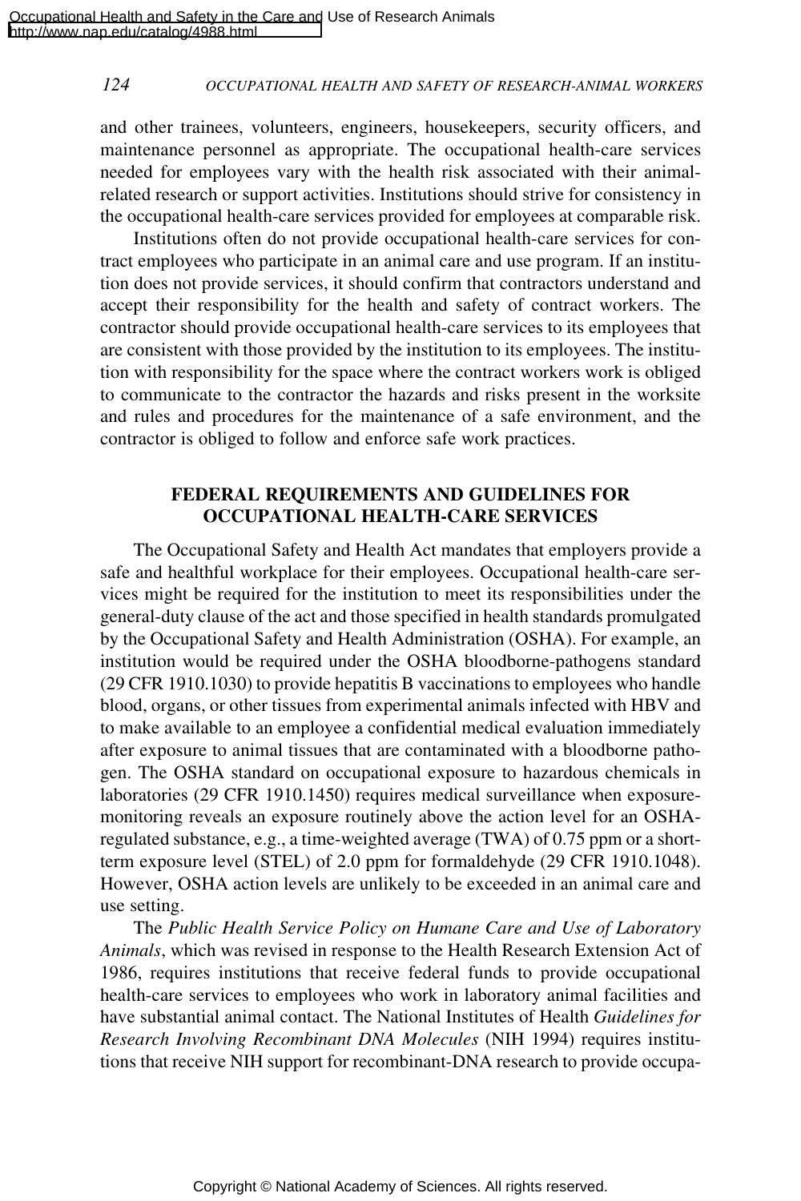and other trainees, volunteers, engineers, housekeepers, security officers, and maintenance personnel as appropriate. The occupational health-care services needed for employees vary with the health risk associated with their animal-related research or support activities. Institutions should strive for consistency in the occupational health-care services provided for employees at comparable risk.

Institutions often do not provide occupational health-care services for contract employees who participate in an animal care and use program. If an institution does not provide services, it should confirm that contractors understand and accept their responsibility for the health and safety of contract workers. The contractor should provide occupational health-care services to its employees that are consistent with those provided by the institution to its employees. The institution with responsibility for the space where the contract workers work is obliged to communicate to the contractor the hazards and risks present in the worksite and rules and procedures for the maintenance of a safe environment, and the contractor is obliged to follow and enforce safe work practices.

## FEDERAL REQUIREMENTS AND GUIDELINES FOR OCCUPATIONAL HEALTH-CARE SERVICES

The Occupational Safety and Health Act mandates that employers provide a safe and healthful workplace for their employees. Occupational health-care services might be required for the institution to meet its responsibilities under the general-duty clause of the act and those specified in health standards promulgated by the Occupational Safety and Health Administration (OSHA). For example, an institution would be required under the OSHA bloodborne-pathogens standard (29 CFR 1910.1030) to provide hepatitis B vaccinations to employees who handle blood, organs, or other tissues from experimental animals infected with HBV and to make available to an employee a confidential medical evaluation immediately after exposure to animal tissues that are contaminated with a bloodborne pathogen. The OSHA standard on occupational exposure to hazardous chemicals in laboratories (29 CFR 1910.1450) requires medical surveillance when exposure-monitoring reveals an exposure routinely above the action level for an OSHA-regulated substance, e.g., a time-weighted average (TWA) of 0.75 ppm or a short-term exposure level (STEL) of 2.0 ppm for formaldehyde (29 CFR 1910.1048). However, OSHA action levels are unlikely to be exceeded in an animal care and use setting.

The *Public Health Service Policy on Humane Care and Use of Laboratory Animals*, which was revised in response to the Health Research Extension Act of 1986, requires institutions that receive federal funds to provide occupational health-care services to employees who work in laboratory animal facilities and have substantial animal contact. The National Institutes of Health *Guidelines for Research Involving Recombinant DNA Molecules* (NIH 1994) requires institutions that receive NIH support for recombinant-DNA research to provide occupa-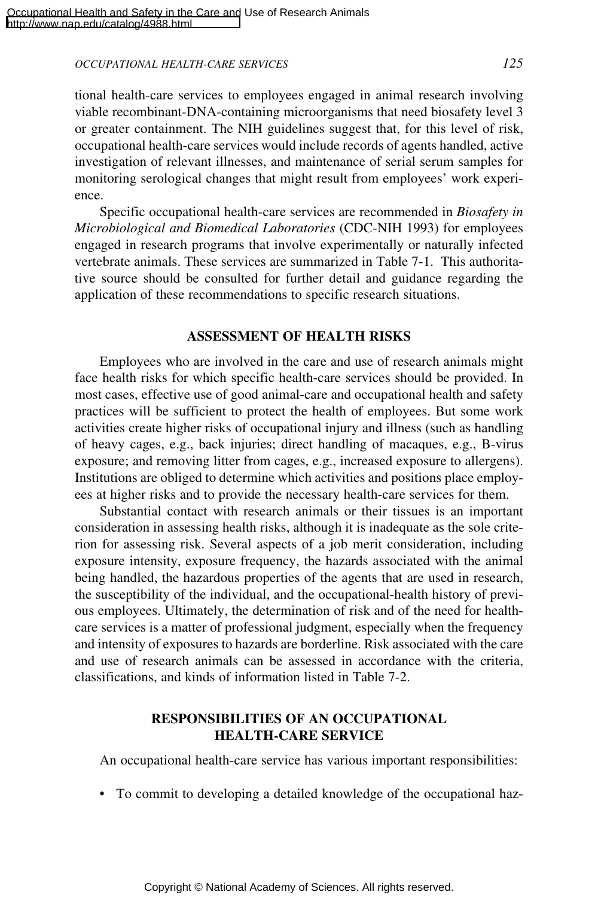tional health-care services to employees engaged in animal research involving viable recombinant-DNA-containing microorganisms that need biosafety level 3 or greater containment. The NIH guidelines suggest that, for this level of risk, occupational health-care services would include records of agents handled, active investigation of relevant illnesses, and maintenance of serial serum samples for monitoring serological changes that might result from employees' work experience.

Specific occupational health-care services are recommended in *Biosafety in Microbiological and Biomedical Laboratories* (CDC-NIH 1993) for employees engaged in research programs that involve experimentally or naturally infected vertebrate animals. These services are summarized in Table 7-1. This authoritative source should be consulted for further detail and guidance regarding the application of these recommendations to specific research situations.

## ASSESSMENT OF HEALTH RISKS

Employees who are involved in the care and use of research animals might face health risks for which specific health-care services should be provided. In most cases, effective use of good animal-care and occupational health and safety practices will be sufficient to protect the health of employees. But some work activities create higher risks of occupational injury and illness (such as handling of heavy cages, e.g., back injuries; direct handling of macaques, e.g., B-virus exposure; and removing litter from cages, e.g., increased exposure to allergens). Institutions are obliged to determine which activities and positions place employees at higher risks and to provide the necessary health-care services for them.

Substantial contact with research animals or their tissues is an important consideration in assessing health risks, although it is inadequate as the sole criterion for assessing risk. Several aspects of a job merit consideration, including exposure intensity, exposure frequency, the hazards associated with the animal being handled, the hazardous properties of the agents that are used in research, the susceptibility of the individual, and the occupational-health history of previous employees. Ultimately, the determination of risk and of the need for health-care services is a matter of professional judgment, especially when the frequency and intensity of exposures to hazards are borderline. Risk associated with the care and use of research animals can be assessed in accordance with the criteria, classifications, and kinds of information listed in Table 7-2.

## RESPONSIBILITIES OF AN OCCUPATIONAL HEALTH-CARE SERVICE

An occupational health-care service has various important responsibilities:

- To commit to developing a detailed knowledge of the occupational haz-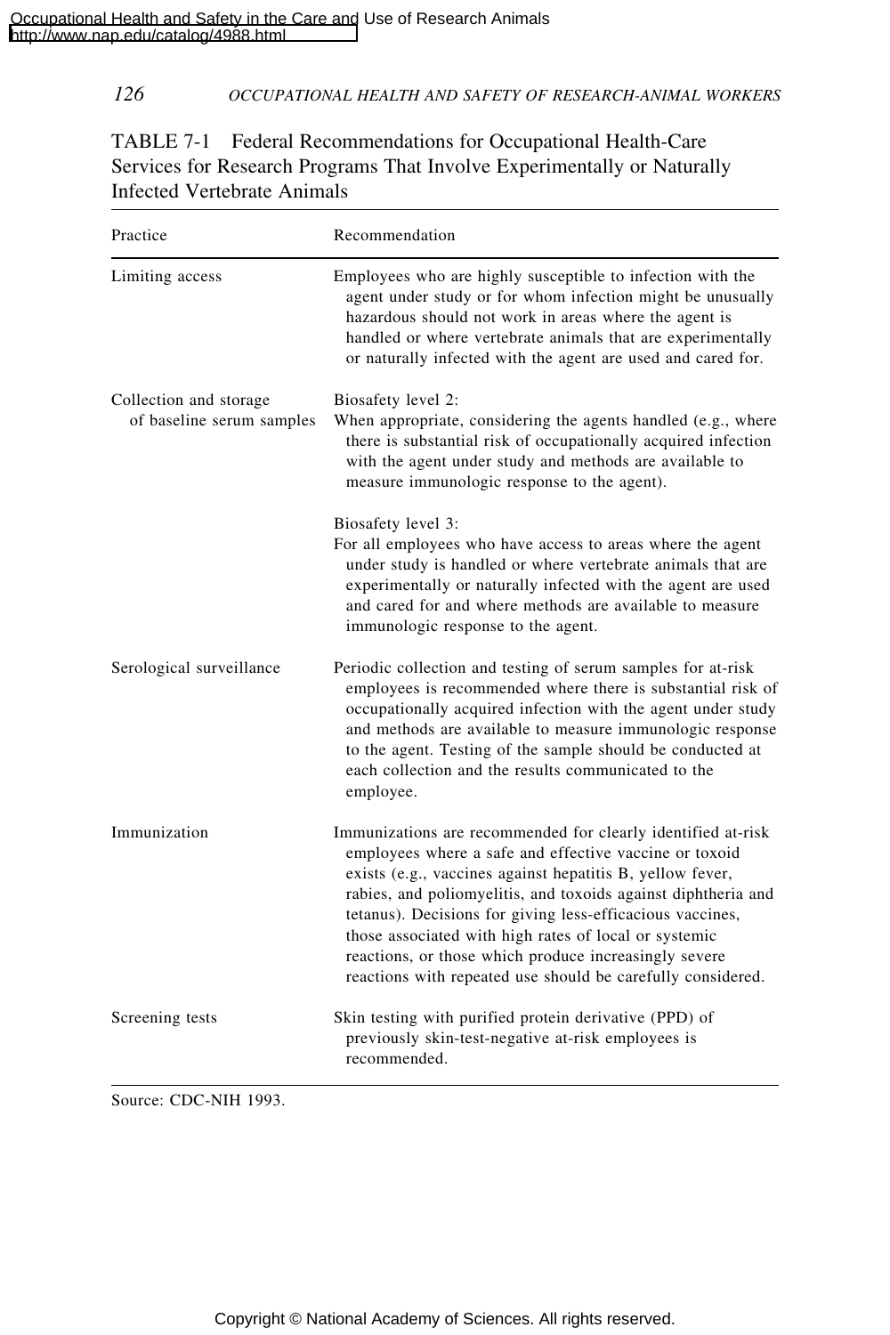TABLE 7-1 Federal Recommendations for Occupational Health-Care Services for Research Programs That Involve Experimentally or Naturally Infected Vertebrate Animals

| Practice | Recommendation |
|---|---|
| Limiting access | Employees who are highly susceptible to infection with the agent under study or for whom infection might be unusually hazardous should not work in areas where the agent is handled or where vertebrate animals that are experimentally or naturally infected with the agent are used and cared for. |
| Collection and storage of baseline serum samples | Biosafety level 2: When appropriate, considering the agents handled (e.g., where there is substantial risk of occupationally acquired infection with the agent under study and methods are available to measure immunologic response to the agent). |
| | Biosafety level 3: For all employees who have access to areas where the agent under study is handled or where vertebrate animals that are experimentally or naturally infected with the agent are used and cared for and where methods are available to measure immunologic response to the agent. |
| Serological surveillance | Periodic collection and testing of serum samples for at-risk employees is recommended where there is substantial risk of occupationally acquired infection with the agent under study and methods are available to measure immunologic response to the agent. Testing of the sample should be conducted at each collection and the results communicated to the employee. |
| Immunization | Immunizations are recommended for clearly identified at-risk employees where a safe and effective vaccine or toxoid exists (e.g., vaccines against hepatitis B, yellow fever, rabies, and poliomyelitis, and toxoids against diphtheria and tetanus). Decisions for giving less-efficacious vaccines, those associated with high rates of local or systemic reactions, or those which produce increasingly severe reactions with repeated use should be carefully considered. |
| Screening tests | Skin testing with purified protein derivative (PPD) of previously skin-test-negative at-risk employees is recommended. |

Source: CDC-NIH 1993.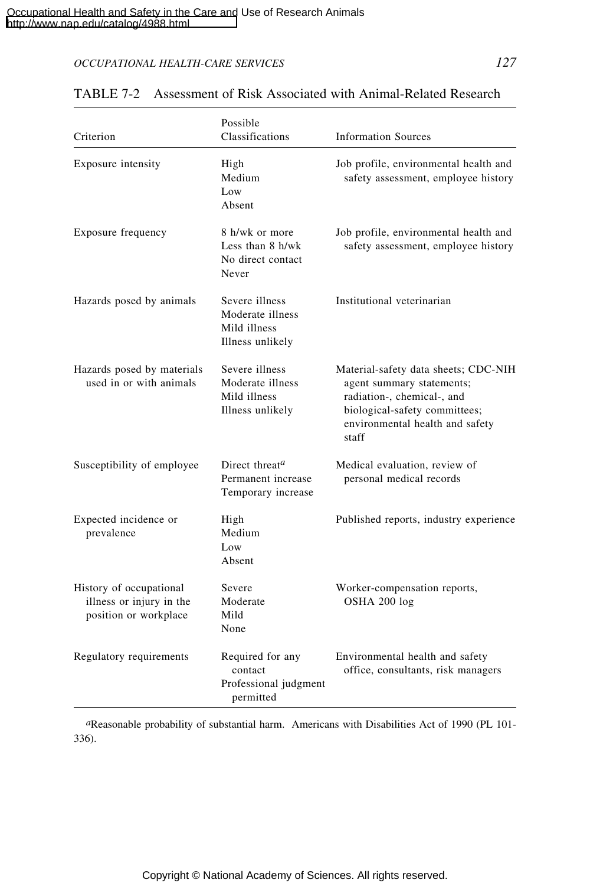TABLE 7-2 Assessment of Risk Associated with Animal-Related Research

| Criterion | Possible Classifications | Information Sources |
|---|---|---|
| Exposure intensity | High<br>Medium<br>Low<br>Absent | Job profile, environmental health and safety assessment, employee history |
| Exposure frequency | 8 h/wk or more<br>Less than 8 h/wk<br>No direct contact<br>Never | Job profile, environmental health and safety assessment, employee history |
| Hazards posed by animals | Severe illness<br>Moderate illness<br>Mild illness<br>Illness unlikely | Institutional veterinarian |
| Hazards posed by materials used in or with animals | Severe illness<br>Moderate illness<br>Mild illness<br>Illness unlikely | Material-safety data sheets; CDC-NIH agent summary statements; radiation-, chemical-, and biological-safety committees; environmental health and safety staff |
| Susceptibility of employee | Direct threat[a]<br>Permanent increase<br>Temporary increase | Medical evaluation, review of personal medical records |
| Expected incidence or prevalence | High<br>Medium<br>Low<br>Absent | Published reports, industry experience |
| History of occupational illness or injury in the position or workplace | Severe<br>Moderate<br>Mild<br>None | Worker-compensation reports, OSHA 200 log |
| Regulatory requirements | Required for any contact<br>Professional judgment permitted | Environmental health and safety office, consultants, risk managers |

[a]Reasonable probability of substantial harm. Americans with Disabilities Act of 1990 (PL 101-336).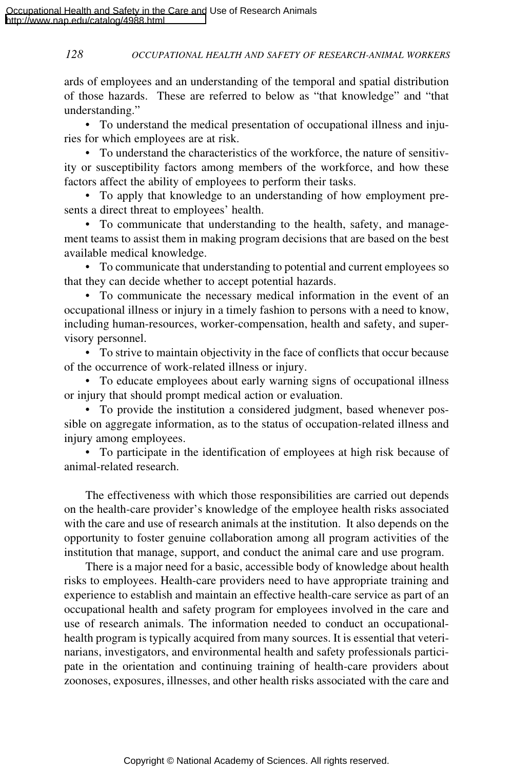ards of employees and an understanding of the temporal and spatial distribution of those hazards. These are referred to below as "that knowledge" and "that understanding."

- To understand the medical presentation of occupational illness and injuries for which employees are at risk.
- To understand the characteristics of the workforce, the nature of sensitivity or susceptibility factors among members of the workforce, and how these factors affect the ability of employees to perform their tasks.
- To apply that knowledge to an understanding of how employment presents a direct threat to employees' health.
- To communicate that understanding to the health, safety, and management teams to assist them in making program decisions that are based on the best available medical knowledge.
- To communicate that understanding to potential and current employees so that they can decide whether to accept potential hazards.
- To communicate the necessary medical information in the event of an occupational illness or injury in a timely fashion to persons with a need to know, including human-resources, worker-compensation, health and safety, and supervisory personnel.
- To strive to maintain objectivity in the face of conflicts that occur because of the occurrence of work-related illness or injury.
- To educate employees about early warning signs of occupational illness or injury that should prompt medical action or evaluation.
- To provide the institution a considered judgment, based whenever possible on aggregate information, as to the status of occupation-related illness and injury among employees.
- To participate in the identification of employees at high risk because of animal-related research.

The effectiveness with which those responsibilities are carried out depends on the health-care provider's knowledge of the employee health risks associated with the care and use of research animals at the institution. It also depends on the opportunity to foster genuine collaboration among all program activities of the institution that manage, support, and conduct the animal care and use program.

There is a major need for a basic, accessible body of knowledge about health risks to employees. Health-care providers need to have appropriate training and experience to establish and maintain an effective health-care service as part of an occupational health and safety program for employees involved in the care and use of research animals. The information needed to conduct an occupational-health program is typically acquired from many sources. It is essential that veterinarians, investigators, and environmental health and safety professionals participate in the orientation and continuing training of health-care providers about zoonoses, exposures, illnesses, and other health risks associated with the care and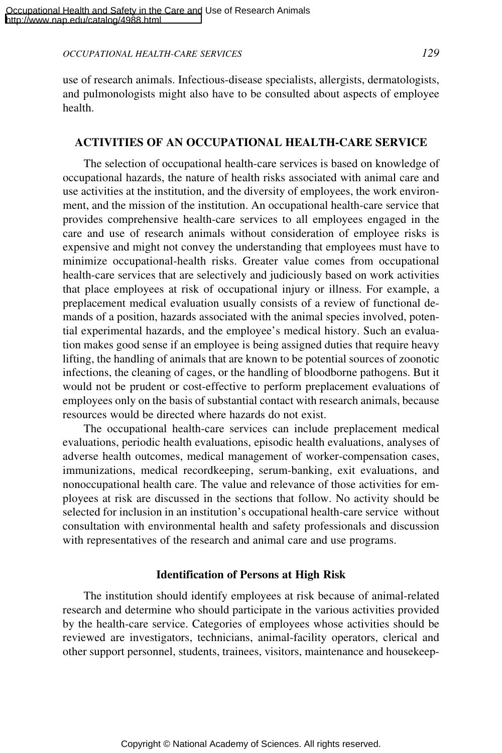use of research animals. Infectious-disease specialists, allergists, dermatologists, and pulmonologists might also have to be consulted about aspects of employee health.

## ACTIVITIES OF AN OCCUPATIONAL HEALTH-CARE SERVICE

The selection of occupational health-care services is based on knowledge of occupational hazards, the nature of health risks associated with animal care and use activities at the institution, and the diversity of employees, the work environment, and the mission of the institution. An occupational health-care service that provides comprehensive health-care services to all employees engaged in the care and use of research animals without consideration of employee risks is expensive and might not convey the understanding that employees must have to minimize occupational-health risks. Greater value comes from occupational health-care services that are selectively and judiciously based on work activities that place employees at risk of occupational injury or illness. For example, a preplacement medical evaluation usually consists of a review of functional demands of a position, hazards associated with the animal species involved, potential experimental hazards, and the employee's medical history. Such an evaluation makes good sense if an employee is being assigned duties that require heavy lifting, the handling of animals that are known to be potential sources of zoonotic infections, the cleaning of cages, or the handling of bloodborne pathogens. But it would not be prudent or cost-effective to perform preplacement evaluations of employees only on the basis of substantial contact with research animals, because resources would be directed where hazards do not exist.

The occupational health-care services can include preplacement medical evaluations, periodic health evaluations, episodic health evaluations, analyses of adverse health outcomes, medical management of worker-compensation cases, immunizations, medical recordkeeping, serum-banking, exit evaluations, and nonoccupational health care. The value and relevance of those activities for employees at risk are discussed in the sections that follow. No activity should be selected for inclusion in an institution's occupational health-care service without consultation with environmental health and safety professionals and discussion with representatives of the research and animal care and use programs.

### Identification of Persons at High Risk

The institution should identify employees at risk because of animal-related research and determine who should participate in the various activities provided by the health-care service. Categories of employees whose activities should be reviewed are investigators, technicians, animal-facility operators, clerical and other support personnel, students, trainees, visitors, maintenance and housekeep-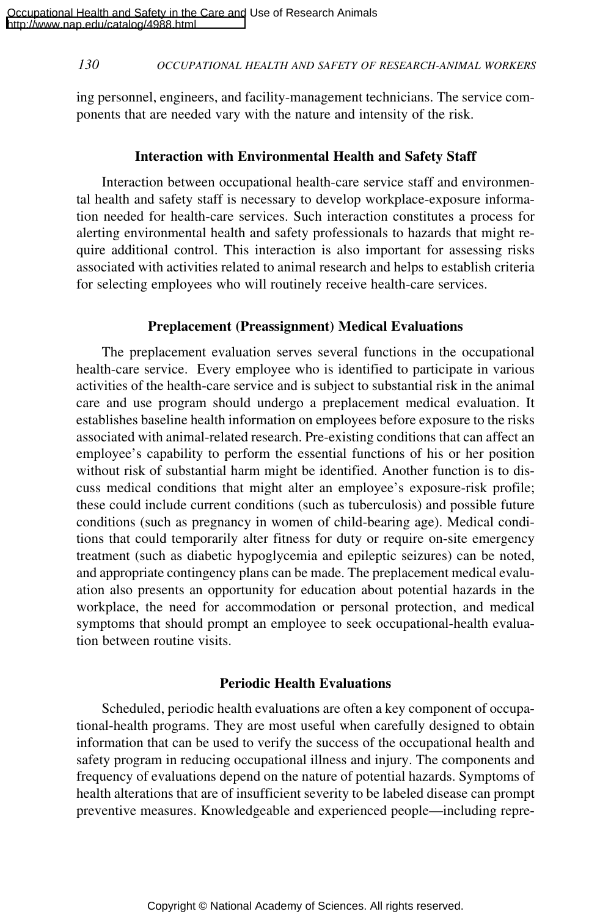ing personnel, engineers, and facility-management technicians. The service components that are needed vary with the nature and intensity of the risk.

### Interaction with Environmental Health and Safety Staff

Interaction between occupational health-care service staff and environmental health and safety staff is necessary to develop workplace-exposure information needed for health-care services. Such interaction constitutes a process for alerting environmental health and safety professionals to hazards that might require additional control. This interaction is also important for assessing risks associated with activities related to animal research and helps to establish criteria for selecting employees who will routinely receive health-care services.

### Preplacement (Preassignment) Medical Evaluations

The preplacement evaluation serves several functions in the occupational health-care service. Every employee who is identified to participate in various activities of the health-care service and is subject to substantial risk in the animal care and use program should undergo a preplacement medical evaluation. It establishes baseline health information on employees before exposure to the risks associated with animal-related research. Pre-existing conditions that can affect an employee's capability to perform the essential functions of his or her position without risk of substantial harm might be identified. Another function is to discuss medical conditions that might alter an employee's exposure-risk profile; these could include current conditions (such as tuberculosis) and possible future conditions (such as pregnancy in women of child-bearing age). Medical conditions that could temporarily alter fitness for duty or require on-site emergency treatment (such as diabetic hypoglycemia and epileptic seizures) can be noted, and appropriate contingency plans can be made. The preplacement medical evaluation also presents an opportunity for education about potential hazards in the workplace, the need for accommodation or personal protection, and medical symptoms that should prompt an employee to seek occupational-health evaluation between routine visits.

### Periodic Health Evaluations

Scheduled, periodic health evaluations are often a key component of occupational-health programs. They are most useful when carefully designed to obtain information that can be used to verify the success of the occupational health and safety program in reducing occupational illness and injury. The components and frequency of evaluations depend on the nature of potential hazards. Symptoms of health alterations that are of insufficient severity to be labeled disease can prompt preventive measures. Knowledgeable and experienced people—including repre-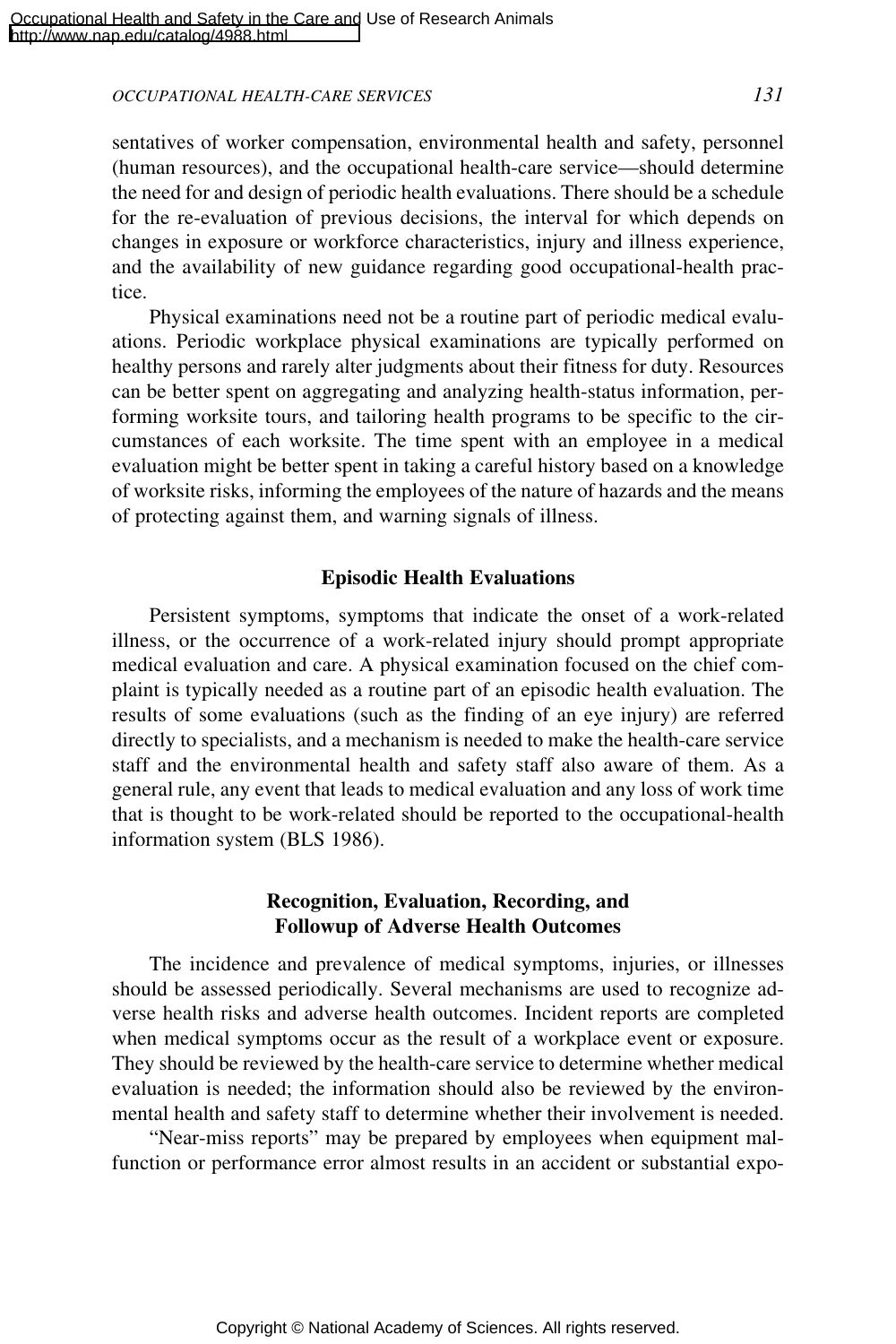sentatives of worker compensation, environmental health and safety, personnel (human resources), and the occupational health-care service—should determine the need for and design of periodic health evaluations. There should be a schedule for the re-evaluation of previous decisions, the interval for which depends on changes in exposure or workforce characteristics, injury and illness experience, and the availability of new guidance regarding good occupational-health practice.

Physical examinations need not be a routine part of periodic medical evaluations. Periodic workplace physical examinations are typically performed on healthy persons and rarely alter judgments about their fitness for duty. Resources can be better spent on aggregating and analyzing health-status information, performing worksite tours, and tailoring health programs to be specific to the circumstances of each worksite. The time spent with an employee in a medical evaluation might be better spent in taking a careful history based on a knowledge of worksite risks, informing the employees of the nature of hazards and the means of protecting against them, and warning signals of illness.

### Episodic Health Evaluations

Persistent symptoms, symptoms that indicate the onset of a work-related illness, or the occurrence of a work-related injury should prompt appropriate medical evaluation and care. A physical examination focused on the chief complaint is typically needed as a routine part of an episodic health evaluation. The results of some evaluations (such as the finding of an eye injury) are referred directly to specialists, and a mechanism is needed to make the health-care service staff and the environmental health and safety staff also aware of them. As a general rule, any event that leads to medical evaluation and any loss of work time that is thought to be work-related should be reported to the occupational-health information system (BLS 1986).

### Recognition, Evaluation, Recording, and Followup of Adverse Health Outcomes

The incidence and prevalence of medical symptoms, injuries, or illnesses should be assessed periodically. Several mechanisms are used to recognize adverse health risks and adverse health outcomes. Incident reports are completed when medical symptoms occur as the result of a workplace event or exposure. They should be reviewed by the health-care service to determine whether medical evaluation is needed; the information should also be reviewed by the environmental health and safety staff to determine whether their involvement is needed.

"Near-miss reports" may be prepared by employees when equipment malfunction or performance error almost results in an accident or substantial expo-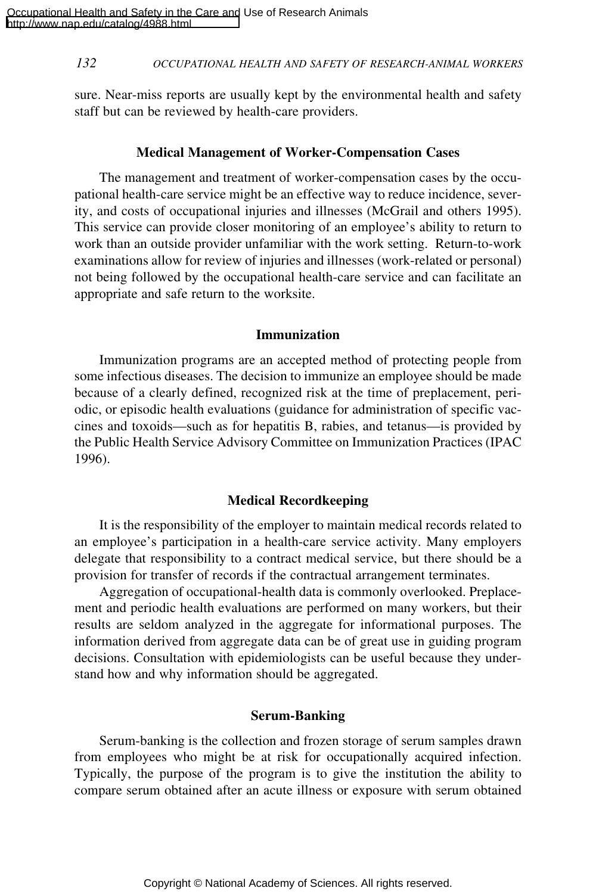sure. Near-miss reports are usually kept by the environmental health and safety staff but can be reviewed by health-care providers.

### Medical Management of Worker-Compensation Cases

The management and treatment of worker-compensation cases by the occupational health-care service might be an effective way to reduce incidence, severity, and costs of occupational injuries and illnesses (McGrail and others 1995). This service can provide closer monitoring of an employee's ability to return to work than an outside provider unfamiliar with the work setting. Return-to-work examinations allow for review of injuries and illnesses (work-related or personal) not being followed by the occupational health-care service and can facilitate an appropriate and safe return to the worksite.

### Immunization

Immunization programs are an accepted method of protecting people from some infectious diseases. The decision to immunize an employee should be made because of a clearly defined, recognized risk at the time of preplacement, periodic, or episodic health evaluations (guidance for administration of specific vaccines and toxoids—such as for hepatitis B, rabies, and tetanus—is provided by the Public Health Service Advisory Committee on Immunization Practices (IPAC 1996).

### Medical Recordkeeping

It is the responsibility of the employer to maintain medical records related to an employee's participation in a health-care service activity. Many employers delegate that responsibility to a contract medical service, but there should be a provision for transfer of records if the contractual arrangement terminates.

Aggregation of occupational-health data is commonly overlooked. Preplacement and periodic health evaluations are performed on many workers, but their results are seldom analyzed in the aggregate for informational purposes. The information derived from aggregate data can be of great use in guiding program decisions. Consultation with epidemiologists can be useful because they understand how and why information should be aggregated.

### Serum-Banking

Serum-banking is the collection and frozen storage of serum samples drawn from employees who might be at risk for occupationally acquired infection. Typically, the purpose of the program is to give the institution the ability to compare serum obtained after an acute illness or exposure with serum obtained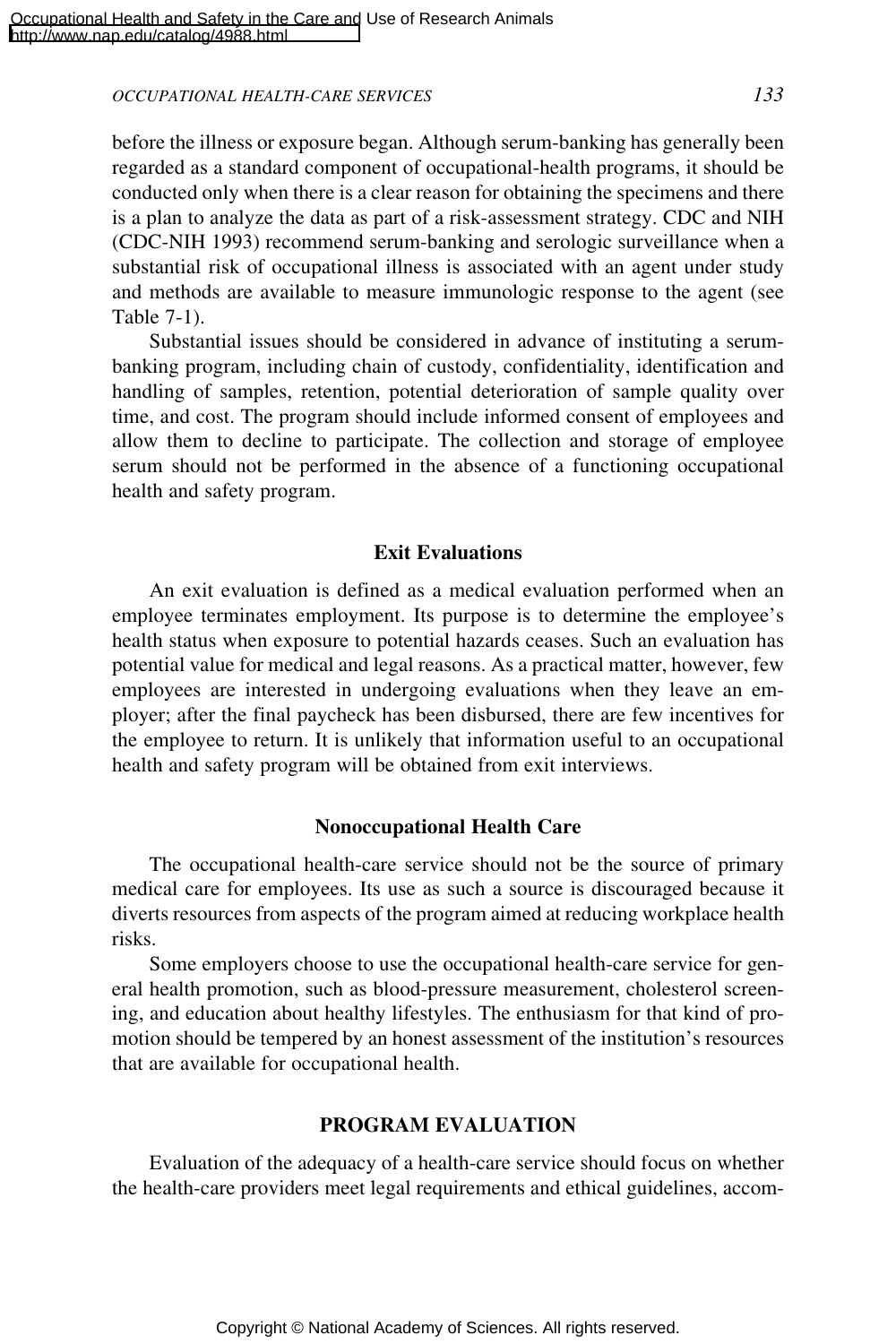before the illness or exposure began. Although serum-banking has generally been regarded as a standard component of occupational-health programs, it should be conducted only when there is a clear reason for obtaining the specimens and there is a plan to analyze the data as part of a risk-assessment strategy. CDC and NIH (CDC-NIH 1993) recommend serum-banking and serologic surveillance when a substantial risk of occupational illness is associated with an agent under study and methods are available to measure immunologic response to the agent (see Table 7-1).

Substantial issues should be considered in advance of instituting a serum-banking program, including chain of custody, confidentiality, identification and handling of samples, retention, potential deterioration of sample quality over time, and cost. The program should include informed consent of employees and allow them to decline to participate. The collection and storage of employee serum should not be performed in the absence of a functioning occupational health and safety program.

### Exit Evaluations

An exit evaluation is defined as a medical evaluation performed when an employee terminates employment. Its purpose is to determine the employee's health status when exposure to potential hazards ceases. Such an evaluation has potential value for medical and legal reasons. As a practical matter, however, few employees are interested in undergoing evaluations when they leave an employer; after the final paycheck has been disbursed, there are few incentives for the employee to return. It is unlikely that information useful to an occupational health and safety program will be obtained from exit interviews.

### Nonoccupational Health Care

The occupational health-care service should not be the source of primary medical care for employees. Its use as such a source is discouraged because it diverts resources from aspects of the program aimed at reducing workplace health risks.

Some employers choose to use the occupational health-care service for general health promotion, such as blood-pressure measurement, cholesterol screening, and education about healthy lifestyles. The enthusiasm for that kind of promotion should be tempered by an honest assessment of the institution's resources that are available for occupational health.

## PROGRAM EVALUATION

Evaluation of the adequacy of a health-care service should focus on whether the health-care providers meet legal requirements and ethical guidelines, accom-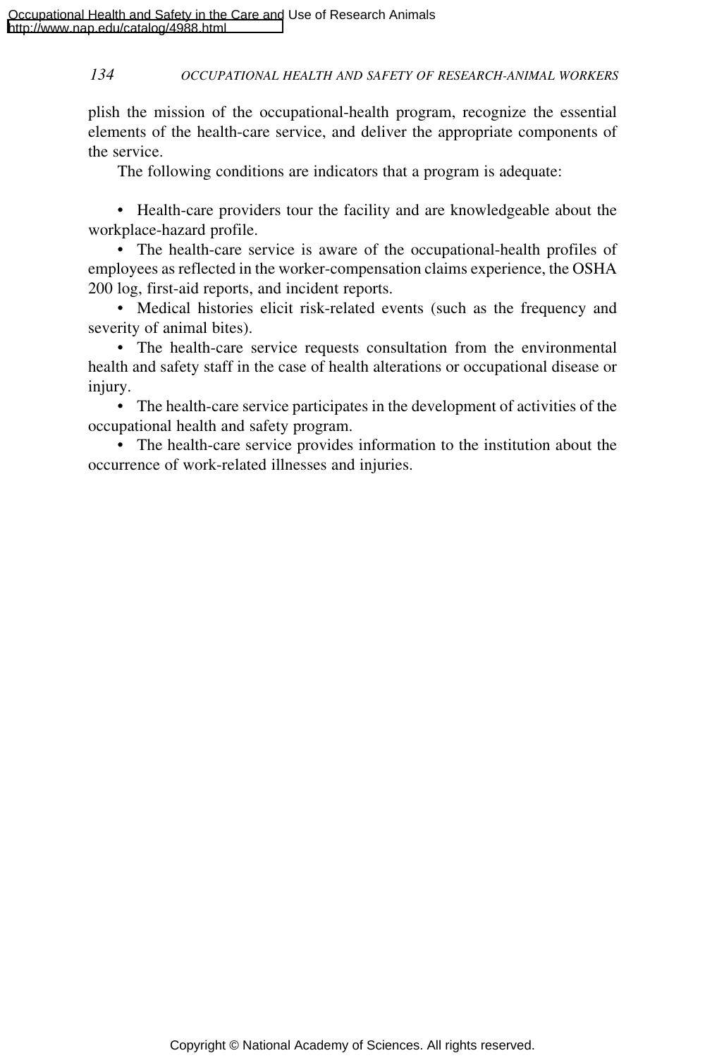plish the mission of the occupational-health program, recognize the essential elements of the health-care service, and deliver the appropriate components of the service.

The following conditions are indicators that a program is adequate:

- Health-care providers tour the facility and are knowledgeable about the workplace-hazard profile.
- The health-care service is aware of the occupational-health profiles of employees as reflected in the worker-compensation claims experience, the OSHA 200 log, first-aid reports, and incident reports.
- Medical histories elicit risk-related events (such as the frequency and severity of animal bites).
- The health-care service requests consultation from the environmental health and safety staff in the case of health alterations or occupational disease or injury.
- The health-care service participates in the development of activities of the occupational health and safety program.
- The health-care service provides information to the institution about the occurrence of work-related illnesses and injuries.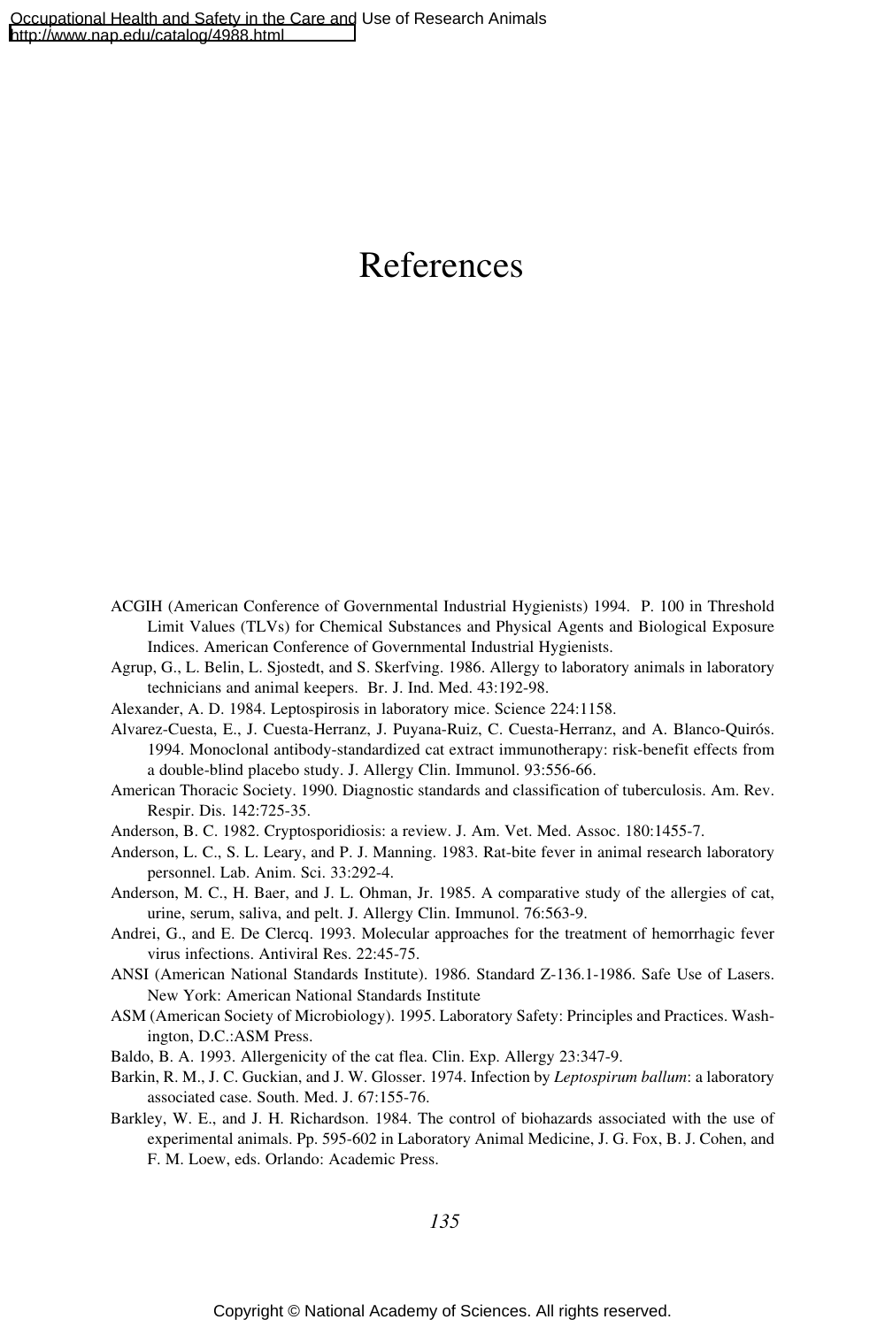# References

ACGIH (American Conference of Governmental Industrial Hygienists) 1994. P. 100 in Threshold Limit Values (TLVs) for Chemical Substances and Physical Agents and Biological Exposure Indices. American Conference of Governmental Industrial Hygienists.

Agrup, G., L. Belin, L. Sjostedt, and S. Skerfving. 1986. Allergy to laboratory animals in laboratory technicians and animal keepers. Br. J. Ind. Med. 43:192-98.

Alexander, A. D. 1984. Leptospirosis in laboratory mice. Science 224:1158.

Alvarez-Cuesta, E., J. Cuesta-Herranz, J. Puyana-Ruiz, C. Cuesta-Herranz, and A. Blanco-Quirós. 1994. Monoclonal antibody-standardized cat extract immunotherapy: risk-benefit effects from a double-blind placebo study. J. Allergy Clin. Immunol. 93:556-66.

American Thoracic Society. 1990. Diagnostic standards and classification of tuberculosis. Am. Rev. Respir. Dis. 142:725-35.

Anderson, B. C. 1982. Cryptosporidiosis: a review. J. Am. Vet. Med. Assoc. 180:1455-7.

Anderson, L. C., S. L. Leary, and P. J. Manning. 1983. Rat-bite fever in animal research laboratory personnel. Lab. Anim. Sci. 33:292-4.

Anderson, M. C., H. Baer, and J. L. Ohman, Jr. 1985. A comparative study of the allergies of cat, urine, serum, saliva, and pelt. J. Allergy Clin. Immunol. 76:563-9.

Andrei, G., and E. De Clercq. 1993. Molecular approaches for the treatment of hemorrhagic fever virus infections. Antiviral Res. 22:45-75.

ANSI (American National Standards Institute). 1986. Standard Z-136.1-1986. Safe Use of Lasers. New York: American National Standards Institute

ASM (American Society of Microbiology). 1995. Laboratory Safety: Principles and Practices. Washington, D.C.:ASM Press.

Baldo, B. A. 1993. Allergenicity of the cat flea. Clin. Exp. Allergy 23:347-9.

Barkin, R. M., J. C. Guckian, and J. W. Glosser. 1974. Infection by *Leptospirum ballum*: a laboratory associated case. South. Med. J. 67:155-76.

Barkley, W. E., and J. H. Richardson. 1984. The control of biohazards associated with the use of experimental animals. Pp. 595-602 in Laboratory Animal Medicine, J. G. Fox, B. J. Cohen, and F. M. Loew, eds. Orlando: Academic Press.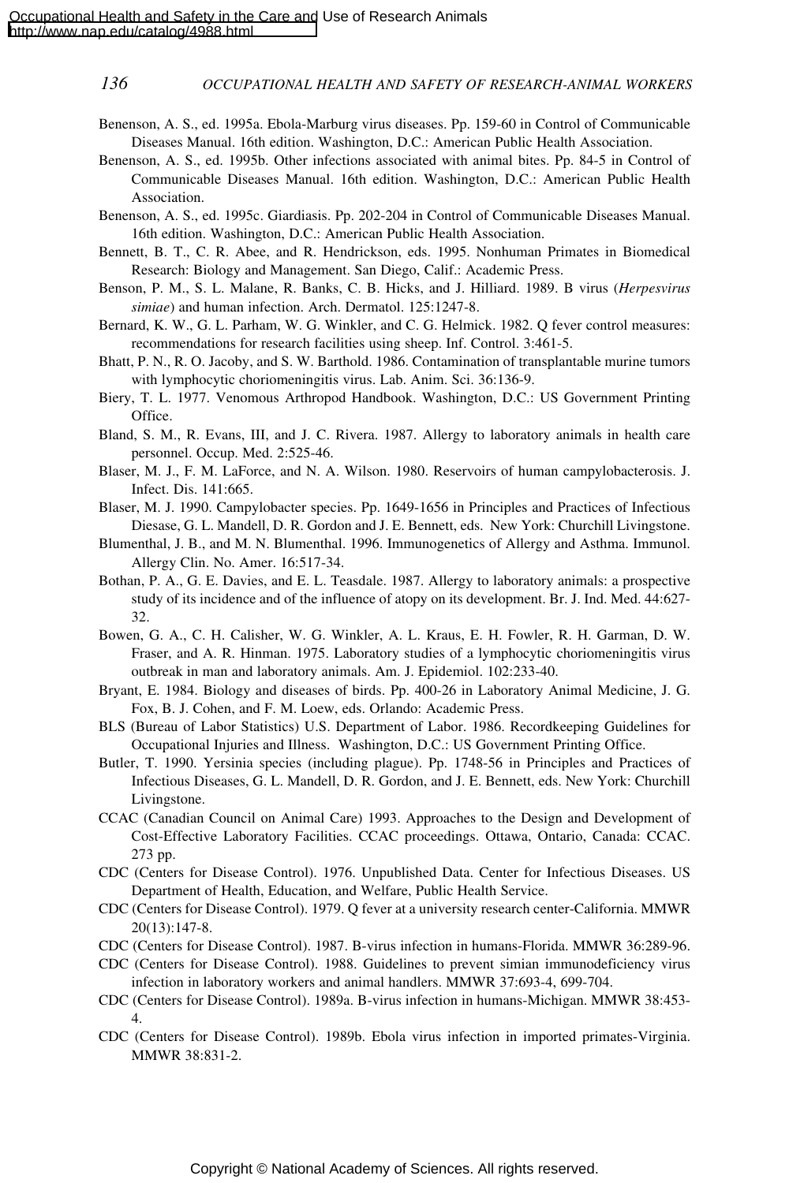Benenson, A. S., ed. 1995a. Ebola-Marburg virus diseases. Pp. 159-60 in Control of Communicable Diseases Manual. 16th edition. Washington, D.C.: American Public Health Association.

Benenson, A. S., ed. 1995b. Other infections associated with animal bites. Pp. 84-5 in Control of Communicable Diseases Manual. 16th edition. Washington, D.C.: American Public Health Association.

Benenson, A. S., ed. 1995c. Giardiasis. Pp. 202-204 in Control of Communicable Diseases Manual. 16th edition. Washington, D.C.: American Public Health Association.

Bennett, B. T., C. R. Abee, and R. Hendrickson, eds. 1995. Nonhuman Primates in Biomedical Research: Biology and Management. San Diego, Calif.: Academic Press.

Benson, P. M., S. L. Malane, R. Banks, C. B. Hicks, and J. Hilliard. 1989. B virus (*Herpesvirus simiae*) and human infection. Arch. Dermatol. 125:1247-8.

Bernard, K. W., G. L. Parham, W. G. Winkler, and C. G. Helmick. 1982. Q fever control measures: recommendations for research facilities using sheep. Inf. Control. 3:461-5.

Bhatt, P. N., R. O. Jacoby, and S. W. Barthold. 1986. Contamination of transplantable murine tumors with lymphocytic choriomeningitis virus. Lab. Anim. Sci. 36:136-9.

Biery, T. L. 1977. Venomous Arthropod Handbook. Washington, D.C.: US Government Printing Office.

Bland, S. M., R. Evans, III, and J. C. Rivera. 1987. Allergy to laboratory animals in health care personnel. Occup. Med. 2:525-46.

Blaser, M. J., F. M. LaForce, and N. A. Wilson. 1980. Reservoirs of human campylobacterosis. J. Infect. Dis. 141:665.

Blaser, M. J. 1990. Campylobacter species. Pp. 1649-1656 in Principles and Practices of Infectious Diesase, G. L. Mandell, D. R. Gordon and J. E. Bennett, eds. New York: Churchill Livingstone.

Blumenthal, J. B., and M. N. Blumenthal. 1996. Immunogenetics of Allergy and Asthma. Immunol. Allergy Clin. No. Amer. 16:517-34.

Bothan, P. A., G. E. Davies, and E. L. Teasdale. 1987. Allergy to laboratory animals: a prospective study of its incidence and of the influence of atopy on its development. Br. J. Ind. Med. 44:627-32.

Bowen, G. A., C. H. Calisher, W. G. Winkler, A. L. Kraus, E. H. Fowler, R. H. Garman, D. W. Fraser, and A. R. Hinman. 1975. Laboratory studies of a lymphocytic choriomeningitis virus outbreak in man and laboratory animals. Am. J. Epidemiol. 102:233-40.

Bryant, E. 1984. Biology and diseases of birds. Pp. 400-26 in Laboratory Animal Medicine, J. G. Fox, B. J. Cohen, and F. M. Loew, eds. Orlando: Academic Press.

BLS (Bureau of Labor Statistics) U.S. Department of Labor. 1986. Recordkeeping Guidelines for Occupational Injuries and Illness. Washington, D.C.: US Government Printing Office.

Butler, T. 1990. Yersinia species (including plague). Pp. 1748-56 in Principles and Practices of Infectious Diseases, G. L. Mandell, D. R. Gordon, and J. E. Bennett, eds. New York: Churchill Livingstone.

CCAC (Canadian Council on Animal Care) 1993. Approaches to the Design and Development of Cost-Effective Laboratory Facilities. CCAC proceedings. Ottawa, Ontario, Canada: CCAC. 273 pp.

CDC (Centers for Disease Control). 1976. Unpublished Data. Center for Infectious Diseases. US Department of Health, Education, and Welfare, Public Health Service.

CDC (Centers for Disease Control). 1979. Q fever at a university research center-California. MMWR 20(13):147-8.

CDC (Centers for Disease Control). 1987. B-virus infection in humans-Florida. MMWR 36:289-96.

CDC (Centers for Disease Control). 1988. Guidelines to prevent simian immunodeficiency virus infection in laboratory workers and animal handlers. MMWR 37:693-4, 699-704.

CDC (Centers for Disease Control). 1989a. B-virus infection in humans-Michigan. MMWR 38:453-4.

CDC (Centers for Disease Control). 1989b. Ebola virus infection in imported primates-Virginia. MMWR 38:831-2.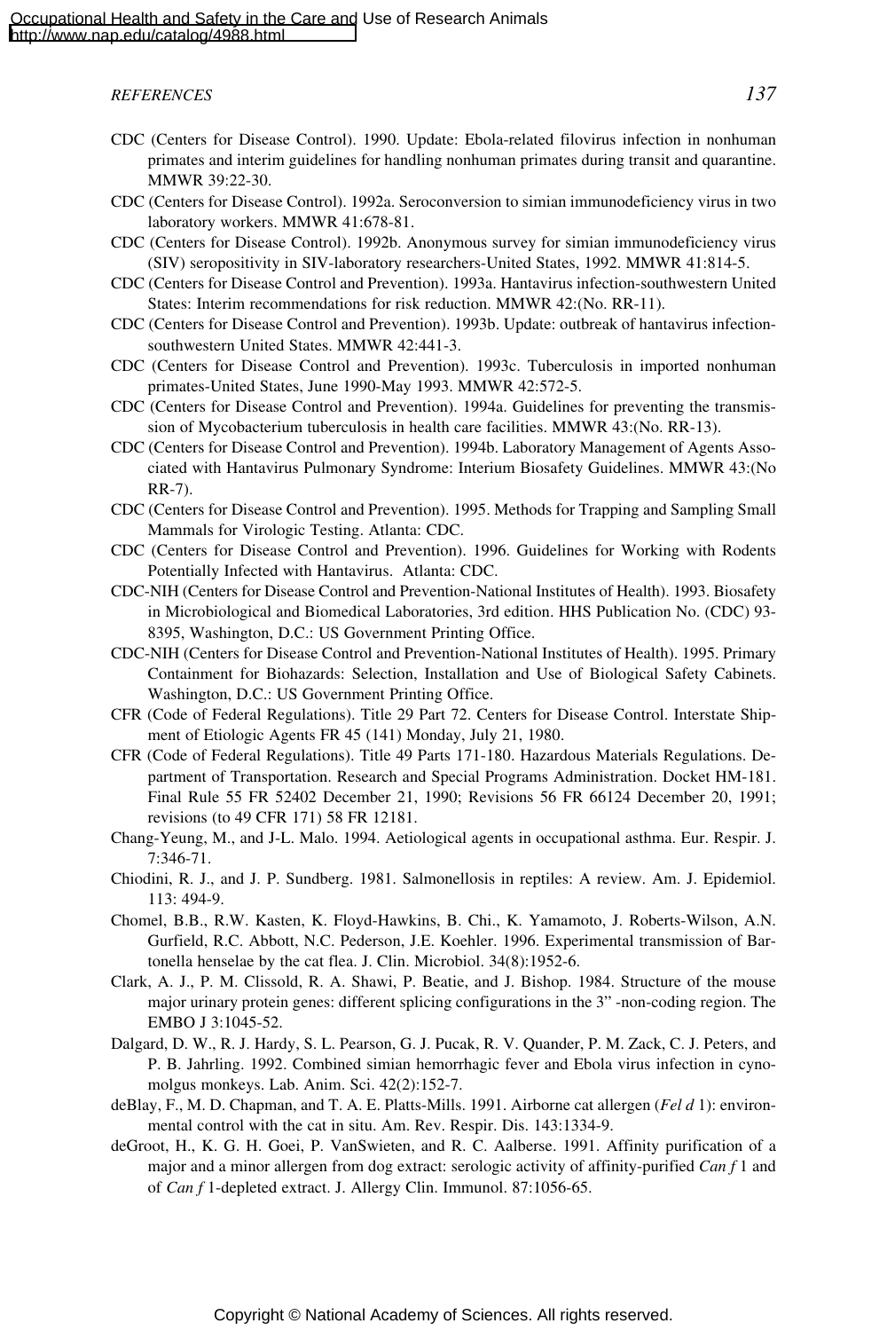CDC (Centers for Disease Control). 1990. Update: Ebola-related filovirus infection in nonhuman primates and interim guidelines for handling nonhuman primates during transit and quarantine. MMWR 39:22-30.

CDC (Centers for Disease Control). 1992a. Seroconversion to simian immunodeficiency virus in two laboratory workers. MMWR 41:678-81.

CDC (Centers for Disease Control). 1992b. Anonymous survey for simian immunodeficiency virus (SIV) seropositivity in SIV-laboratory researchers-United States, 1992. MMWR 41:814-5.

CDC (Centers for Disease Control and Prevention). 1993a. Hantavirus infection-southwestern United States: Interim recommendations for risk reduction. MMWR 42:(No. RR-11).

CDC (Centers for Disease Control and Prevention). 1993b. Update: outbreak of hantavirus infection-southwestern United States. MMWR 42:441-3.

CDC (Centers for Disease Control and Prevention). 1993c. Tuberculosis in imported nonhuman primates-United States, June 1990-May 1993. MMWR 42:572-5.

CDC (Centers for Disease Control and Prevention). 1994a. Guidelines for preventing the transmission of Mycobacterium tuberculosis in health care facilities. MMWR 43:(No. RR-13).

CDC (Centers for Disease Control and Prevention). 1994b. Laboratory Management of Agents Associated with Hantavirus Pulmonary Syndrome: Interium Biosafety Guidelines. MMWR 43:(No RR-7).

CDC (Centers for Disease Control and Prevention). 1995. Methods for Trapping and Sampling Small Mammals for Virologic Testing. Atlanta: CDC.

CDC (Centers for Disease Control and Prevention). 1996. Guidelines for Working with Rodents Potentially Infected with Hantavirus. Atlanta: CDC.

CDC-NIH (Centers for Disease Control and Prevention-National Institutes of Health). 1993. Biosafety in Microbiological and Biomedical Laboratories, 3rd edition. HHS Publication No. (CDC) 93-8395, Washington, D.C.: US Government Printing Office.

CDC-NIH (Centers for Disease Control and Prevention-National Institutes of Health). 1995. Primary Containment for Biohazards: Selection, Installation and Use of Biological Safety Cabinets. Washington, D.C.: US Government Printing Office.

CFR (Code of Federal Regulations). Title 29 Part 72. Centers for Disease Control. Interstate Shipment of Etiologic Agents FR 45 (141) Monday, July 21, 1980.

CFR (Code of Federal Regulations). Title 49 Parts 171-180. Hazardous Materials Regulations. Department of Transportation. Research and Special Programs Administration. Docket HM-181. Final Rule 55 FR 52402 December 21, 1990; Revisions 56 FR 66124 December 20, 1991; revisions (to 49 CFR 171) 58 FR 12181.

Chang-Yeung, M., and J-L. Malo. 1994. Aetiological agents in occupational asthma. Eur. Respir. J. 7:346-71.

Chiodini, R. J., and J. P. Sundberg. 1981. Salmonellosis in reptiles: A review. Am. J. Epidemiol. 113: 494-9.

Chomel, B.B., R.W. Kasten, K. Floyd-Hawkins, B. Chi., K. Yamamoto, J. Roberts-Wilson, A.N. Gurfield, R.C. Abbott, N.C. Pederson, J.E. Koehler. 1996. Experimental transmission of Bartonella henselae by the cat flea. J. Clin. Microbiol. 34(8):1952-6.

Clark, A. J., P. M. Clissold, R. A. Shawi, P. Beatie, and J. Bishop. 1984. Structure of the mouse major urinary protein genes: different splicing configurations in the 3" -non-coding region. The EMBO J 3:1045-52.

Dalgard, D. W., R. J. Hardy, S. L. Pearson, G. J. Pucak, R. V. Quander, P. M. Zack, C. J. Peters, and P. B. Jahrling. 1992. Combined simian hemorrhagic fever and Ebola virus infection in cynomolgus monkeys. Lab. Anim. Sci. 42(2):152-7.

deBlay, F., M. D. Chapman, and T. A. E. Platts-Mills. 1991. Airborne cat allergen (*Fel d* 1): environmental control with the cat in situ. Am. Rev. Respir. Dis. 143:1334-9.

deGroot, H., K. G. H. Goei, P. VanSwieten, and R. C. Aalberse. 1991. Affinity purification of a major and a minor allergen from dog extract: serologic activity of affinity-purified *Can f* 1 and of *Can f* 1-depleted extract. J. Allergy Clin. Immunol. 87:1056-65.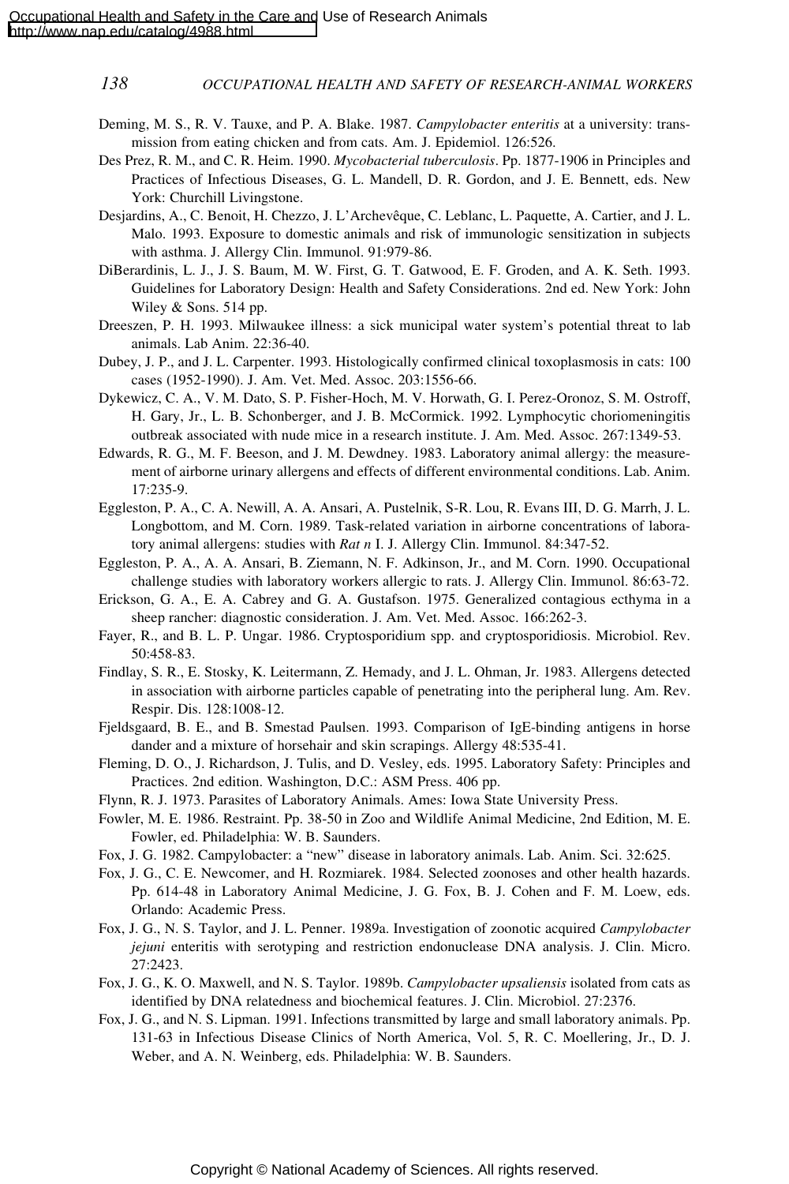Deming, M. S., R. V. Tauxe, and P. A. Blake. 1987. *Campylobacter enteritis* at a university: transmission from eating chicken and from cats. Am. J. Epidemiol. 126:526.

Des Prez, R. M., and C. R. Heim. 1990. *Mycobacterial tuberculosis*. Pp. 1877-1906 in Principles and Practices of Infectious Diseases, G. L. Mandell, D. R. Gordon, and J. E. Bennett, eds. New York: Churchill Livingstone.

Desjardins, A., C. Benoit, H. Chezzo, J. L'Archevêque, C. Leblanc, L. Paquette, A. Cartier, and J. L. Malo. 1993. Exposure to domestic animals and risk of immunologic sensitization in subjects with asthma. J. Allergy Clin. Immunol. 91:979-86.

DiBerardinis, L. J., J. S. Baum, M. W. First, G. T. Gatwood, E. F. Groden, and A. K. Seth. 1993. Guidelines for Laboratory Design: Health and Safety Considerations. 2nd ed. New York: John Wiley & Sons. 514 pp.

Dreeszen, P. H. 1993. Milwaukee illness: a sick municipal water system's potential threat to lab animals. Lab Anim. 22:36-40.

Dubey, J. P., and J. L. Carpenter. 1993. Histologically confirmed clinical toxoplasmosis in cats: 100 cases (1952-1990). J. Am. Vet. Med. Assoc. 203:1556-66.

Dykewicz, C. A., V. M. Dato, S. P. Fisher-Hoch, M. V. Horwath, G. I. Perez-Oronoz, S. M. Ostroff, H. Gary, Jr., L. B. Schonberger, and J. B. McCormick. 1992. Lymphocytic choriomeningitis outbreak associated with nude mice in a research institute. J. Am. Med. Assoc. 267:1349-53.

Edwards, R. G., M. F. Beeson, and J. M. Dewdney. 1983. Laboratory animal allergy: the measurement of airborne urinary allergens and effects of different environmental conditions. Lab. Anim. 17:235-9.

Eggleston, P. A., C. A. Newill, A. A. Ansari, A. Pustelnik, S-R. Lou, R. Evans III, D. G. Marrh, J. L. Longbottom, and M. Corn. 1989. Task-related variation in airborne concentrations of laboratory animal allergens: studies with *Rat n* I. J. Allergy Clin. Immunol. 84:347-52.

Eggleston, P. A., A. A. Ansari, B. Ziemann, N. F. Adkinson, Jr., and M. Corn. 1990. Occupational challenge studies with laboratory workers allergic to rats. J. Allergy Clin. Immunol. 86:63-72.

Erickson, G. A., E. A. Cabrey and G. A. Gustafson. 1975. Generalized contagious ecthyma in a sheep rancher: diagnostic consideration. J. Am. Vet. Med. Assoc. 166:262-3.

Fayer, R., and B. L. P. Ungar. 1986. Cryptosporidium spp. and cryptosporidiosis. Microbiol. Rev. 50:458-83.

Findlay, S. R., E. Stosky, K. Leitermann, Z. Hemady, and J. L. Ohman, Jr. 1983. Allergens detected in association with airborne particles capable of penetrating into the peripheral lung. Am. Rev. Respir. Dis. 128:1008-12.

Fjeldsgaard, B. E., and B. Smestad Paulsen. 1993. Comparison of IgE-binding antigens in horse dander and a mixture of horsehair and skin scrapings. Allergy 48:535-41.

Fleming, D. O., J. Richardson, J. Tulis, and D. Vesley, eds. 1995. Laboratory Safety: Principles and Practices. 2nd edition. Washington, D.C.: ASM Press. 406 pp.

Flynn, R. J. 1973. Parasites of Laboratory Animals. Ames: Iowa State University Press.

Fowler, M. E. 1986. Restraint. Pp. 38-50 in Zoo and Wildlife Animal Medicine, 2nd Edition, M. E. Fowler, ed. Philadelphia: W. B. Saunders.

Fox, J. G. 1982. Campylobacter: a "new" disease in laboratory animals. Lab. Anim. Sci. 32:625.

Fox, J. G., C. E. Newcomer, and H. Rozmiarek. 1984. Selected zoonoses and other health hazards. Pp. 614-48 in Laboratory Animal Medicine, J. G. Fox, B. J. Cohen and F. M. Loew, eds. Orlando: Academic Press.

Fox, J. G., N. S. Taylor, and J. L. Penner. 1989a. Investigation of zoonotic acquired *Campylobacter jejuni* enteritis with serotyping and restriction endonuclease DNA analysis. J. Clin. Micro. 27:2423.

Fox, J. G., K. O. Maxwell, and N. S. Taylor. 1989b. *Campylobacter upsaliensis* isolated from cats as identified by DNA relatedness and biochemical features. J. Clin. Microbiol. 27:2376.

Fox, J. G., and N. S. Lipman. 1991. Infections transmitted by large and small laboratory animals. Pp. 131-63 in Infectious Disease Clinics of North America, Vol. 5, R. C. Moellering, Jr., D. J. Weber, and A. N. Weinberg, eds. Philadelphia: W. B. Saunders.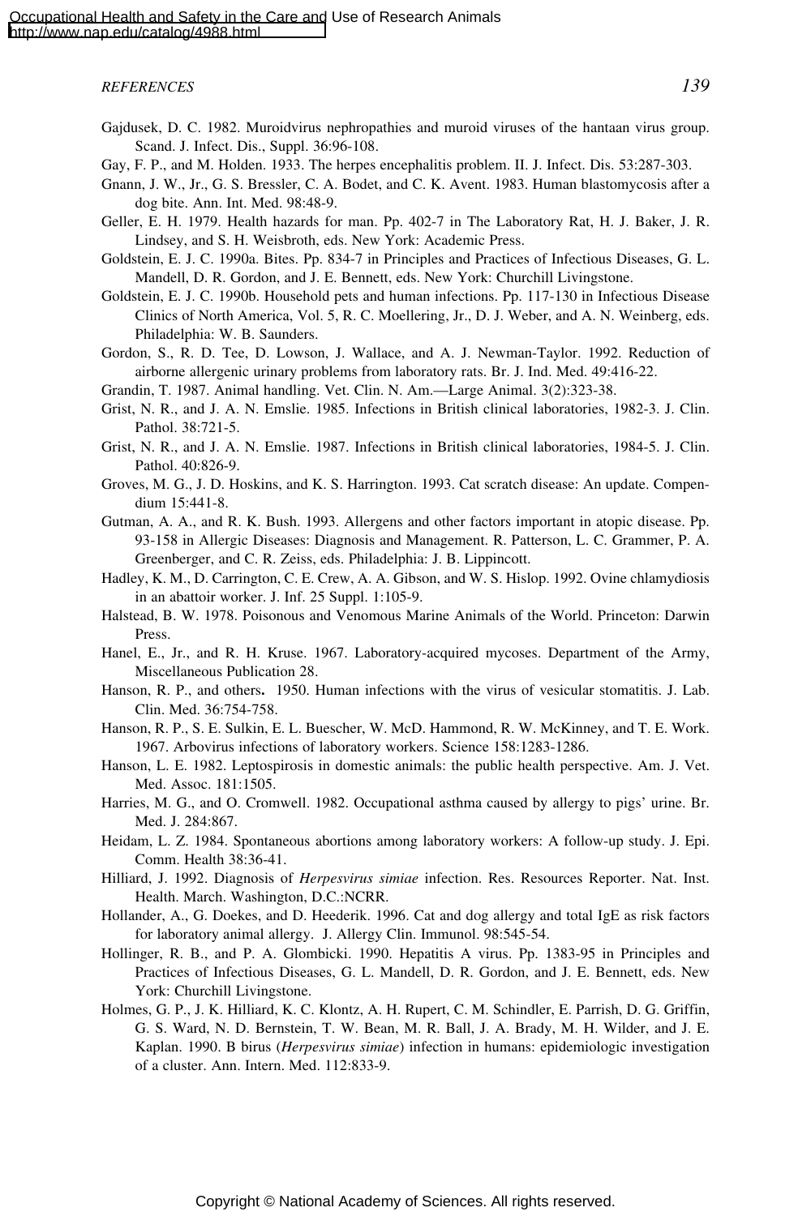Gajdusek, D. C. 1982. Muroidvirus nephropathies and muroid viruses of the hantaan virus group. Scand. J. Infect. Dis., Suppl. 36:96-108.

Gay, F. P., and M. Holden. 1933. The herpes encephalitis problem. II. J. Infect. Dis. 53:287-303.

Gnann, J. W., Jr., G. S. Bressler, C. A. Bodet, and C. K. Avent. 1983. Human blastomycosis after a dog bite. Ann. Int. Med. 98:48-9.

Geller, E. H. 1979. Health hazards for man. Pp. 402-7 in The Laboratory Rat, H. J. Baker, J. R. Lindsey, and S. H. Weisbroth, eds. New York: Academic Press.

Goldstein, E. J. C. 1990a. Bites. Pp. 834-7 in Principles and Practices of Infectious Diseases, G. L. Mandell, D. R. Gordon, and J. E. Bennett, eds. New York: Churchill Livingstone.

Goldstein, E. J. C. 1990b. Household pets and human infections. Pp. 117-130 in Infectious Disease Clinics of North America, Vol. 5, R. C. Moellering, Jr., D. J. Weber, and A. N. Weinberg, eds. Philadelphia: W. B. Saunders.

Gordon, S., R. D. Tee, D. Lowson, J. Wallace, and A. J. Newman-Taylor. 1992. Reduction of airborne allergenic urinary problems from laboratory rats. Br. J. Ind. Med. 49:416-22.

Grandin, T. 1987. Animal handling. Vet. Clin. N. Am.—Large Animal. 3(2):323-38.

Grist, N. R., and J. A. N. Emslie. 1985. Infections in British clinical laboratories, 1982-3. J. Clin. Pathol. 38:721-5.

Grist, N. R., and J. A. N. Emslie. 1987. Infections in British clinical laboratories, 1984-5. J. Clin. Pathol. 40:826-9.

Groves, M. G., J. D. Hoskins, and K. S. Harrington. 1993. Cat scratch disease: An update. Compendium 15:441-8.

Gutman, A. A., and R. K. Bush. 1993. Allergens and other factors important in atopic disease. Pp. 93-158 in Allergic Diseases: Diagnosis and Management. R. Patterson, L. C. Grammer, P. A. Greenberger, and C. R. Zeiss, eds. Philadelphia: J. B. Lippincott.

Hadley, K. M., D. Carrington, C. E. Crew, A. A. Gibson, and W. S. Hislop. 1992. Ovine chlamydiosis in an abattoir worker. J. Inf. 25 Suppl. 1:105-9.

Halstead, B. W. 1978. Poisonous and Venomous Marine Animals of the World. Princeton: Darwin Press.

Hanel, E., Jr., and R. H. Kruse. 1967. Laboratory-acquired mycoses. Department of the Army, Miscellaneous Publication 28.

Hanson, R. P., and others**.** 1950. Human infections with the virus of vesicular stomatitis. J. Lab. Clin. Med. 36:754-758.

Hanson, R. P., S. E. Sulkin, E. L. Buescher, W. McD. Hammond, R. W. McKinney, and T. E. Work. 1967. Arbovirus infections of laboratory workers. Science 158:1283-1286.

Hanson, L. E. 1982. Leptospirosis in domestic animals: the public health perspective. Am. J. Vet. Med. Assoc. 181:1505.

Harries, M. G., and O. Cromwell. 1982. Occupational asthma caused by allergy to pigs' urine. Br. Med. J. 284:867.

Heidam, L. Z. 1984. Spontaneous abortions among laboratory workers: A follow-up study. J. Epi. Comm. Health 38:36-41.

Hilliard, J. 1992. Diagnosis of *Herpesvirus simiae* infection. Res. Resources Reporter. Nat. Inst. Health. March. Washington, D.C.:NCRR.

Hollander, A., G. Doekes, and D. Heederik. 1996. Cat and dog allergy and total IgE as risk factors for laboratory animal allergy. J. Allergy Clin. Immunol. 98:545-54.

Hollinger, R. B., and P. A. Glombicki. 1990. Hepatitis A virus. Pp. 1383-95 in Principles and Practices of Infectious Diseases, G. L. Mandell, D. R. Gordon, and J. E. Bennett, eds. New York: Churchill Livingstone.

Holmes, G. P., J. K. Hilliard, K. C. Klontz, A. H. Rupert, C. M. Schindler, E. Parrish, D. G. Griffin, G. S. Ward, N. D. Bernstein, T. W. Bean, M. R. Ball, J. A. Brady, M. H. Wilder, and J. E. Kaplan. 1990. B birus (*Herpesvirus simiae*) infection in humans: epidemiologic investigation of a cluster. Ann. Intern. Med. 112:833-9.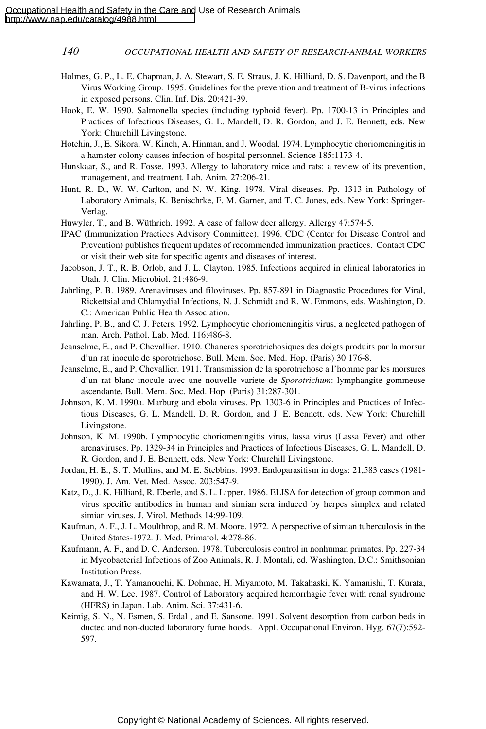Holmes, G. P., L. E. Chapman, J. A. Stewart, S. E. Straus, J. K. Hilliard, D. S. Davenport, and the B Virus Working Group. 1995. Guidelines for the prevention and treatment of B-virus infections in exposed persons. Clin. Inf. Dis. 20:421-39.

Hook, E. W. 1990. Salmonella species (including typhoid fever). Pp. 1700-13 in Principles and Practices of Infectious Diseases, G. L. Mandell, D. R. Gordon, and J. E. Bennett, eds. New York: Churchill Livingstone.

Hotchin, J., E. Sikora, W. Kinch, A. Hinman, and J. Woodal. 1974. Lymphocytic choriomeningitis in a hamster colony causes infection of hospital personnel. Science 185:1173-4.

Hunskaar, S., and R. Fosse. 1993. Allergy to laboratory mice and rats: a review of its prevention, management, and treatment. Lab. Anim. 27:206-21.

Hunt, R. D., W. W. Carlton, and N. W. King. 1978. Viral diseases. Pp. 1313 in Pathology of Laboratory Animals, K. Benischrke, F. M. Garner, and T. C. Jones, eds. New York: Springer-Verlag.

Huwyler, T., and B. Wüthrich. 1992. A case of fallow deer allergy. Allergy 47:574-5.

IPAC (Immunization Practices Advisory Committee). 1996. CDC (Center for Disease Control and Prevention) publishes frequent updates of recommended immunization practices. Contact CDC or visit their web site for specific agents and diseases of interest.

Jacobson, J. T., R. B. Orlob, and J. L. Clayton. 1985. Infections acquired in clinical laboratories in Utah. J. Clin. Microbiol. 21:486-9.

Jahrling, P. B. 1989. Arenaviruses and filoviruses. Pp. 857-891 in Diagnostic Procedures for Viral, Rickettsial and Chlamydial Infections, N. J. Schmidt and R. W. Emmons, eds. Washington, D. C.: American Public Health Association.

Jahrling, P. B., and C. J. Peters. 1992. Lymphocytic choriomeningitis virus, a neglected pathogen of man. Arch. Pathol. Lab. Med. 116:486-8.

Jeanselme, E., and P. Chevallier. 1910. Chancres sporotrichosiques des doigts produits par la morsur d'un rat inocule de sporotrichose. Bull. Mem. Soc. Med. Hop. (Paris) 30:176-8.

Jeanselme, E., and P. Chevallier. 1911. Transmission de la sporotrichose a l'homme par les morsures d'un rat blanc inocule avec une nouvelle variete de *Sporotrichum*: lymphangite gommeuse ascendante. Bull. Mem. Soc. Med. Hop. (Paris) 31:287-301.

Johnson, K. M. 1990a. Marburg and ebola viruses. Pp. 1303-6 in Principles and Practices of Infectious Diseases, G. L. Mandell, D. R. Gordon, and J. E. Bennett, eds. New York: Churchill Livingstone.

Johnson, K. M. 1990b. Lymphocytic choriomeningitis virus, lassa virus (Lassa Fever) and other arenaviruses. Pp. 1329-34 in Principles and Practices of Infectious Diseases, G. L. Mandell, D. R. Gordon, and J. E. Bennett, eds. New York: Churchill Livingstone.

Jordan, H. E., S. T. Mullins, and M. E. Stebbins. 1993. Endoparasitism in dogs: 21,583 cases (1981-1990). J. Am. Vet. Med. Assoc. 203:547-9.

Katz, D., J. K. Hilliard, R. Eberle, and S. L. Lipper. 1986. ELISA for detection of group common and virus specific antibodies in human and simian sera induced by herpes simplex and related simian viruses. J. Virol. Methods 14:99-109.

Kaufman, A. F., J. L. Moulthrop, and R. M. Moore. 1972. A perspective of simian tuberculosis in the United States-1972. J. Med. Primatol. 4:278-86.

Kaufmann, A. F., and D. C. Anderson. 1978. Tuberculosis control in nonhuman primates. Pp. 227-34 in Mycobacterial Infections of Zoo Animals, R. J. Montali, ed. Washington, D.C.: Smithsonian Institution Press.

Kawamata, J., T. Yamanouchi, K. Dohmae, H. Miyamoto, M. Takahaski, K. Yamanishi, T. Kurata, and H. W. Lee. 1987. Control of Laboratory acquired hemorrhagic fever with renal syndrome (HFRS) in Japan. Lab. Anim. Sci. 37:431-6.

Keimig, S. N., N. Esmen, S. Erdal , and E. Sansone. 1991. Solvent desorption from carbon beds in ducted and non-ducted laboratory fume hoods. Appl. Occupational Environ. Hyg. 67(7):592-597.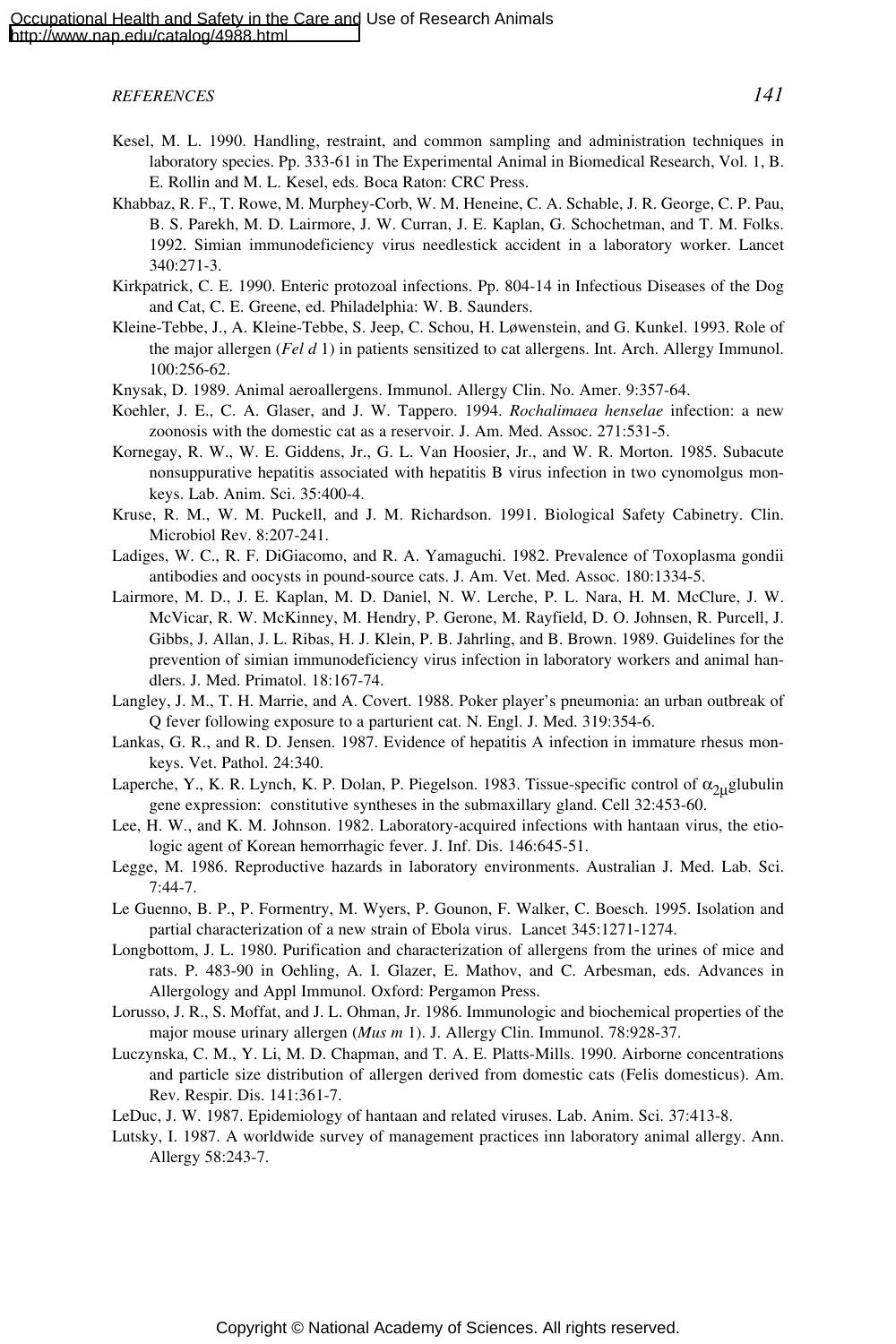Kesel, M. L. 1990. Handling, restraint, and common sampling and administration techniques in laboratory species. Pp. 333-61 in The Experimental Animal in Biomedical Research, Vol. 1, B. E. Rollin and M. L. Kesel, eds. Boca Raton: CRC Press.

Khabbaz, R. F., T. Rowe, M. Murphey-Corb, W. M. Heneine, C. A. Schable, J. R. George, C. P. Pau, B. S. Parekh, M. D. Lairmore, J. W. Curran, J. E. Kaplan, G. Schochetman, and T. M. Folks. 1992. Simian immunodeficiency virus needlestick accident in a laboratory worker. Lancet 340:271-3.

Kirkpatrick, C. E. 1990. Enteric protozoal infections. Pp. 804-14 in Infectious Diseases of the Dog and Cat, C. E. Greene, ed. Philadelphia: W. B. Saunders.

Kleine-Tebbe, J., A. Kleine-Tebbe, S. Jeep, C. Schou, H. Løwenstein, and G. Kunkel. 1993. Role of the major allergen (*Fel d* 1) in patients sensitized to cat allergens. Int. Arch. Allergy Immunol. 100:256-62.

Knysak, D. 1989. Animal aeroallergens. Immunol. Allergy Clin. No. Amer. 9:357-64.

Koehler, J. E., C. A. Glaser, and J. W. Tappero. 1994. *Rochalimaea henselae* infection: a new zoonosis with the domestic cat as a reservoir. J. Am. Med. Assoc. 271:531-5.

Kornegay, R. W., W. E. Giddens, Jr., G. L. Van Hoosier, Jr., and W. R. Morton. 1985. Subacute nonsuppurative hepatitis associated with hepatitis B virus infection in two cynomolgus monkeys. Lab. Anim. Sci. 35:400-4.

Kruse, R. M., W. M. Puckell, and J. M. Richardson. 1991. Biological Safety Cabinetry. Clin. Microbiol Rev. 8:207-241.

Ladiges, W. C., R. F. DiGiacomo, and R. A. Yamaguchi. 1982. Prevalence of Toxoplasma gondii antibodies and oocysts in pound-source cats. J. Am. Vet. Med. Assoc. 180:1334-5.

Lairmore, M. D., J. E. Kaplan, M. D. Daniel, N. W. Lerche, P. L. Nara, H. M. McClure, J. W. McVicar, R. W. McKinney, M. Hendry, P. Gerone, M. Rayfield, D. O. Johnsen, R. Purcell, J. Gibbs, J. Allan, J. L. Ribas, H. J. Klein, P. B. Jahrling, and B. Brown. 1989. Guidelines for the prevention of simian immunodeficiency virus infection in laboratory workers and animal handlers. J. Med. Primatol. 18:167-74.

Langley, J. M., T. H. Marrie, and A. Covert. 1988. Poker player's pneumonia: an urban outbreak of Q fever following exposure to a parturient cat. N. Engl. J. Med. 319:354-6.

Lankas, G. R., and R. D. Jensen. 1987. Evidence of hepatitis A infection in immature rhesus monkeys. Vet. Pathol. 24:340.

Laperche, Y., K. R. Lynch, K. P. Dolan, P. Piegelson. 1983. Tissue-specific control of $\alpha_{2\mu}$globulin gene expression: constitutive syntheses in the submaxillary gland. Cell 32:453-60.

Lee, H. W., and K. M. Johnson. 1982. Laboratory-acquired infections with hantaan virus, the etiologic agent of Korean hemorrhagic fever. J. Inf. Dis. 146:645-51.

Legge, M. 1986. Reproductive hazards in laboratory environments. Australian J. Med. Lab. Sci. 7:44-7.

Le Guenno, B. P., P. Formentry, M. Wyers, P. Gounon, F. Walker, C. Boesch. 1995. Isolation and partial characterization of a new strain of Ebola virus. Lancet 345:1271-1274.

Longbottom, J. L. 1980. Purification and characterization of allergens from the urines of mice and rats. P. 483-90 in Oehling, A. I. Glazer, E. Mathov, and C. Arbesman, eds. Advances in Allergology and Appl Immunol. Oxford: Pergamon Press.

Lorusso, J. R., S. Moffat, and J. L. Ohman, Jr. 1986. Immunologic and biochemical properties of the major mouse urinary allergen (*Mus m* 1). J. Allergy Clin. Immunol. 78:928-37.

Luczynska, C. M., Y. Li, M. D. Chapman, and T. A. E. Platts-Mills. 1990. Airborne concentrations and particle size distribution of allergen derived from domestic cats (Felis domesticus). Am. Rev. Respir. Dis. 141:361-7.

LeDuc, J. W. 1987. Epidemiology of hantaan and related viruses. Lab. Anim. Sci. 37:413-8.

Lutsky, I. 1987. A worldwide survey of management practices inn laboratory animal allergy. Ann. Allergy 58:243-7.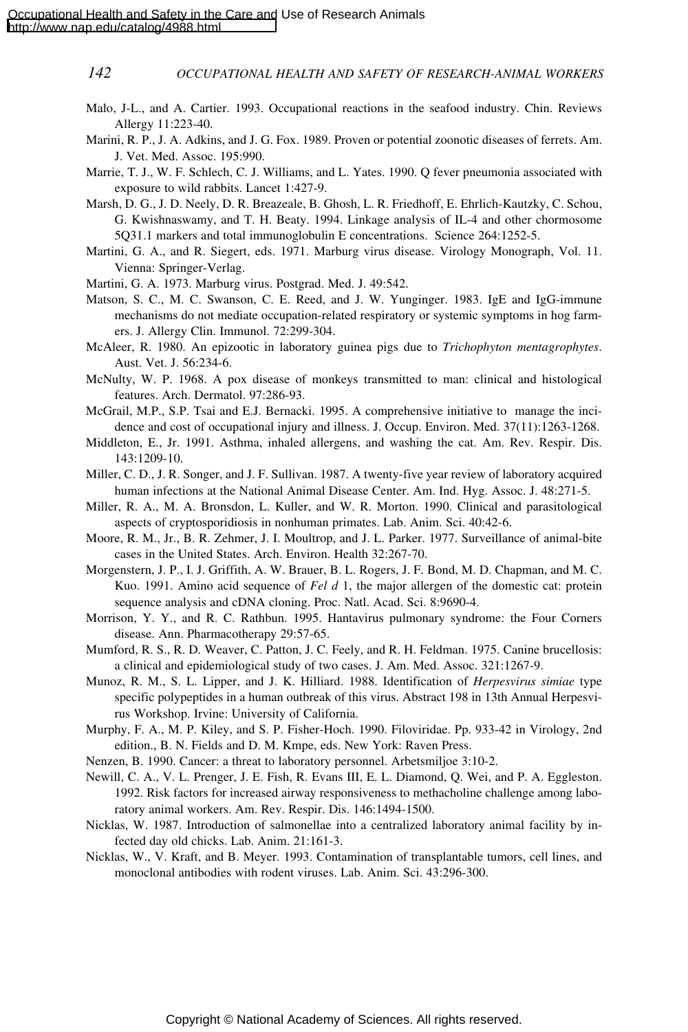Malo, J-L., and A. Cartier. 1993. Occupational reactions in the seafood industry. Chin. Reviews Allergy 11:223-40.

Marini, R. P., J. A. Adkins, and J. G. Fox. 1989. Proven or potential zoonotic diseases of ferrets. Am. J. Vet. Med. Assoc. 195:990.

Marrie, T. J., W. F. Schlech, C. J. Williams, and L. Yates. 1990. Q fever pneumonia associated with exposure to wild rabbits. Lancet 1:427-9.

Marsh, D. G., J. D. Neely, D. R. Breazeale, B. Ghosh, L. R. Friedhoff, E. Ehrlich-Kautzky, C. Schou, G. Kwishnaswamy, and T. H. Beaty. 1994. Linkage analysis of IL-4 and other chormosome 5Q31.1 markers and total immunoglobulin E concentrations. Science 264:1252-5.

Martini, G. A., and R. Siegert, eds. 1971. Marburg virus disease. Virology Monograph, Vol. 11. Vienna: Springer-Verlag.

Martini, G. A. 1973. Marburg virus. Postgrad. Med. J. 49:542.

Matson, S. C., M. C. Swanson, C. E. Reed, and J. W. Yunginger. 1983. IgE and IgG-immune mechanisms do not mediate occupation-related respiratory or systemic symptoms in hog farmers. J. Allergy Clin. Immunol. 72:299-304.

McAleer, R. 1980. An epizootic in laboratory guinea pigs due to *Trichophyton mentagrophytes*. Aust. Vet. J. 56:234-6.

McNulty, W. P. 1968. A pox disease of monkeys transmitted to man: clinical and histological features. Arch. Dermatol. 97:286-93.

McGrail, M.P., S.P. Tsai and E.J. Bernacki. 1995. A comprehensive initiative to manage the incidence and cost of occupational injury and illness. J. Occup. Environ. Med. 37(11):1263-1268.

Middleton, E., Jr. 1991. Asthma, inhaled allergens, and washing the cat. Am. Rev. Respir. Dis. 143:1209-10.

Miller, C. D., J. R. Songer, and J. F. Sullivan. 1987. A twenty-five year review of laboratory acquired human infections at the National Animal Disease Center. Am. Ind. Hyg. Assoc. J. 48:271-5.

Miller, R. A., M. A. Bronsdon, L. Kuller, and W. R. Morton. 1990. Clinical and parasitological aspects of cryptosporidiosis in nonhuman primates. Lab. Anim. Sci. 40:42-6.

Moore, R. M., Jr., B. R. Zehmer, J. I. Moultrop, and J. L. Parker. 1977. Surveillance of animal-bite cases in the United States. Arch. Environ. Health 32:267-70.

Morgenstern, J. P., I. J. Griffith, A. W. Brauer, B. L. Rogers, J. F. Bond, M. D. Chapman, and M. C. Kuo. 1991. Amino acid sequence of *Fel d* 1, the major allergen of the domestic cat: protein sequence analysis and cDNA cloning. Proc. Natl. Acad. Sci. 8:9690-4.

Morrison, Y. Y., and R. C. Rathbun. 1995. Hantavirus pulmonary syndrome: the Four Corners disease. Ann. Pharmacotherapy 29:57-65.

Mumford, R. S., R. D. Weaver, C. Patton, J. C. Feely, and R. H. Feldman. 1975. Canine brucellosis: a clinical and epidemiological study of two cases. J. Am. Med. Assoc. 321:1267-9.

Munoz, R. M., S. L. Lipper, and J. K. Hilliard. 1988. Identification of *Herpesvirus simiae* type specific polypeptides in a human outbreak of this virus. Abstract 198 in 13th Annual Herpesvirus Workshop. Irvine: University of California.

Murphy, F. A., M. P. Kiley, and S. P. Fisher-Hoch. 1990. Filoviridae. Pp. 933-42 in Virology, 2nd edition., B. N. Fields and D. M. Kmpe, eds. New York: Raven Press.

Nenzen, B. 1990. Cancer: a threat to laboratory personnel. Arbetsmiljoe 3:10-2.

Newill, C. A., V. L. Prenger, J. E. Fish, R. Evans III, E. L. Diamond, Q. Wei, and P. A. Eggleston. 1992. Risk factors for increased airway responsiveness to methacholine challenge among laboratory animal workers. Am. Rev. Respir. Dis. 146:1494-1500.

Nicklas, W. 1987. Introduction of salmonellae into a centralized laboratory animal facility by infected day old chicks. Lab. Anim. 21:161-3.

Nicklas, W., V. Kraft, and B. Meyer. 1993. Contamination of transplantable tumors, cell lines, and monoclonal antibodies with rodent viruses. Lab. Anim. Sci. 43:296-300.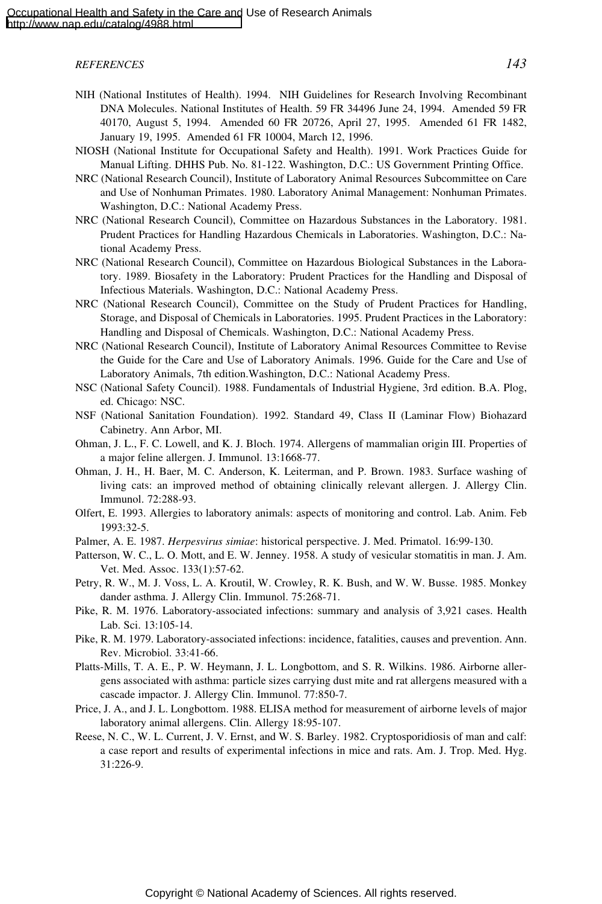NIH (National Institutes of Health). 1994. NIH Guidelines for Research Involving Recombinant DNA Molecules. National Institutes of Health. 59 FR 34496 June 24, 1994. Amended 59 FR 40170, August 5, 1994. Amended 60 FR 20726, April 27, 1995. Amended 61 FR 1482, January 19, 1995. Amended 61 FR 10004, March 12, 1996.

NIOSH (National Institute for Occupational Safety and Health). 1991. Work Practices Guide for Manual Lifting. DHHS Pub. No. 81-122. Washington, D.C.: US Government Printing Office.

NRC (National Research Council), Institute of Laboratory Animal Resources Subcommittee on Care and Use of Nonhuman Primates. 1980. Laboratory Animal Management: Nonhuman Primates. Washington, D.C.: National Academy Press.

NRC (National Research Council), Committee on Hazardous Substances in the Laboratory. 1981. Prudent Practices for Handling Hazardous Chemicals in Laboratories. Washington, D.C.: National Academy Press.

NRC (National Research Council), Committee on Hazardous Biological Substances in the Laboratory. 1989. Biosafety in the Laboratory: Prudent Practices for the Handling and Disposal of Infectious Materials. Washington, D.C.: National Academy Press.

NRC (National Research Council), Committee on the Study of Prudent Practices for Handling, Storage, and Disposal of Chemicals in Laboratories. 1995. Prudent Practices in the Laboratory: Handling and Disposal of Chemicals. Washington, D.C.: National Academy Press.

NRC (National Research Council), Institute of Laboratory Animal Resources Committee to Revise the Guide for the Care and Use of Laboratory Animals. 1996. Guide for the Care and Use of Laboratory Animals, 7th edition.Washington, D.C.: National Academy Press.

NSC (National Safety Council). 1988. Fundamentals of Industrial Hygiene, 3rd edition. B.A. Plog, ed. Chicago: NSC.

NSF (National Sanitation Foundation). 1992. Standard 49, Class II (Laminar Flow) Biohazard Cabinetry. Ann Arbor, MI.

Ohman, J. L., F. C. Lowell, and K. J. Bloch. 1974. Allergens of mammalian origin III. Properties of a major feline allergen. J. Immunol. 13:1668-77.

Ohman, J. H., H. Baer, M. C. Anderson, K. Leiterman, and P. Brown. 1983. Surface washing of living cats: an improved method of obtaining clinically relevant allergen. J. Allergy Clin. Immunol. 72:288-93.

Olfert, E. 1993. Allergies to laboratory animals: aspects of monitoring and control. Lab. Anim. Feb 1993:32-5.

Palmer, A. E. 1987. *Herpesvirus simiae*: historical perspective. J. Med. Primatol. 16:99-130.

Patterson, W. C., L. O. Mott, and E. W. Jenney. 1958. A study of vesicular stomatitis in man. J. Am. Vet. Med. Assoc. 133(1):57-62.

Petry, R. W., M. J. Voss, L. A. Kroutil, W. Crowley, R. K. Bush, and W. W. Busse. 1985. Monkey dander asthma. J. Allergy Clin. Immunol. 75:268-71.

Pike, R. M. 1976. Laboratory-associated infections: summary and analysis of 3,921 cases. Health Lab. Sci. 13:105-14.

Pike, R. M. 1979. Laboratory-associated infections: incidence, fatalities, causes and prevention. Ann. Rev. Microbiol. 33:41-66.

Platts-Mills, T. A. E., P. W. Heymann, J. L. Longbottom, and S. R. Wilkins. 1986. Airborne allergens associated with asthma: particle sizes carrying dust mite and rat allergens measured with a cascade impactor. J. Allergy Clin. Immunol. 77:850-7.

Price, J. A., and J. L. Longbottom. 1988. ELISA method for measurement of airborne levels of major laboratory animal allergens. Clin. Allergy 18:95-107.

Reese, N. C., W. L. Current, J. V. Ernst, and W. S. Barley. 1982. Cryptosporidiosis of man and calf: a case report and results of experimental infections in mice and rats. Am. J. Trop. Med. Hyg. 31:226-9.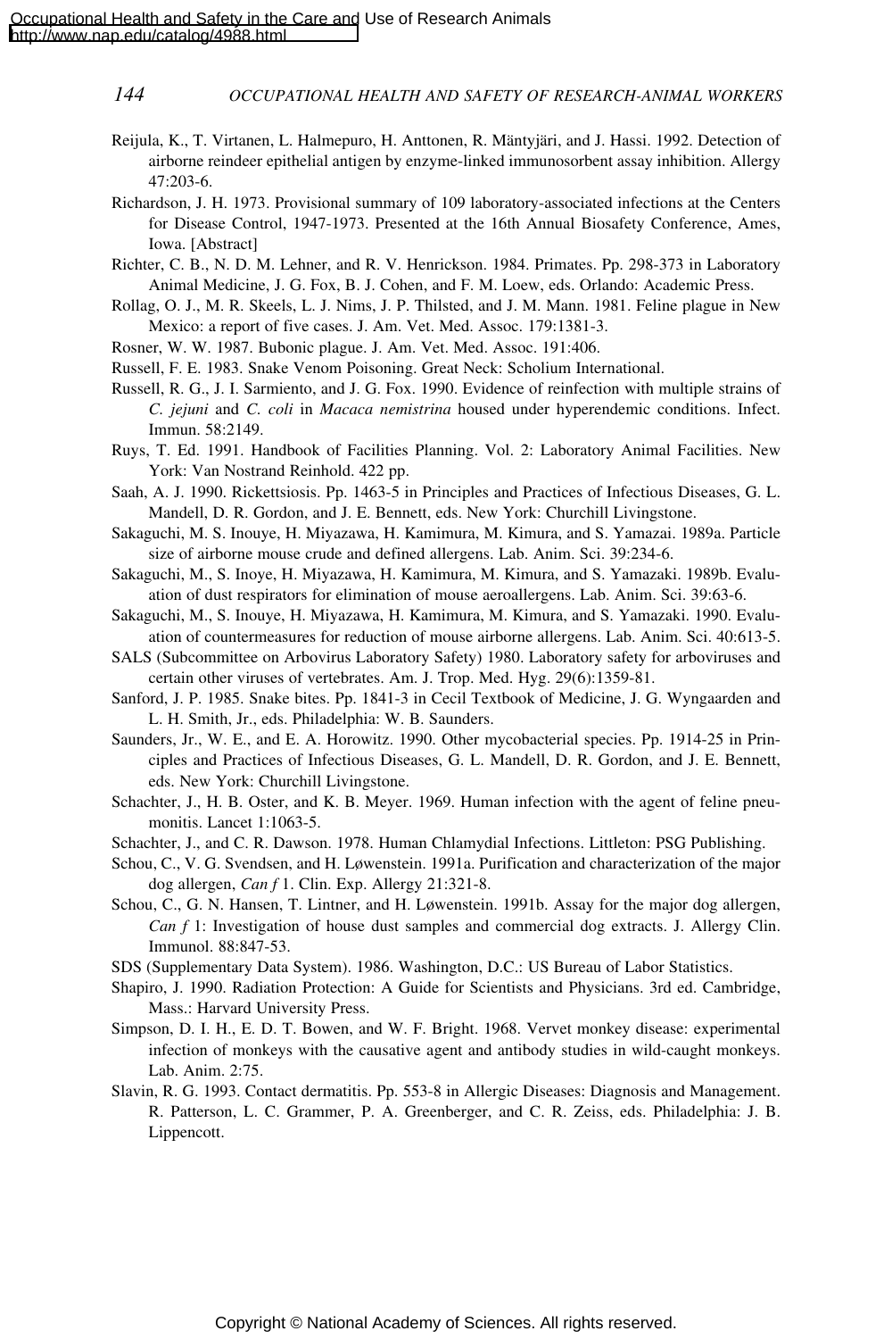Reijula, K., T. Virtanen, L. Halmepuro, H. Anttonen, R. Mäntyjäri, and J. Hassi. 1992. Detection of airborne reindeer epithelial antigen by enzyme-linked immunosorbent assay inhibition. Allergy 47:203-6.

Richardson, J. H. 1973. Provisional summary of 109 laboratory-associated infections at the Centers for Disease Control, 1947-1973. Presented at the 16th Annual Biosafety Conference, Ames, Iowa. [Abstract]

Richter, C. B., N. D. M. Lehner, and R. V. Henrickson. 1984. Primates. Pp. 298-373 in Laboratory Animal Medicine, J. G. Fox, B. J. Cohen, and F. M. Loew, eds. Orlando: Academic Press.

Rollag, O. J., M. R. Skeels, L. J. Nims, J. P. Thilsted, and J. M. Mann. 1981. Feline plague in New Mexico: a report of five cases. J. Am. Vet. Med. Assoc. 179:1381-3.

Rosner, W. W. 1987. Bubonic plague. J. Am. Vet. Med. Assoc. 191:406.

Russell, F. E. 1983. Snake Venom Poisoning. Great Neck: Scholium International.

Russell, R. G., J. I. Sarmiento, and J. G. Fox. 1990. Evidence of reinfection with multiple strains of *C. jejuni* and *C. coli* in *Macaca nemistrina* housed under hyperendemic conditions. Infect. Immun. 58:2149.

Ruys, T. Ed. 1991. Handbook of Facilities Planning. Vol. 2: Laboratory Animal Facilities. New York: Van Nostrand Reinhold. 422 pp.

Saah, A. J. 1990. Rickettsiosis. Pp. 1463-5 in Principles and Practices of Infectious Diseases, G. L. Mandell, D. R. Gordon, and J. E. Bennett, eds. New York: Churchill Livingstone.

Sakaguchi, M. S. Inouye, H. Miyazawa, H. Kamimura, M. Kimura, and S. Yamazai. 1989a. Particle size of airborne mouse crude and defined allergens. Lab. Anim. Sci. 39:234-6.

Sakaguchi, M., S. Inoye, H. Miyazawa, H. Kamimura, M. Kimura, and S. Yamazaki. 1989b. Evaluation of dust respirators for elimination of mouse aeroallergens. Lab. Anim. Sci. 39:63-6.

Sakaguchi, M., S. Inouye, H. Miyazawa, H. Kamimura, M. Kimura, and S. Yamazaki. 1990. Evaluation of countermeasures for reduction of mouse airborne allergens. Lab. Anim. Sci. 40:613-5.

SALS (Subcommittee on Arbovirus Laboratory Safety) 1980. Laboratory safety for arboviruses and certain other viruses of vertebrates. Am. J. Trop. Med. Hyg. 29(6):1359-81.

Sanford, J. P. 1985. Snake bites. Pp. 1841-3 in Cecil Textbook of Medicine, J. G. Wyngaarden and L. H. Smith, Jr., eds. Philadelphia: W. B. Saunders.

Saunders, Jr., W. E., and E. A. Horowitz. 1990. Other mycobacterial species. Pp. 1914-25 in Principles and Practices of Infectious Diseases, G. L. Mandell, D. R. Gordon, and J. E. Bennett, eds. New York: Churchill Livingstone.

Schachter, J., H. B. Oster, and K. B. Meyer. 1969. Human infection with the agent of feline pneumonitis. Lancet 1:1063-5.

Schachter, J., and C. R. Dawson. 1978. Human Chlamydial Infections. Littleton: PSG Publishing.

Schou, C., V. G. Svendsen, and H. Løwenstein. 1991a. Purification and characterization of the major dog allergen, *Can f* 1. Clin. Exp. Allergy 21:321-8.

Schou, C., G. N. Hansen, T. Lintner, and H. Løwenstein. 1991b. Assay for the major dog allergen, *Can f* 1: Investigation of house dust samples and commercial dog extracts. J. Allergy Clin. Immunol. 88:847-53.

SDS (Supplementary Data System). 1986. Washington, D.C.: US Bureau of Labor Statistics.

Shapiro, J. 1990. Radiation Protection: A Guide for Scientists and Physicians. 3rd ed. Cambridge, Mass.: Harvard University Press.

Simpson, D. I. H., E. D. T. Bowen, and W. F. Bright. 1968. Vervet monkey disease: experimental infection of monkeys with the causative agent and antibody studies in wild-caught monkeys. Lab. Anim. 2:75.

Slavin, R. G. 1993. Contact dermatitis. Pp. 553-8 in Allergic Diseases: Diagnosis and Management. R. Patterson, L. C. Grammer, P. A. Greenberger, and C. R. Zeiss, eds. Philadelphia: J. B. Lippencott.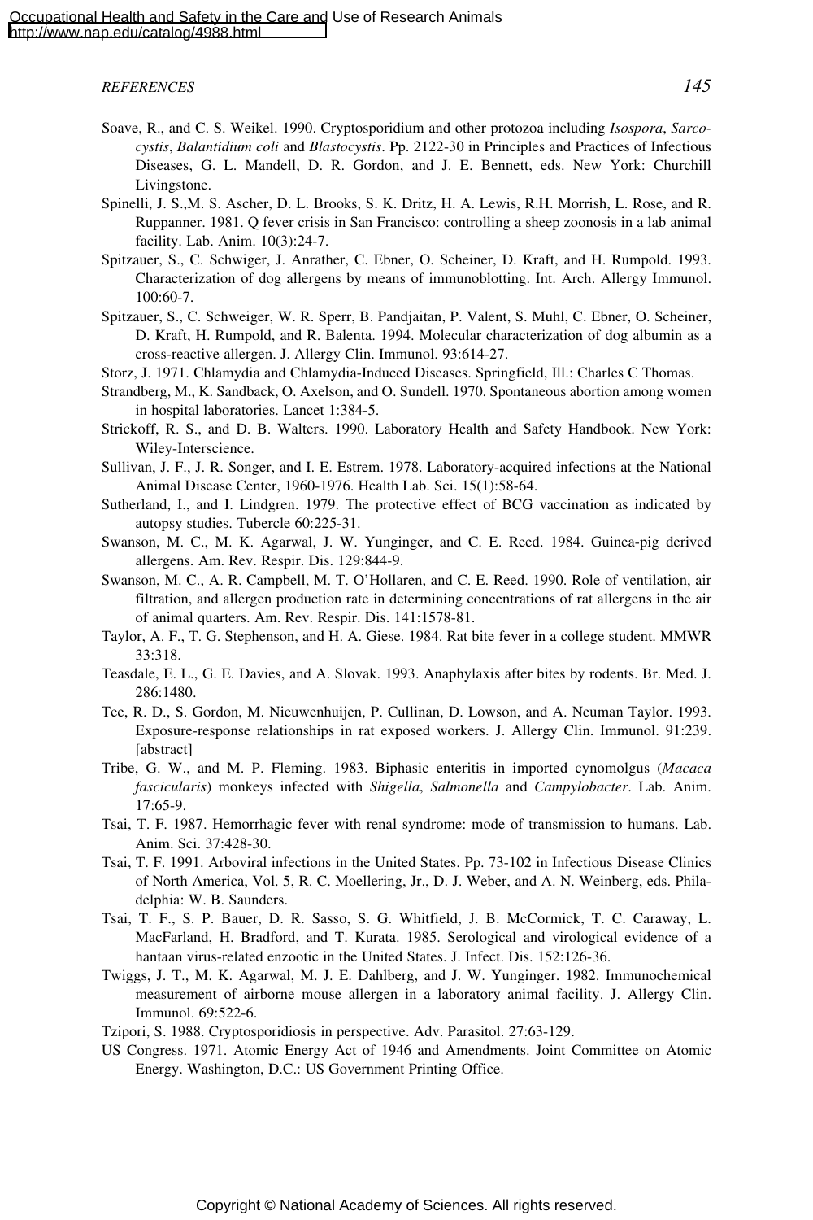Soave, R., and C. S. Weikel. 1990. Cryptosporidium and other protozoa including *Isospora*, *Sarcocystis*, *Balantidium coli* and *Blastocystis*. Pp. 2122-30 in Principles and Practices of Infectious Diseases, G. L. Mandell, D. R. Gordon, and J. E. Bennett, eds. New York: Churchill Livingstone.

Spinelli, J. S.,M. S. Ascher, D. L. Brooks, S. K. Dritz, H. A. Lewis, R.H. Morrish, L. Rose, and R. Ruppanner. 1981. Q fever crisis in San Francisco: controlling a sheep zoonosis in a lab animal facility. Lab. Anim. 10(3):24-7.

Spitzauer, S., C. Schwiger, J. Anrather, C. Ebner, O. Scheiner, D. Kraft, and H. Rumpold. 1993. Characterization of dog allergens by means of immunoblotting. Int. Arch. Allergy Immunol. 100:60-7.

Spitzauer, S., C. Schweiger, W. R. Sperr, B. Pandjaitan, P. Valent, S. Muhl, C. Ebner, O. Scheiner, D. Kraft, H. Rumpold, and R. Balenta. 1994. Molecular characterization of dog albumin as a cross-reactive allergen. J. Allergy Clin. Immunol. 93:614-27.

Storz, J. 1971. Chlamydia and Chlamydia-Induced Diseases. Springfield, Ill.: Charles C Thomas.

Strandberg, M., K. Sandback, O. Axelson, and O. Sundell. 1970. Spontaneous abortion among women in hospital laboratories. Lancet 1:384-5.

Strickoff, R. S., and D. B. Walters. 1990. Laboratory Health and Safety Handbook. New York: Wiley-Interscience.

Sullivan, J. F., J. R. Songer, and I. E. Estrem. 1978. Laboratory-acquired infections at the National Animal Disease Center, 1960-1976. Health Lab. Sci. 15(1):58-64.

Sutherland, I., and I. Lindgren. 1979. The protective effect of BCG vaccination as indicated by autopsy studies. Tubercle 60:225-31.

Swanson, M. C., M. K. Agarwal, J. W. Yunginger, and C. E. Reed. 1984. Guinea-pig derived allergens. Am. Rev. Respir. Dis. 129:844-9.

Swanson, M. C., A. R. Campbell, M. T. O'Hollaren, and C. E. Reed. 1990. Role of ventilation, air filtration, and allergen production rate in determining concentrations of rat allergens in the air of animal quarters. Am. Rev. Respir. Dis. 141:1578-81.

Taylor, A. F., T. G. Stephenson, and H. A. Giese. 1984. Rat bite fever in a college student. MMWR 33:318.

Teasdale, E. L., G. E. Davies, and A. Slovak. 1993. Anaphylaxis after bites by rodents. Br. Med. J. 286:1480.

Tee, R. D., S. Gordon, M. Nieuwenhuijen, P. Cullinan, D. Lowson, and A. Neuman Taylor. 1993. Exposure-response relationships in rat exposed workers. J. Allergy Clin. Immunol. 91:239. [abstract]

Tribe, G. W., and M. P. Fleming. 1983. Biphasic enteritis in imported cynomolgus (*Macaca fascicularis*) monkeys infected with *Shigella*, *Salmonella* and *Campylobacter*. Lab. Anim. 17:65-9.

Tsai, T. F. 1987. Hemorrhagic fever with renal syndrome: mode of transmission to humans. Lab. Anim. Sci. 37:428-30.

Tsai, T. F. 1991. Arboviral infections in the United States. Pp. 73-102 in Infectious Disease Clinics of North America, Vol. 5, R. C. Moellering, Jr., D. J. Weber, and A. N. Weinberg, eds. Philadelphia: W. B. Saunders.

Tsai, T. F., S. P. Bauer, D. R. Sasso, S. G. Whitfield, J. B. McCormick, T. C. Caraway, L. MacFarland, H. Bradford, and T. Kurata. 1985. Serological and virological evidence of a hantaan virus-related enzootic in the United States. J. Infect. Dis. 152:126-36.

Twiggs, J. T., M. K. Agarwal, M. J. E. Dahlberg, and J. W. Yunginger. 1982. Immunochemical measurement of airborne mouse allergen in a laboratory animal facility. J. Allergy Clin. Immunol. 69:522-6.

Tzipori, S. 1988. Cryptosporidiosis in perspective. Adv. Parasitol. 27:63-129.

US Congress. 1971. Atomic Energy Act of 1946 and Amendments. Joint Committee on Atomic Energy. Washington, D.C.: US Government Printing Office.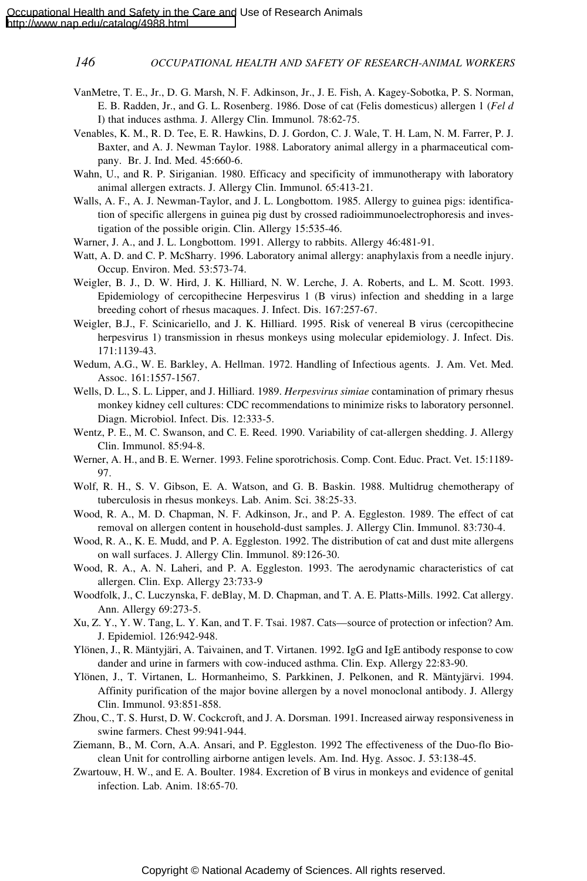VanMetre, T. E., Jr., D. G. Marsh, N. F. Adkinson, Jr., J. E. Fish, A. Kagey-Sobotka, P. S. Norman, E. B. Radden, Jr., and G. L. Rosenberg. 1986. Dose of cat (Felis domesticus) allergen 1 (*Fel d* I) that induces asthma. J. Allergy Clin. Immunol. 78:62-75.

Venables, K. M., R. D. Tee, E. R. Hawkins, D. J. Gordon, C. J. Wale, T. H. Lam, N. M. Farrer, P. J. Baxter, and A. J. Newman Taylor. 1988. Laboratory animal allergy in a pharmaceutical company. Br. J. Ind. Med. 45:660-6.

Wahn, U., and R. P. Siriganian. 1980. Efficacy and specificity of immunotherapy with laboratory animal allergen extracts. J. Allergy Clin. Immunol. 65:413-21.

Walls, A. F., A. J. Newman-Taylor, and J. L. Longbottom. 1985. Allergy to guinea pigs: identification of specific allergens in guinea pig dust by crossed radioimmunoelectrophoresis and investigation of the possible origin. Clin. Allergy 15:535-46.

Warner, J. A., and J. L. Longbottom. 1991. Allergy to rabbits. Allergy 46:481-91.

Watt, A. D. and C. P. McSharry. 1996. Laboratory animal allergy: anaphylaxis from a needle injury. Occup. Environ. Med. 53:573-74.

Weigler, B. J., D. W. Hird, J. K. Hilliard, N. W. Lerche, J. A. Roberts, and L. M. Scott. 1993. Epidemiology of cercopithecine Herpesvirus 1 (B virus) infection and shedding in a large breeding cohort of rhesus macaques. J. Infect. Dis. 167:257-67.

Weigler, B.J., F. Scinicariello, and J. K. Hilliard. 1995. Risk of venereal B virus (cercopithecine herpesvirus 1) transmission in rhesus monkeys using molecular epidemiology. J. Infect. Dis. 171:1139-43.

Wedum, A.G., W. E. Barkley, A. Hellman. 1972. Handling of Infectious agents. J. Am. Vet. Med. Assoc. 161:1557-1567.

Wells, D. L., S. L. Lipper, and J. Hilliard. 1989. *Herpesvirus simiae* contamination of primary rhesus monkey kidney cell cultures: CDC recommendations to minimize risks to laboratory personnel. Diagn. Microbiol. Infect. Dis. 12:333-5.

Wentz, P. E., M. C. Swanson, and C. E. Reed. 1990. Variability of cat-allergen shedding. J. Allergy Clin. Immunol. 85:94-8.

Werner, A. H., and B. E. Werner. 1993. Feline sporotrichosis. Comp. Cont. Educ. Pract. Vet. 15:1189-97.

Wolf, R. H., S. V. Gibson, E. A. Watson, and G. B. Baskin. 1988. Multidrug chemotherapy of tuberculosis in rhesus monkeys. Lab. Anim. Sci. 38:25-33.

Wood, R. A., M. D. Chapman, N. F. Adkinson, Jr., and P. A. Eggleston. 1989. The effect of cat removal on allergen content in household-dust samples. J. Allergy Clin. Immunol. 83:730-4.

Wood, R. A., K. E. Mudd, and P. A. Eggleston. 1992. The distribution of cat and dust mite allergens on wall surfaces. J. Allergy Clin. Immunol. 89:126-30.

Wood, R. A., A. N. Laheri, and P. A. Eggleston. 1993. The aerodynamic characteristics of cat allergen. Clin. Exp. Allergy 23:733-9

Woodfolk, J., C. Luczynska, F. deBlay, M. D. Chapman, and T. A. E. Platts-Mills. 1992. Cat allergy. Ann. Allergy 69:273-5.

Xu, Z. Y., Y. W. Tang, L. Y. Kan, and T. F. Tsai. 1987. Cats—source of protection or infection? Am. J. Epidemiol. 126:942-948.

Ylönen, J., R. Mäntyjäri, A. Taivainen, and T. Virtanen. 1992. IgG and IgE antibody response to cow dander and urine in farmers with cow-induced asthma. Clin. Exp. Allergy 22:83-90.

Ylönen, J., T. Virtanen, L. Hormanheimo, S. Parkkinen, J. Pelkonen, and R. Mäntyjärvi. 1994. Affinity purification of the major bovine allergen by a novel monoclonal antibody. J. Allergy Clin. Immunol. 93:851-858.

Zhou, C., T. S. Hurst, D. W. Cockcroft, and J. A. Dorsman. 1991. Increased airway responsiveness in swine farmers. Chest 99:941-944.

Ziemann, B., M. Corn, A.A. Ansari, and P. Eggleston. 1992 The effectiveness of the Duo-flo Bioclean Unit for controlling airborne antigen levels. Am. Ind. Hyg. Assoc. J. 53:138-45.

Zwartouw, H. W., and E. A. Boulter. 1984. Excretion of B virus in monkeys and evidence of genital infection. Lab. Anim. 18:65-70.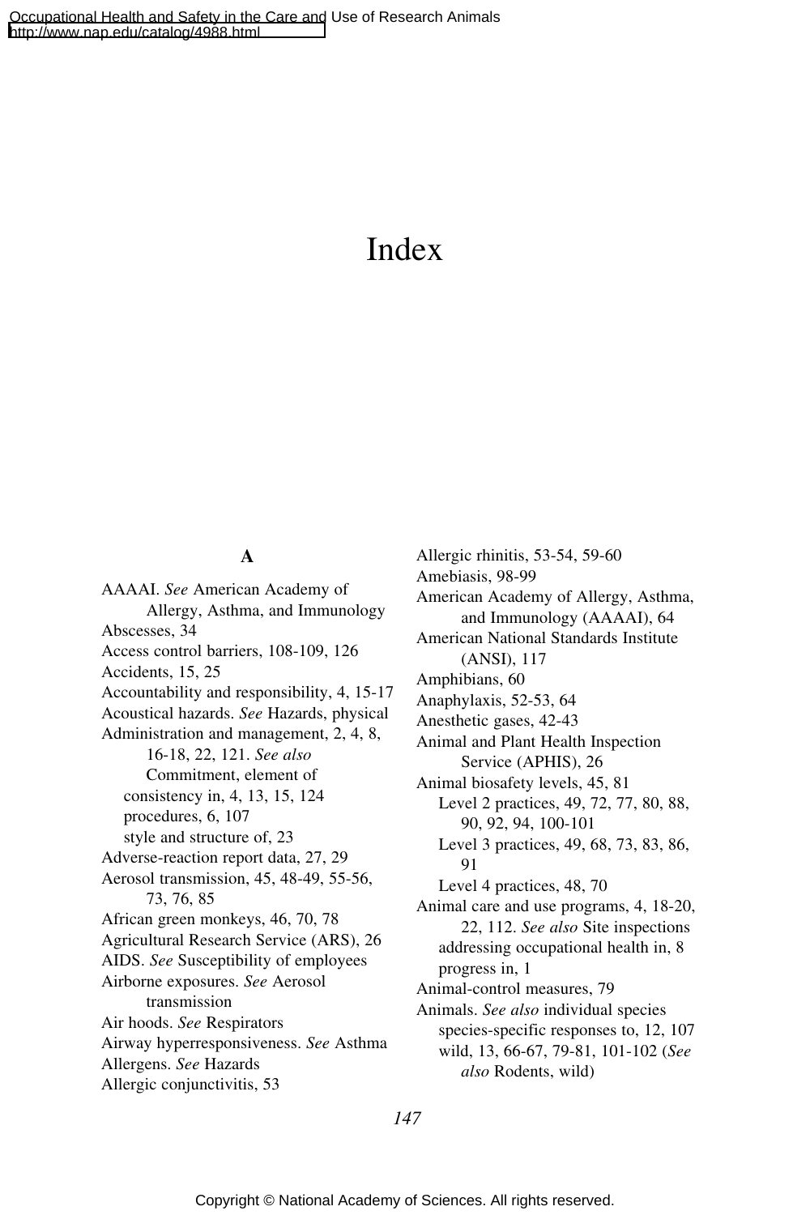# Index

## A

AAAAI. *See* American Academy of Allergy, Asthma, and Immunology
Abscesses, 34
Access control barriers, 108-109, 126
Accidents, 15, 25
Accountability and responsibility, 4, 15-17
Acoustical hazards. *See* Hazards, physical
Administration and management, 2, 4, 8, 16-18, 22, 121. *See also* Commitment, element of
  consistency in, 4, 13, 15, 124
  procedures, 6, 107
  style and structure of, 23
Adverse-reaction report data, 27, 29
Aerosol transmission, 45, 48-49, 55-56, 73, 76, 85
African green monkeys, 46, 70, 78
Agricultural Research Service (ARS), 26
AIDS. *See* Susceptibility of employees
Airborne exposures. *See* Aerosol transmission
Air hoods. *See* Respirators
Airway hyperresponsiveness. *See* Asthma
Allergens. *See* Hazards
Allergic conjunctivitis, 53
Allergic rhinitis, 53-54, 59-60
Amebiasis, 98-99
American Academy of Allergy, Asthma, and Immunology (AAAAI), 64
American National Standards Institute (ANSI), 117
Amphibians, 60
Anaphylaxis, 52-53, 64
Anesthetic gases, 42-43
Animal and Plant Health Inspection Service (APHIS), 26
Animal biosafety levels, 45, 81
  Level 2 practices, 49, 72, 77, 80, 88, 90, 92, 94, 100-101
  Level 3 practices, 49, 68, 73, 83, 86, 91
  Level 4 practices, 48, 70
Animal care and use programs, 4, 18-20, 22, 112. *See also* Site inspections
  addressing occupational health in, 8
  progress in, 1
Animal-control measures, 79
Animals. *See also* individual species
  species-specific responses to, 12, 107
  wild, 13, 66-67, 79-81, 101-102 (*See also* Rodents, wild)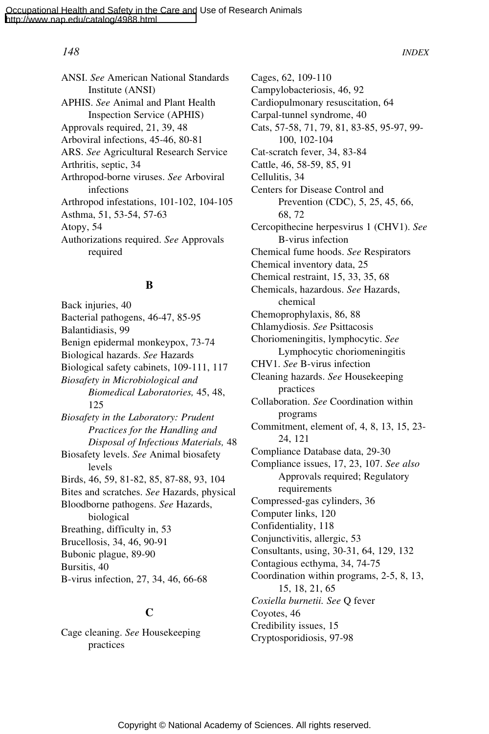ANSI. *See* American National Standards Institute (ANSI)
APHIS. *See* Animal and Plant Health Inspection Service (APHIS)
Approvals required, 21, 39, 48
Arboviral infections, 45-46, 80-81
ARS. *See* Agricultural Research Service
Arthritis, septic, 34
Arthropod-borne viruses. *See* Arboviral infections
Arthropod infestations, 101-102, 104-105
Asthma, 51, 53-54, 57-63
Atopy, 54
Authorizations required. *See* Approvals required

## B

Back injuries, 40
Bacterial pathogens, 46-47, 85-95
Balantidiasis, 99
Benign epidermal monkeypox, 73-74
Biological hazards. *See* Hazards
Biological safety cabinets, 109-111, 117
*Biosafety in Microbiological and Biomedical Laboratories,* 45, 48, 125
*Biosafety in the Laboratory: Prudent Practices for the Handling and Disposal of Infectious Materials,* 48
Biosafety levels. *See* Animal biosafety levels
Birds, 46, 59, 81-82, 85, 87-88, 93, 104
Bites and scratches. *See* Hazards, physical
Bloodborne pathogens. *See* Hazards, biological
Breathing, difficulty in, 53
Brucellosis, 34, 46, 90-91
Bubonic plague, 89-90
Bursitis, 40
B-virus infection, 27, 34, 46, 66-68

## C

Cage cleaning. *See* Housekeeping practices
Cages, 62, 109-110
Campylobacteriosis, 46, 92
Cardiopulmonary resuscitation, 64
Carpal-tunnel syndrome, 40
Cats, 57-58, 71, 79, 81, 83-85, 95-97, 99-100, 102-104
Cat-scratch fever, 34, 83-84
Cattle, 46, 58-59, 85, 91
Cellulitis, 34
Centers for Disease Control and Prevention (CDC), 5, 25, 45, 66, 68, 72
Cercopithecine herpesvirus 1 (CHV1). *See* B-virus infection
Chemical fume hoods. *See* Respirators
Chemical inventory data, 25
Chemical restraint, 15, 33, 35, 68
Chemicals, hazardous. *See* Hazards, chemical
Chemoprophylaxis, 86, 88
Chlamydiosis. *See* Psittacosis
Choriomeningitis, lymphocytic. *See* Lymphocytic choriomeningitis
CHV1. *See* B-virus infection
Cleaning hazards. *See* Housekeeping practices
Collaboration. *See* Coordination within programs
Commitment, element of, 4, 8, 13, 15, 23-24, 121
Compliance Database data, 29-30
Compliance issues, 17, 23, 107. *See also* Approvals required; Regulatory requirements
Compressed-gas cylinders, 36
Computer links, 120
Confidentiality, 118
Conjunctivitis, allergic, 53
Consultants, using, 30-31, 64, 129, 132
Contagious ecthyma, 34, 74-75
Coordination within programs, 2-5, 8, 13, 15, 18, 21, 65
*Coxiella burnetii. See* Q fever
Coyotes, 46
Credibility issues, 15
Cryptosporidiosis, 97-98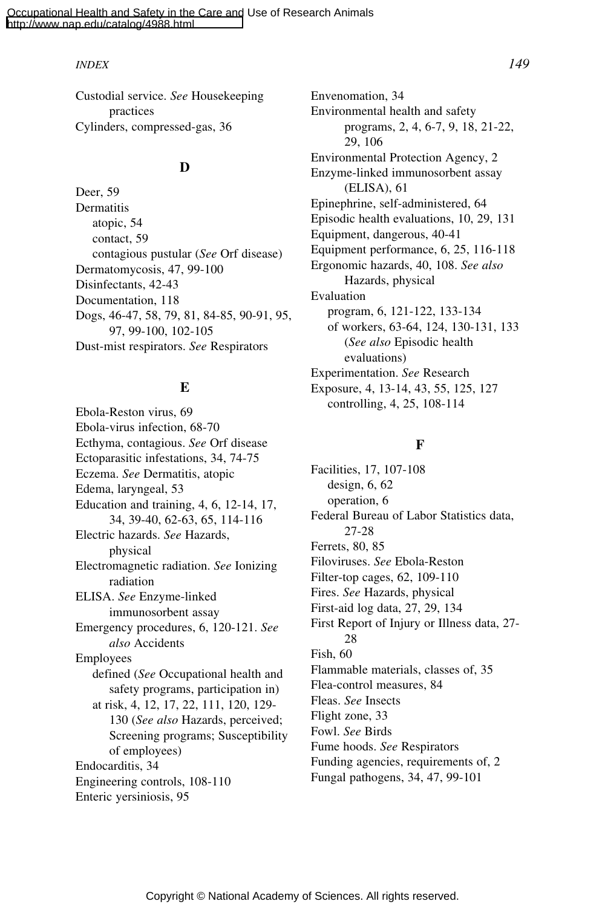Custodial service. *See* Housekeeping practices

Cylinders, compressed-gas, 36

## D

Deer, 59

Dermatitis
- atopic, 54
- contact, 59
- contagious pustular (*See* Orf disease)

Dermatomycosis, 47, 99-100

Disinfectants, 42-43

Documentation, 118

Dogs, 46-47, 58, 79, 81, 84-85, 90-91, 95, 97, 99-100, 102-105

Dust-mist respirators. *See* Respirators

## E

Ebola-Reston virus, 69

Ebola-virus infection, 68-70

Ecthyma, contagious. *See* Orf disease

Ectoparasitic infestations, 34, 74-75

Eczema. *See* Dermatitis, atopic

Edema, laryngeal, 53

Education and training, 4, 6, 12-14, 17, 34, 39-40, 62-63, 65, 114-116

Electric hazards. *See* Hazards, physical

Electromagnetic radiation. *See* Ionizing radiation

ELISA. *See* Enzyme-linked immunosorbent assay

Emergency procedures, 6, 120-121. *See also* Accidents

Employees
- defined (*See* Occupational health and safety programs, participation in)
- at risk, 4, 12, 17, 22, 111, 120, 129-130 (*See also* Hazards, perceived; Screening programs; Susceptibility of employees)

Endocarditis, 34

Engineering controls, 108-110

Enteric yersiniosis, 95

Envenomation, 34

Environmental health and safety programs, 2, 4, 6-7, 9, 18, 21-22, 29, 106

Environmental Protection Agency, 2

Enzyme-linked immunosorbent assay (ELISA), 61

Epinephrine, self-administered, 64

Episodic health evaluations, 10, 29, 131

Equipment, dangerous, 40-41

Equipment performance, 6, 25, 116-118

Ergonomic hazards, 40, 108. *See also* Hazards, physical

Evaluation
- program, 6, 121-122, 133-134
- of workers, 63-64, 124, 130-131, 133 (*See also* Episodic health evaluations)

Experimentation. *See* Research

Exposure, 4, 13-14, 43, 55, 125, 127
- controlling, 4, 25, 108-114

## F

Facilities, 17, 107-108
- design, 6, 62
- operation, 6

Federal Bureau of Labor Statistics data, 27-28

Ferrets, 80, 85

Filoviruses. *See* Ebola-Reston

Filter-top cages, 62, 109-110

Fires. *See* Hazards, physical

First-aid log data, 27, 29, 134

First Report of Injury or Illness data, 27-28

Fish, 60

Flammable materials, classes of, 35

Flea-control measures, 84

Fleas. *See* Insects

Flight zone, 33

Fowl. *See* Birds

Fume hoods. *See* Respirators

Funding agencies, requirements of, 2

Fungal pathogens, 34, 47, 99-101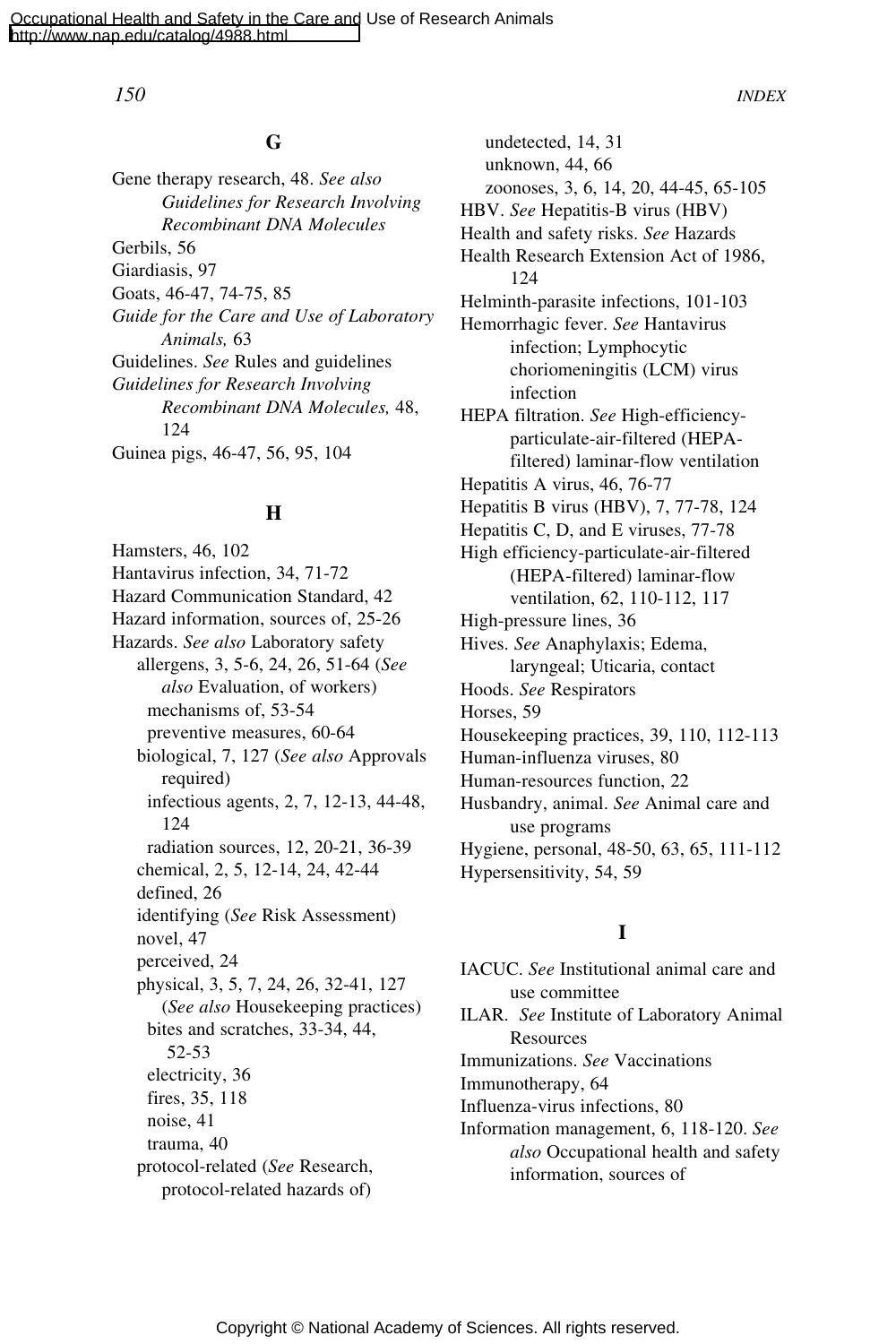## G

Gene therapy research, 48. *See also* *Guidelines for Research Involving Recombinant DNA Molecules*
Gerbils, 56
Giardiasis, 97
Goats, 46-47, 74-75, 85
*Guide for the Care and Use of Laboratory Animals,* 63
Guidelines. *See* Rules and guidelines
*Guidelines for Research Involving Recombinant DNA Molecules,* 48, 124
Guinea pigs, 46-47, 56, 95, 104

## H

Hamsters, 46, 102
Hantavirus infection, 34, 71-72
Hazard Communication Standard, 42
Hazard information, sources of, 25-26
Hazards. *See also* Laboratory safety
- allergens, 3, 5-6, 24, 26, 51-64 (*See also* Evaluation, of workers)
  - mechanisms of, 53-54
  - preventive measures, 60-64
- biological, 7, 127 (*See also* Approvals required)
  - infectious agents, 2, 7, 12-13, 44-48, 124
  - radiation sources, 12, 20-21, 36-39
- chemical, 2, 5, 12-14, 24, 42-44
- defined, 26
- identifying (*See* Risk Assessment)
- novel, 47
- perceived, 24
- physical, 3, 5, 7, 24, 26, 32-41, 127 (*See also* Housekeeping practices)
  - bites and scratches, 33-34, 44, 52-53
  - electricity, 36
  - fires, 35, 118
  - noise, 41
  - trauma, 40
- protocol-related (*See* Research, protocol-related hazards of)
  - undetected, 14, 31
  - unknown, 44, 66
  - zoonoses, 3, 6, 14, 20, 44-45, 65-105

HBV. *See* Hepatitis-B virus (HBV)
Health and safety risks. *See* Hazards
Health Research Extension Act of 1986, 124
Helminth-parasite infections, 101-103
Hemorrhagic fever. *See* Hantavirus infection; Lymphocytic choriomeningitis (LCM) virus infection
HEPA filtration. *See* High-efficiency-particulate-air-filtered (HEPA-filtered) laminar-flow ventilation
Hepatitis A virus, 46, 76-77
Hepatitis B virus (HBV), 7, 77-78, 124
Hepatitis C, D, and E viruses, 77-78
High efficiency-particulate-air-filtered (HEPA-filtered) laminar-flow ventilation, 62, 110-112, 117
High-pressure lines, 36
Hives. *See* Anaphylaxis; Edema, laryngeal; Uticaria, contact
Hoods. *See* Respirators
Horses, 59
Housekeeping practices, 39, 110, 112-113
Human-influenza viruses, 80
Human-resources function, 22
Husbandry, animal. *See* Animal care and use programs
Hygiene, personal, 48-50, 63, 65, 111-112
Hypersensitivity, 54, 59

## I

IACUC. *See* Institutional animal care and use committee
ILAR. *See* Institute of Laboratory Animal Resources
Immunizations. *See* Vaccinations
Immunotherapy, 64
Influenza-virus infections, 80
Information management, 6, 118-120. *See also* Occupational health and safety information, sources of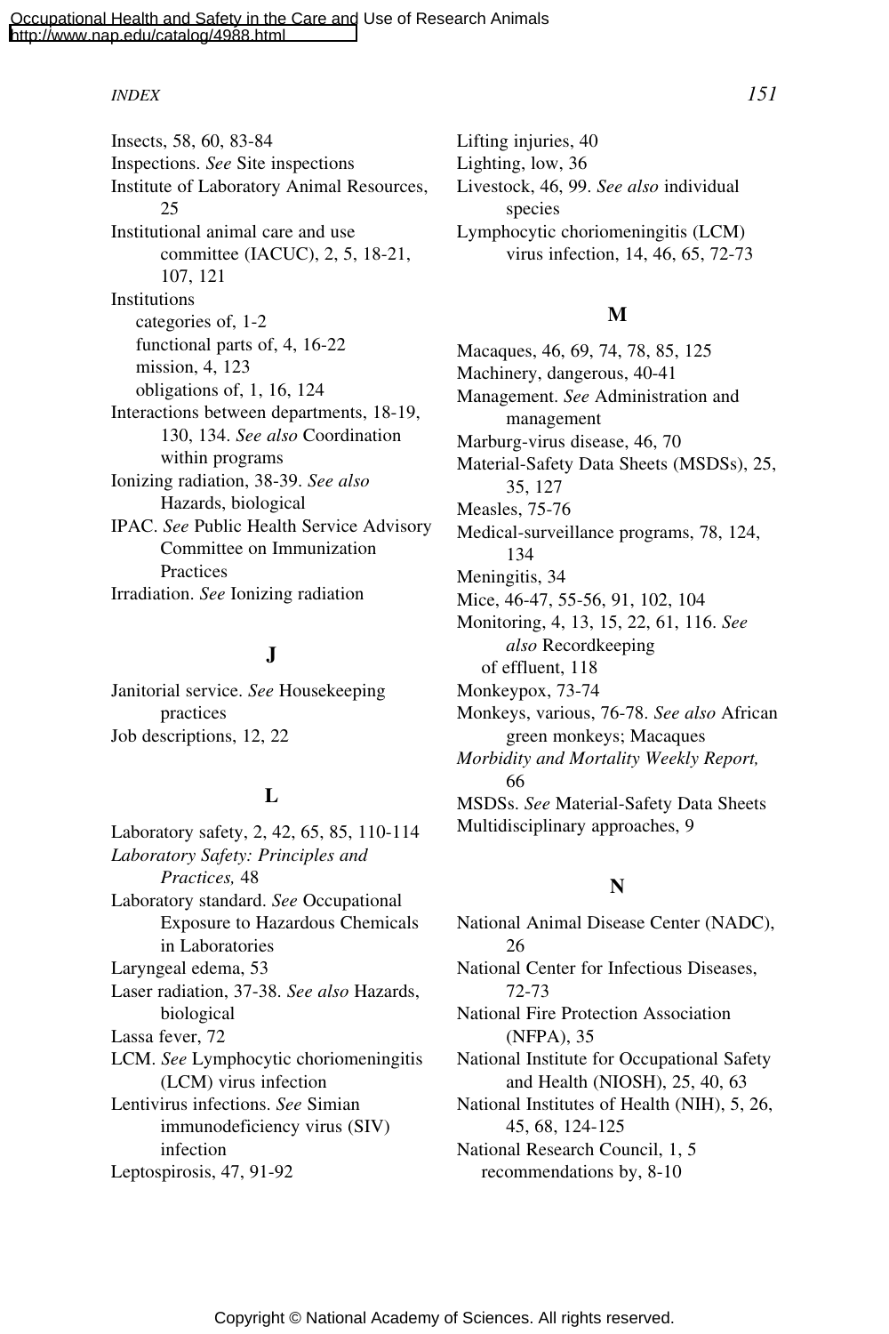Insects, 58, 60, 83-84
Inspections. *See* Site inspections
Institute of Laboratory Animal Resources, 25
Institutional animal care and use committee (IACUC), 2, 5, 18-21, 107, 121
Institutions
  categories of, 1-2
  functional parts of, 4, 16-22
  mission, 4, 123
  obligations of, 1, 16, 124
Interactions between departments, 18-19, 130, 134. *See also* Coordination within programs
Ionizing radiation, 38-39. *See also* Hazards, biological
IPAC. *See* Public Health Service Advisory Committee on Immunization Practices
Irradiation. *See* Ionizing radiation

## J

Janitorial service. *See* Housekeeping practices
Job descriptions, 12, 22

## L

Laboratory safety, 2, 42, 65, 85, 110-114
*Laboratory Safety: Principles and Practices,* 48
Laboratory standard. *See* Occupational Exposure to Hazardous Chemicals in Laboratories
Laryngeal edema, 53
Laser radiation, 37-38. *See also* Hazards, biological
Lassa fever, 72
LCM. *See* Lymphocytic choriomeningitis (LCM) virus infection
Lentivirus infections. *See* Simian immunodeficiency virus (SIV) infection
Leptospirosis, 47, 91-92
Lifting injuries, 40
Lighting, low, 36
Livestock, 46, 99. *See also* individual species
Lymphocytic choriomeningitis (LCM) virus infection, 14, 46, 65, 72-73

## M

Macaques, 46, 69, 74, 78, 85, 125
Machinery, dangerous, 40-41
Management. *See* Administration and management
Marburg-virus disease, 46, 70
Material-Safety Data Sheets (MSDSs), 25, 35, 127
Measles, 75-76
Medical-surveillance programs, 78, 124, 134
Meningitis, 34
Mice, 46-47, 55-56, 91, 102, 104
Monitoring, 4, 13, 15, 22, 61, 116. *See also* Recordkeeping
  of effluent, 118
Monkeypox, 73-74
Monkeys, various, 76-78. *See also* African green monkeys; Macaques
*Morbidity and Mortality Weekly Report,* 66
MSDSs. *See* Material-Safety Data Sheets
Multidisciplinary approaches, 9

## N

National Animal Disease Center (NADC), 26
National Center for Infectious Diseases, 72-73
National Fire Protection Association (NFPA), 35
National Institute for Occupational Safety and Health (NIOSH), 25, 40, 63
National Institutes of Health (NIH), 5, 26, 45, 68, 124-125
National Research Council, 1, 5
  recommendations by, 8-10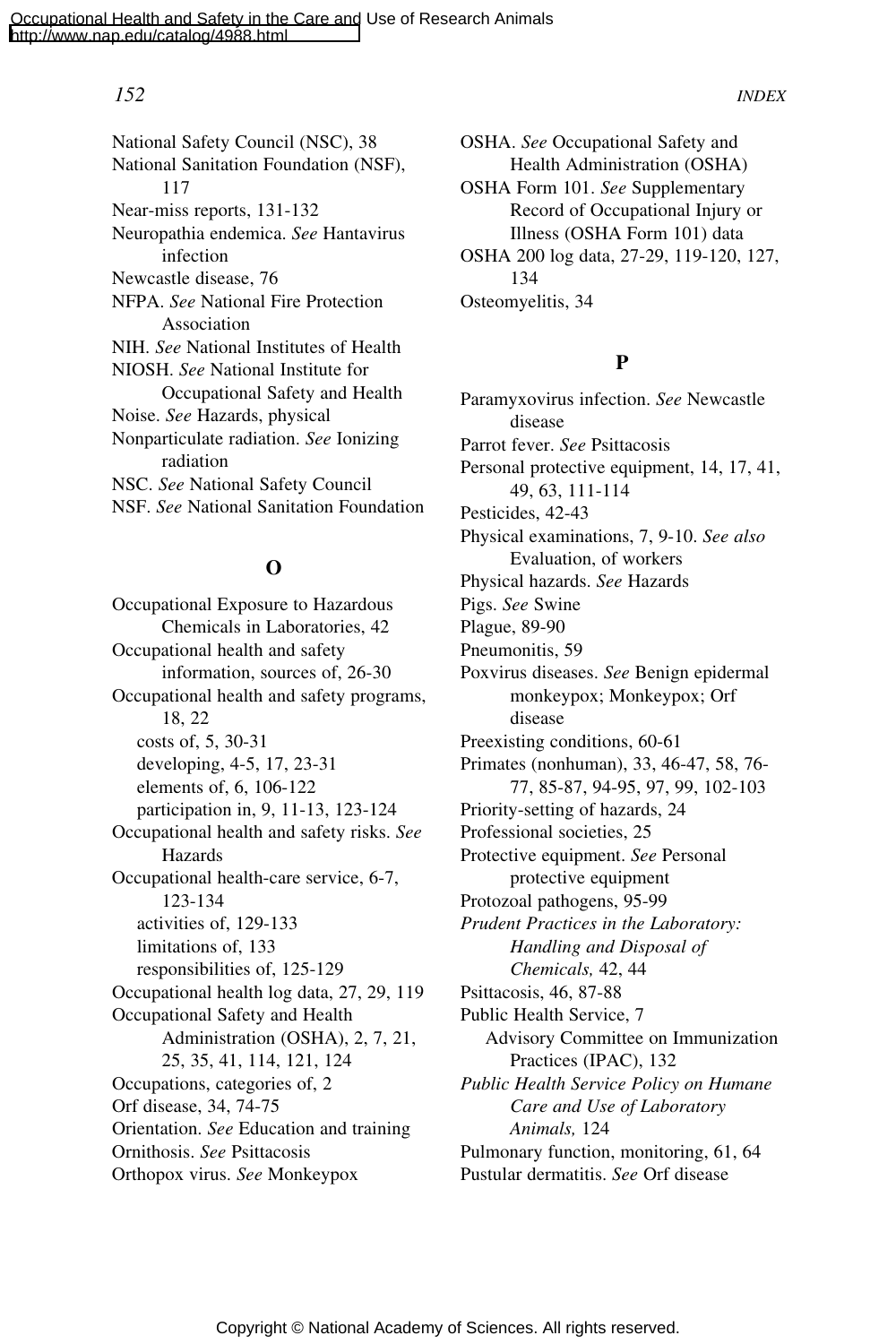National Safety Council (NSC), 38
National Sanitation Foundation (NSF), 117
Near-miss reports, 131-132
Neuropathia endemica. *See* Hantavirus infection
Newcastle disease, 76
NFPA. *See* National Fire Protection Association
NIH. *See* National Institutes of Health
NIOSH. *See* National Institute for Occupational Safety and Health
Noise. *See* Hazards, physical
Nonparticulate radiation. *See* Ionizing radiation
NSC. *See* National Safety Council
NSF. *See* National Sanitation Foundation

## O

Occupational Exposure to Hazardous Chemicals in Laboratories, 42
Occupational health and safety information, sources of, 26-30
Occupational health and safety programs, 18, 22
- costs of, 5, 30-31
- developing, 4-5, 17, 23-31
- elements of, 6, 106-122
- participation in, 9, 11-13, 123-124

Occupational health and safety risks. *See* Hazards
Occupational health-care service, 6-7, 123-134
- activities of, 129-133
- limitations of, 133
- responsibilities of, 125-129

Occupational health log data, 27, 29, 119
Occupational Safety and Health Administration (OSHA), 2, 7, 21, 25, 35, 41, 114, 121, 124
Occupations, categories of, 2
Orf disease, 34, 74-75
Orientation. *See* Education and training
Ornithosis. *See* Psittacosis
Orthopox virus. *See* Monkeypox
OSHA. *See* Occupational Safety and Health Administration (OSHA)
OSHA Form 101. *See* Supplementary Record of Occupational Injury or Illness (OSHA Form 101) data
OSHA 200 log data, 27-29, 119-120, 127, 134
Osteomyelitis, 34

## P

Paramyxovirus infection. *See* Newcastle disease
Parrot fever. *See* Psittacosis
Personal protective equipment, 14, 17, 41, 49, 63, 111-114
Pesticides, 42-43
Physical examinations, 7, 9-10. *See also* Evaluation, of workers
Physical hazards. *See* Hazards
Pigs. *See* Swine
Plague, 89-90
Pneumonitis, 59
Poxvirus diseases. *See* Benign epidermal monkeypox; Monkeypox; Orf disease
Preexisting conditions, 60-61
Primates (nonhuman), 33, 46-47, 58, 76-77, 85-87, 94-95, 97, 99, 102-103
Priority-setting of hazards, 24
Professional societies, 25
Protective equipment. *See* Personal protective equipment
Protozoal pathogens, 95-99
*Prudent Practices in the Laboratory: Handling and Disposal of Chemicals,* 42, 44
Psittacosis, 46, 87-88
Public Health Service, 7
- Advisory Committee on Immunization Practices (IPAC), 132

*Public Health Service Policy on Humane Care and Use of Laboratory Animals,* 124
Pulmonary function, monitoring, 61, 64
Pustular dermatitis. *See* Orf disease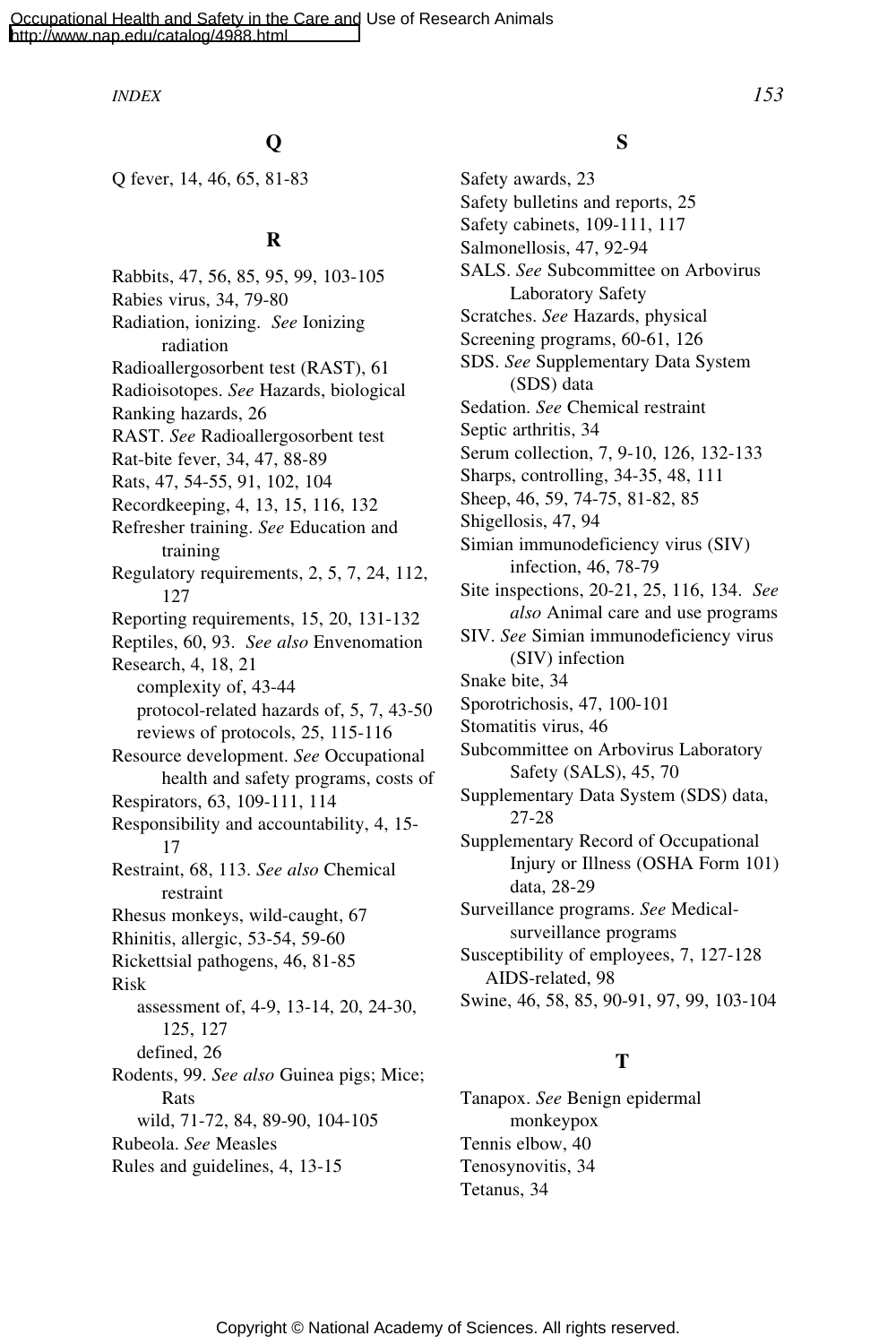## Q

Q fever, 14, 46, 65, 81-83

## R

Rabbits, 47, 56, 85, 95, 99, 103-105
Rabies virus, 34, 79-80
Radiation, ionizing. *See* Ionizing radiation
Radioallergosorbent test (RAST), 61
Radioisotopes. *See* Hazards, biological
Ranking hazards, 26
RAST. *See* Radioallergosorbent test
Rat-bite fever, 34, 47, 88-89
Rats, 47, 54-55, 91, 102, 104
Recordkeeping, 4, 13, 15, 116, 132
Refresher training. *See* Education and training
Regulatory requirements, 2, 5, 7, 24, 112, 127
Reporting requirements, 15, 20, 131-132
Reptiles, 60, 93. *See also* Envenomation
Research, 4, 18, 21
- complexity of, 43-44
- protocol-related hazards of, 5, 7, 43-50
- reviews of protocols, 25, 115-116

Resource development. *See* Occupational health and safety programs, costs of
Respirators, 63, 109-111, 114
Responsibility and accountability, 4, 15-17
Restraint, 68, 113. *See also* Chemical restraint
Rhesus monkeys, wild-caught, 67
Rhinitis, allergic, 53-54, 59-60
Rickettsial pathogens, 46, 81-85
Risk
- assessment of, 4-9, 13-14, 20, 24-30, 125, 127
- defined, 26

Rodents, 99. *See also* Guinea pigs; Mice; Rats
- wild, 71-72, 84, 89-90, 104-105

Rubeola. *See* Measles
Rules and guidelines, 4, 13-15

## S

Safety awards, 23
Safety bulletins and reports, 25
Safety cabinets, 109-111, 117
Salmonellosis, 47, 92-94
SALS. *See* Subcommittee on Arbovirus Laboratory Safety
Scratches. *See* Hazards, physical
Screening programs, 60-61, 126
SDS. *See* Supplementary Data System (SDS) data
Sedation. *See* Chemical restraint
Septic arthritis, 34
Serum collection, 7, 9-10, 126, 132-133
Sharps, controlling, 34-35, 48, 111
Sheep, 46, 59, 74-75, 81-82, 85
Shigellosis, 47, 94
Simian immunodeficiency virus (SIV) infection, 46, 78-79
Site inspections, 20-21, 25, 116, 134. *See also* Animal care and use programs
SIV. *See* Simian immunodeficiency virus (SIV) infection
Snake bite, 34
Sporotrichosis, 47, 100-101
Stomatitis virus, 46
Subcommittee on Arbovirus Laboratory Safety (SALS), 45, 70
Supplementary Data System (SDS) data, 27-28
Supplementary Record of Occupational Injury or Illness (OSHA Form 101) data, 28-29
Surveillance programs. *See* Medical-surveillance programs
Susceptibility of employees, 7, 127-128
- AIDS-related, 98

Swine, 46, 58, 85, 90-91, 97, 99, 103-104

## T

Tanapox. *See* Benign epidermal monkeypox
Tennis elbow, 40
Tenosynovitis, 34
Tetanus, 34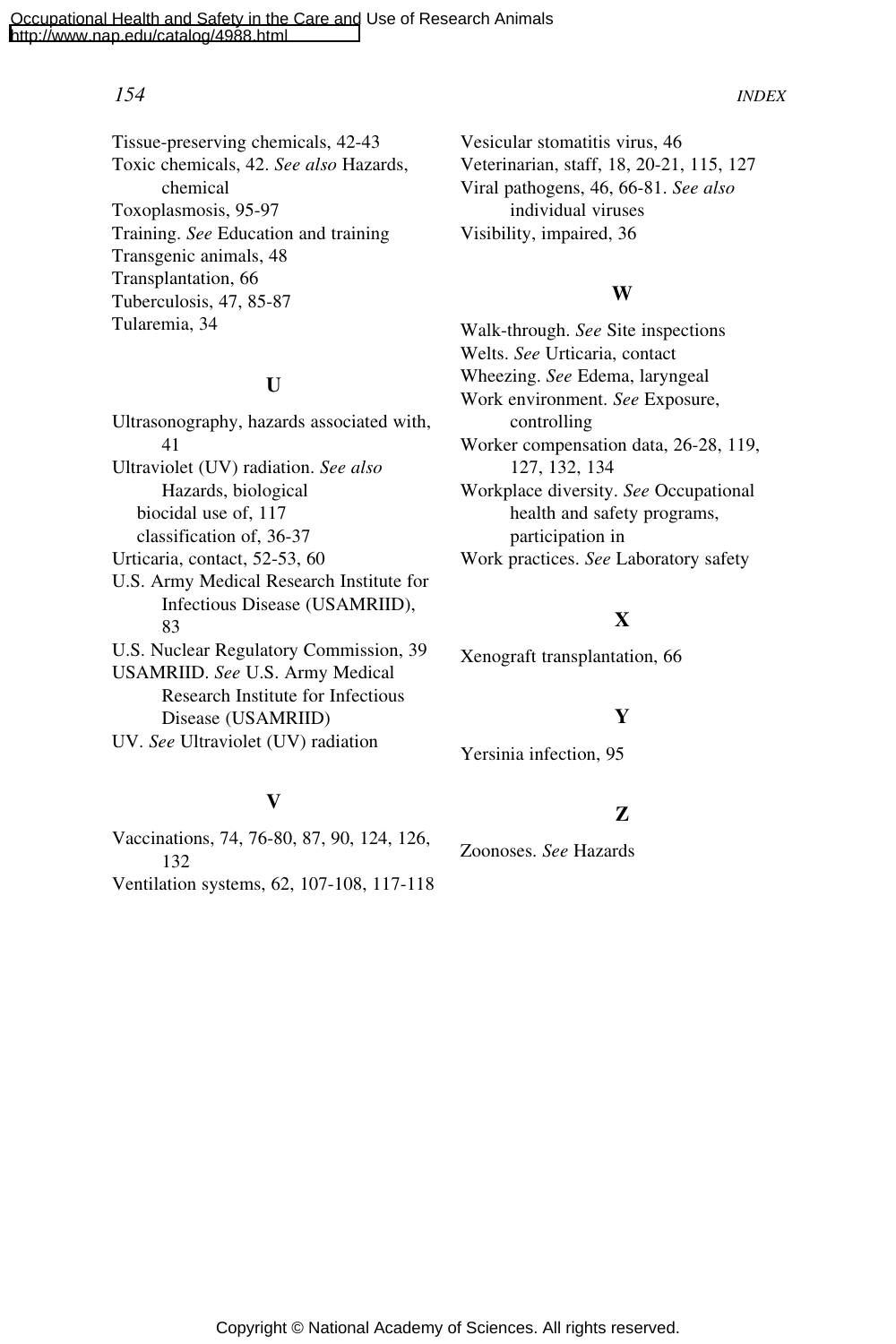Tissue-preserving chemicals, 42-43
Toxic chemicals, 42. *See also* Hazards, chemical
Toxoplasmosis, 95-97
Training. *See* Education and training
Transgenic animals, 48
Transplantation, 66
Tuberculosis, 47, 85-87
Tularemia, 34

## U

Ultrasonography, hazards associated with, 41
Ultraviolet (UV) radiation. *See also* Hazards, biological
 biocidal use of, 117
 classification of, 36-37
Urticaria, contact, 52-53, 60
U.S. Army Medical Research Institute for Infectious Disease (USAMRIID), 83
U.S. Nuclear Regulatory Commission, 39
USAMRIID. *See* U.S. Army Medical Research Institute for Infectious Disease (USAMRIID)
UV. *See* Ultraviolet (UV) radiation

## V

Vaccinations, 74, 76-80, 87, 90, 124, 126, 132
Ventilation systems, 62, 107-108, 117-118
Vesicular stomatitis virus, 46
Veterinarian, staff, 18, 20-21, 115, 127
Viral pathogens, 46, 66-81. *See also* individual viruses
Visibility, impaired, 36

## W

Walk-through. *See* Site inspections
Welts. *See* Urticaria, contact
Wheezing. *See* Edema, laryngeal
Work environment. *See* Exposure, controlling
Worker compensation data, 26-28, 119, 127, 132, 134
Workplace diversity. *See* Occupational health and safety programs, participation in
Work practices. *See* Laboratory safety

## X

Xenograft transplantation, 66

## Y

Yersinia infection, 95

## Z

Zoonoses. *See* Hazards